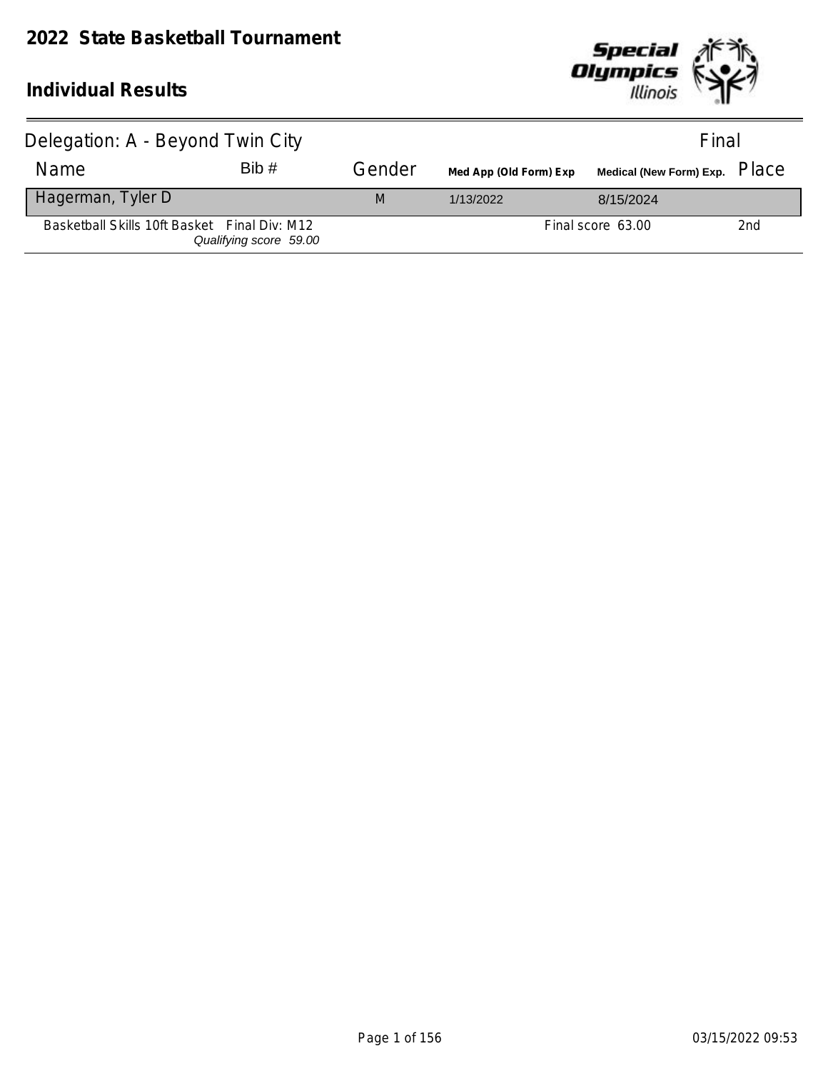# 2022 State Basketball Tournament

## Individual Results

Delegation: A - Beyond Twin City — Final

| Name | Bib # | Gender | Med App (Old Form) Exp | Medical (New Form) Exp. | Place |
|---|---|---|---|---|---|
| Hagerman, Tyler D | | M | 1/13/2022 | 8/15/2024 | |
| Basketball Skills 10ft Basket Final Div: M12 *Qualifying score 59.00* | | | | Final score 63.00 | 2nd |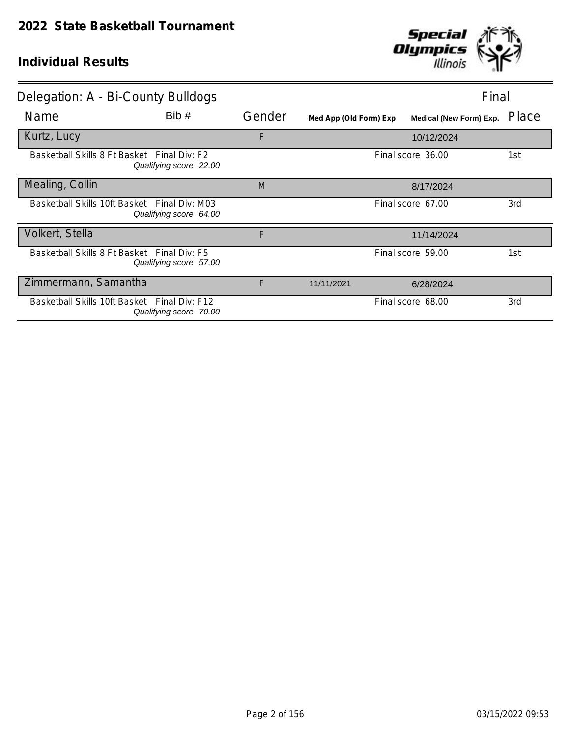# 2022 State Basketball Tournament

## Individual Results

Delegation: A - Bi-County Bulldogs — Final

| Name | Bib # | Gender | Med App (Old Form) Exp | Medical (New Form) Exp. | Place |
|---|---|---|---|---|---|
| Kurtz, Lucy | | F | | 10/12/2024 | |
| Basketball Skills 8 Ft Basket Final Div: F2 *Qualifying score 22.00* | | | | Final score 36.00 | 1st |
| Mealing, Collin | | M | | 8/17/2024 | |
| Basketball Skills 10ft Basket Final Div: M03 *Qualifying score 64.00* | | | | Final score 67.00 | 3rd |
| Volkert, Stella | | F | | 11/14/2024 | |
| Basketball Skills 8 Ft Basket Final Div: F5 *Qualifying score 57.00* | | | | Final score 59.00 | 1st |
| Zimmermann, Samantha | | F | 11/11/2021 | 6/28/2024 | |
| Basketball Skills 10ft Basket Final Div: F12 *Qualifying score 70.00* | | | | Final score 68.00 | 3rd |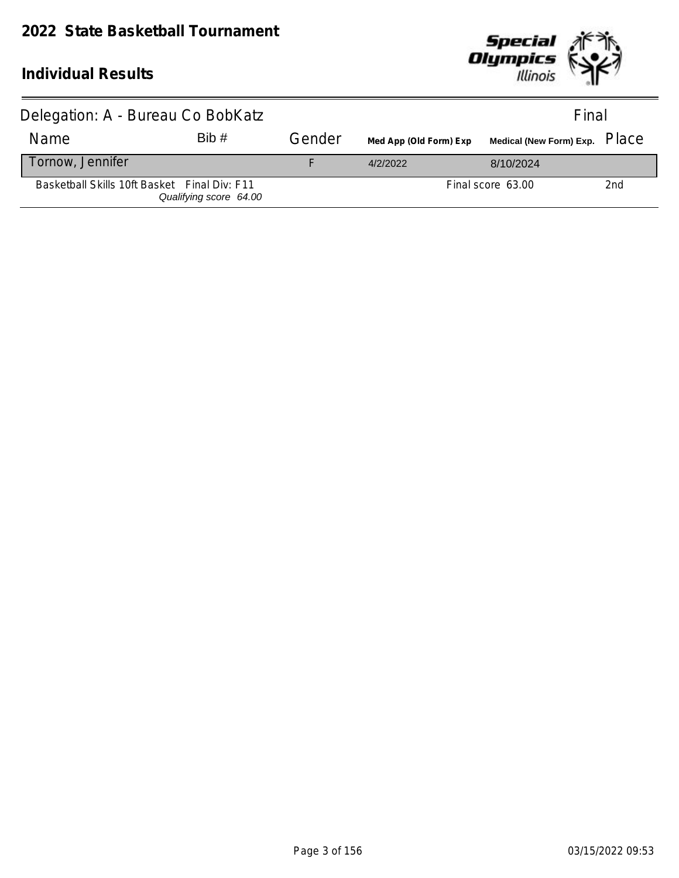# 2022 State Basketball Tournament

## Individual Results

Delegation: A - Bureau Co BobKatz — Final

| Name | Bib # | Gender | Med App (Old Form) Exp | Medical (New Form) Exp. | Place |
|---|---|---|---|---|---|
| Tornow, Jennifer | | F | 4/2/2022 | 8/10/2024 | |
| Basketball Skills 10ft Basket Final Div: F11 *Qualifying score 64.00* | | | | Final score 63.00 | 2nd |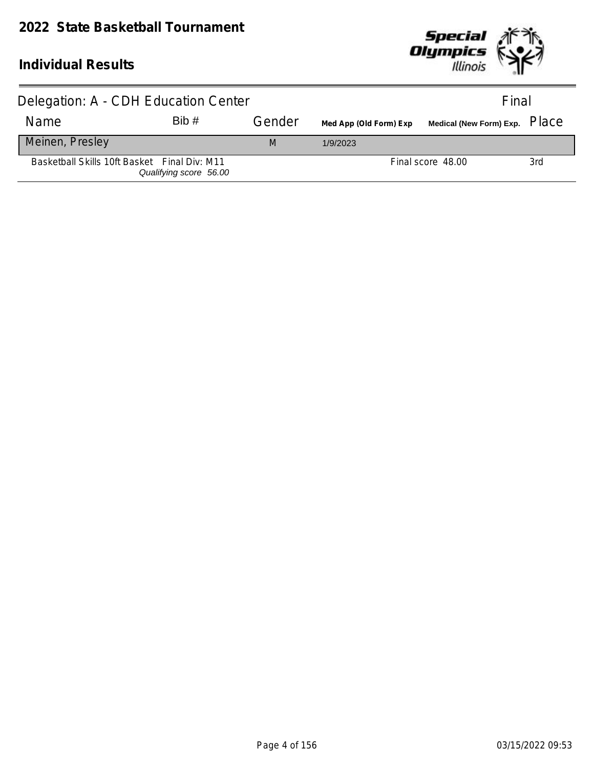# 2022 State Basketball Tournament

## Individual Results

Delegation: A - CDH Education Center — Final

| Name | Bib # | Gender | Med App (Old Form) Exp | Medical (New Form) Exp. | Place |
|---|---|---|---|---|---|
| Meinen, Presley | | M | 1/9/2023 | | |
| Basketball Skills 10ft Basket Final Div: M11 *Qualifying score 56.00* | | | | Final score 48.00 | 3rd |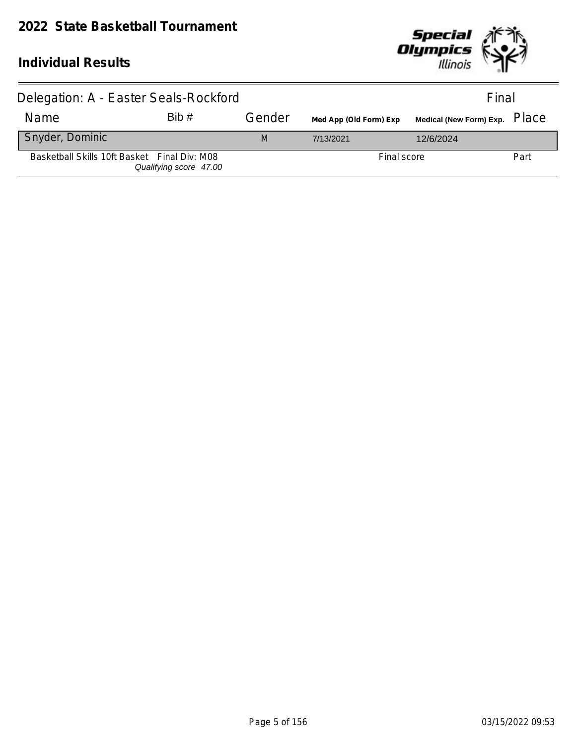# 2022 State Basketball Tournament

## Individual Results

Delegation: A - Easter Seals-Rockford | Final

| Name | Bib # | Gender | Med App (Old Form) Exp | Medical (New Form) Exp. | Place |
|---|---|---|---|---|---|
| Snyder, Dominic | | M | 7/13/2021 | 12/6/2024 | |
| Basketball Skills 10ft Basket Final Div: M08 *Qualifying score 47.00* | | | Final score | | Part |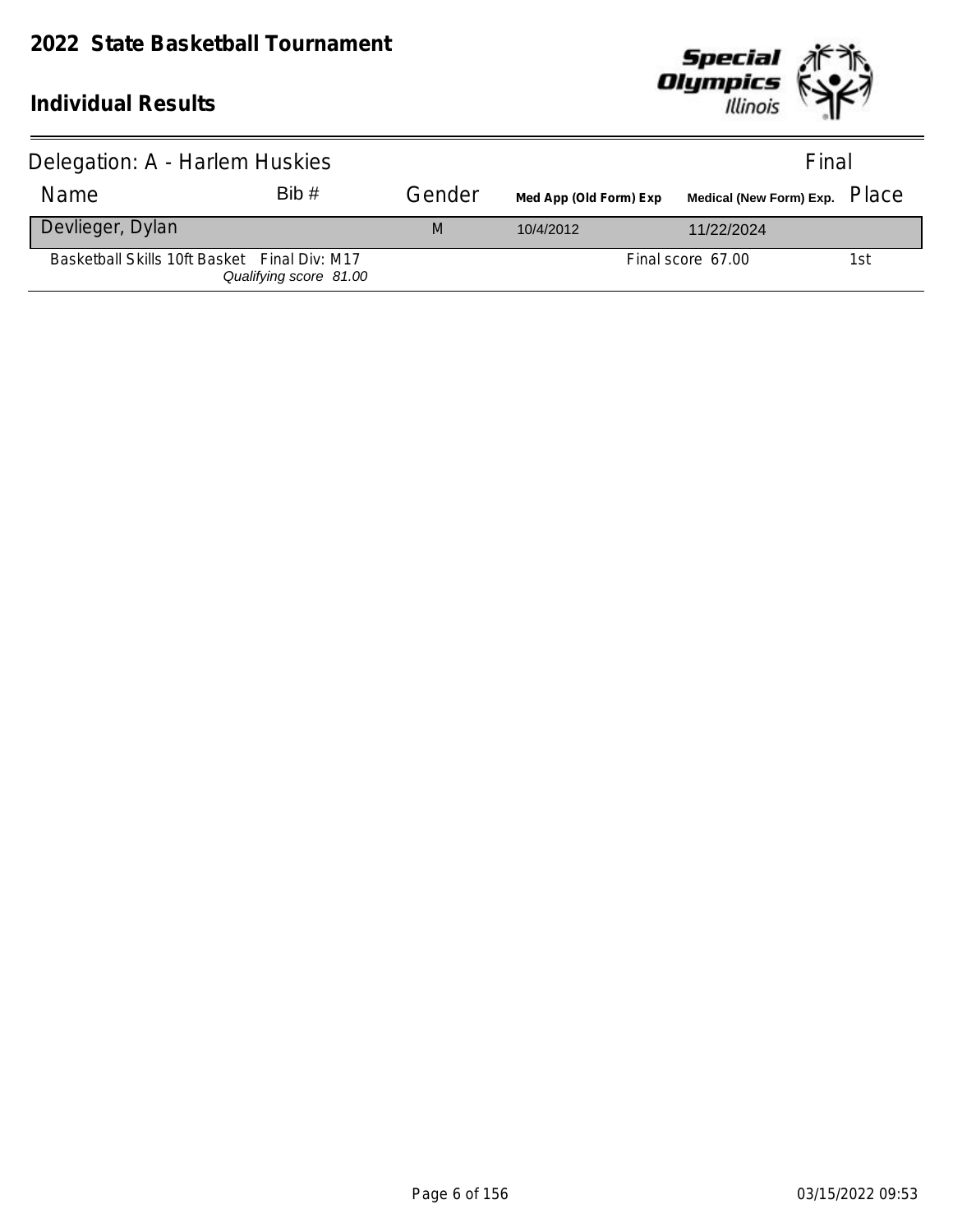# 2022 State Basketball Tournament

## Individual Results

Delegation: A - Harlem Huskies — Final

| Name | Bib # | Gender | Med App (Old Form) Exp | Medical (New Form) Exp. | Place |
|---|---|---|---|---|---|
| Devlieger, Dylan | | M | 10/4/2012 | 11/22/2024 | |
| Basketball Skills 10ft Basket Final Div: M17 *Qualifying score 81.00* | | | | Final score 67.00 | 1st |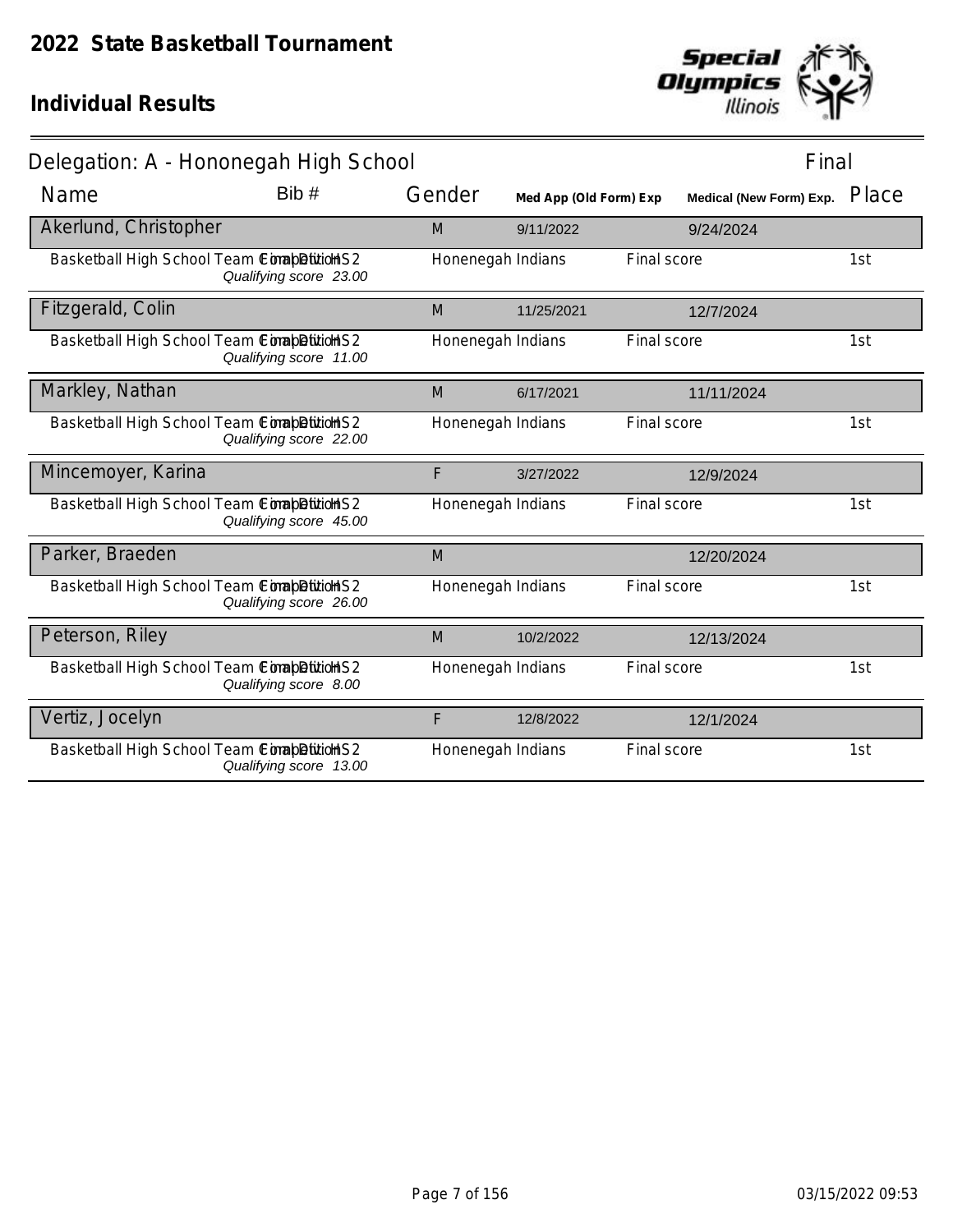# 2022 State Basketball Tournament

## Individual Results

### Delegation: A - Hononegah High School

Final

| Name | Bib # | Gender | Med App (Old Form) Exp | Medical (New Form) Exp. | Place |
|---|---|---|---|---|---|
| Akerlund, Christopher | | M | 9/11/2022 | 9/24/2024 | |
| Basketball High School Team Competition Final Division HS2 *Qualifying score 23.00* | | Honenegah Indians | | Final score | 1st |
| Fitzgerald, Colin | | M | 11/25/2021 | 12/7/2024 | |
| Basketball High School Team Competition Final Division HS2 *Qualifying score 11.00* | | Honenegah Indians | | Final score | 1st |
| Markley, Nathan | | M | 6/17/2021 | 11/11/2024 | |
| Basketball High School Team Competition Final Division HS2 *Qualifying score 22.00* | | Honenegah Indians | | Final score | 1st |
| Mincemoyer, Karina | | F | 3/27/2022 | 12/9/2024 | |
| Basketball High School Team Competition Final Division HS2 *Qualifying score 45.00* | | Honenegah Indians | | Final score | 1st |
| Parker, Braeden | | M | | 12/20/2024 | |
| Basketball High School Team Competition Final Division HS2 *Qualifying score 26.00* | | Honenegah Indians | | Final score | 1st |
| Peterson, Riley | | M | 10/2/2022 | 12/13/2024 | |
| Basketball High School Team Competition Final Division HS2 *Qualifying score 8.00* | | Honenegah Indians | | Final score | 1st |
| Vertiz, Jocelyn | | F | 12/8/2022 | 12/1/2024 | |
| Basketball High School Team Competition Final Division HS2 *Qualifying score 13.00* | | Honenegah Indians | | Final score | 1st |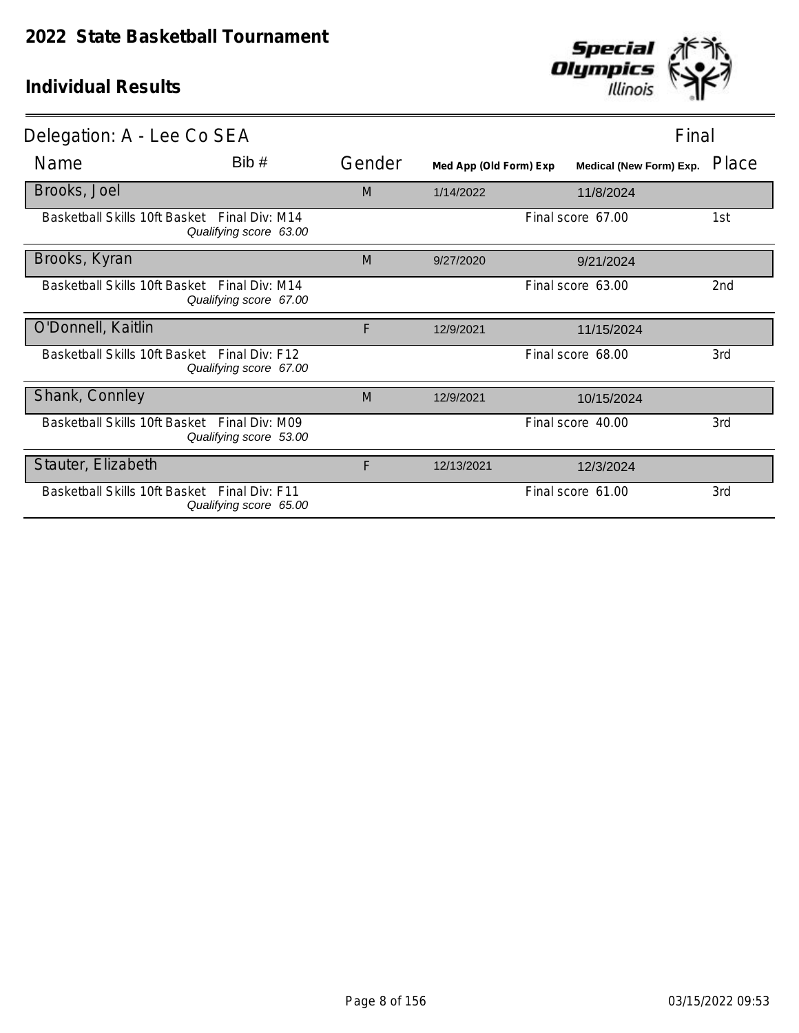# 2022 State Basketball Tournament

## Individual Results

**Delegation: A - Lee Co SEA** — Final

| Name | Bib # | Gender | Med App (Old Form) Exp | Medical (New Form) Exp. | Place |
|---|---|---|---|---|---|
| **Brooks, Joel** | | M | 1/14/2022 | 11/8/2024 | |
| Basketball Skills 10ft Basket Final Div: M14 *Qualifying score 63.00* | | | | Final score 67.00 | 1st |
| **Brooks, Kyran** | | M | 9/27/2020 | 9/21/2024 | |
| Basketball Skills 10ft Basket Final Div: M14 *Qualifying score 67.00* | | | | Final score 63.00 | 2nd |
| **O'Donnell, Kaitlin** | | F | 12/9/2021 | 11/15/2024 | |
| Basketball Skills 10ft Basket Final Div: F12 *Qualifying score 67.00* | | | | Final score 68.00 | 3rd |
| **Shank, Connley** | | M | 12/9/2021 | 10/15/2024 | |
| Basketball Skills 10ft Basket Final Div: M09 *Qualifying score 53.00* | | | | Final score 40.00 | 3rd |
| **Stauter, Elizabeth** | | F | 12/13/2021 | 12/3/2024 | |
| Basketball Skills 10ft Basket Final Div: F11 *Qualifying score 65.00* | | | | Final score 61.00 | 3rd |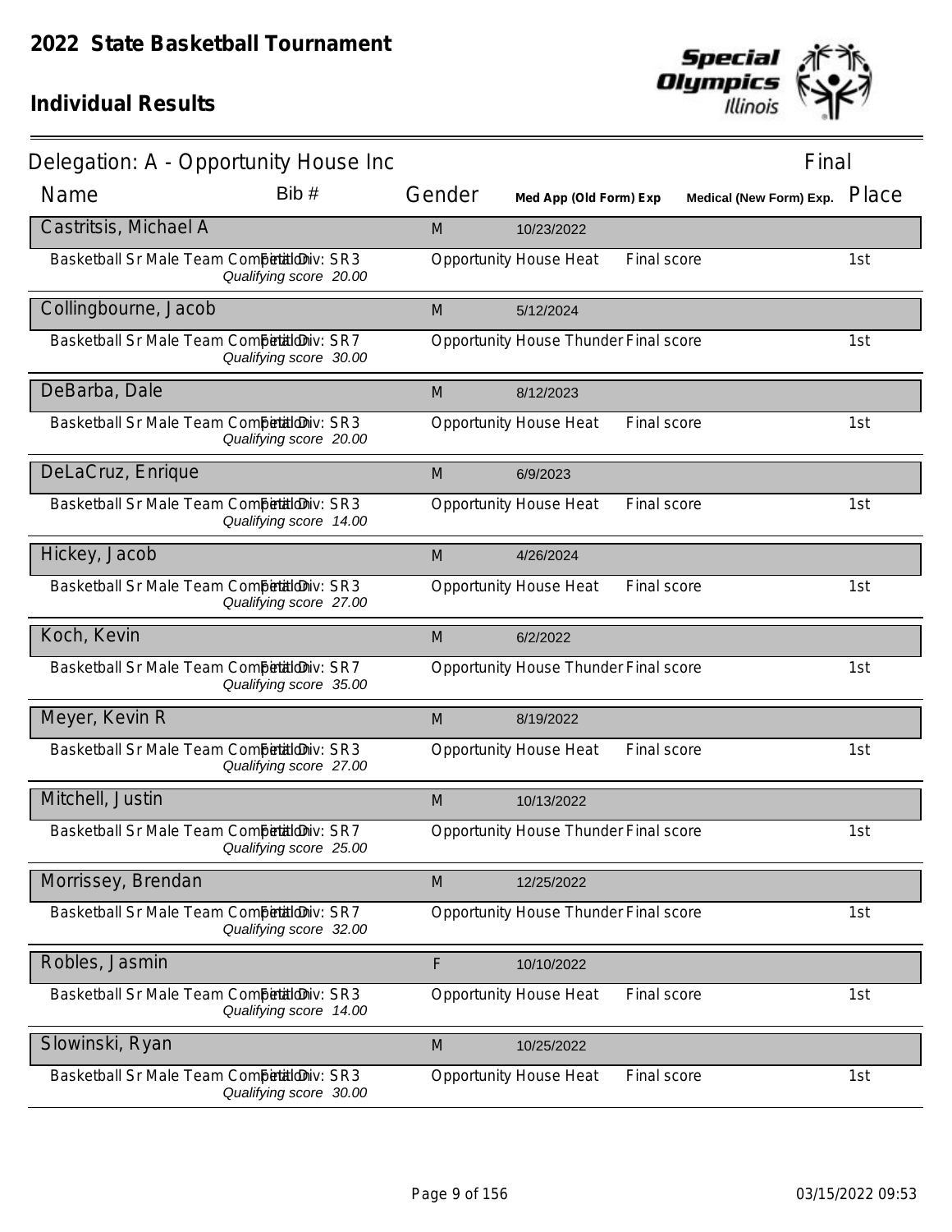# 2022 State Basketball Tournament

## Individual Results

**Delegation: A - Opportunity House Inc** — Final

| Name | Bib # | Gender | Med App (Old Form) Exp | Medical (New Form) Exp. | Place |
|---|---|---|---|---|---|
| **Castritsis, Michael A** | | M | 10/23/2022 | | |
| Basketball Sr Male Team Competition Final Div: SR3 *Qualifying score 20.00* | | Opportunity House Heat | Final score | | 1st |
| **Collingbourne, Jacob** | | M | 5/12/2024 | | |
| Basketball Sr Male Team Competition Final Div: SR7 *Qualifying score 30.00* | | Opportunity House Thunder | Final score | | 1st |
| **DeBarba, Dale** | | M | 8/12/2023 | | |
| Basketball Sr Male Team Competition Final Div: SR3 *Qualifying score 20.00* | | Opportunity House Heat | Final score | | 1st |
| **DeLaCruz, Enrique** | | M | 6/9/2023 | | |
| Basketball Sr Male Team Competition Final Div: SR3 *Qualifying score 14.00* | | Opportunity House Heat | Final score | | 1st |
| **Hickey, Jacob** | | M | 4/26/2024 | | |
| Basketball Sr Male Team Competition Final Div: SR3 *Qualifying score 27.00* | | Opportunity House Heat | Final score | | 1st |
| **Koch, Kevin** | | M | 6/2/2022 | | |
| Basketball Sr Male Team Competition Final Div: SR7 *Qualifying score 35.00* | | Opportunity House Thunder | Final score | | 1st |
| **Meyer, Kevin R** | | M | 8/19/2022 | | |
| Basketball Sr Male Team Competition Final Div: SR3 *Qualifying score 27.00* | | Opportunity House Heat | Final score | | 1st |
| **Mitchell, Justin** | | M | 10/13/2022 | | |
| Basketball Sr Male Team Competition Final Div: SR7 *Qualifying score 25.00* | | Opportunity House Thunder | Final score | | 1st |
| **Morrissey, Brendan** | | M | 12/25/2022 | | |
| Basketball Sr Male Team Competition Final Div: SR7 *Qualifying score 32.00* | | Opportunity House Thunder | Final score | | 1st |
| **Robles, Jasmin** | | F | 10/10/2022 | | |
| Basketball Sr Male Team Competition Final Div: SR3 *Qualifying score 14.00* | | Opportunity House Heat | Final score | | 1st |
| **Slowinski, Ryan** | | M | 10/25/2022 | | |
| Basketball Sr Male Team Competition Final Div: SR3 *Qualifying score 30.00* | | Opportunity House Heat | Final score | | 1st |

03/15/2022 09:53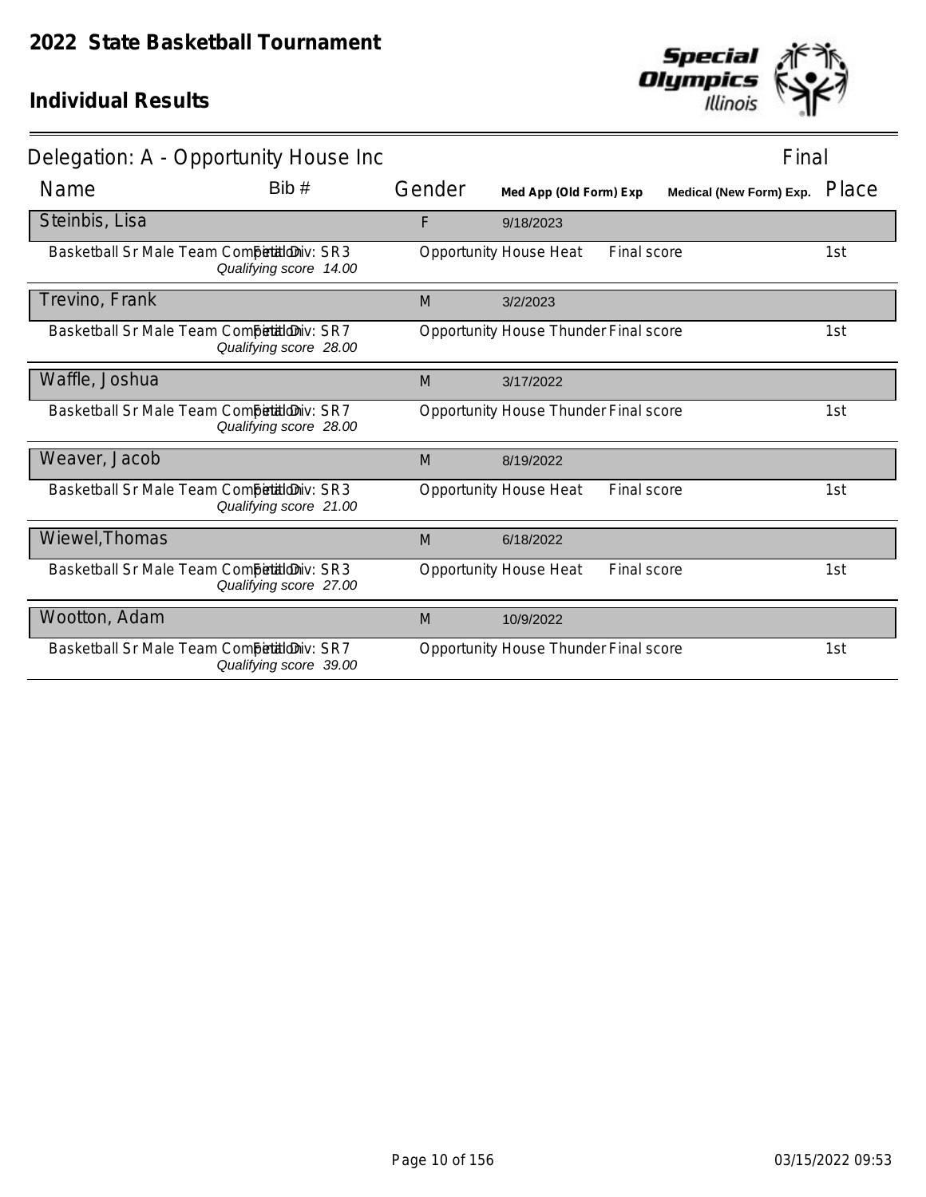# 2022 State Basketball Tournament

## Individual Results

Delegation: A - Opportunity House Inc — Final

| Name | Bib # | Gender | Med App (Old Form) Exp | Medical (New Form) Exp. | Place |
|---|---|---|---|---|---|
| **Steinbis, Lisa** | | F | 9/18/2023 | | |
| Basketball Sr Male Team Competition Final Div: SR3 *Qualifying score 14.00* | | Opportunity House Heat | Final score | | 1st |
| **Trevino, Frank** | | M | 3/2/2023 | | |
| Basketball Sr Male Team Competition Final Div: SR7 *Qualifying score 28.00* | | Opportunity House Thunder | Final score | | 1st |
| **Waffle, Joshua** | | M | 3/17/2022 | | |
| Basketball Sr Male Team Competition Final Div: SR7 *Qualifying score 28.00* | | Opportunity House Thunder | Final score | | 1st |
| **Weaver, Jacob** | | M | 8/19/2022 | | |
| Basketball Sr Male Team Competition Final Div: SR3 *Qualifying score 21.00* | | Opportunity House Heat | Final score | | 1st |
| **Wiewel,Thomas** | | M | 6/18/2022 | | |
| Basketball Sr Male Team Competition Final Div: SR3 *Qualifying score 27.00* | | Opportunity House Heat | Final score | | 1st |
| **Wootton, Adam** | | M | 10/9/2022 | | |
| Basketball Sr Male Team Competition Final Div: SR7 *Qualifying score 39.00* | | Opportunity House Thunder | Final score | | 1st |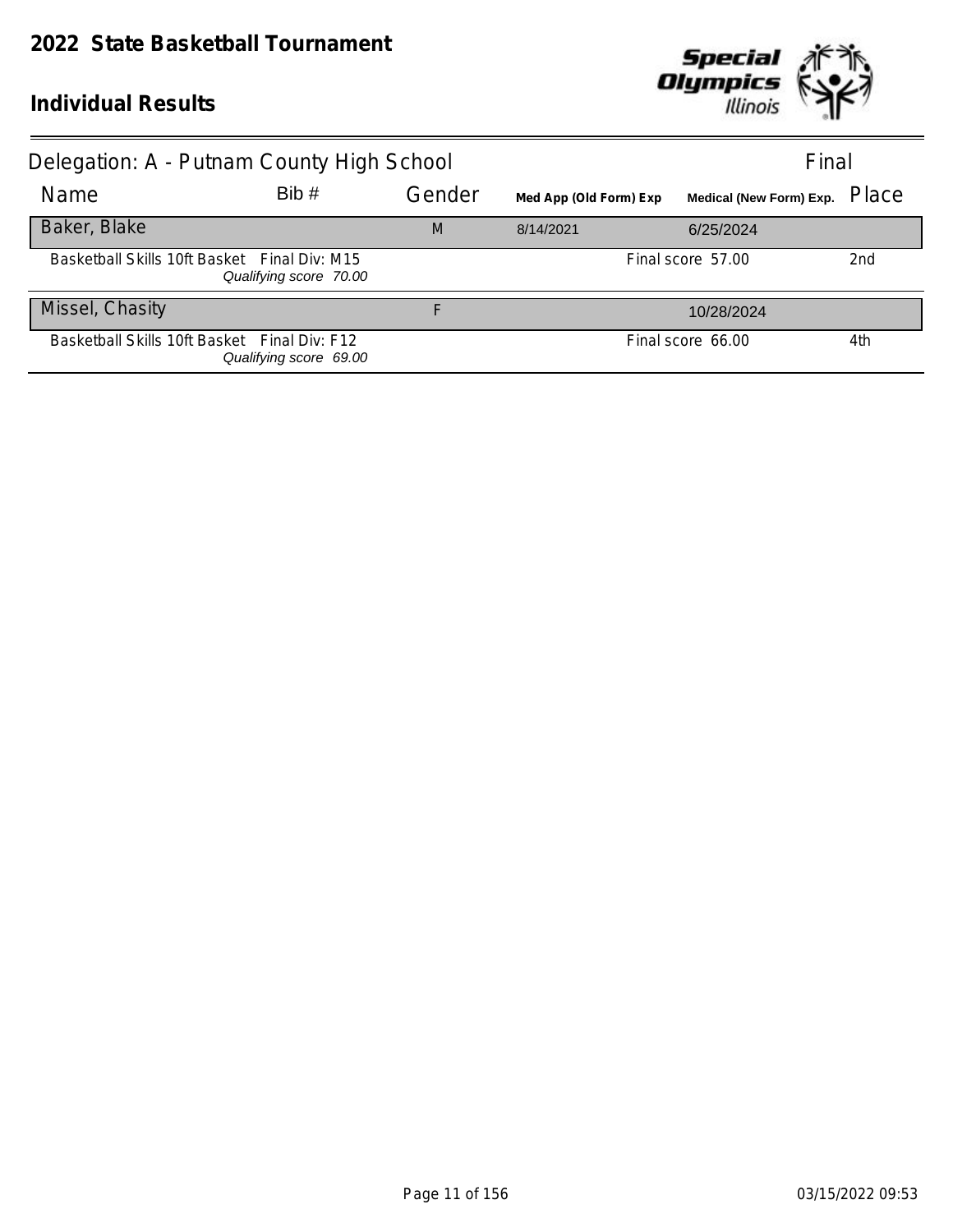# 2022 State Basketball Tournament

## Individual Results

### Delegation: A - Putnam County High School

Final

| Name | Bib # | Gender | Med App (Old Form) Exp | Medical (New Form) Exp. | Place |
|---|---|---|---|---|---|
| **Baker, Blake** | | M | 8/14/2021 | 6/25/2024 | |
| Basketball Skills 10ft Basket — Final Div: M15 *Qualifying score 70.00* | | | | Final score 57.00 | 2nd |
| **Missel, Chasity** | | F | | 10/28/2024 | |
| Basketball Skills 10ft Basket — Final Div: F12 *Qualifying score 69.00* | | | | Final score 66.00 | 4th |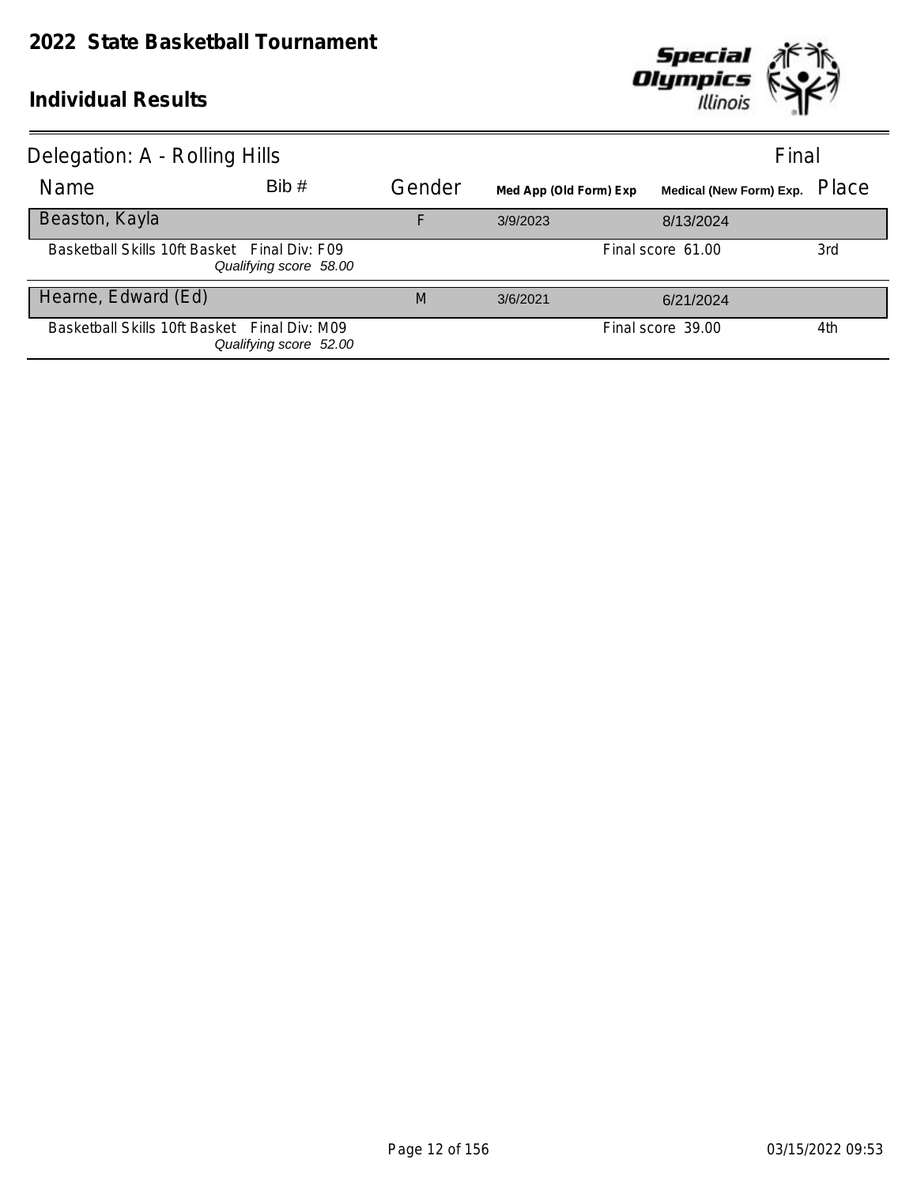# 2022 State Basketball Tournament

## Individual Results

Delegation: A - Rolling Hills — Final

| Name | Bib # | Gender | Med App (Old Form) Exp | Medical (New Form) Exp. | | Place |
|---|---|---|---|---|---|---|
| Beaston, Kayla | | F | 3/9/2023 | 8/13/2024 | | |
| Basketball Skills 10ft Basket | Final Div: F09 *Qualifying score 58.00* | | | | Final score 61.00 | 3rd |
| Hearne, Edward (Ed) | | M | 3/6/2021 | 6/21/2024 | | |
| Basketball Skills 10ft Basket | Final Div: M09 *Qualifying score 52.00* | | | | Final score 39.00 | 4th |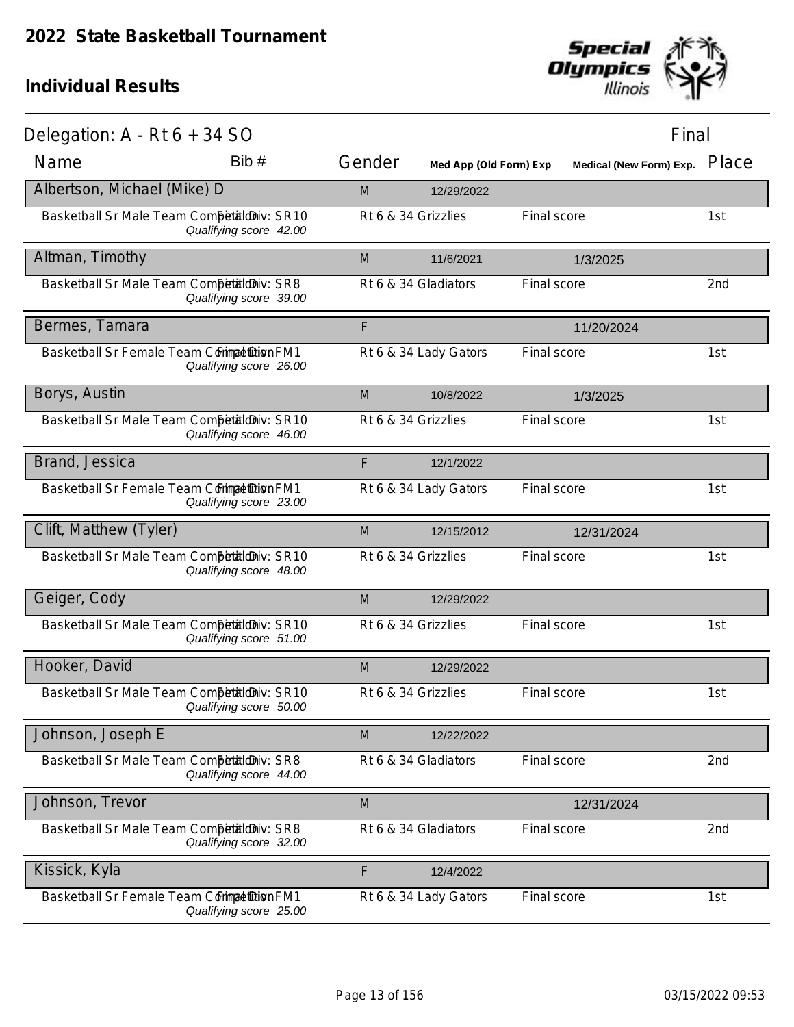# 2022 State Basketball Tournament

## Individual Results

Delegation: A - Rt 6 + 34 SO — Final

| Name | Bib # | Gender | Med App (Old Form) Exp | Medical (New Form) Exp. | Place |
|---|---|---|---|---|---|
| **Albertson, Michael (Mike) D** | | M | 12/29/2022 | | |
| Basketball Sr Male Team Competition — Final Div: SR10 — *Qualifying score 42.00* | | Rt 6 & 34 Grizzlies | Final score | | 1st |
| **Altman, Timothy** | | M | 11/6/2021 | 1/3/2025 | |
| Basketball Sr Male Team Competition — Final Div: SR8 — *Qualifying score 39.00* | | Rt 6 & 34 Gladiators | Final score | | 2nd |
| **Bermes, Tamara** | | F | | 11/20/2024 | |
| Basketball Sr Female Team Competition — Final Div: FM1 — *Qualifying score 26.00* | | Rt 6 & 34 Lady Gators | Final score | | 1st |
| **Borys, Austin** | | M | 10/8/2022 | 1/3/2025 | |
| Basketball Sr Male Team Competition — Final Div: SR10 — *Qualifying score 46.00* | | Rt 6 & 34 Grizzlies | Final score | | 1st |
| **Brand, Jessica** | | F | 12/1/2022 | | |
| Basketball Sr Female Team Competition — Final Div: FM1 — *Qualifying score 23.00* | | Rt 6 & 34 Lady Gators | Final score | | 1st |
| **Clift, Matthew (Tyler)** | | M | 12/15/2012 | 12/31/2024 | |
| Basketball Sr Male Team Competition — Final Div: SR10 — *Qualifying score 48.00* | | Rt 6 & 34 Grizzlies | Final score | | 1st |
| **Geiger, Cody** | | M | 12/29/2022 | | |
| Basketball Sr Male Team Competition — Final Div: SR10 — *Qualifying score 51.00* | | Rt 6 & 34 Grizzlies | Final score | | 1st |
| **Hooker, David** | | M | 12/29/2022 | | |
| Basketball Sr Male Team Competition — Final Div: SR10 — *Qualifying score 50.00* | | Rt 6 & 34 Grizzlies | Final score | | 1st |
| **Johnson, Joseph E** | | M | 12/22/2022 | | |
| Basketball Sr Male Team Competition — Final Div: SR8 — *Qualifying score 44.00* | | Rt 6 & 34 Gladiators | Final score | | 2nd |
| **Johnson, Trevor** | | M | | 12/31/2024 | |
| Basketball Sr Male Team Competition — Final Div: SR8 — *Qualifying score 32.00* | | Rt 6 & 34 Gladiators | Final score | | 2nd |
| **Kissick, Kyla** | | F | 12/4/2022 | | |
| Basketball Sr Female Team Competition — Final Div: FM1 — *Qualifying score 25.00* | | Rt 6 & 34 Lady Gators | Final score | | 1st |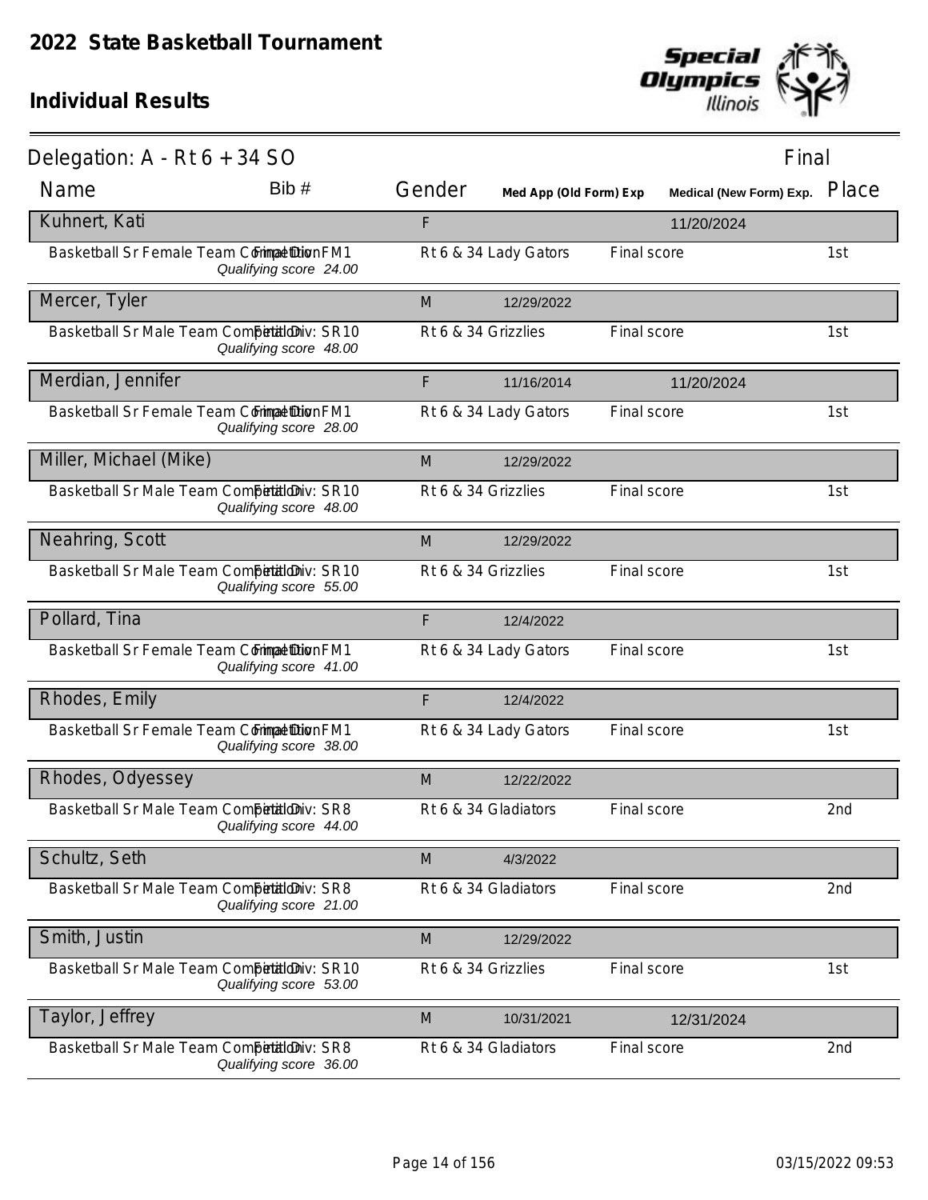# 2022 State Basketball Tournament

## Individual Results

**Delegation: A - Rt 6 + 34 SO** — Final

| Name | Bib # | Gender | Med App (Old Form) Exp | Medical (New Form) Exp. | Place |
|---|---|---|---|---|---|
| **Kuhnert, Kati** | | F | | 11/20/2024 | |
| Basketball Sr Female Team Competition Final Div: FM1 *Qualifying score 24.00* | | Rt 6 & 34 Lady Gators | Final score | | 1st |
| **Mercer, Tyler** | | M | 12/29/2022 | | |
| Basketball Sr Male Team Competition Final Div: SR10 *Qualifying score 48.00* | | Rt 6 & 34 Grizzlies | Final score | | 1st |
| **Merdian, Jennifer** | | F | 11/16/2014 | 11/20/2024 | |
| Basketball Sr Female Team Competition Final Div: FM1 *Qualifying score 28.00* | | Rt 6 & 34 Lady Gators | Final score | | 1st |
| **Miller, Michael (Mike)** | | M | 12/29/2022 | | |
| Basketball Sr Male Team Competition Final Div: SR10 *Qualifying score 48.00* | | Rt 6 & 34 Grizzlies | Final score | | 1st |
| **Neahring, Scott** | | M | 12/29/2022 | | |
| Basketball Sr Male Team Competition Final Div: SR10 *Qualifying score 55.00* | | Rt 6 & 34 Grizzlies | Final score | | 1st |
| **Pollard, Tina** | | F | 12/4/2022 | | |
| Basketball Sr Female Team Competition Final Div: FM1 *Qualifying score 41.00* | | Rt 6 & 34 Lady Gators | Final score | | 1st |
| **Rhodes, Emily** | | F | 12/4/2022 | | |
| Basketball Sr Female Team Competition Final Div: FM1 *Qualifying score 38.00* | | Rt 6 & 34 Lady Gators | Final score | | 1st |
| **Rhodes, Odyessey** | | M | 12/22/2022 | | |
| Basketball Sr Male Team Competition Final Div: SR8 *Qualifying score 44.00* | | Rt 6 & 34 Gladiators | Final score | | 2nd |
| **Schultz, Seth** | | M | 4/3/2022 | | |
| Basketball Sr Male Team Competition Final Div: SR8 *Qualifying score 21.00* | | Rt 6 & 34 Gladiators | Final score | | 2nd |
| **Smith, Justin** | | M | 12/29/2022 | | |
| Basketball Sr Male Team Competition Final Div: SR10 *Qualifying score 53.00* | | Rt 6 & 34 Grizzlies | Final score | | 1st |
| **Taylor, Jeffrey** | | M | 10/31/2021 | 12/31/2024 | |
| Basketball Sr Male Team Competition Final Div: SR8 *Qualifying score 36.00* | | Rt 6 & 34 Gladiators | Final score | | 2nd |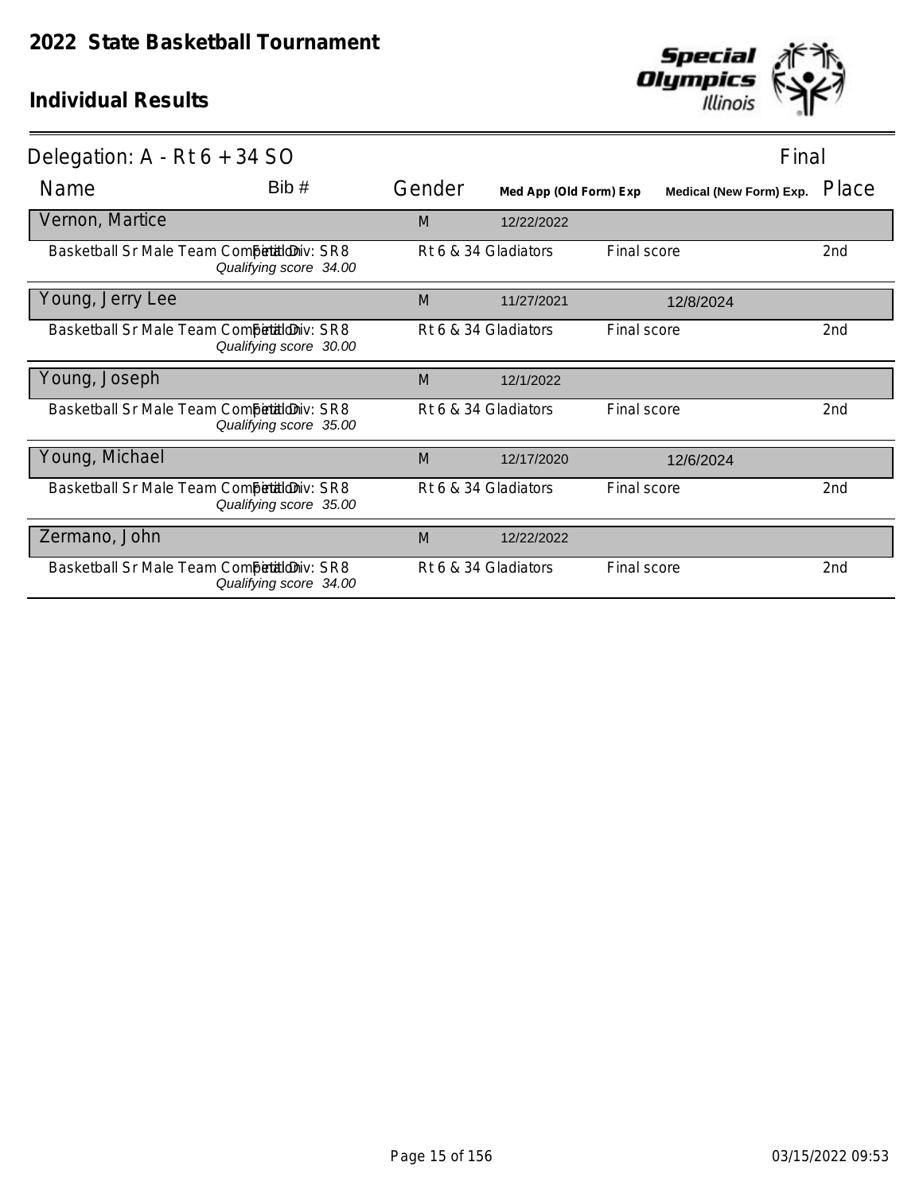# 2022 State Basketball Tournament

## Individual Results

Delegation: A - Rt 6 + 34 SO — Final

| Name | Bib # | Gender | Med App (Old Form) Exp | | Medical (New Form) Exp. | Place |
|---|---|---|---|---|---|---|
| **Vernon, Martice** | | M | 12/22/2022 | | | |
| Basketball Sr Male Team Competition — Final Div: SR8 | *Qualifying score 34.00* | Rt 6 & 34 Gladiators | | Final score | | 2nd |
| **Young, Jerry Lee** | | M | 11/27/2021 | | 12/8/2024 | |
| Basketball Sr Male Team Competition — Final Div: SR8 | *Qualifying score 30.00* | Rt 6 & 34 Gladiators | | Final score | | 2nd |
| **Young, Joseph** | | M | 12/1/2022 | | | |
| Basketball Sr Male Team Competition — Final Div: SR8 | *Qualifying score 35.00* | Rt 6 & 34 Gladiators | | Final score | | 2nd |
| **Young, Michael** | | M | 12/17/2020 | | 12/6/2024 | |
| Basketball Sr Male Team Competition — Final Div: SR8 | *Qualifying score 35.00* | Rt 6 & 34 Gladiators | | Final score | | 2nd |
| **Zermano, John** | | M | 12/22/2022 | | | |
| Basketball Sr Male Team Competition — Final Div: SR8 | *Qualifying score 34.00* | Rt 6 & 34 Gladiators | | Final score | | 2nd |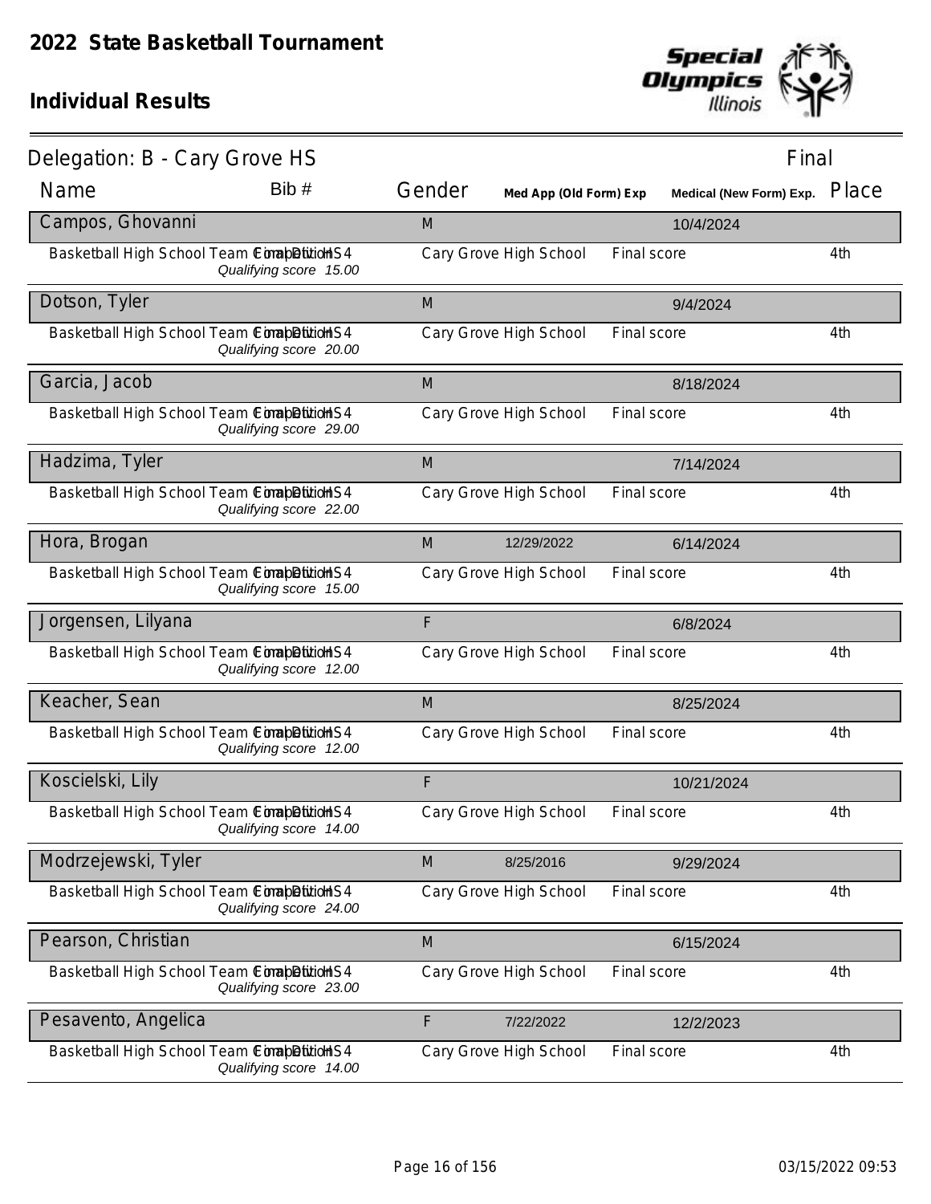# 2022 State Basketball Tournament

## Individual Results

**Delegation: B - Cary Grove HS** — Final

| Name | Bib # | Gender | Med App (Old Form) Exp | Medical (New Form) Exp. | Place |
|---|---|---|---|---|---|
| **Campos, Ghovanni** | | M | | 10/4/2024 | |
| Basketball High School Team Competition HS4 — Final Division — *Qualifying score 15.00* | | Cary Grove High School | Final score | | 4th |
| **Dotson, Tyler** | | M | | 9/4/2024 | |
| Basketball High School Team Competition HS4 — Final Division — *Qualifying score 20.00* | | Cary Grove High School | Final score | | 4th |
| **Garcia, Jacob** | | M | | 8/18/2024 | |
| Basketball High School Team Competition HS4 — Final Division — *Qualifying score 29.00* | | Cary Grove High School | Final score | | 4th |
| **Hadzima, Tyler** | | M | | 7/14/2024 | |
| Basketball High School Team Competition HS4 — Final Division — *Qualifying score 22.00* | | Cary Grove High School | Final score | | 4th |
| **Hora, Brogan** | | M | 12/29/2022 | 6/14/2024 | |
| Basketball High School Team Competition HS4 — Final Division — *Qualifying score 15.00* | | Cary Grove High School | Final score | | 4th |
| **Jorgensen, Lilyana** | | F | | 6/8/2024 | |
| Basketball High School Team Competition HS4 — Final Division — *Qualifying score 12.00* | | Cary Grove High School | Final score | | 4th |
| **Keacher, Sean** | | M | | 8/25/2024 | |
| Basketball High School Team Competition HS4 — Final Division — *Qualifying score 12.00* | | Cary Grove High School | Final score | | 4th |
| **Koscielski, Lily** | | F | | 10/21/2024 | |
| Basketball High School Team Competition HS4 — Final Division — *Qualifying score 14.00* | | Cary Grove High School | Final score | | 4th |
| **Modrzejewski, Tyler** | | M | 8/25/2016 | 9/29/2024 | |
| Basketball High School Team Competition HS4 — Final Division — *Qualifying score 24.00* | | Cary Grove High School | Final score | | 4th |
| **Pearson, Christian** | | M | | 6/15/2024 | |
| Basketball High School Team Competition HS4 — Final Division — *Qualifying score 23.00* | | Cary Grove High School | Final score | | 4th |
| **Pesavento, Angelica** | | F | 7/22/2022 | 12/2/2023 | |
| Basketball High School Team Competition HS4 — Final Division — *Qualifying score 14.00* | | Cary Grove High School | Final score | | 4th |

03/15/2022 09:53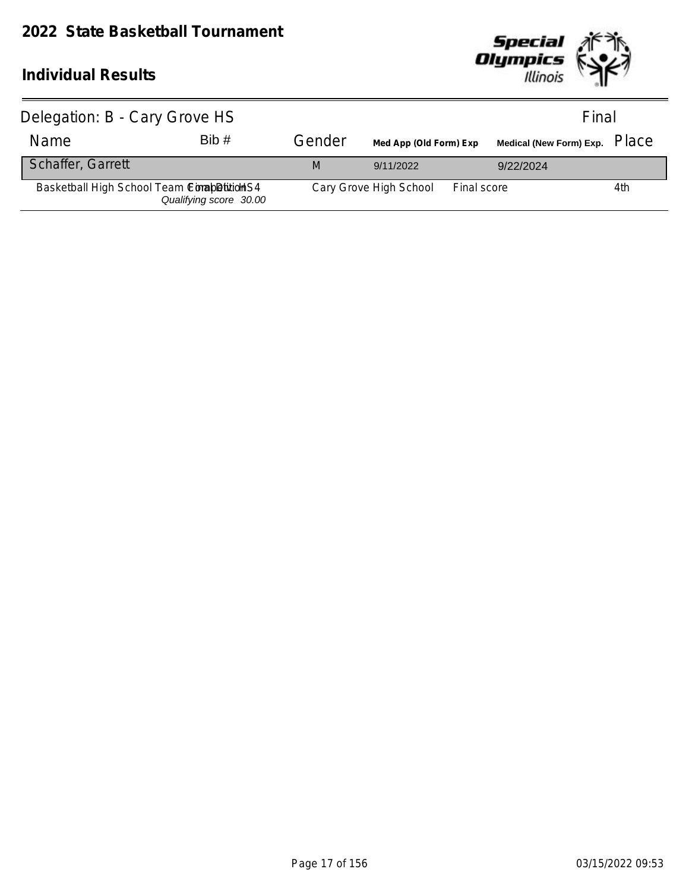# 2022 State Basketball Tournament

## Individual Results

Delegation: B - Cary Grove HS

Final

| Name | Bib # | Gender | Med App (Old Form) Exp | | Medical (New Form) Exp. | Place |
|---|---|---|---|---|---|---|
| Schaffer, Garrett | | M | 9/11/2022 | | 9/22/2024 | |
| Basketball High School Team Competition | Final Div HS4<br>*Qualifying score 30.00* | | Cary Grove High School | Final score | | 4th |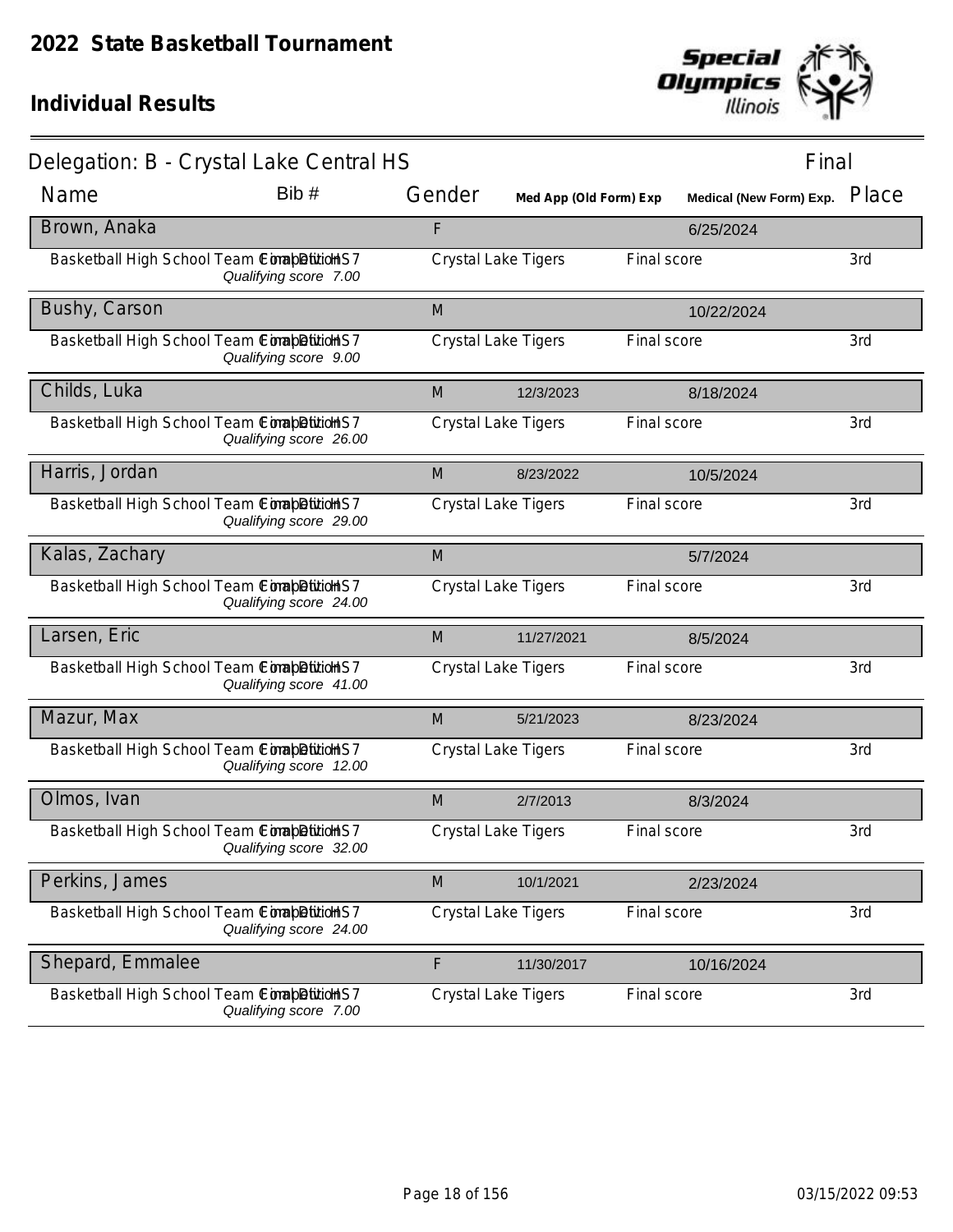# 2022 State Basketball Tournament

## Individual Results

**Delegation: B - Crystal Lake Central HS** — Final

| Name | Bib # | Gender | Med App (Old Form) Exp | Medical (New Form) Exp. | Place |
|---|---|---|---|---|---|
| **Brown, Anaka** | | F | | 6/25/2024 | |
| Basketball High School Team Competition HS7 / Final Division — *Qualifying score 7.00* | | Crystal Lake Tigers | Final score | | 3rd |
| **Bushy, Carson** | | M | | 10/22/2024 | |
| Basketball High School Team Competition HS7 / Final Division — *Qualifying score 9.00* | | Crystal Lake Tigers | Final score | | 3rd |
| **Childs, Luka** | | M | 12/3/2023 | 8/18/2024 | |
| Basketball High School Team Competition HS7 / Final Division — *Qualifying score 26.00* | | Crystal Lake Tigers | Final score | | 3rd |
| **Harris, Jordan** | | M | 8/23/2022 | 10/5/2024 | |
| Basketball High School Team Competition HS7 / Final Division — *Qualifying score 29.00* | | Crystal Lake Tigers | Final score | | 3rd |
| **Kalas, Zachary** | | M | | 5/7/2024 | |
| Basketball High School Team Competition HS7 / Final Division — *Qualifying score 24.00* | | Crystal Lake Tigers | Final score | | 3rd |
| **Larsen, Eric** | | M | 11/27/2021 | 8/5/2024 | |
| Basketball High School Team Competition HS7 / Final Division — *Qualifying score 41.00* | | Crystal Lake Tigers | Final score | | 3rd |
| **Mazur, Max** | | M | 5/21/2023 | 8/23/2024 | |
| Basketball High School Team Competition HS7 / Final Division — *Qualifying score 12.00* | | Crystal Lake Tigers | Final score | | 3rd |
| **Olmos, Ivan** | | M | 2/7/2013 | 8/3/2024 | |
| Basketball High School Team Competition HS7 / Final Division — *Qualifying score 32.00* | | Crystal Lake Tigers | Final score | | 3rd |
| **Perkins, James** | | M | 10/1/2021 | 2/23/2024 | |
| Basketball High School Team Competition HS7 / Final Division — *Qualifying score 24.00* | | Crystal Lake Tigers | Final score | | 3rd |
| **Shepard, Emmalee** | | F | 11/30/2017 | 10/16/2024 | |
| Basketball High School Team Competition HS7 / Final Division — *Qualifying score 7.00* | | Crystal Lake Tigers | Final score | | 3rd |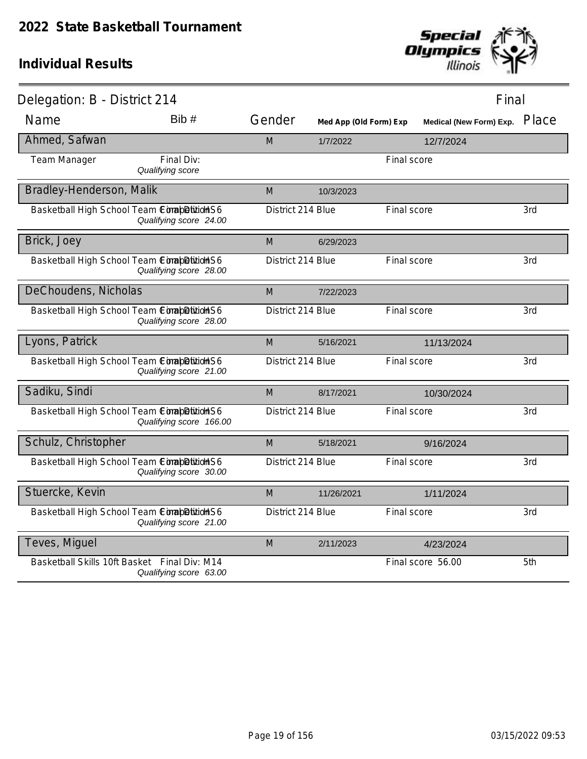# 2022 State Basketball Tournament

## Individual Results

**Delegation: B - District 214** — Final

| Name | Bib # | Gender | Med App (Old Form) Exp | Medical (New Form) Exp. | Place |
|---|---|---|---|---|---|
| **Ahmed, Safwan** | | M | 1/7/2022 | 12/7/2024 | |
| Team Manager | Final Div: *Qualifying score* | | | Final score | |
| **Bradley-Henderson, Malik** | | M | 10/3/2023 | | |
| Basketball High School Team Competition | Final Div: HS6 *Qualifying score 24.00* | District 214 Blue | | Final score | 3rd |
| **Brick, Joey** | | M | 6/29/2023 | | |
| Basketball High School Team Competition | Final Div: HS6 *Qualifying score 28.00* | District 214 Blue | | Final score | 3rd |
| **DeChoudens, Nicholas** | | M | 7/22/2023 | | |
| Basketball High School Team Competition | Final Div: HS6 *Qualifying score 28.00* | District 214 Blue | | Final score | 3rd |
| **Lyons, Patrick** | | M | 5/16/2021 | 11/13/2024 | |
| Basketball High School Team Competition | Final Div: HS6 *Qualifying score 21.00* | District 214 Blue | | Final score | 3rd |
| **Sadiku, Sindi** | | M | 8/17/2021 | 10/30/2024 | |
| Basketball High School Team Competition | Final Div: HS6 *Qualifying score 166.00* | District 214 Blue | | Final score | 3rd |
| **Schulz, Christopher** | | M | 5/18/2021 | 9/16/2024 | |
| Basketball High School Team Competition | Final Div: HS6 *Qualifying score 30.00* | District 214 Blue | | Final score | 3rd |
| **Stuercke, Kevin** | | M | 11/26/2021 | 1/11/2024 | |
| Basketball High School Team Competition | Final Div: HS6 *Qualifying score 21.00* | District 214 Blue | | Final score | 3rd |
| **Teves, Miguel** | | M | 2/11/2023 | 4/23/2024 | |
| Basketball Skills 10ft Basket | Final Div: M14 *Qualifying score 63.00* | | | Final score 56.00 | 5th |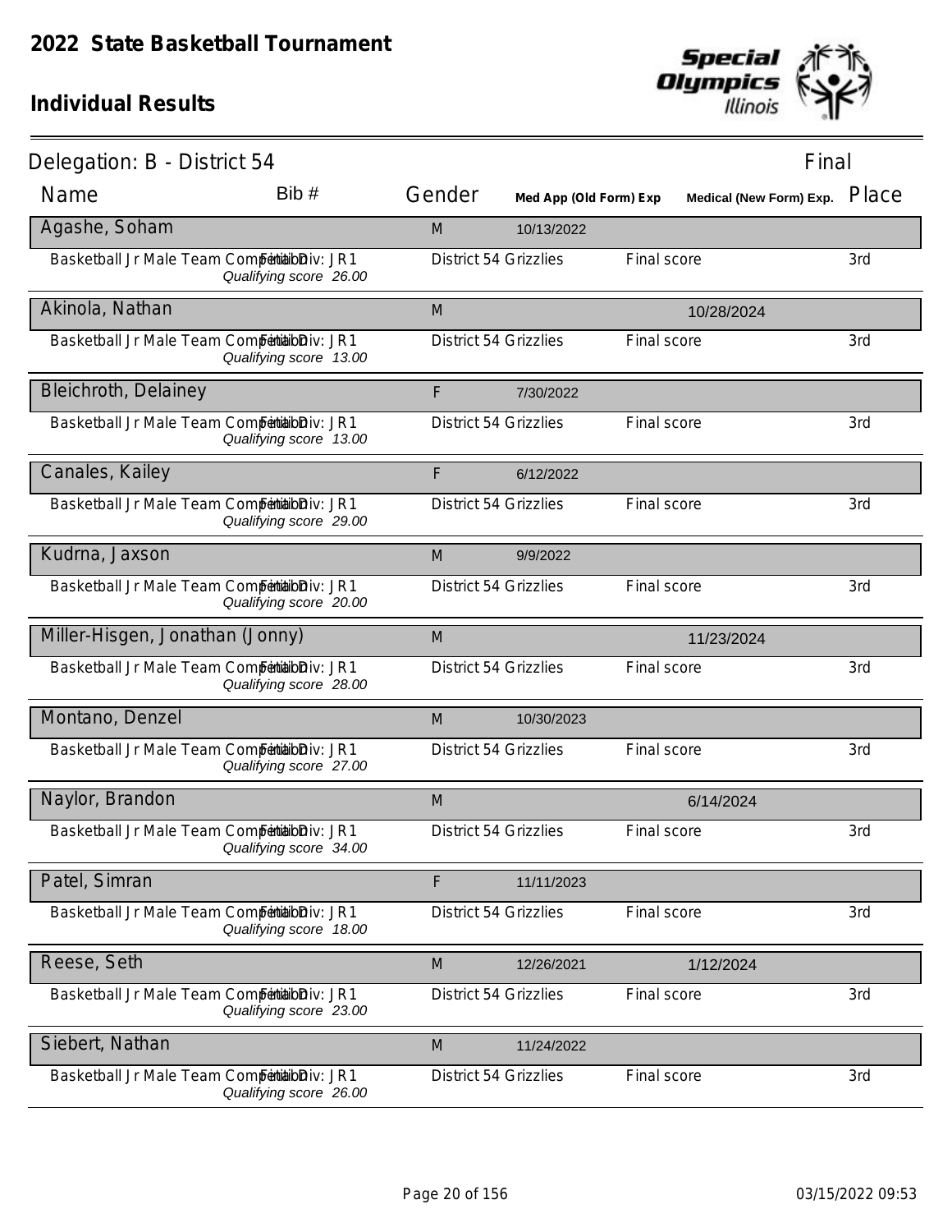# 2022 State Basketball Tournament

## Individual Results

Delegation: B - District 54 — Final

| Name | Bib # | Gender | Med App (Old Form) Exp | Medical (New Form) Exp. | Place |
|---|---|---|---|---|---|
| **Agashe, Soham** | | M | 10/13/2022 | | |
| Basketball Jr Male Team Competition Final Div: JR1 *Qualifying score 26.00* | | District 54 Grizzlies | | Final score | 3rd |
| **Akinola, Nathan** | | M | | 10/28/2024 | |
| Basketball Jr Male Team Competition Final Div: JR1 *Qualifying score 13.00* | | District 54 Grizzlies | | Final score | 3rd |
| **Bleichroth, Delainey** | | F | 7/30/2022 | | |
| Basketball Jr Male Team Competition Final Div: JR1 *Qualifying score 13.00* | | District 54 Grizzlies | | Final score | 3rd |
| **Canales, Kailey** | | F | 6/12/2022 | | |
| Basketball Jr Male Team Competition Final Div: JR1 *Qualifying score 29.00* | | District 54 Grizzlies | | Final score | 3rd |
| **Kudrna, Jaxson** | | M | 9/9/2022 | | |
| Basketball Jr Male Team Competition Final Div: JR1 *Qualifying score 20.00* | | District 54 Grizzlies | | Final score | 3rd |
| **Miller-Hisgen, Jonathan (Jonny)** | | M | | 11/23/2024 | |
| Basketball Jr Male Team Competition Final Div: JR1 *Qualifying score 28.00* | | District 54 Grizzlies | | Final score | 3rd |
| **Montano, Denzel** | | M | 10/30/2023 | | |
| Basketball Jr Male Team Competition Final Div: JR1 *Qualifying score 27.00* | | District 54 Grizzlies | | Final score | 3rd |
| **Naylor, Brandon** | | M | | 6/14/2024 | |
| Basketball Jr Male Team Competition Final Div: JR1 *Qualifying score 34.00* | | District 54 Grizzlies | | Final score | 3rd |
| **Patel, Simran** | | F | 11/11/2023 | | |
| Basketball Jr Male Team Competition Final Div: JR1 *Qualifying score 18.00* | | District 54 Grizzlies | | Final score | 3rd |
| **Reese, Seth** | | M | 12/26/2021 | 1/12/2024 | |
| Basketball Jr Male Team Competition Final Div: JR1 *Qualifying score 23.00* | | District 54 Grizzlies | | Final score | 3rd |
| **Siebert, Nathan** | | M | 11/24/2022 | | |
| Basketball Jr Male Team Competition Final Div: JR1 *Qualifying score 26.00* | | District 54 Grizzlies | | Final score | 3rd |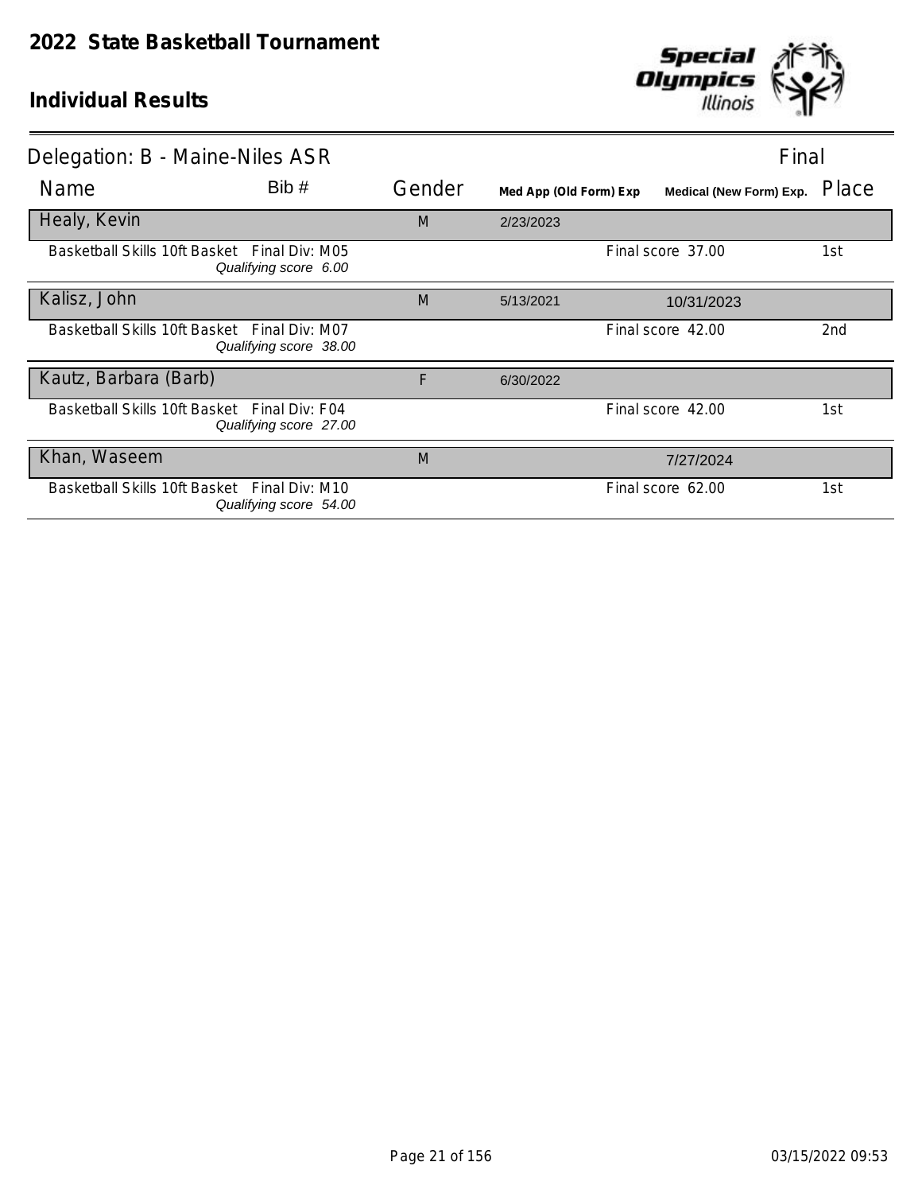# 2022 State Basketball Tournament

## Individual Results

Delegation: B - Maine-Niles ASR — Final

| Name | Bib # | Gender | Med App (Old Form) Exp | Medical (New Form) Exp. | Place |
|---|---|---|---|---|---|
| Healy, Kevin | | M | 2/23/2023 | | |
| Basketball Skills 10ft Basket Final Div: M05 *Qualifying score 6.00* | | | | Final score 37.00 | 1st |
| Kalisz, John | | M | 5/13/2021 | 10/31/2023 | |
| Basketball Skills 10ft Basket Final Div: M07 *Qualifying score 38.00* | | | | Final score 42.00 | 2nd |
| Kautz, Barbara (Barb) | | F | 6/30/2022 | | |
| Basketball Skills 10ft Basket Final Div: F04 *Qualifying score 27.00* | | | | Final score 42.00 | 1st |
| Khan, Waseem | | M | | 7/27/2024 | |
| Basketball Skills 10ft Basket Final Div: M10 *Qualifying score 54.00* | | | | Final score 62.00 | 1st |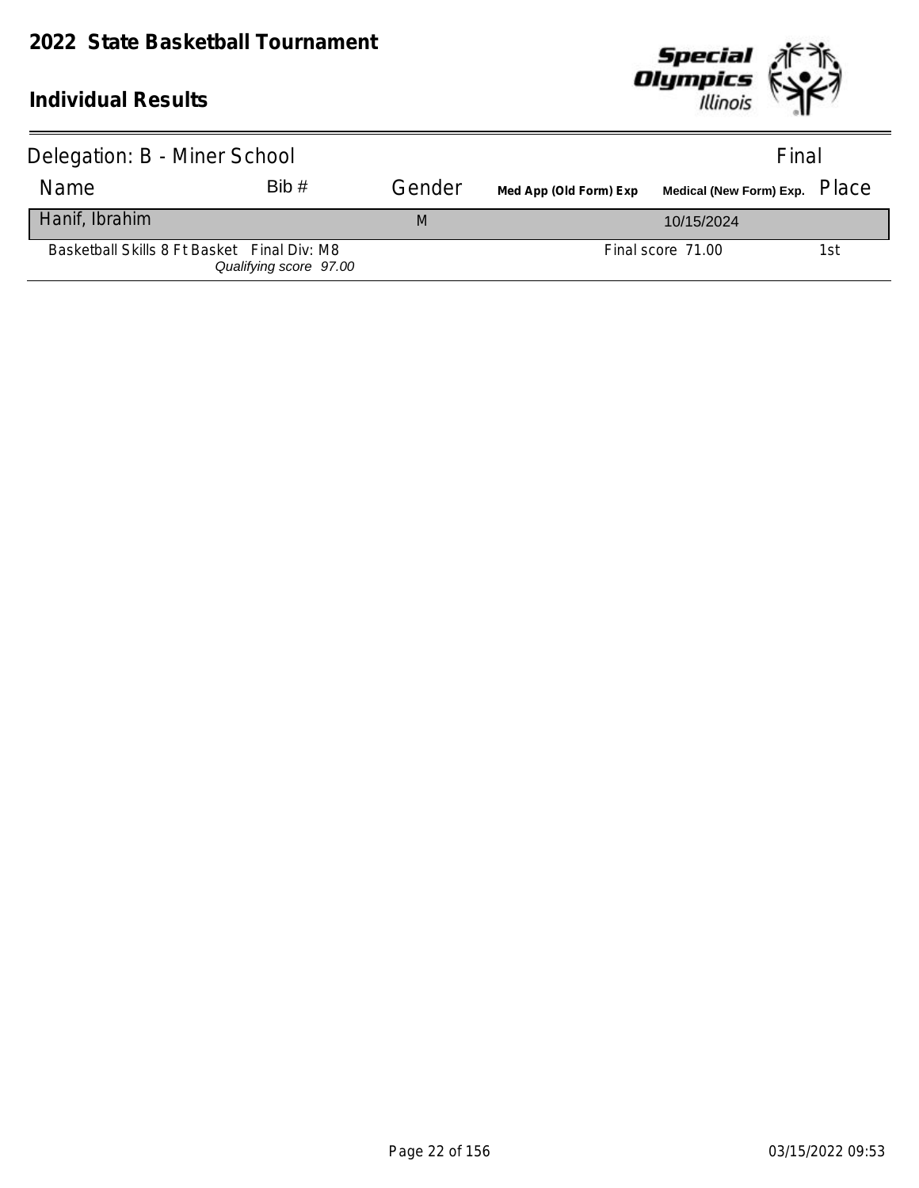# 2022 State Basketball Tournament

## Individual Results

Delegation: B - Miner School — Final

| Name | Bib # | Gender | Med App (Old Form) Exp | Medical (New Form) Exp. | Place |
|---|---|---|---|---|---|
| Hanif, Ibrahim | | M | | 10/15/2024 | |
| Basketball Skills 8 Ft Basket Final Div: M8 *Qualifying score 97.00* | | | | Final score 71.00 | 1st |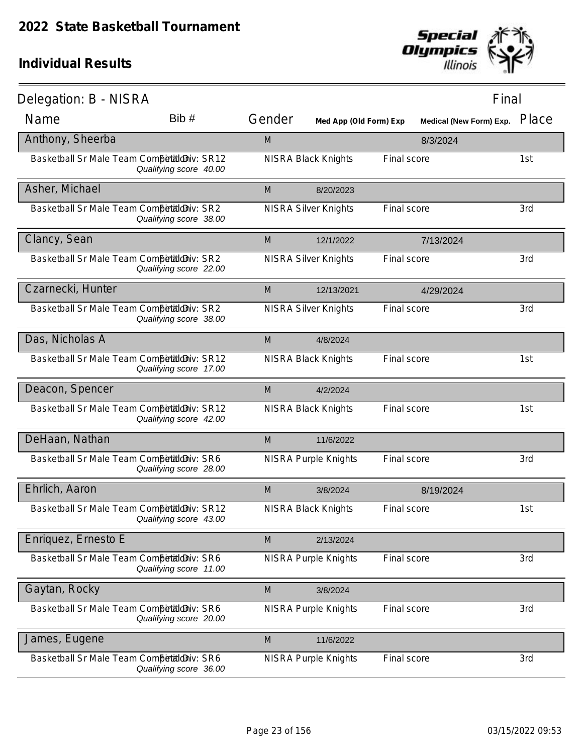# 2022 State Basketball Tournament

## Individual Results

Delegation: B - NISRA — Final

| Name | Bib # | Gender | Med App (Old Form) Exp | Medical (New Form) Exp. | Place |
|---|---|---|---|---|---|
| **Anthony, Sheerba** | | M | | 8/3/2024 | |
| Basketball Sr Male Team Competition Final Div: SR12 *Qualifying score 40.00* | | NISRA Black Knights | Final score | | 1st |
| **Asher, Michael** | | M | 8/20/2023 | | |
| Basketball Sr Male Team Competition Final Div: SR2 *Qualifying score 38.00* | | NISRA Silver Knights | Final score | | 3rd |
| **Clancy, Sean** | | M | 12/1/2022 | 7/13/2024 | |
| Basketball Sr Male Team Competition Final Div: SR2 *Qualifying score 22.00* | | NISRA Silver Knights | Final score | | 3rd |
| **Czarnecki, Hunter** | | M | 12/13/2021 | 4/29/2024 | |
| Basketball Sr Male Team Competition Final Div: SR2 *Qualifying score 38.00* | | NISRA Silver Knights | Final score | | 3rd |
| **Das, Nicholas A** | | M | 4/8/2024 | | |
| Basketball Sr Male Team Competition Final Div: SR12 *Qualifying score 17.00* | | NISRA Black Knights | Final score | | 1st |
| **Deacon, Spencer** | | M | 4/2/2024 | | |
| Basketball Sr Male Team Competition Final Div: SR12 *Qualifying score 42.00* | | NISRA Black Knights | Final score | | 1st |
| **DeHaan, Nathan** | | M | 11/6/2022 | | |
| Basketball Sr Male Team Competition Final Div: SR6 *Qualifying score 28.00* | | NISRA Purple Knights | Final score | | 3rd |
| **Ehrlich, Aaron** | | M | 3/8/2024 | 8/19/2024 | |
| Basketball Sr Male Team Competition Final Div: SR12 *Qualifying score 43.00* | | NISRA Black Knights | Final score | | 1st |
| **Enriquez, Ernesto E** | | M | 2/13/2024 | | |
| Basketball Sr Male Team Competition Final Div: SR6 *Qualifying score 11.00* | | NISRA Purple Knights | Final score | | 3rd |
| **Gaytan, Rocky** | | M | 3/8/2024 | | |
| Basketball Sr Male Team Competition Final Div: SR6 *Qualifying score 20.00* | | NISRA Purple Knights | Final score | | 3rd |
| **James, Eugene** | | M | 11/6/2022 | | |
| Basketball Sr Male Team Competition Final Div: SR6 *Qualifying score 36.00* | | NISRA Purple Knights | Final score | | 3rd |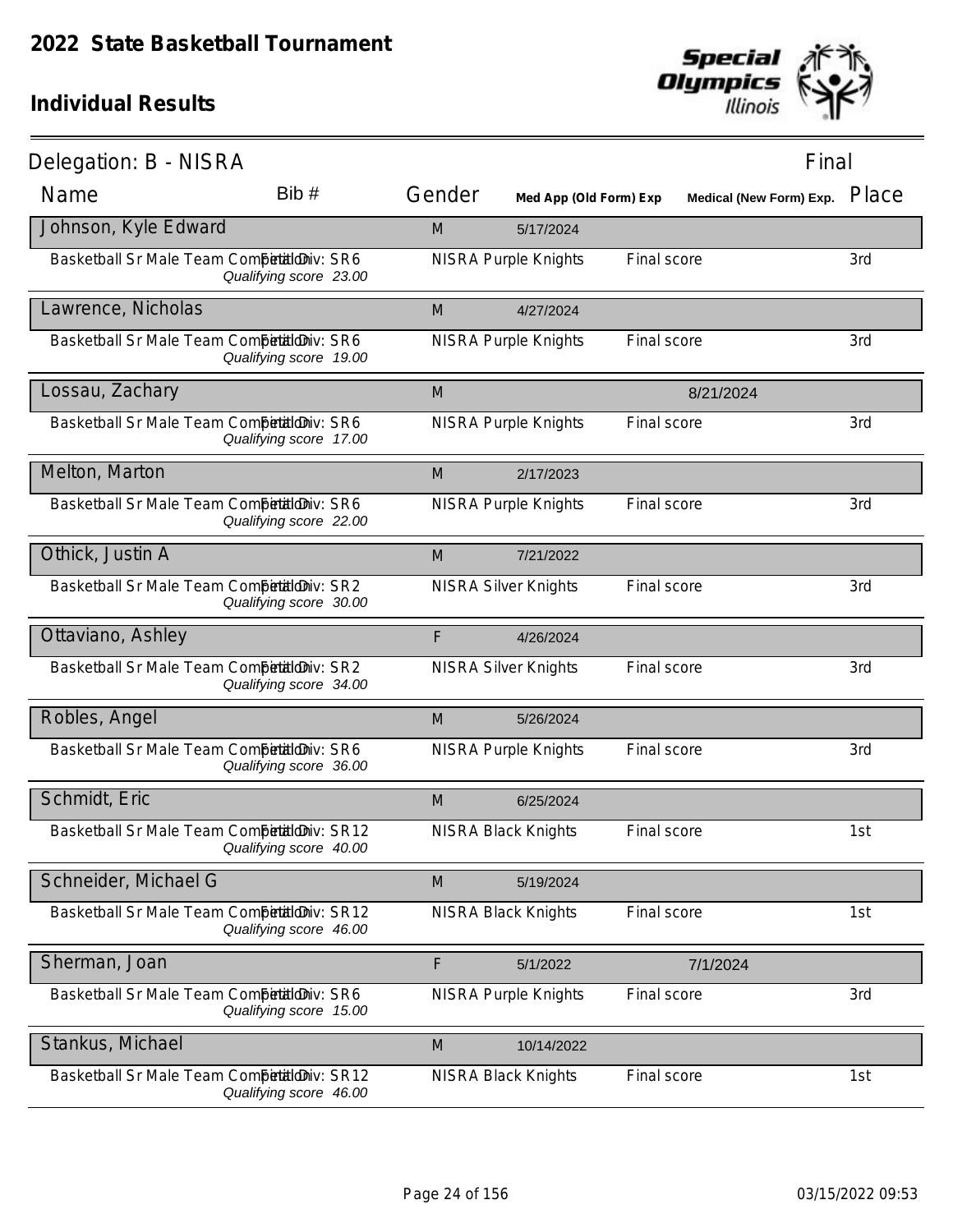# 2022 State Basketball Tournament

## Individual Results

**Delegation: B - NISRA** — Final

| Name | Bib # | Gender | Med App (Old Form) Exp | Medical (New Form) Exp. | Place |
|---|---|---|---|---|---|
| **Johnson, Kyle Edward** | | M | 5/17/2024 | | |
| Basketball Sr Male Team Competition Final Div: SR6 *Qualifying score 23.00* | | NISRA Purple Knights | Final score | | 3rd |
| **Lawrence, Nicholas** | | M | 4/27/2024 | | |
| Basketball Sr Male Team Competition Final Div: SR6 *Qualifying score 19.00* | | NISRA Purple Knights | Final score | | 3rd |
| **Lossau, Zachary** | | M | | 8/21/2024 | |
| Basketball Sr Male Team Competition Final Div: SR6 *Qualifying score 17.00* | | NISRA Purple Knights | Final score | | 3rd |
| **Melton, Marton** | | M | 2/17/2023 | | |
| Basketball Sr Male Team Competition Final Div: SR6 *Qualifying score 22.00* | | NISRA Purple Knights | Final score | | 3rd |
| **Othick, Justin A** | | M | 7/21/2022 | | |
| Basketball Sr Male Team Competition Final Div: SR2 *Qualifying score 30.00* | | NISRA Silver Knights | Final score | | 3rd |
| **Ottaviano, Ashley** | | F | 4/26/2024 | | |
| Basketball Sr Male Team Competition Final Div: SR2 *Qualifying score 34.00* | | NISRA Silver Knights | Final score | | 3rd |
| **Robles, Angel** | | M | 5/26/2024 | | |
| Basketball Sr Male Team Competition Final Div: SR6 *Qualifying score 36.00* | | NISRA Purple Knights | Final score | | 3rd |
| **Schmidt, Eric** | | M | 6/25/2024 | | |
| Basketball Sr Male Team Competition Final Div: SR12 *Qualifying score 40.00* | | NISRA Black Knights | Final score | | 1st |
| **Schneider, Michael G** | | M | 5/19/2024 | | |
| Basketball Sr Male Team Competition Final Div: SR12 *Qualifying score 46.00* | | NISRA Black Knights | Final score | | 1st |
| **Sherman, Joan** | | F | 5/1/2022 | 7/1/2024 | |
| Basketball Sr Male Team Competition Final Div: SR6 *Qualifying score 15.00* | | NISRA Purple Knights | Final score | | 3rd |
| **Stankus, Michael** | | M | 10/14/2022 | | |
| Basketball Sr Male Team Competition Final Div: SR12 *Qualifying score 46.00* | | NISRA Black Knights | Final score | | 1st |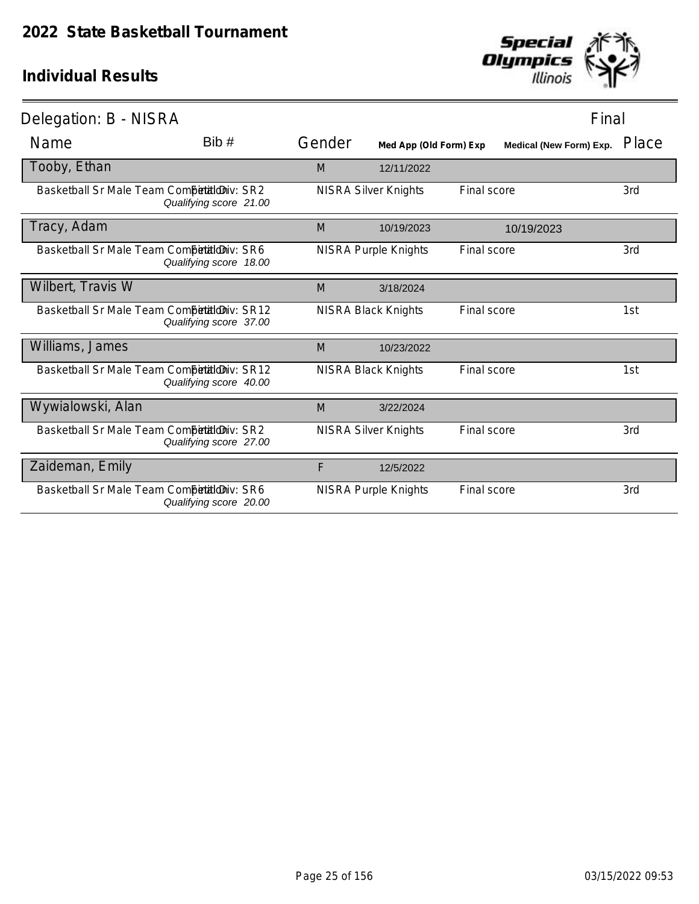# 2022 State Basketball Tournament

## Individual Results

Delegation: B - NISRA — Final

| Name | Bib # | Gender | Med App (Old Form) Exp | | Medical (New Form) Exp. | Place |
|---|---|---|---|---|---|---|
| **Tooby, Ethan** | | M | 12/11/2022 | | | |
| Basketball Sr Male Team Competition Final Div: SR2 *Qualifying score 21.00* | | NISRA Silver Knights | | Final score | | 3rd |
| **Tracy, Adam** | | M | 10/19/2023 | | 10/19/2023 | |
| Basketball Sr Male Team Competition Final Div: SR6 *Qualifying score 18.00* | | NISRA Purple Knights | | Final score | | 3rd |
| **Wilbert, Travis W** | | M | 3/18/2024 | | | |
| Basketball Sr Male Team Competition Final Div: SR12 *Qualifying score 37.00* | | NISRA Black Knights | | Final score | | 1st |
| **Williams, James** | | M | 10/23/2022 | | | |
| Basketball Sr Male Team Competition Final Div: SR12 *Qualifying score 40.00* | | NISRA Black Knights | | Final score | | 1st |
| **Wywialowski, Alan** | | M | 3/22/2024 | | | |
| Basketball Sr Male Team Competition Final Div: SR2 *Qualifying score 27.00* | | NISRA Silver Knights | | Final score | | 3rd |
| **Zaideman, Emily** | | F | 12/5/2022 | | | |
| Basketball Sr Male Team Competition Final Div: SR6 *Qualifying score 20.00* | | NISRA Purple Knights | | Final score | | 3rd |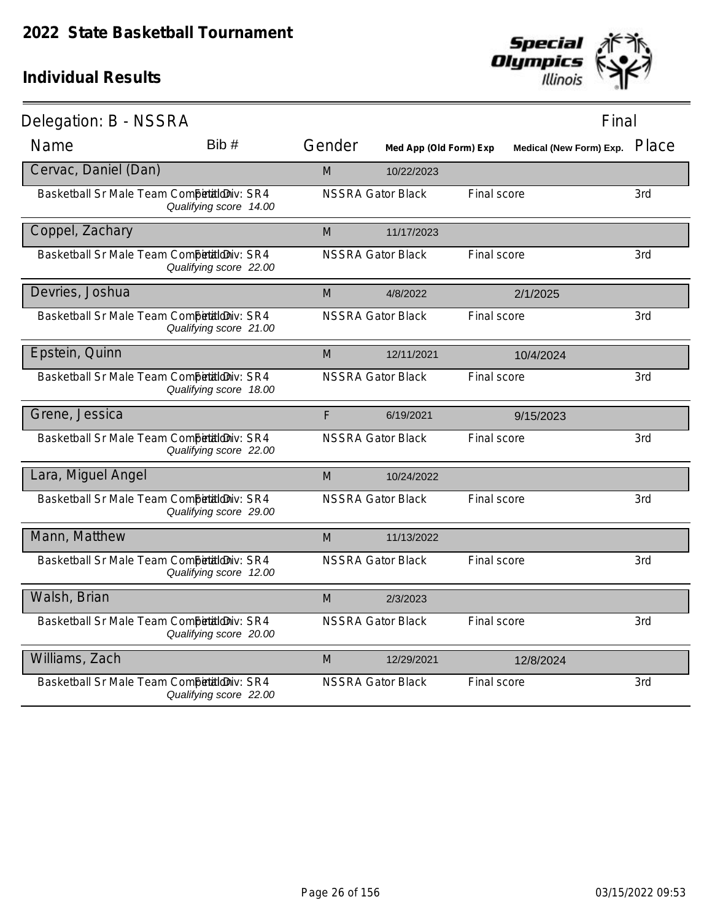# 2022 State Basketball Tournament

## Individual Results

Delegation: B - NSSRA — Final

| Name | Bib # | Gender | Med App (Old Form) Exp | Medical (New Form) Exp. | Place |
|---|---|---|---|---|---|
| **Cervac, Daniel (Dan)** | | M | 10/22/2023 | | |
| Basketball Sr Male Team Competition — Final Div: SR4 — *Qualifying score 14.00* | | NSSRA Gator Black | | Final score | 3rd |
| **Coppel, Zachary** | | M | 11/17/2023 | | |
| Basketball Sr Male Team Competition — Final Div: SR4 — *Qualifying score 22.00* | | NSSRA Gator Black | | Final score | 3rd |
| **Devries, Joshua** | | M | 4/8/2022 | 2/1/2025 | |
| Basketball Sr Male Team Competition — Final Div: SR4 — *Qualifying score 21.00* | | NSSRA Gator Black | | Final score | 3rd |
| **Epstein, Quinn** | | M | 12/11/2021 | 10/4/2024 | |
| Basketball Sr Male Team Competition — Final Div: SR4 — *Qualifying score 18.00* | | NSSRA Gator Black | | Final score | 3rd |
| **Grene, Jessica** | | F | 6/19/2021 | 9/15/2023 | |
| Basketball Sr Male Team Competition — Final Div: SR4 — *Qualifying score 22.00* | | NSSRA Gator Black | | Final score | 3rd |
| **Lara, Miguel Angel** | | M | 10/24/2022 | | |
| Basketball Sr Male Team Competition — Final Div: SR4 — *Qualifying score 29.00* | | NSSRA Gator Black | | Final score | 3rd |
| **Mann, Matthew** | | M | 11/13/2022 | | |
| Basketball Sr Male Team Competition — Final Div: SR4 — *Qualifying score 12.00* | | NSSRA Gator Black | | Final score | 3rd |
| **Walsh, Brian** | | M | 2/3/2023 | | |
| Basketball Sr Male Team Competition — Final Div: SR4 — *Qualifying score 20.00* | | NSSRA Gator Black | | Final score | 3rd |
| **Williams, Zach** | | M | 12/29/2021 | 12/8/2024 | |
| Basketball Sr Male Team Competition — Final Div: SR4 — *Qualifying score 22.00* | | NSSRA Gator Black | | Final score | 3rd |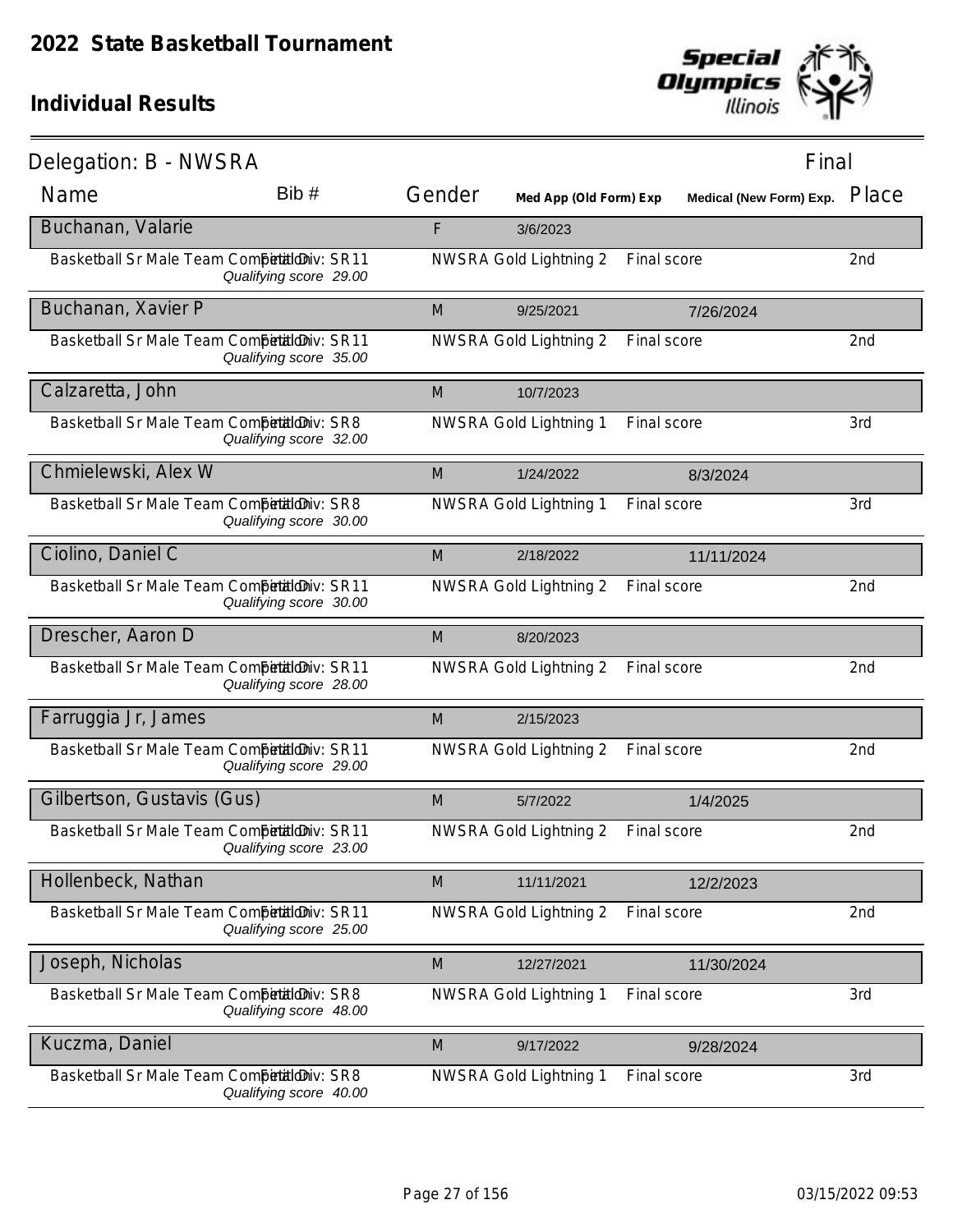# 2022 State Basketball Tournament

## Individual Results

Delegation: B - NWSRA — Final

| Name | Bib # | Gender | Med App (Old Form) Exp | Medical (New Form) Exp. | Place |
|---|---|---|---|---|---|
| **Buchanan, Valarie** | | F | 3/6/2023 | | |
| Basketball Sr Male Team Competition Final Div: SR11 *Qualifying score 29.00* | | NWSRA Gold Lightning 2 | Final score | | 2nd |
| **Buchanan, Xavier P** | | M | 9/25/2021 | 7/26/2024 | |
| Basketball Sr Male Team Competition Final Div: SR11 *Qualifying score 35.00* | | NWSRA Gold Lightning 2 | Final score | | 2nd |
| **Calzaretta, John** | | M | 10/7/2023 | | |
| Basketball Sr Male Team Competition Final Div: SR8 *Qualifying score 32.00* | | NWSRA Gold Lightning 1 | Final score | | 3rd |
| **Chmielewski, Alex W** | | M | 1/24/2022 | 8/3/2024 | |
| Basketball Sr Male Team Competition Final Div: SR8 *Qualifying score 30.00* | | NWSRA Gold Lightning 1 | Final score | | 3rd |
| **Ciolino, Daniel C** | | M | 2/18/2022 | 11/11/2024 | |
| Basketball Sr Male Team Competition Final Div: SR11 *Qualifying score 30.00* | | NWSRA Gold Lightning 2 | Final score | | 2nd |
| **Drescher, Aaron D** | | M | 8/20/2023 | | |
| Basketball Sr Male Team Competition Final Div: SR11 *Qualifying score 28.00* | | NWSRA Gold Lightning 2 | Final score | | 2nd |
| **Farruggia Jr, James** | | M | 2/15/2023 | | |
| Basketball Sr Male Team Competition Final Div: SR11 *Qualifying score 29.00* | | NWSRA Gold Lightning 2 | Final score | | 2nd |
| **Gilbertson, Gustavis (Gus)** | | M | 5/7/2022 | 1/4/2025 | |
| Basketball Sr Male Team Competition Final Div: SR11 *Qualifying score 23.00* | | NWSRA Gold Lightning 2 | Final score | | 2nd |
| **Hollenbeck, Nathan** | | M | 11/11/2021 | 12/2/2023 | |
| Basketball Sr Male Team Competition Final Div: SR11 *Qualifying score 25.00* | | NWSRA Gold Lightning 2 | Final score | | 2nd |
| **Joseph, Nicholas** | | M | 12/27/2021 | 11/30/2024 | |
| Basketball Sr Male Team Competition Final Div: SR8 *Qualifying score 48.00* | | NWSRA Gold Lightning 1 | Final score | | 3rd |
| **Kuczma, Daniel** | | M | 9/17/2022 | 9/28/2024 | |
| Basketball Sr Male Team Competition Final Div: SR8 *Qualifying score 40.00* | | NWSRA Gold Lightning 1 | Final score | | 3rd |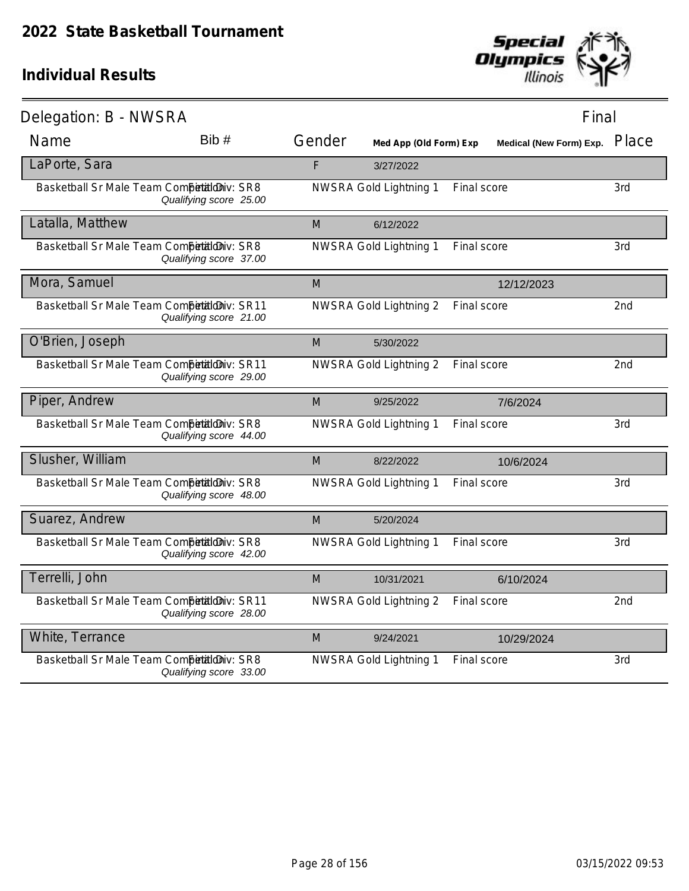# 2022 State Basketball Tournament

## Individual Results

Delegation: B - NWSRA

Final

| Name | Bib # | Gender | Med App (Old Form) Exp | Medical (New Form) Exp. | Place |
|---|---|---|---|---|---|
| LaPorte, Sara | | F | 3/27/2022 | | |
| Basketball Sr Male Team Competition Final Div: SR8 *Qualifying score 25.00* | | NWSRA Gold Lightning 1 | Final score | | 3rd |
| Latalla, Matthew | | M | 6/12/2022 | | |
| Basketball Sr Male Team Competition Final Div: SR8 *Qualifying score 37.00* | | NWSRA Gold Lightning 1 | Final score | | 3rd |
| Mora, Samuel | | M | | 12/12/2023 | |
| Basketball Sr Male Team Competition Final Div: SR11 *Qualifying score 21.00* | | NWSRA Gold Lightning 2 | Final score | | 2nd |
| O'Brien, Joseph | | M | 5/30/2022 | | |
| Basketball Sr Male Team Competition Final Div: SR11 *Qualifying score 29.00* | | NWSRA Gold Lightning 2 | Final score | | 2nd |
| Piper, Andrew | | M | 9/25/2022 | 7/6/2024 | |
| Basketball Sr Male Team Competition Final Div: SR8 *Qualifying score 44.00* | | NWSRA Gold Lightning 1 | Final score | | 3rd |
| Slusher, William | | M | 8/22/2022 | 10/6/2024 | |
| Basketball Sr Male Team Competition Final Div: SR8 *Qualifying score 48.00* | | NWSRA Gold Lightning 1 | Final score | | 3rd |
| Suarez, Andrew | | M | 5/20/2024 | | |
| Basketball Sr Male Team Competition Final Div: SR8 *Qualifying score 42.00* | | NWSRA Gold Lightning 1 | Final score | | 3rd |
| Terrelli, John | | M | 10/31/2021 | 6/10/2024 | |
| Basketball Sr Male Team Competition Final Div: SR11 *Qualifying score 28.00* | | NWSRA Gold Lightning 2 | Final score | | 2nd |
| White, Terrance | | M | 9/24/2021 | 10/29/2024 | |
| Basketball Sr Male Team Competition Final Div: SR8 *Qualifying score 33.00* | | NWSRA Gold Lightning 1 | Final score | | 3rd |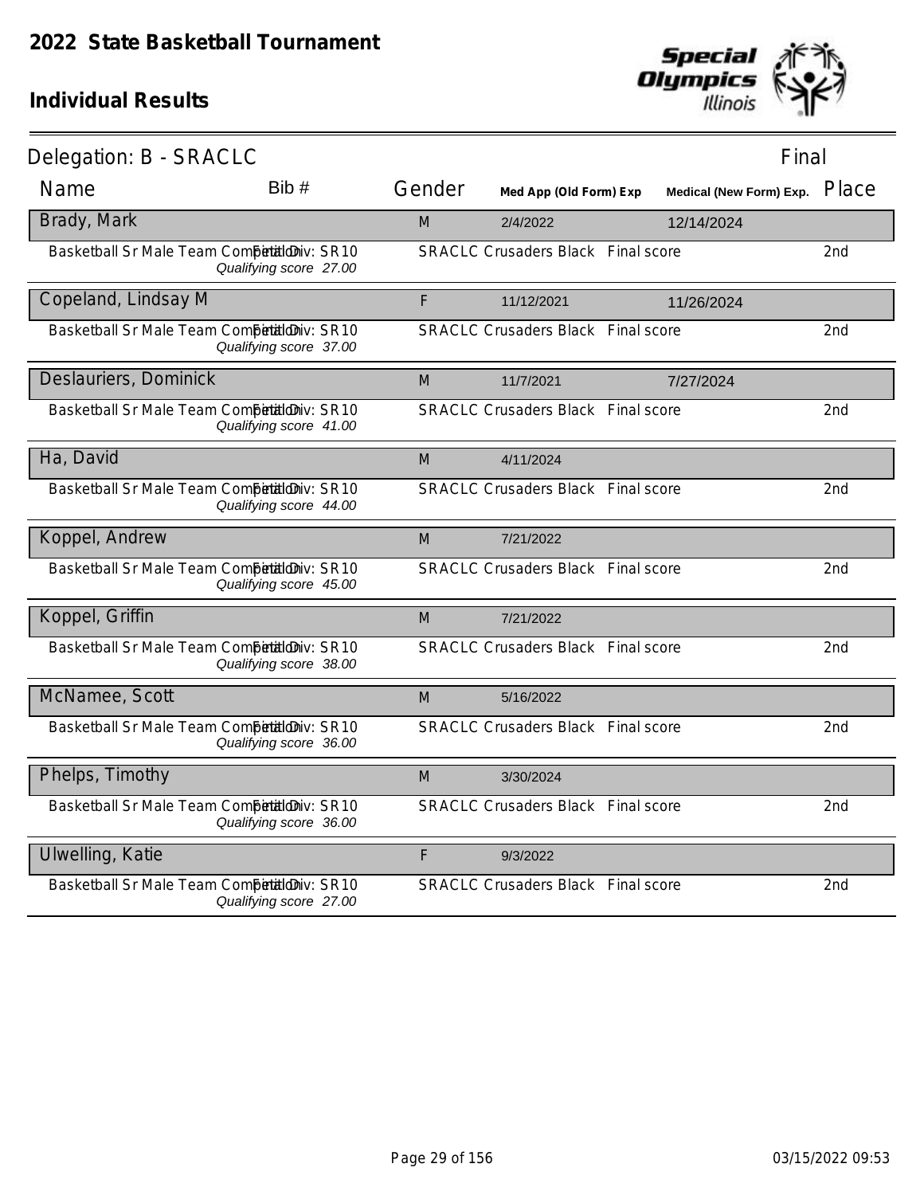# 2022 State Basketball Tournament

## Individual Results

**Delegation: B - SRACLC** — Final

| Name | Bib # | Gender | Med App (Old Form) Exp | Medical (New Form) Exp. | Place |
|---|---|---|---|---|---|
| **Brady, Mark** | | M | 2/4/2022 | 12/14/2024 | |
| Basketball Sr Male Team Competition — Final Div: SR10 — *Qualifying score 27.00* | | SRACLC Crusaders Black | Final score | | 2nd |
| **Copeland, Lindsay M** | | F | 11/12/2021 | 11/26/2024 | |
| Basketball Sr Male Team Competition — Final Div: SR10 — *Qualifying score 37.00* | | SRACLC Crusaders Black | Final score | | 2nd |
| **Deslauriers, Dominick** | | M | 11/7/2021 | 7/27/2024 | |
| Basketball Sr Male Team Competition — Final Div: SR10 — *Qualifying score 41.00* | | SRACLC Crusaders Black | Final score | | 2nd |
| **Ha, David** | | M | 4/11/2024 | | |
| Basketball Sr Male Team Competition — Final Div: SR10 — *Qualifying score 44.00* | | SRACLC Crusaders Black | Final score | | 2nd |
| **Koppel, Andrew** | | M | 7/21/2022 | | |
| Basketball Sr Male Team Competition — Final Div: SR10 — *Qualifying score 45.00* | | SRACLC Crusaders Black | Final score | | 2nd |
| **Koppel, Griffin** | | M | 7/21/2022 | | |
| Basketball Sr Male Team Competition — Final Div: SR10 — *Qualifying score 38.00* | | SRACLC Crusaders Black | Final score | | 2nd |
| **McNamee, Scott** | | M | 5/16/2022 | | |
| Basketball Sr Male Team Competition — Final Div: SR10 — *Qualifying score 36.00* | | SRACLC Crusaders Black | Final score | | 2nd |
| **Phelps, Timothy** | | M | 3/30/2024 | | |
| Basketball Sr Male Team Competition — Final Div: SR10 — *Qualifying score 36.00* | | SRACLC Crusaders Black | Final score | | 2nd |
| **Ulwelling, Katie** | | F | 9/3/2022 | | |
| Basketball Sr Male Team Competition — Final Div: SR10 — *Qualifying score 27.00* | | SRACLC Crusaders Black | Final score | | 2nd |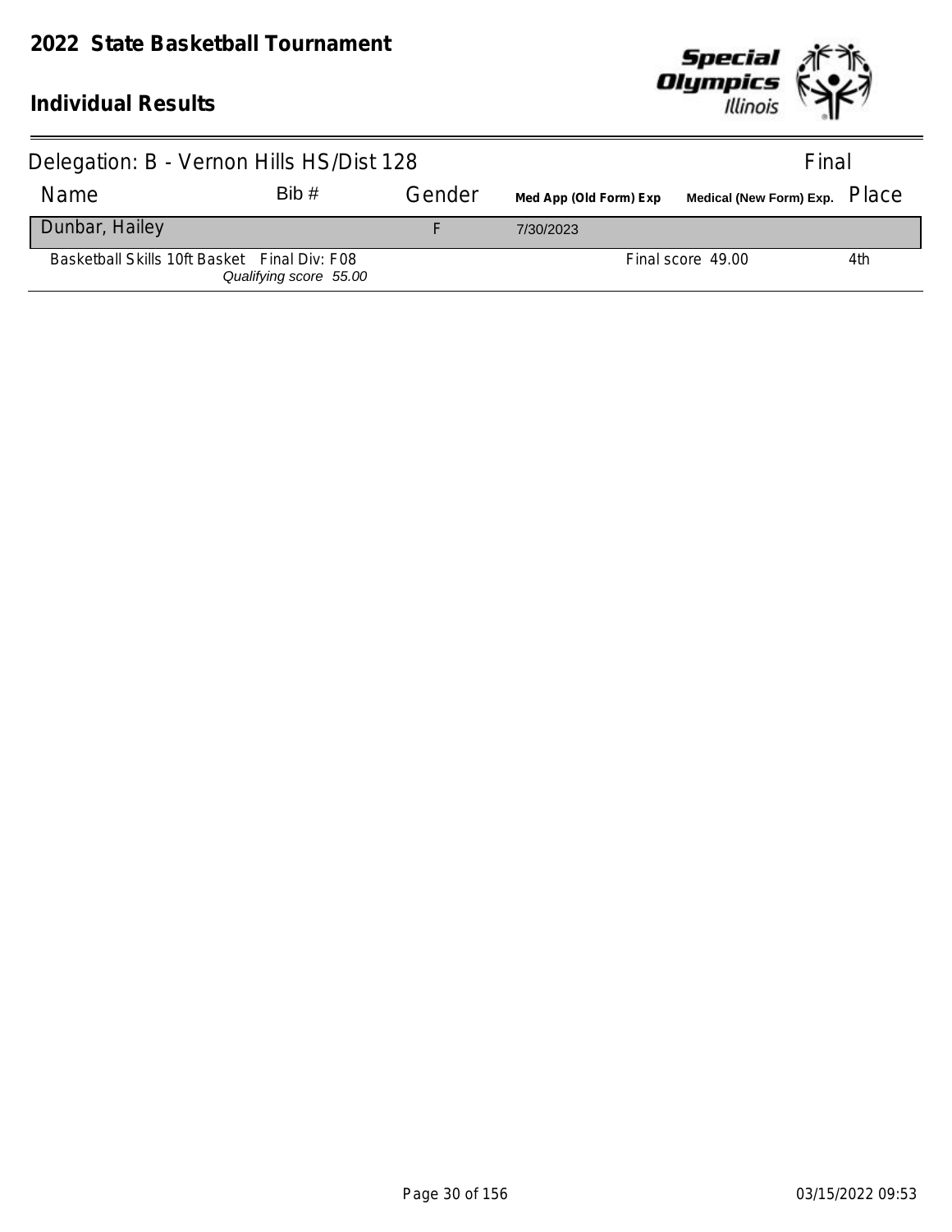# 2022 State Basketball Tournament

## Individual Results

### Delegation: B - Vernon Hills HS/Dist 128

Final

| Name | Bib # | Gender | Med App (Old Form) Exp | Medical (New Form) Exp. | Place |
|---|---|---|---|---|---|
| Dunbar, Hailey | | F | 7/30/2023 | | |
| Basketball Skills 10ft Basket Final Div: F08 *Qualifying score 55.00* | | | | Final score 49.00 | 4th |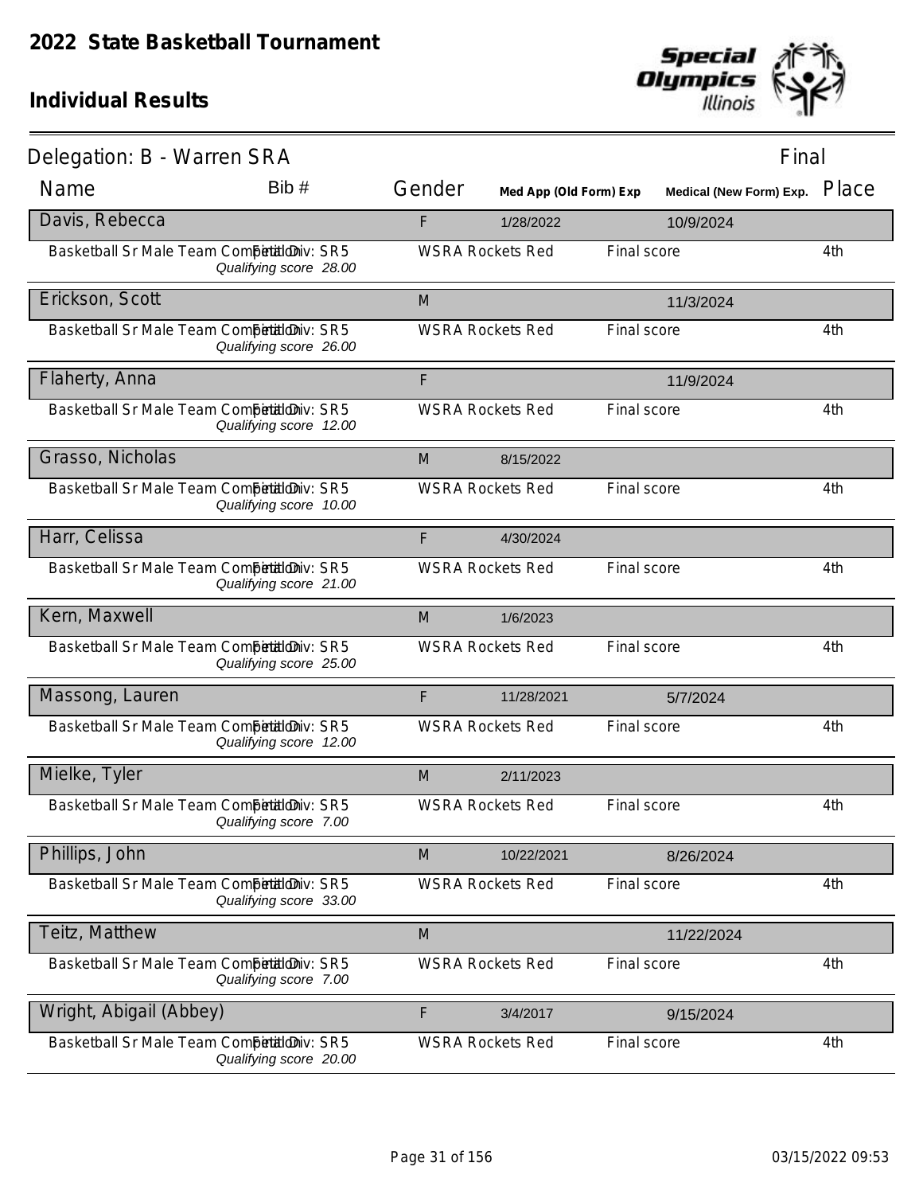# 2022 State Basketball Tournament

## Individual Results

**Delegation: B - Warren SRA** — Final

| Name | Bib # | Gender | Med App (Old Form) Exp | Medical (New Form) Exp. | Place |
|---|---|---|---|---|---|
| Davis, Rebecca | | F | 1/28/2022 | 10/9/2024 | |
| Basketball Sr Male Team Competition — Final Div: SR5 — *Qualifying score 28.00* | | WSRA Rockets Red | | Final score | 4th |
| Erickson, Scott | | M | | 11/3/2024 | |
| Basketball Sr Male Team Competition — Final Div: SR5 — *Qualifying score 26.00* | | WSRA Rockets Red | | Final score | 4th |
| Flaherty, Anna | | F | | 11/9/2024 | |
| Basketball Sr Male Team Competition — Final Div: SR5 — *Qualifying score 12.00* | | WSRA Rockets Red | | Final score | 4th |
| Grasso, Nicholas | | M | 8/15/2022 | | |
| Basketball Sr Male Team Competition — Final Div: SR5 — *Qualifying score 10.00* | | WSRA Rockets Red | | Final score | 4th |
| Harr, Celissa | | F | 4/30/2024 | | |
| Basketball Sr Male Team Competition — Final Div: SR5 — *Qualifying score 21.00* | | WSRA Rockets Red | | Final score | 4th |
| Kern, Maxwell | | M | 1/6/2023 | | |
| Basketball Sr Male Team Competition — Final Div: SR5 — *Qualifying score 25.00* | | WSRA Rockets Red | | Final score | 4th |
| Massong, Lauren | | F | 11/28/2021 | 5/7/2024 | |
| Basketball Sr Male Team Competition — Final Div: SR5 — *Qualifying score 12.00* | | WSRA Rockets Red | | Final score | 4th |
| Mielke, Tyler | | M | 2/11/2023 | | |
| Basketball Sr Male Team Competition — Final Div: SR5 — *Qualifying score 7.00* | | WSRA Rockets Red | | Final score | 4th |
| Phillips, John | | M | 10/22/2021 | 8/26/2024 | |
| Basketball Sr Male Team Competition — Final Div: SR5 — *Qualifying score 33.00* | | WSRA Rockets Red | | Final score | 4th |
| Teitz, Matthew | | M | | 11/22/2024 | |
| Basketball Sr Male Team Competition — Final Div: SR5 — *Qualifying score 7.00* | | WSRA Rockets Red | | Final score | 4th |
| Wright, Abigail (Abbey) | | F | 3/4/2017 | 9/15/2024 | |
| Basketball Sr Male Team Competition — Final Div: SR5 — *Qualifying score 20.00* | | WSRA Rockets Red | | Final score | 4th |

03/15/2022 09:53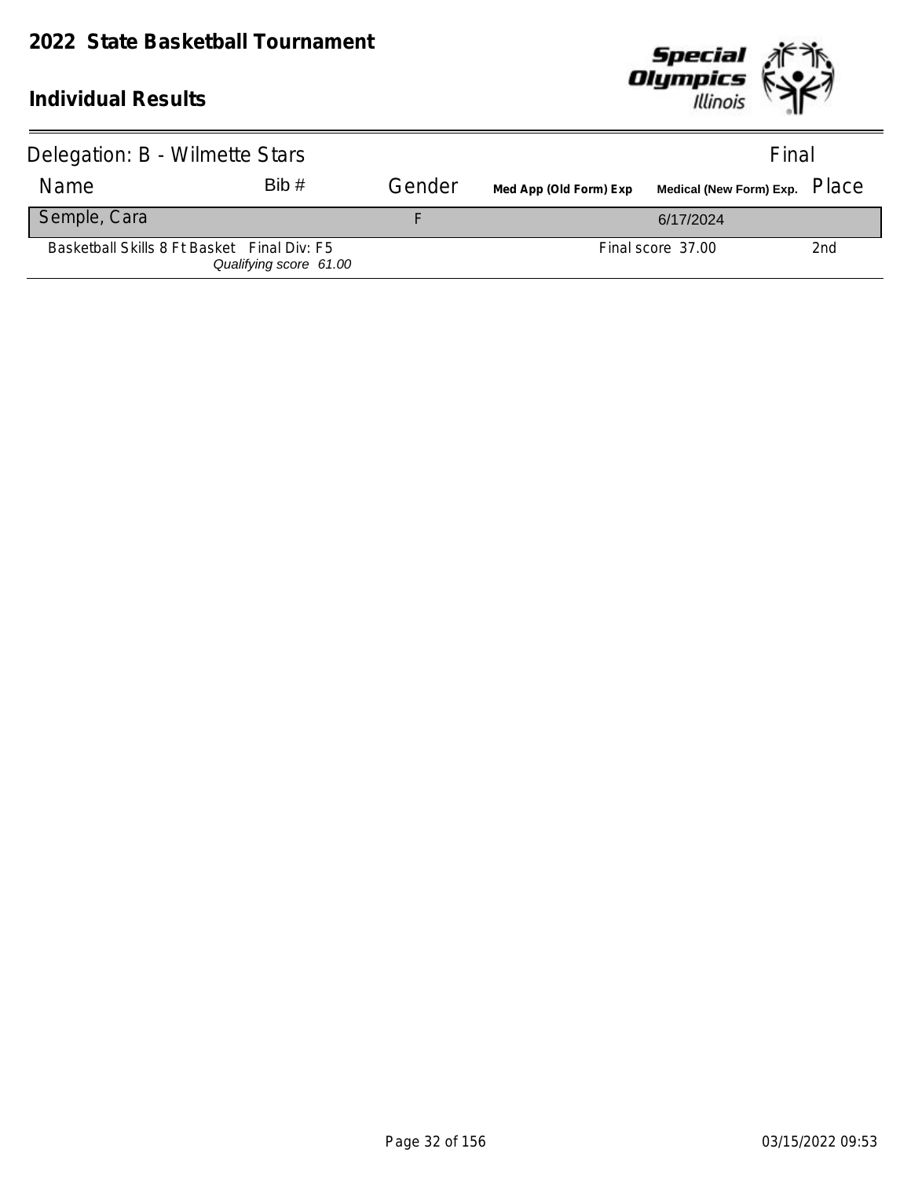# 2022 State Basketball Tournament

## Individual Results

Delegation: B - Wilmette Stars | Final

| Name | Bib # | Gender | Med App (Old Form) Exp | Medical (New Form) Exp. | Place |
|---|---|---|---|---|---|
| Semple, Cara | | F | | 6/17/2024 | |
| Basketball Skills 8 Ft Basket Final Div: F5 *Qualifying score 61.00* | | | | Final score 37.00 | 2nd |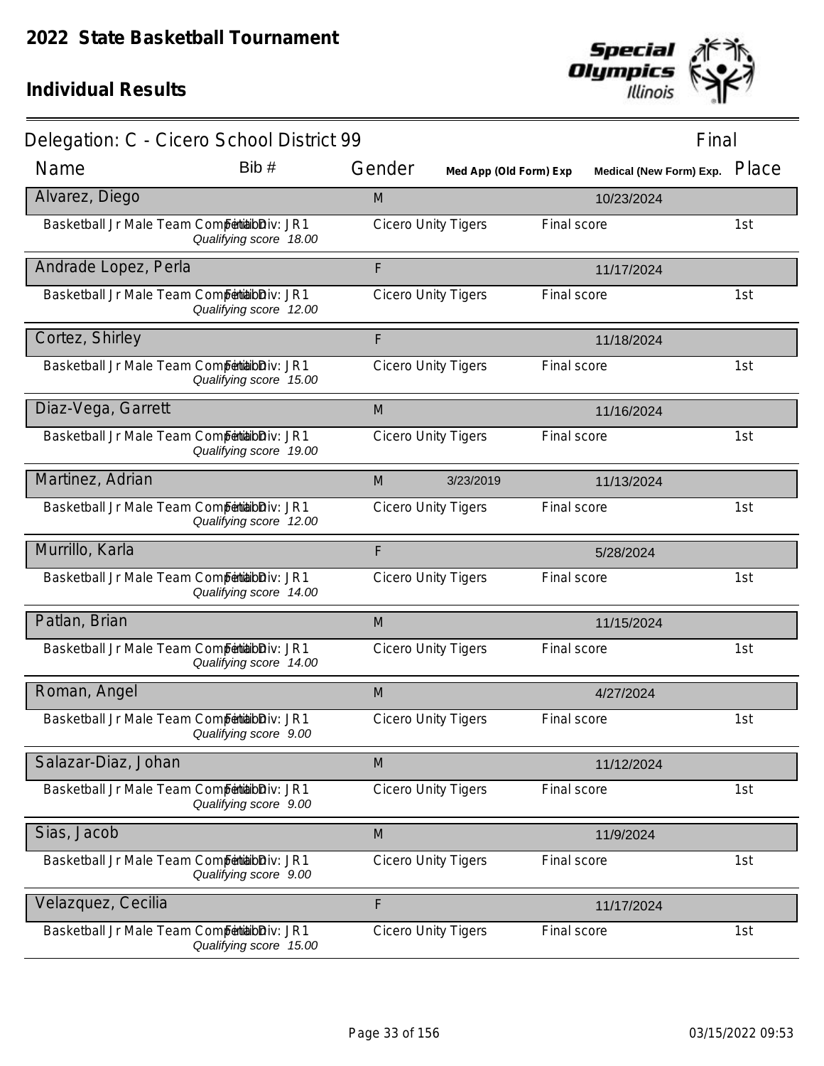# 2022 State Basketball Tournament

## Individual Results

**Delegation: C - Cicero School District 99** — Final

| Name | Bib # | Gender | Med App (Old Form) Exp | Medical (New Form) Exp. | Place |
|---|---|---|---|---|---|
| **Alvarez, Diego** | | M | | 10/23/2024 | |
| Basketball Jr Male Team Competition Final Div: JR1 *Qualifying score 18.00* | | Cicero Unity Tigers | Final score | | 1st |
| **Andrade Lopez, Perla** | | F | | 11/17/2024 | |
| Basketball Jr Male Team Competition Final Div: JR1 *Qualifying score 12.00* | | Cicero Unity Tigers | Final score | | 1st |
| **Cortez, Shirley** | | F | | 11/18/2024 | |
| Basketball Jr Male Team Competition Final Div: JR1 *Qualifying score 15.00* | | Cicero Unity Tigers | Final score | | 1st |
| **Diaz-Vega, Garrett** | | M | | 11/16/2024 | |
| Basketball Jr Male Team Competition Final Div: JR1 *Qualifying score 19.00* | | Cicero Unity Tigers | Final score | | 1st |
| **Martinez, Adrian** | | M | 3/23/2019 | 11/13/2024 | |
| Basketball Jr Male Team Competition Final Div: JR1 *Qualifying score 12.00* | | Cicero Unity Tigers | Final score | | 1st |
| **Murrillo, Karla** | | F | | 5/28/2024 | |
| Basketball Jr Male Team Competition Final Div: JR1 *Qualifying score 14.00* | | Cicero Unity Tigers | Final score | | 1st |
| **Patlan, Brian** | | M | | 11/15/2024 | |
| Basketball Jr Male Team Competition Final Div: JR1 *Qualifying score 14.00* | | Cicero Unity Tigers | Final score | | 1st |
| **Roman, Angel** | | M | | 4/27/2024 | |
| Basketball Jr Male Team Competition Final Div: JR1 *Qualifying score 9.00* | | Cicero Unity Tigers | Final score | | 1st |
| **Salazar-Diaz, Johan** | | M | | 11/12/2024 | |
| Basketball Jr Male Team Competition Final Div: JR1 *Qualifying score 9.00* | | Cicero Unity Tigers | Final score | | 1st |
| **Sias, Jacob** | | M | | 11/9/2024 | |
| Basketball Jr Male Team Competition Final Div: JR1 *Qualifying score 9.00* | | Cicero Unity Tigers | Final score | | 1st |
| **Velazquez, Cecilia** | | F | | 11/17/2024 | |
| Basketball Jr Male Team Competition Final Div: JR1 *Qualifying score 15.00* | | Cicero Unity Tigers | Final score | | 1st |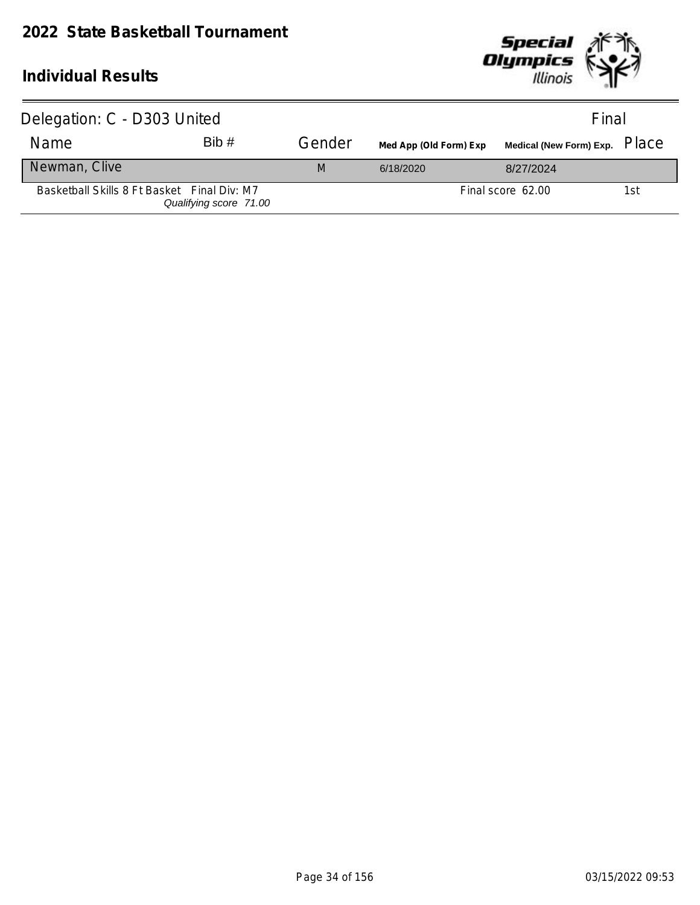# 2022 State Basketball Tournament

## Individual Results

Delegation: C - D303 United

Final

| Name | Bib # | Gender | Med App (Old Form) Exp | Medical (New Form) Exp. | Place |
|---|---|---|---|---|---|
| Newman, Clive | | M | 6/18/2020 | 8/27/2024 | |
| Basketball Skills 8 Ft Basket Final Div: M7 *Qualifying score 71.00* | | | | Final score 62.00 | 1st |

03/15/2022 09:53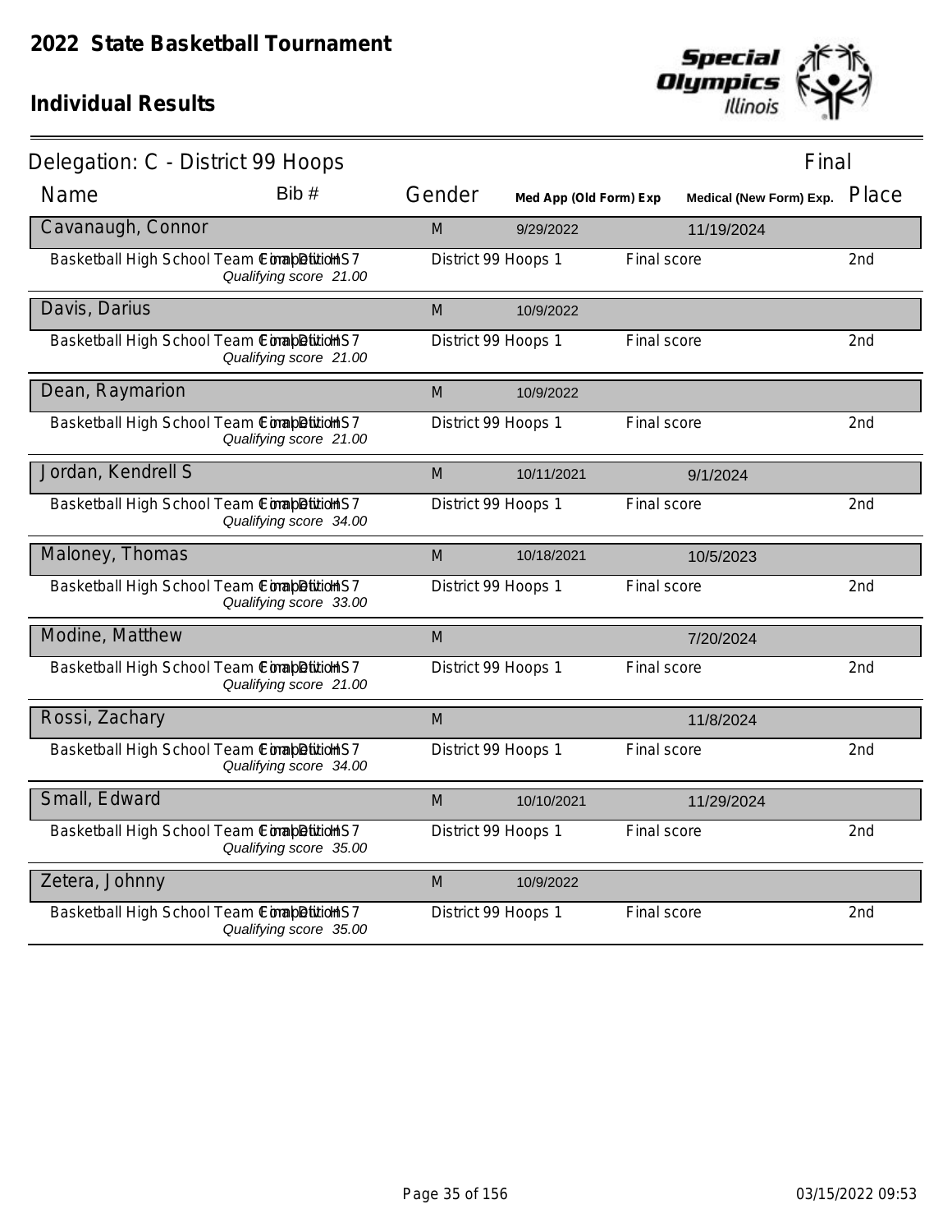# 2022 State Basketball Tournament

## Individual Results

### Delegation: C - District 99 Hoops

Final

| Name | Bib # | Gender | Med App (Old Form) Exp | Medical (New Form) Exp. | Place |
|---|---|---|---|---|---|
| **Cavanaugh, Connor** | | M | 9/29/2022 | 11/19/2024 | |
| Basketball High School Team Competition - HS7 *Qualifying score 21.00* | | District 99 Hoops 1 | Final score | | 2nd |
| **Davis, Darius** | | M | 10/9/2022 | | |
| Basketball High School Team Competition - HS7 *Qualifying score 21.00* | | District 99 Hoops 1 | Final score | | 2nd |
| **Dean, Raymarion** | | M | 10/9/2022 | | |
| Basketball High School Team Competition - HS7 *Qualifying score 21.00* | | District 99 Hoops 1 | Final score | | 2nd |
| **Jordan, Kendrell S** | | M | 10/11/2021 | 9/1/2024 | |
| Basketball High School Team Competition - HS7 *Qualifying score 34.00* | | District 99 Hoops 1 | Final score | | 2nd |
| **Maloney, Thomas** | | M | 10/18/2021 | 10/5/2023 | |
| Basketball High School Team Competition - HS7 *Qualifying score 33.00* | | District 99 Hoops 1 | Final score | | 2nd |
| **Modine, Matthew** | | M | | 7/20/2024 | |
| Basketball High School Team Competition - HS7 *Qualifying score 21.00* | | District 99 Hoops 1 | Final score | | 2nd |
| **Rossi, Zachary** | | M | | 11/8/2024 | |
| Basketball High School Team Competition - HS7 *Qualifying score 34.00* | | District 99 Hoops 1 | Final score | | 2nd |
| **Small, Edward** | | M | 10/10/2021 | 11/29/2024 | |
| Basketball High School Team Competition - HS7 *Qualifying score 35.00* | | District 99 Hoops 1 | Final score | | 2nd |
| **Zetera, Johnny** | | M | 10/9/2022 | | |
| Basketball High School Team Competition - HS7 *Qualifying score 35.00* | | District 99 Hoops 1 | Final score | | 2nd |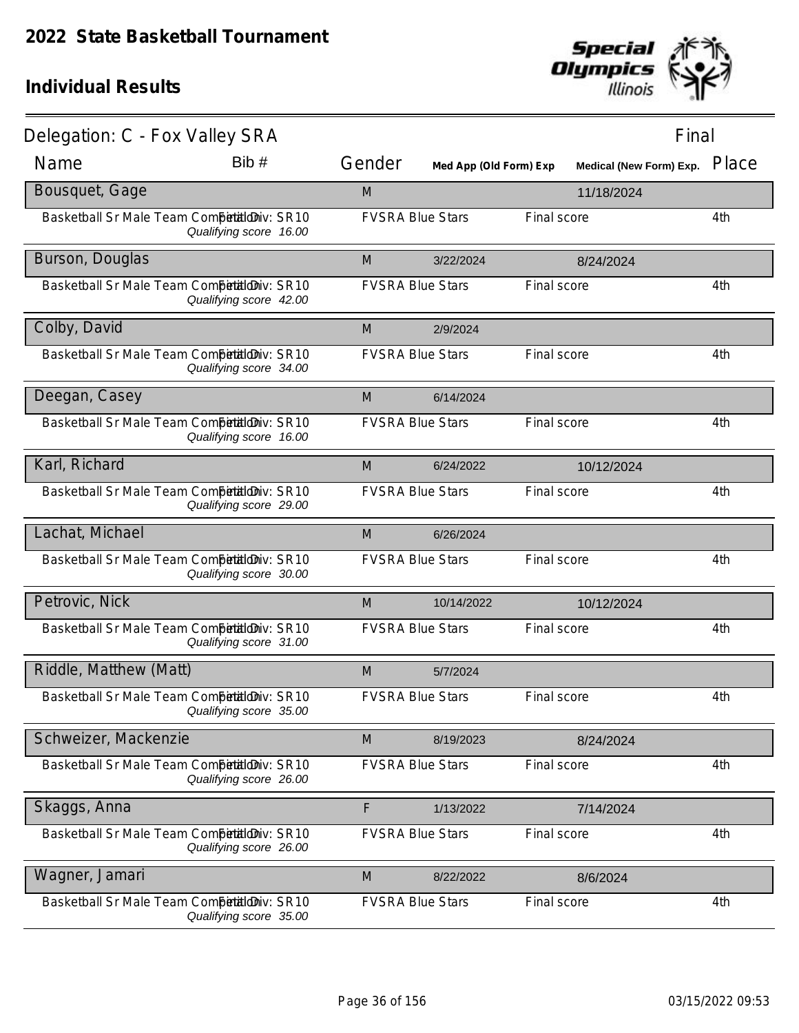# 2022 State Basketball Tournament

## Individual Results

Delegation: C - Fox Valley SRA — Final

| Name | Bib # | Gender | Med App (Old Form) Exp | Medical (New Form) Exp. | Place |
|---|---|---|---|---|---|
| **Bousquet, Gage** | | M | | 11/18/2024 | |
| Basketball Sr Male Team Competition — Final Div: SR10 — *Qualifying score 16.00* | | FVSRA Blue Stars | Final score | | 4th |
| **Burson, Douglas** | | M | 3/22/2024 | 8/24/2024 | |
| Basketball Sr Male Team Competition — Final Div: SR10 — *Qualifying score 42.00* | | FVSRA Blue Stars | Final score | | 4th |
| **Colby, David** | | M | 2/9/2024 | | |
| Basketball Sr Male Team Competition — Final Div: SR10 — *Qualifying score 34.00* | | FVSRA Blue Stars | Final score | | 4th |
| **Deegan, Casey** | | M | 6/14/2024 | | |
| Basketball Sr Male Team Competition — Final Div: SR10 — *Qualifying score 16.00* | | FVSRA Blue Stars | Final score | | 4th |
| **Karl, Richard** | | M | 6/24/2022 | 10/12/2024 | |
| Basketball Sr Male Team Competition — Final Div: SR10 — *Qualifying score 29.00* | | FVSRA Blue Stars | Final score | | 4th |
| **Lachat, Michael** | | M | 6/26/2024 | | |
| Basketball Sr Male Team Competition — Final Div: SR10 — *Qualifying score 30.00* | | FVSRA Blue Stars | Final score | | 4th |
| **Petrovic, Nick** | | M | 10/14/2022 | 10/12/2024 | |
| Basketball Sr Male Team Competition — Final Div: SR10 — *Qualifying score 31.00* | | FVSRA Blue Stars | Final score | | 4th |
| **Riddle, Matthew (Matt)** | | M | 5/7/2024 | | |
| Basketball Sr Male Team Competition — Final Div: SR10 — *Qualifying score 35.00* | | FVSRA Blue Stars | Final score | | 4th |
| **Schweizer, Mackenzie** | | M | 8/19/2023 | 8/24/2024 | |
| Basketball Sr Male Team Competition — Final Div: SR10 — *Qualifying score 26.00* | | FVSRA Blue Stars | Final score | | 4th |
| **Skaggs, Anna** | | F | 1/13/2022 | 7/14/2024 | |
| Basketball Sr Male Team Competition — Final Div: SR10 — *Qualifying score 26.00* | | FVSRA Blue Stars | Final score | | 4th |
| **Wagner, Jamari** | | M | 8/22/2022 | 8/6/2024 | |
| Basketball Sr Male Team Competition — Final Div: SR10 — *Qualifying score 35.00* | | FVSRA Blue Stars | Final score | | 4th |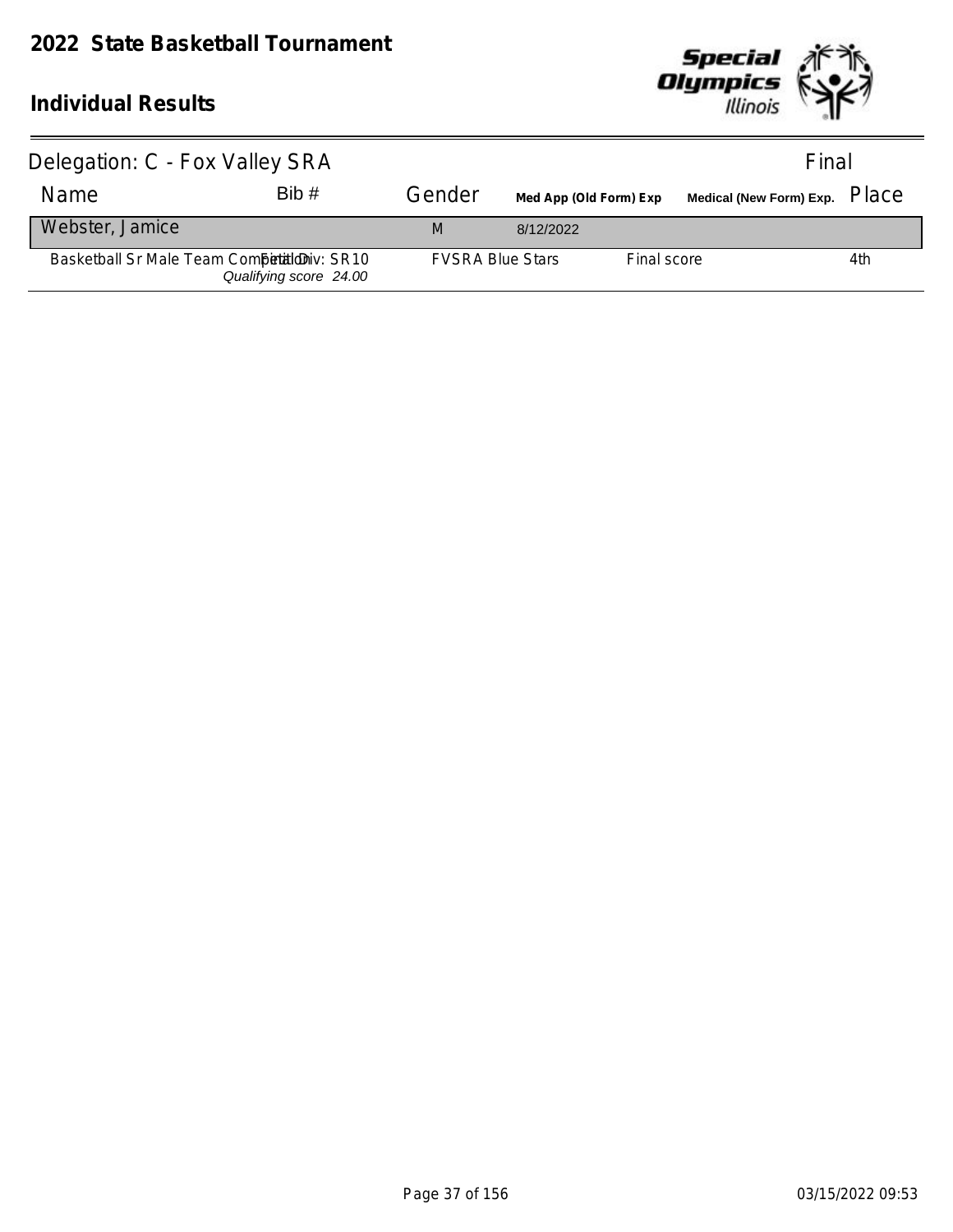# 2022 State Basketball Tournament

## Individual Results

**Delegation: C - Fox Valley SRA** — Final

| Name | Bib # | Gender | Med App (Old Form) Exp | | Medical (New Form) Exp. | Place |
|---|---|---|---|---|---|---|
| Webster, Jamice | | M | 8/12/2022 | | | |
| Basketball Sr Male Team Competition Final Div: SR10 *Qualifying score 24.00* | | FVSRA Blue Stars | | Final score | | 4th |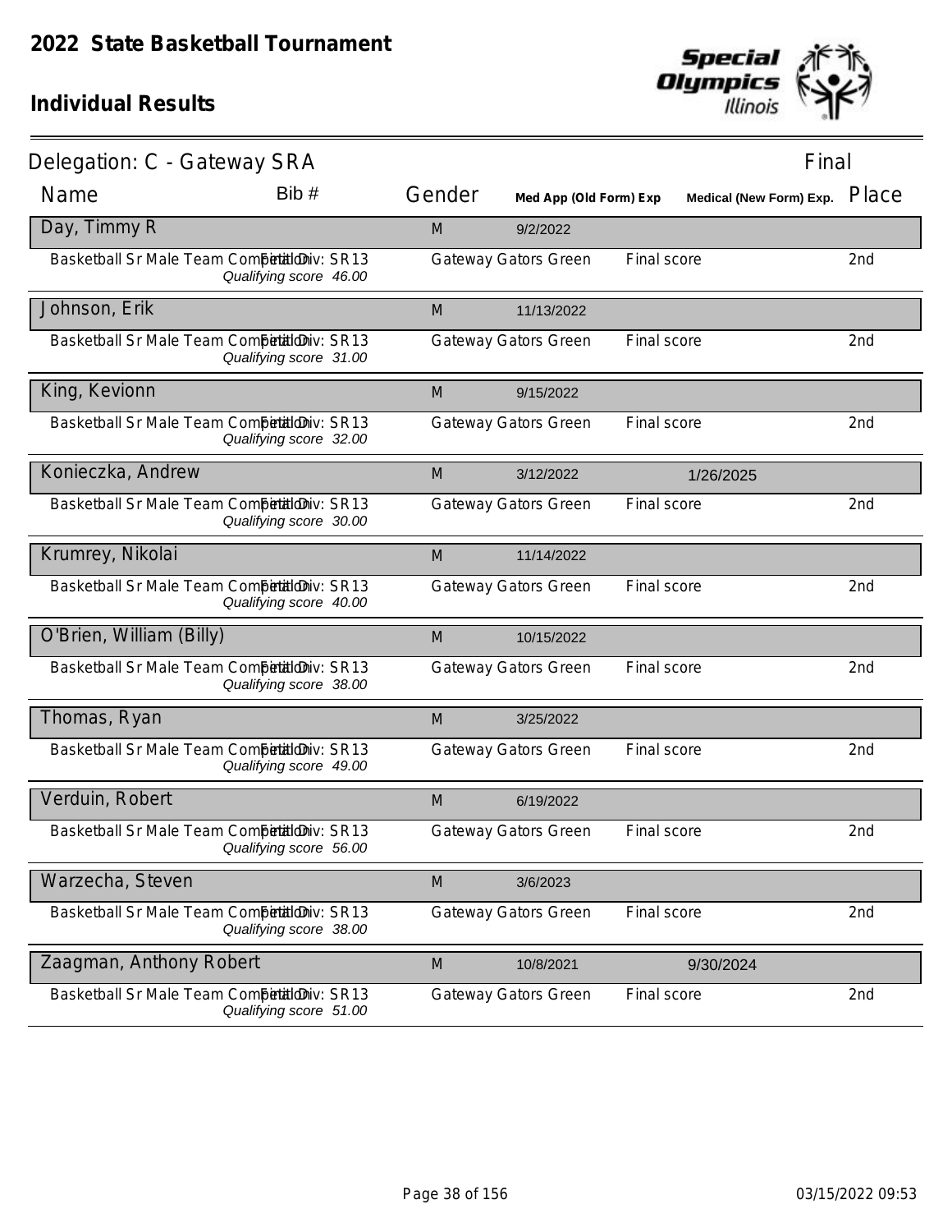# 2022 State Basketball Tournament

## Individual Results

Delegation: C - Gateway SRA — Final

| Name | Bib # | Gender | Med App (Old Form) Exp | Medical (New Form) Exp. | Place |
|---|---|---|---|---|---|
| **Day, Timmy R** | | M | 9/2/2022 | | |
| Basketball Sr Male Team Competition — Final Div: SR13 — *Qualifying score 46.00* | | Gateway Gators Green | Final score | | 2nd |
| **Johnson, Erik** | | M | 11/13/2022 | | |
| Basketball Sr Male Team Competition — Final Div: SR13 — *Qualifying score 31.00* | | Gateway Gators Green | Final score | | 2nd |
| **King, Kevionn** | | M | 9/15/2022 | | |
| Basketball Sr Male Team Competition — Final Div: SR13 — *Qualifying score 32.00* | | Gateway Gators Green | Final score | | 2nd |
| **Konieczka, Andrew** | | M | 3/12/2022 | 1/26/2025 | |
| Basketball Sr Male Team Competition — Final Div: SR13 — *Qualifying score 30.00* | | Gateway Gators Green | Final score | | 2nd |
| **Krumrey, Nikolai** | | M | 11/14/2022 | | |
| Basketball Sr Male Team Competition — Final Div: SR13 — *Qualifying score 40.00* | | Gateway Gators Green | Final score | | 2nd |
| **O'Brien, William (Billy)** | | M | 10/15/2022 | | |
| Basketball Sr Male Team Competition — Final Div: SR13 — *Qualifying score 38.00* | | Gateway Gators Green | Final score | | 2nd |
| **Thomas, Ryan** | | M | 3/25/2022 | | |
| Basketball Sr Male Team Competition — Final Div: SR13 — *Qualifying score 49.00* | | Gateway Gators Green | Final score | | 2nd |
| **Verduin, Robert** | | M | 6/19/2022 | | |
| Basketball Sr Male Team Competition — Final Div: SR13 — *Qualifying score 56.00* | | Gateway Gators Green | Final score | | 2nd |
| **Warzecha, Steven** | | M | 3/6/2023 | | |
| Basketball Sr Male Team Competition — Final Div: SR13 — *Qualifying score 38.00* | | Gateway Gators Green | Final score | | 2nd |
| **Zaagman, Anthony Robert** | | M | 10/8/2021 | 9/30/2024 | |
| Basketball Sr Male Team Competition — Final Div: SR13 — *Qualifying score 51.00* | | Gateway Gators Green | Final score | | 2nd |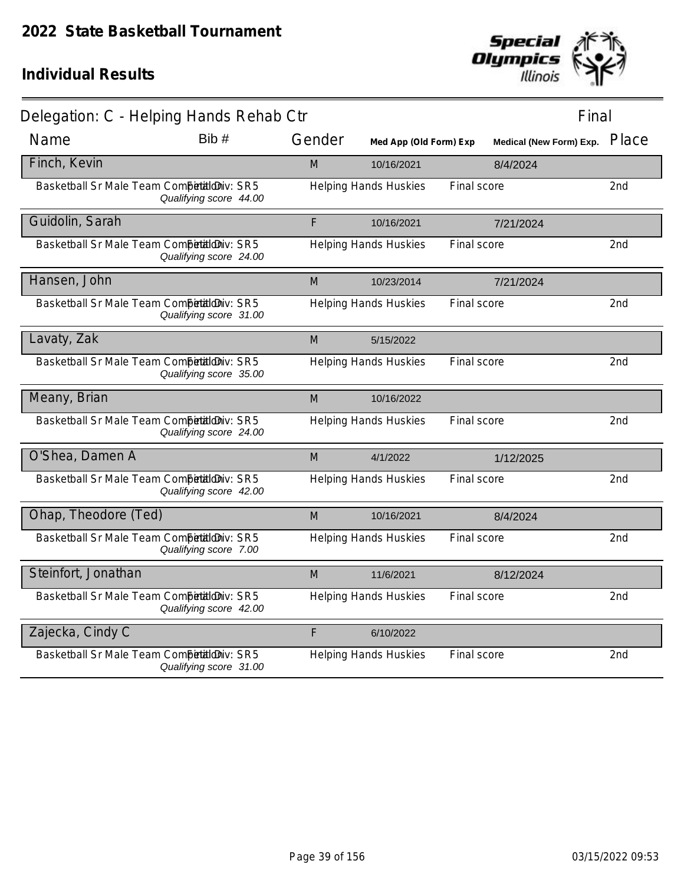# 2022 State Basketball Tournament

## Individual Results

**Delegation: C - Helping Hands Rehab Ctr** — Final

| Name | Bib # | Gender | Med App (Old Form) Exp | Medical (New Form) Exp. | Place |
|---|---|---|---|---|---|
| **Finch, Kevin** | | M | 10/16/2021 | 8/4/2024 | |
| Basketball Sr Male Team Competition Final Div: SR5 *Qualifying score 44.00* | | Helping Hands Huskies | Final score | | 2nd |
| **Guidolin, Sarah** | | F | 10/16/2021 | 7/21/2024 | |
| Basketball Sr Male Team Competition Final Div: SR5 *Qualifying score 24.00* | | Helping Hands Huskies | Final score | | 2nd |
| **Hansen, John** | | M | 10/23/2014 | 7/21/2024 | |
| Basketball Sr Male Team Competition Final Div: SR5 *Qualifying score 31.00* | | Helping Hands Huskies | Final score | | 2nd |
| **Lavaty, Zak** | | M | 5/15/2022 | | |
| Basketball Sr Male Team Competition Final Div: SR5 *Qualifying score 35.00* | | Helping Hands Huskies | Final score | | 2nd |
| **Meany, Brian** | | M | 10/16/2022 | | |
| Basketball Sr Male Team Competition Final Div: SR5 *Qualifying score 24.00* | | Helping Hands Huskies | Final score | | 2nd |
| **O'Shea, Damen A** | | M | 4/1/2022 | 1/12/2025 | |
| Basketball Sr Male Team Competition Final Div: SR5 *Qualifying score 42.00* | | Helping Hands Huskies | Final score | | 2nd |
| **Ohap, Theodore (Ted)** | | M | 10/16/2021 | 8/4/2024 | |
| Basketball Sr Male Team Competition Final Div: SR5 *Qualifying score 7.00* | | Helping Hands Huskies | Final score | | 2nd |
| **Steinfort, Jonathan** | | M | 11/6/2021 | 8/12/2024 | |
| Basketball Sr Male Team Competition Final Div: SR5 *Qualifying score 42.00* | | Helping Hands Huskies | Final score | | 2nd |
| **Zajecka, Cindy C** | | F | 6/10/2022 | | |
| Basketball Sr Male Team Competition Final Div: SR5 *Qualifying score 31.00* | | Helping Hands Huskies | Final score | | 2nd |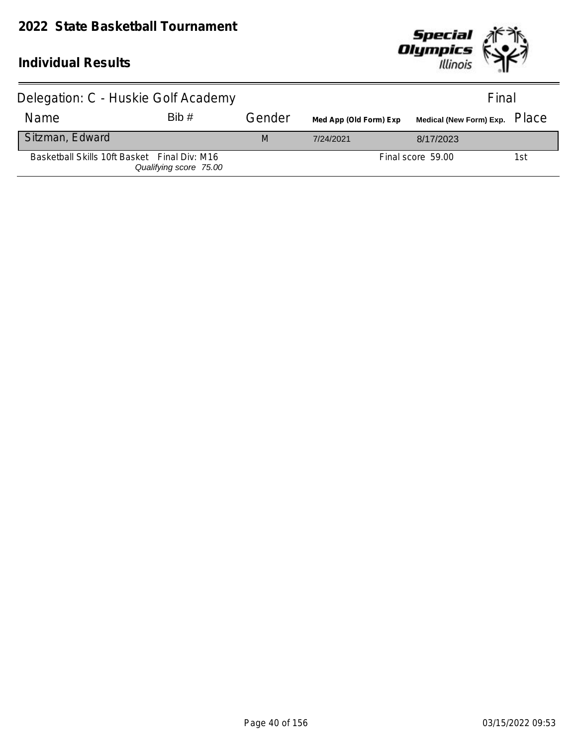# 2022 State Basketball Tournament

## Individual Results

Delegation: C - Huskie Golf Academy — Final

| Name | Bib # | Gender | Med App (Old Form) Exp | Medical (New Form) Exp. | Place |
|---|---|---|---|---|---|
| Sitzman, Edward | | M | 7/24/2021 | 8/17/2023 | |
| Basketball Skills 10ft Basket Final Div: M16 *Qualifying score 75.00* | | | | Final score 59.00 | 1st |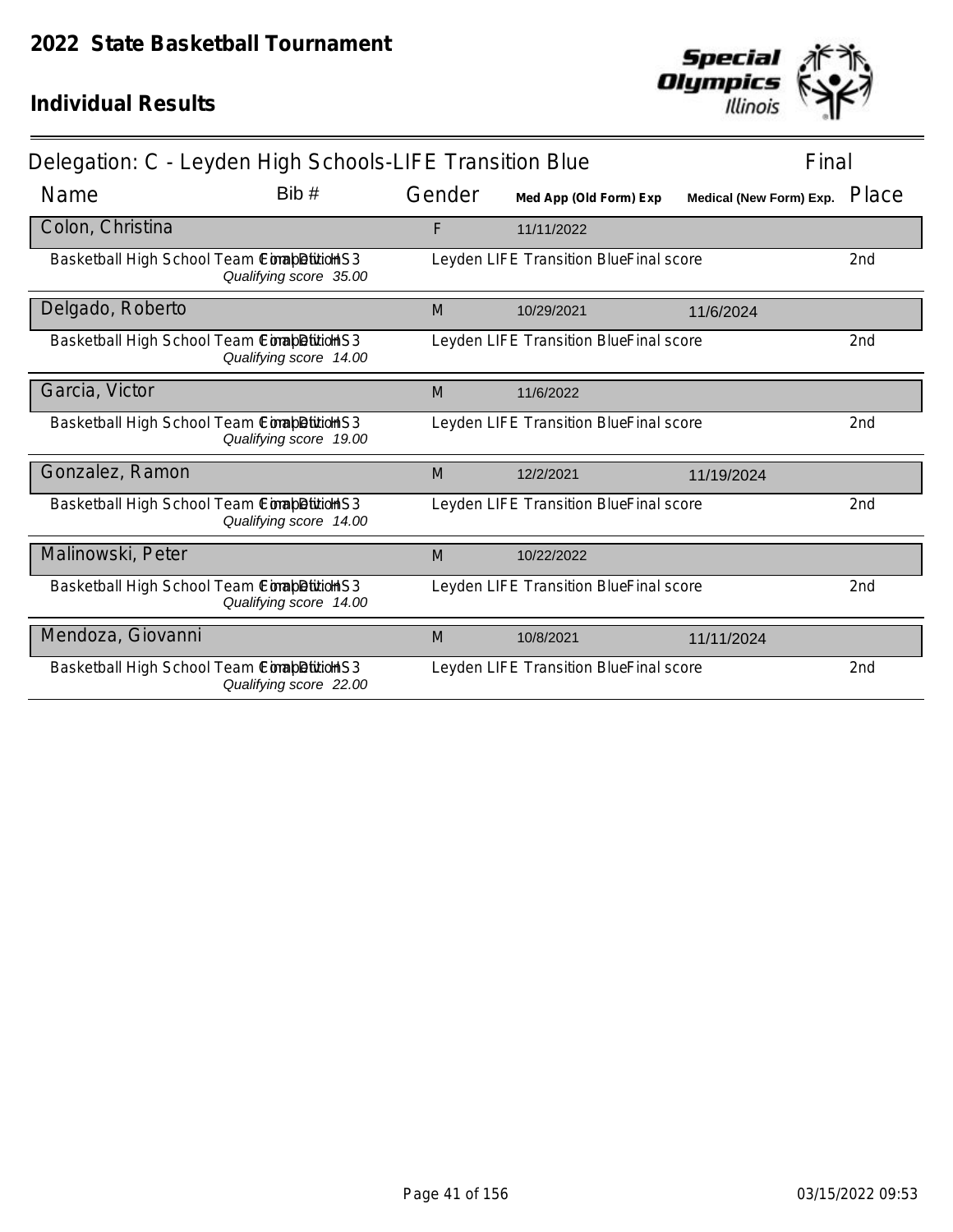# 2022 State Basketball Tournament

## Individual Results

Delegation: C - Leyden High Schools-LIFE Transition Blue — Final

| Name | Bib # | Gender | Med App (Old Form) Exp | Medical (New Form) Exp. | Place |
|---|---|---|---|---|---|
| **Colon, Christina** | | F | 11/11/2022 | | |
| Basketball High School Team Competition Final Div HS3 — *Qualifying score 35.00* | | Leyden LIFE Transition Blue | Final score | | 2nd |
| **Delgado, Roberto** | | M | 10/29/2021 | 11/6/2024 | |
| Basketball High School Team Competition Final Div HS3 — *Qualifying score 14.00* | | Leyden LIFE Transition Blue | Final score | | 2nd |
| **Garcia, Victor** | | M | 11/6/2022 | | |
| Basketball High School Team Competition Final Div HS3 — *Qualifying score 19.00* | | Leyden LIFE Transition Blue | Final score | | 2nd |
| **Gonzalez, Ramon** | | M | 12/2/2021 | 11/19/2024 | |
| Basketball High School Team Competition Final Div HS3 — *Qualifying score 14.00* | | Leyden LIFE Transition Blue | Final score | | 2nd |
| **Malinowski, Peter** | | M | 10/22/2022 | | |
| Basketball High School Team Competition Final Div HS3 — *Qualifying score 14.00* | | Leyden LIFE Transition Blue | Final score | | 2nd |
| **Mendoza, Giovanni** | | M | 10/8/2021 | 11/11/2024 | |
| Basketball High School Team Competition Final Div HS3 — *Qualifying score 22.00* | | Leyden LIFE Transition Blue | Final score | | 2nd |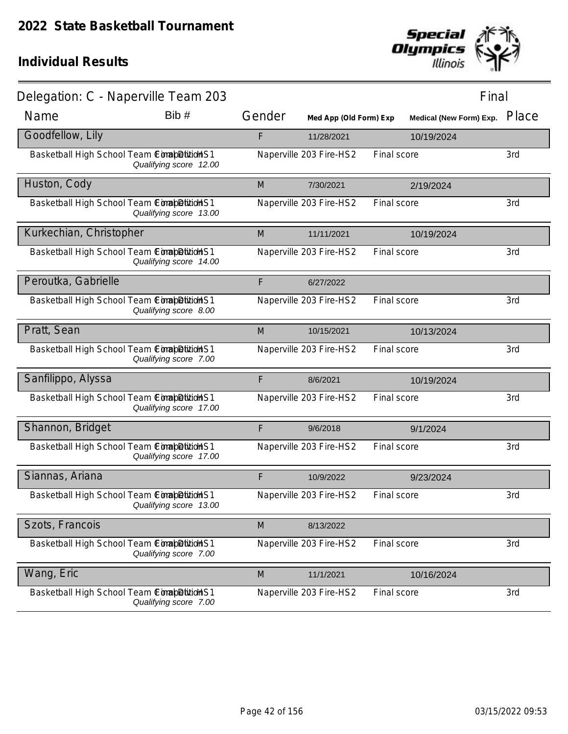# 2022 State Basketball Tournament

## Individual Results

### Delegation: C - Naperville Team 203

Final

| Name | Bib # | Gender | Med App (Old Form) Exp | Medical (New Form) Exp. | Place |
|---|---|---|---|---|---|
| Goodfellow, Lily | | F | 11/28/2021 | 10/19/2024 | |
| Basketball High School Team Competition Final Division HS1 *Qualifying score 12.00* | | Naperville 203 Fire-HS2 | Final score | | 3rd |
| Huston, Cody | | M | 7/30/2021 | 2/19/2024 | |
| Basketball High School Team Competition Final Division HS1 *Qualifying score 13.00* | | Naperville 203 Fire-HS2 | Final score | | 3rd |
| Kurkechian, Christopher | | M | 11/11/2021 | 10/19/2024 | |
| Basketball High School Team Competition Final Division HS1 *Qualifying score 14.00* | | Naperville 203 Fire-HS2 | Final score | | 3rd |
| Peroutka, Gabrielle | | F | 6/27/2022 | | |
| Basketball High School Team Competition Final Division HS1 *Qualifying score 8.00* | | Naperville 203 Fire-HS2 | Final score | | 3rd |
| Pratt, Sean | | M | 10/15/2021 | 10/13/2024 | |
| Basketball High School Team Competition Final Division HS1 *Qualifying score 7.00* | | Naperville 203 Fire-HS2 | Final score | | 3rd |
| Sanfilippo, Alyssa | | F | 8/6/2021 | 10/19/2024 | |
| Basketball High School Team Competition Final Division HS1 *Qualifying score 17.00* | | Naperville 203 Fire-HS2 | Final score | | 3rd |
| Shannon, Bridget | | F | 9/6/2018 | 9/1/2024 | |
| Basketball High School Team Competition Final Division HS1 *Qualifying score 17.00* | | Naperville 203 Fire-HS2 | Final score | | 3rd |
| Siannas, Ariana | | F | 10/9/2022 | 9/23/2024 | |
| Basketball High School Team Competition Final Division HS1 *Qualifying score 13.00* | | Naperville 203 Fire-HS2 | Final score | | 3rd |
| Szots, Francois | | M | 8/13/2022 | | |
| Basketball High School Team Competition Final Division HS1 *Qualifying score 7.00* | | Naperville 203 Fire-HS2 | Final score | | 3rd |
| Wang, Eric | | M | 11/1/2021 | 10/16/2024 | |
| Basketball High School Team Competition Final Division HS1 *Qualifying score 7.00* | | Naperville 203 Fire-HS2 | Final score | | 3rd |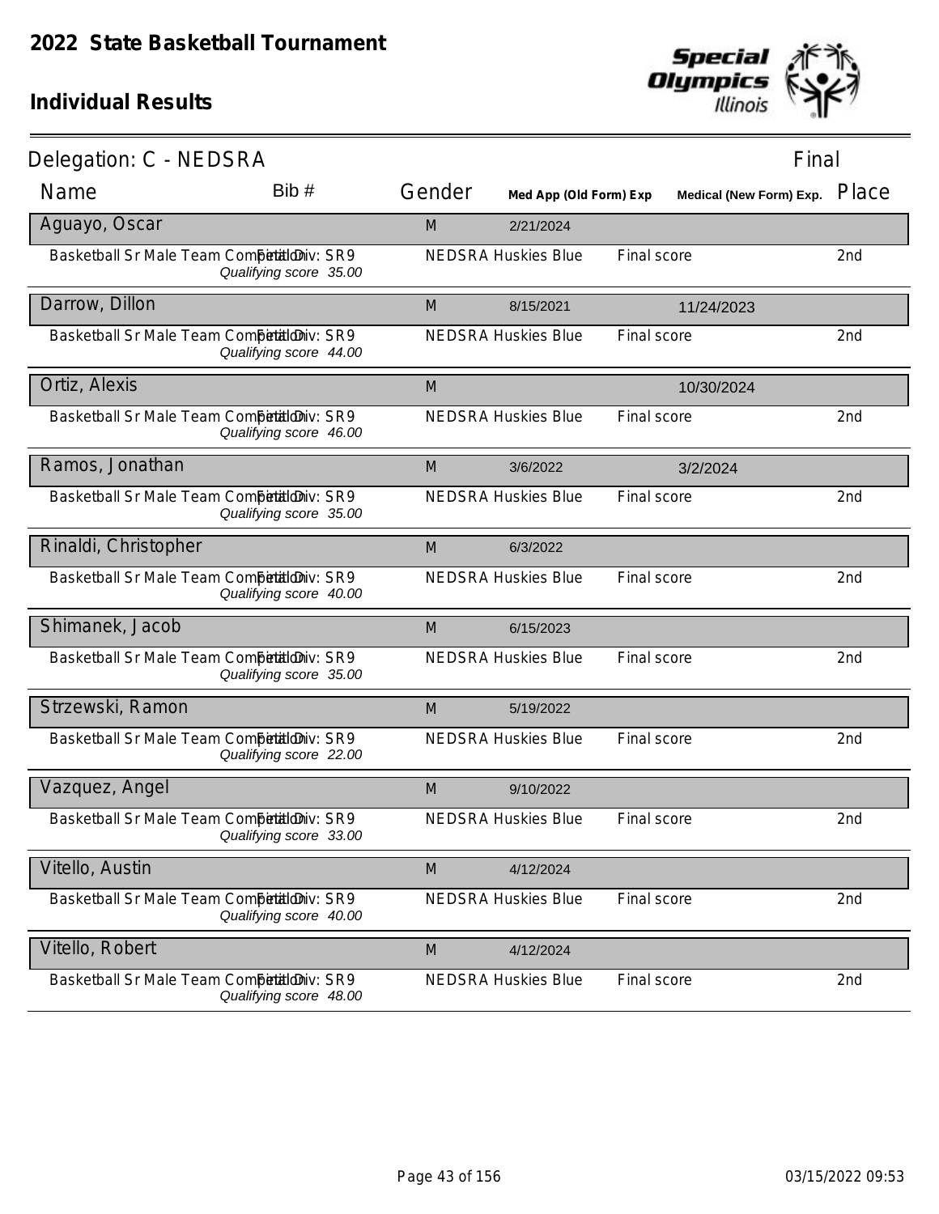# 2022 State Basketball Tournament

## Individual Results

Delegation: C - NEDSRA — Final

| Name | Bib # | Gender | Med App (Old Form) Exp | Medical (New Form) Exp. | Place |
|---|---|---|---|---|---|
| Aguayo, Oscar | | M | 2/21/2024 | | |
| Basketball Sr Male Team Competition — Final Div: SR9 — *Qualifying score 35.00* | | NEDSRA Huskies Blue | | Final score | 2nd |
| Darrow, Dillon | | M | 8/15/2021 | 11/24/2023 | |
| Basketball Sr Male Team Competition — Final Div: SR9 — *Qualifying score 44.00* | | NEDSRA Huskies Blue | | Final score | 2nd |
| Ortiz, Alexis | | M | | 10/30/2024 | |
| Basketball Sr Male Team Competition — Final Div: SR9 — *Qualifying score 46.00* | | NEDSRA Huskies Blue | | Final score | 2nd |
| Ramos, Jonathan | | M | 3/6/2022 | 3/2/2024 | |
| Basketball Sr Male Team Competition — Final Div: SR9 — *Qualifying score 35.00* | | NEDSRA Huskies Blue | | Final score | 2nd |
| Rinaldi, Christopher | | M | 6/3/2022 | | |
| Basketball Sr Male Team Competition — Final Div: SR9 — *Qualifying score 40.00* | | NEDSRA Huskies Blue | | Final score | 2nd |
| Shimanek, Jacob | | M | 6/15/2023 | | |
| Basketball Sr Male Team Competition — Final Div: SR9 — *Qualifying score 35.00* | | NEDSRA Huskies Blue | | Final score | 2nd |
| Strzewski, Ramon | | M | 5/19/2022 | | |
| Basketball Sr Male Team Competition — Final Div: SR9 — *Qualifying score 22.00* | | NEDSRA Huskies Blue | | Final score | 2nd |
| Vazquez, Angel | | M | 9/10/2022 | | |
| Basketball Sr Male Team Competition — Final Div: SR9 — *Qualifying score 33.00* | | NEDSRA Huskies Blue | | Final score | 2nd |
| Vitello, Austin | | M | 4/12/2024 | | |
| Basketball Sr Male Team Competition — Final Div: SR9 — *Qualifying score 40.00* | | NEDSRA Huskies Blue | | Final score | 2nd |
| Vitello, Robert | | M | 4/12/2024 | | |
| Basketball Sr Male Team Competition — Final Div: SR9 — *Qualifying score 48.00* | | NEDSRA Huskies Blue | | Final score | 2nd |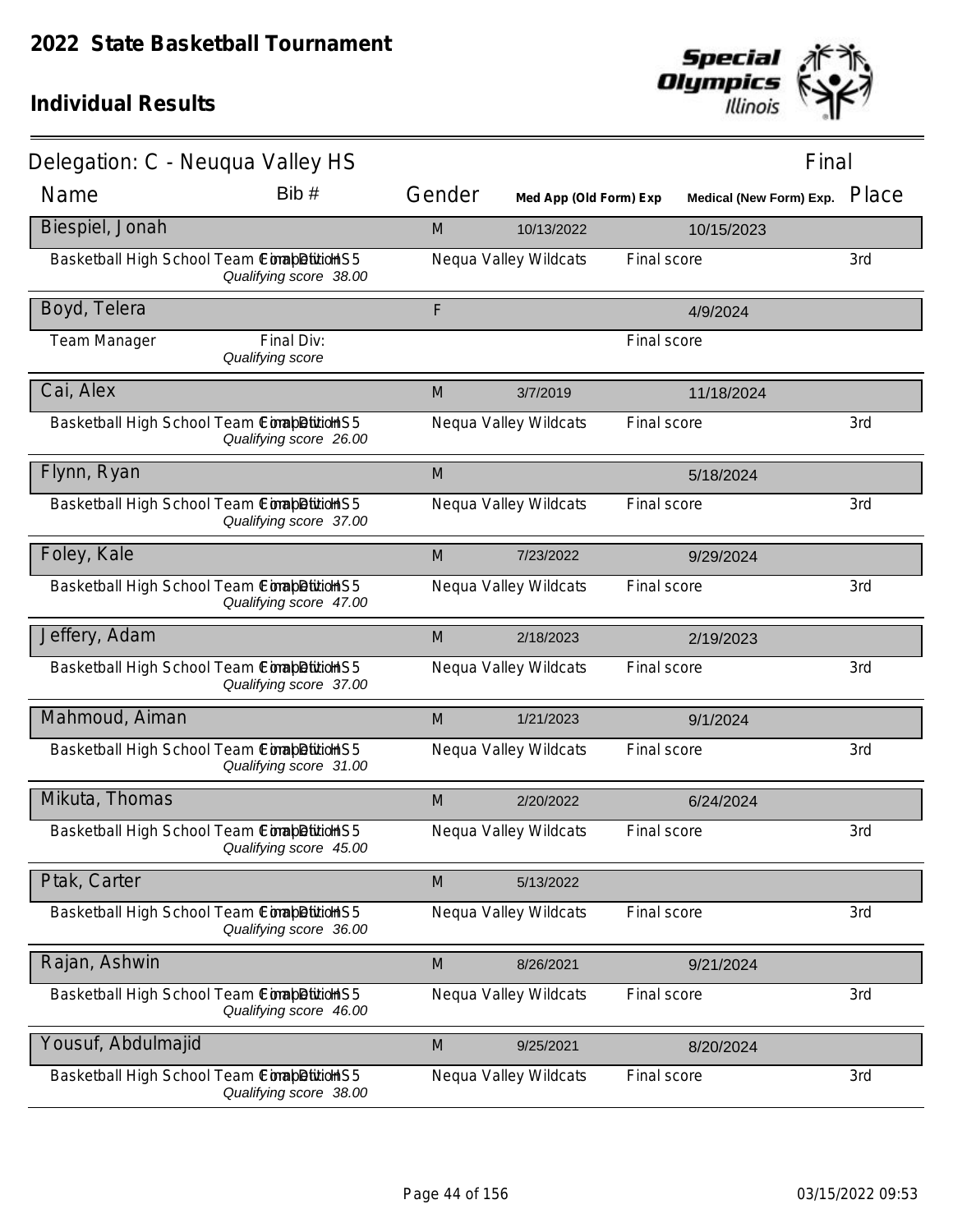# 2022 State Basketball Tournament

## Individual Results

Delegation: C - Neuqua Valley HS — Final

| Name | Bib # | Gender | Med App (Old Form) Exp | | Medical (New Form) Exp. | Place |
|---|---|---|---|---|---|---|
| Biespiel, Jonah | | M | 10/13/2022 | | 10/15/2023 | |
| Basketball High School Team Competition | Final Div: HS5 *Qualifying score 38.00* | Nequa Valley Wildcats | | Final score | | 3rd |
| Boyd, Telera | | F | | | 4/9/2024 | |
| Team Manager | Final Div: *Qualifying score* | | | Final score | | |
| Cai, Alex | | M | 3/7/2019 | | 11/18/2024 | |
| Basketball High School Team Competition | Final Div: HS5 *Qualifying score 26.00* | Nequa Valley Wildcats | | Final score | | 3rd |
| Flynn, Ryan | | M | | | 5/18/2024 | |
| Basketball High School Team Competition | Final Div: HS5 *Qualifying score 37.00* | Nequa Valley Wildcats | | Final score | | 3rd |
| Foley, Kale | | M | 7/23/2022 | | 9/29/2024 | |
| Basketball High School Team Competition | Final Div: HS5 *Qualifying score 47.00* | Nequa Valley Wildcats | | Final score | | 3rd |
| Jeffery, Adam | | M | 2/18/2023 | | 2/19/2023 | |
| Basketball High School Team Competition | Final Div: HS5 *Qualifying score 37.00* | Nequa Valley Wildcats | | Final score | | 3rd |
| Mahmoud, Aiman | | M | 1/21/2023 | | 9/1/2024 | |
| Basketball High School Team Competition | Final Div: HS5 *Qualifying score 31.00* | Nequa Valley Wildcats | | Final score | | 3rd |
| Mikuta, Thomas | | M | 2/20/2022 | | 6/24/2024 | |
| Basketball High School Team Competition | Final Div: HS5 *Qualifying score 45.00* | Nequa Valley Wildcats | | Final score | | 3rd |
| Ptak, Carter | | M | 5/13/2022 | | | |
| Basketball High School Team Competition | Final Div: HS5 *Qualifying score 36.00* | Nequa Valley Wildcats | | Final score | | 3rd |
| Rajan, Ashwin | | M | 8/26/2021 | | 9/21/2024 | |
| Basketball High School Team Competition | Final Div: HS5 *Qualifying score 46.00* | Nequa Valley Wildcats | | Final score | | 3rd |
| Yousuf, Abdulmajid | | M | 9/25/2021 | | 8/20/2024 | |
| Basketball High School Team Competition | Final Div: HS5 *Qualifying score 38.00* | Nequa Valley Wildcats | | Final score | | 3rd |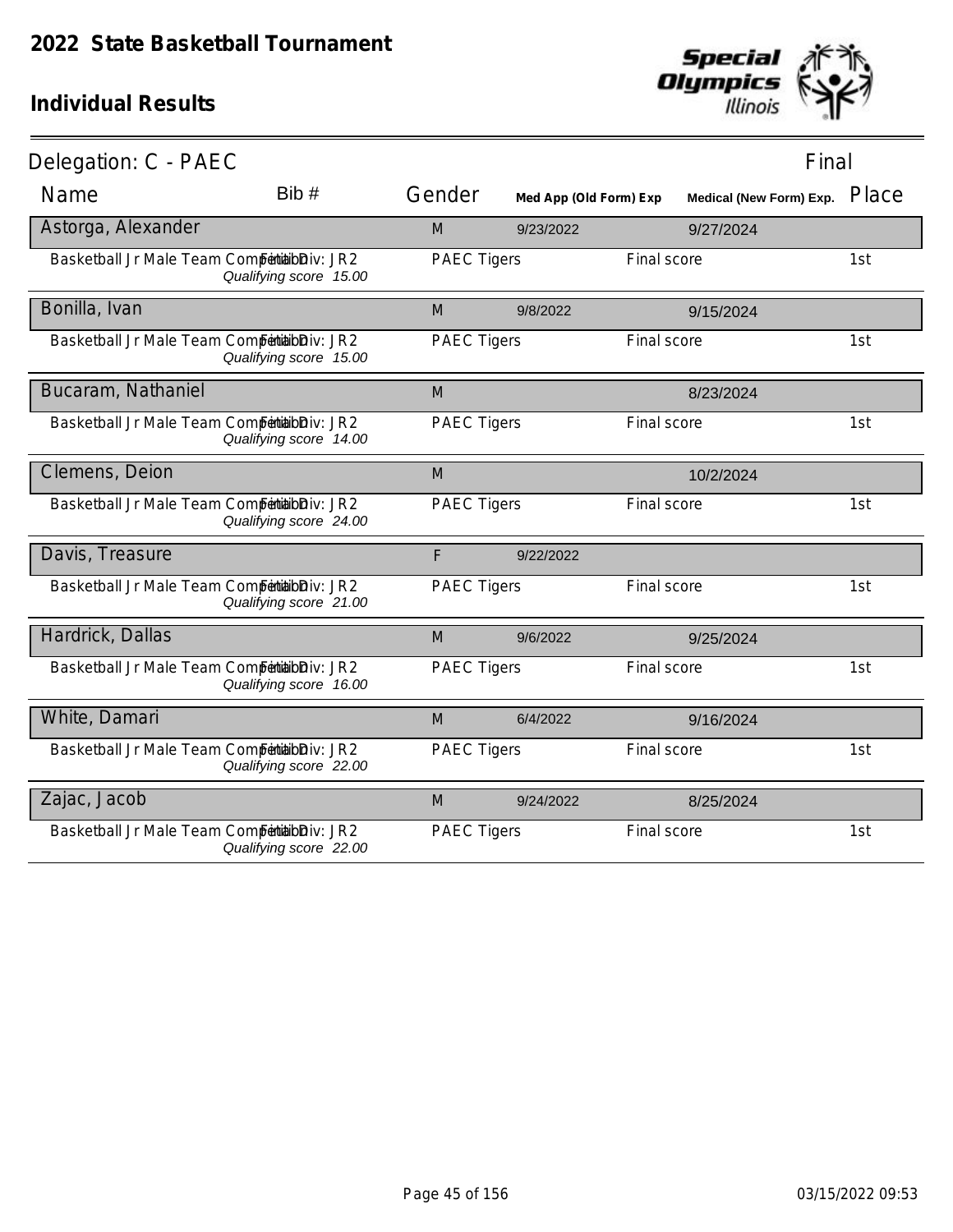# 2022 State Basketball Tournament

## Individual Results

Delegation: C - PAEC — Final

| Name | Bib # | Gender | Med App (Old Form) Exp | Medical (New Form) Exp. | Place |
|---|---|---|---|---|---|
| **Astorga, Alexander** | | M | 9/23/2022 | 9/27/2024 | |
| Basketball Jr Male Team Competition — Final Div: JR2 — *Qualifying score 15.00* | | PAEC Tigers | | Final score | 1st |
| **Bonilla, Ivan** | | M | 9/8/2022 | 9/15/2024 | |
| Basketball Jr Male Team Competition — Final Div: JR2 — *Qualifying score 15.00* | | PAEC Tigers | | Final score | 1st |
| **Bucaram, Nathaniel** | | M | | 8/23/2024 | |
| Basketball Jr Male Team Competition — Final Div: JR2 — *Qualifying score 14.00* | | PAEC Tigers | | Final score | 1st |
| **Clemens, Deion** | | M | | 10/2/2024 | |
| Basketball Jr Male Team Competition — Final Div: JR2 — *Qualifying score 24.00* | | PAEC Tigers | | Final score | 1st |
| **Davis, Treasure** | | F | 9/22/2022 | | |
| Basketball Jr Male Team Competition — Final Div: JR2 — *Qualifying score 21.00* | | PAEC Tigers | | Final score | 1st |
| **Hardrick, Dallas** | | M | 9/6/2022 | 9/25/2024 | |
| Basketball Jr Male Team Competition — Final Div: JR2 — *Qualifying score 16.00* | | PAEC Tigers | | Final score | 1st |
| **White, Damari** | | M | 6/4/2022 | 9/16/2024 | |
| Basketball Jr Male Team Competition — Final Div: JR2 — *Qualifying score 22.00* | | PAEC Tigers | | Final score | 1st |
| **Zajac, Jacob** | | M | 9/24/2022 | 8/25/2024 | |
| Basketball Jr Male Team Competition — Final Div: JR2 — *Qualifying score 22.00* | | PAEC Tigers | | Final score | 1st |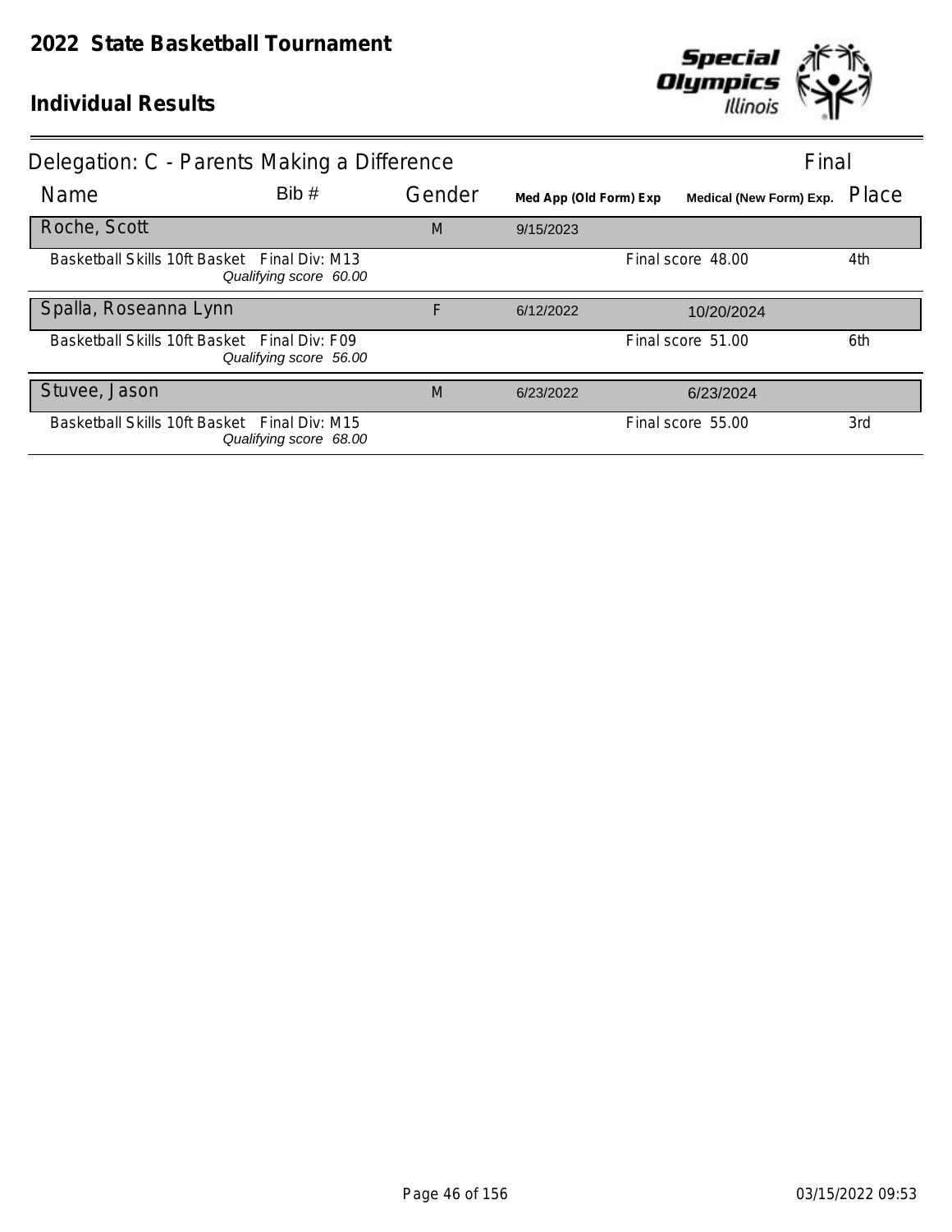# 2022 State Basketball Tournament

## Individual Results

### Delegation: C - Parents Making a Difference

Final

| Name | Bib # | Gender | Med App (Old Form) Exp | Medical (New Form) Exp. | Place |
|---|---|---|---|---|---|
| Roche, Scott | | M | 9/15/2023 | | |
| Basketball Skills 10ft Basket Final Div: M13 *Qualifying score 60.00* | | | | Final score 48.00 | 4th |
| Spalla, Roseanna Lynn | | F | 6/12/2022 | 10/20/2024 | |
| Basketball Skills 10ft Basket Final Div: F09 *Qualifying score 56.00* | | | | Final score 51.00 | 6th |
| Stuvee, Jason | | M | 6/23/2022 | 6/23/2024 | |
| Basketball Skills 10ft Basket Final Div: M15 *Qualifying score 68.00* | | | | Final score 55.00 | 3rd |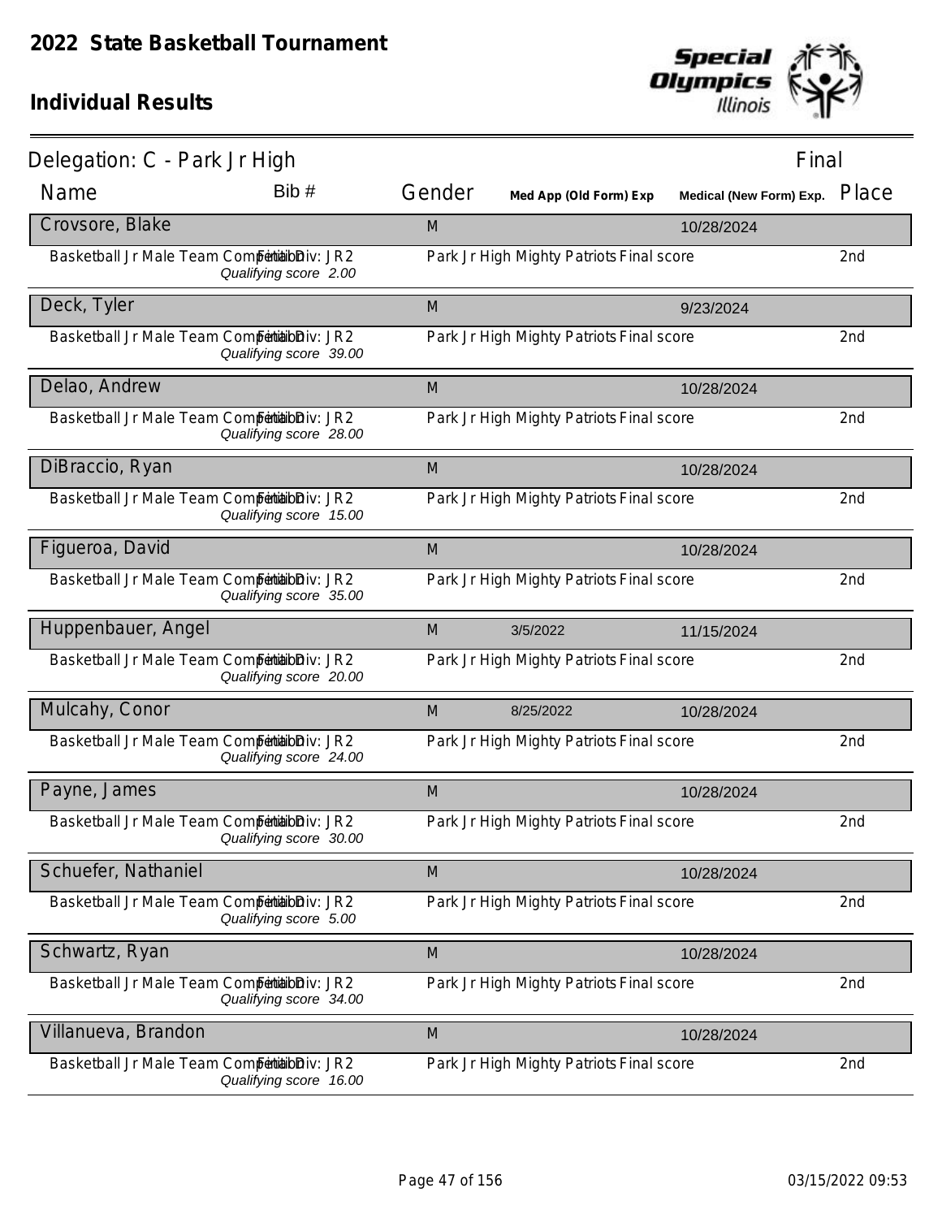# 2022 State Basketball Tournament

## Individual Results

Delegation: C - Park Jr High — Final

| Name | Bib # | Gender | Med App (Old Form) Exp | Medical (New Form) Exp. | Place |
|---|---|---|---|---|---|
| Crovsore, Blake | | M | | 10/28/2024 | |
| Basketball Jr Male Team Competition Final Div: JR2 *Qualifying score 2.00* | | Park Jr High Mighty Patriots Final score | | | 2nd |
| Deck, Tyler | | M | | 9/23/2024 | |
| Basketball Jr Male Team Competition Final Div: JR2 *Qualifying score 39.00* | | Park Jr High Mighty Patriots Final score | | | 2nd |
| Delao, Andrew | | M | | 10/28/2024 | |
| Basketball Jr Male Team Competition Final Div: JR2 *Qualifying score 28.00* | | Park Jr High Mighty Patriots Final score | | | 2nd |
| DiBraccio, Ryan | | M | | 10/28/2024 | |
| Basketball Jr Male Team Competition Final Div: JR2 *Qualifying score 15.00* | | Park Jr High Mighty Patriots Final score | | | 2nd |
| Figueroa, David | | M | | 10/28/2024 | |
| Basketball Jr Male Team Competition Final Div: JR2 *Qualifying score 35.00* | | Park Jr High Mighty Patriots Final score | | | 2nd |
| Huppenbauer, Angel | | M | 3/5/2022 | 11/15/2024 | |
| Basketball Jr Male Team Competition Final Div: JR2 *Qualifying score 20.00* | | Park Jr High Mighty Patriots Final score | | | 2nd |
| Mulcahy, Conor | | M | 8/25/2022 | 10/28/2024 | |
| Basketball Jr Male Team Competition Final Div: JR2 *Qualifying score 24.00* | | Park Jr High Mighty Patriots Final score | | | 2nd |
| Payne, James | | M | | 10/28/2024 | |
| Basketball Jr Male Team Competition Final Div: JR2 *Qualifying score 30.00* | | Park Jr High Mighty Patriots Final score | | | 2nd |
| Schuefer, Nathaniel | | M | | 10/28/2024 | |
| Basketball Jr Male Team Competition Final Div: JR2 *Qualifying score 5.00* | | Park Jr High Mighty Patriots Final score | | | 2nd |
| Schwartz, Ryan | | M | | 10/28/2024 | |
| Basketball Jr Male Team Competition Final Div: JR2 *Qualifying score 34.00* | | Park Jr High Mighty Patriots Final score | | | 2nd |
| Villanueva, Brandon | | M | | 10/28/2024 | |
| Basketball Jr Male Team Competition Final Div: JR2 *Qualifying score 16.00* | | Park Jr High Mighty Patriots Final score | | | 2nd |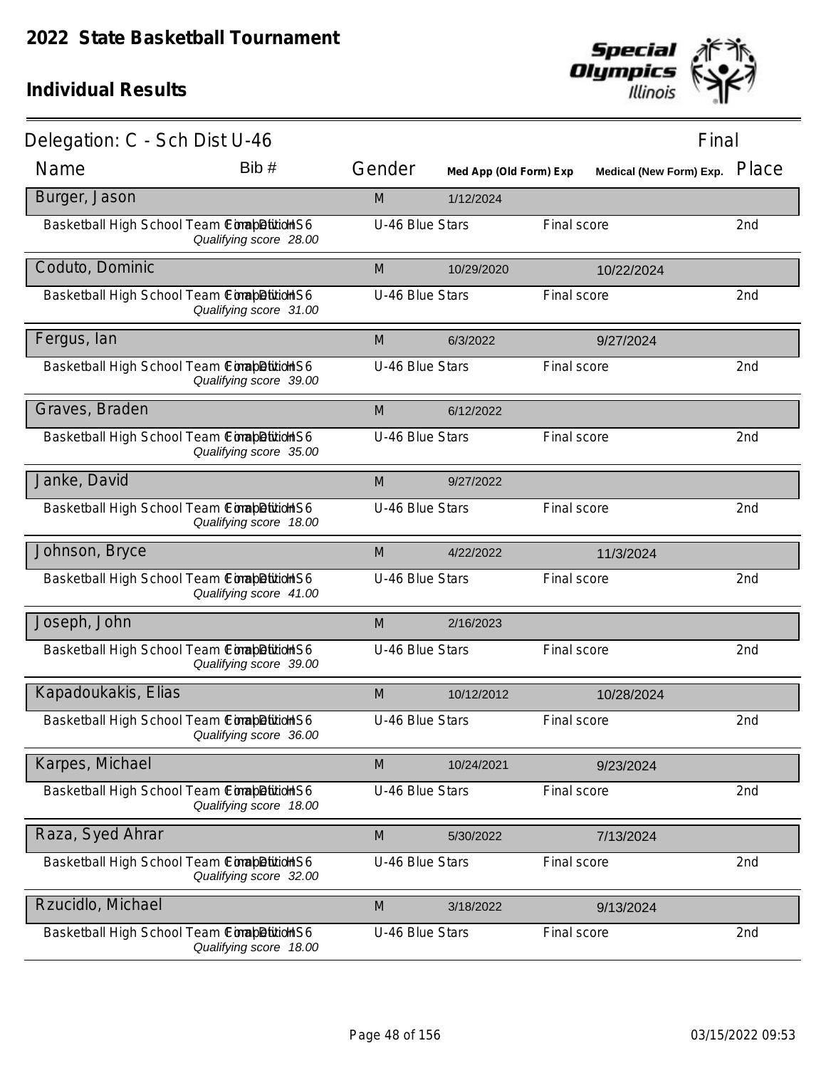# 2022 State Basketball Tournament

## Individual Results

**Delegation: C - Sch Dist U-46** — Final

| Name | Bib # | Gender | Med App (Old Form) Exp | Medical (New Form) Exp. | Place |
|---|---|---|---|---|---|
| **Burger, Jason** | | M | 1/12/2024 | | |
| Basketball High School Team Competition HS6 — *Qualifying score 28.00* | Final HS6 | U-46 Blue Stars | | Final score | 2nd |
| **Coduto, Dominic** | | M | 10/29/2020 | 10/22/2024 | |
| Basketball High School Team Competition HS6 — *Qualifying score 31.00* | Final HS6 | U-46 Blue Stars | | Final score | 2nd |
| **Fergus, Ian** | | M | 6/3/2022 | 9/27/2024 | |
| Basketball High School Team Competition HS6 — *Qualifying score 39.00* | Final HS6 | U-46 Blue Stars | | Final score | 2nd |
| **Graves, Braden** | | M | 6/12/2022 | | |
| Basketball High School Team Competition HS6 — *Qualifying score 35.00* | Final HS6 | U-46 Blue Stars | | Final score | 2nd |
| **Janke, David** | | M | 9/27/2022 | | |
| Basketball High School Team Competition HS6 — *Qualifying score 18.00* | Final HS6 | U-46 Blue Stars | | Final score | 2nd |
| **Johnson, Bryce** | | M | 4/22/2022 | 11/3/2024 | |
| Basketball High School Team Competition HS6 — *Qualifying score 41.00* | Final HS6 | U-46 Blue Stars | | Final score | 2nd |
| **Joseph, John** | | M | 2/16/2023 | | |
| Basketball High School Team Competition HS6 — *Qualifying score 39.00* | Final HS6 | U-46 Blue Stars | | Final score | 2nd |
| **Kapadoukakis, Elias** | | M | 10/12/2012 | 10/28/2024 | |
| Basketball High School Team Competition HS6 — *Qualifying score 36.00* | Final HS6 | U-46 Blue Stars | | Final score | 2nd |
| **Karpes, Michael** | | M | 10/24/2021 | 9/23/2024 | |
| Basketball High School Team Competition HS6 — *Qualifying score 18.00* | Final HS6 | U-46 Blue Stars | | Final score | 2nd |
| **Raza, Syed Ahrar** | | M | 5/30/2022 | 7/13/2024 | |
| Basketball High School Team Competition HS6 — *Qualifying score 32.00* | Final HS6 | U-46 Blue Stars | | Final score | 2nd |
| **Rzucidlo, Michael** | | M | 3/18/2022 | 9/13/2024 | |
| Basketball High School Team Competition HS6 — *Qualifying score 18.00* | Final HS6 | U-46 Blue Stars | | Final score | 2nd |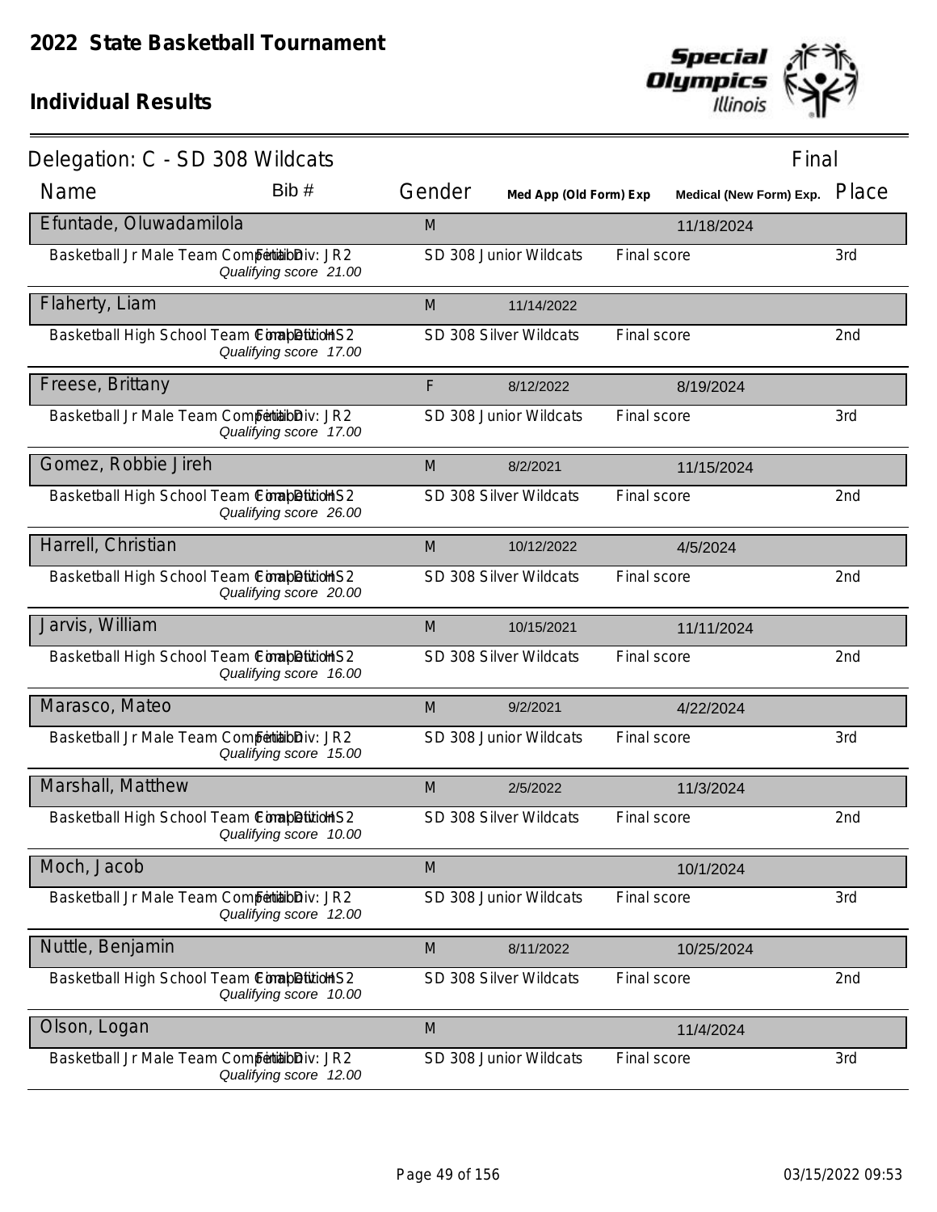# 2022 State Basketball Tournament

## Individual Results

### Delegation: C - SD 308 Wildcats

Final

| Name | Bib # | Gender | Med App (Old Form) Exp | | Medical (New Form) Exp. | Place |
|---|---|---|---|---|---|---|
| **Efuntade, Oluwadamilola** | | M | | | 11/18/2024 | |
| Basketball Jr Male Team Competition | Final Div: JR2 *Qualifying score 21.00* | SD 308 Junior Wildcats | | Final score | | 3rd |
| **Flaherty, Liam** | | M | 11/14/2022 | | | |
| Basketball High School Team Competition | Final Div: HS2 *Qualifying score 17.00* | SD 308 Silver Wildcats | | Final score | | 2nd |
| **Freese, Brittany** | | F | 8/12/2022 | | 8/19/2024 | |
| Basketball Jr Male Team Competition | Final Div: JR2 *Qualifying score 17.00* | SD 308 Junior Wildcats | | Final score | | 3rd |
| **Gomez, Robbie Jireh** | | M | 8/2/2021 | | 11/15/2024 | |
| Basketball High School Team Competition | Final Div: HS2 *Qualifying score 26.00* | SD 308 Silver Wildcats | | Final score | | 2nd |
| **Harrell, Christian** | | M | 10/12/2022 | | 4/5/2024 | |
| Basketball High School Team Competition | Final Div: HS2 *Qualifying score 20.00* | SD 308 Silver Wildcats | | Final score | | 2nd |
| **Jarvis, William** | | M | 10/15/2021 | | 11/11/2024 | |
| Basketball High School Team Competition | Final Div: HS2 *Qualifying score 16.00* | SD 308 Silver Wildcats | | Final score | | 2nd |
| **Marasco, Mateo** | | M | 9/2/2021 | | 4/22/2024 | |
| Basketball Jr Male Team Competition | Final Div: JR2 *Qualifying score 15.00* | SD 308 Junior Wildcats | | Final score | | 3rd |
| **Marshall, Matthew** | | M | 2/5/2022 | | 11/3/2024 | |
| Basketball High School Team Competition | Final Div: HS2 *Qualifying score 10.00* | SD 308 Silver Wildcats | | Final score | | 2nd |
| **Moch, Jacob** | | M | | | 10/1/2024 | |
| Basketball Jr Male Team Competition | Final Div: JR2 *Qualifying score 12.00* | SD 308 Junior Wildcats | | Final score | | 3rd |
| **Nuttle, Benjamin** | | M | 8/11/2022 | | 10/25/2024 | |
| Basketball High School Team Competition | Final Div: HS2 *Qualifying score 10.00* | SD 308 Silver Wildcats | | Final score | | 2nd |
| **Olson, Logan** | | M | | | 11/4/2024 | |
| Basketball Jr Male Team Competition | Final Div: JR2 *Qualifying score 12.00* | SD 308 Junior Wildcats | | Final score | | 3rd |

03/15/2022 09:53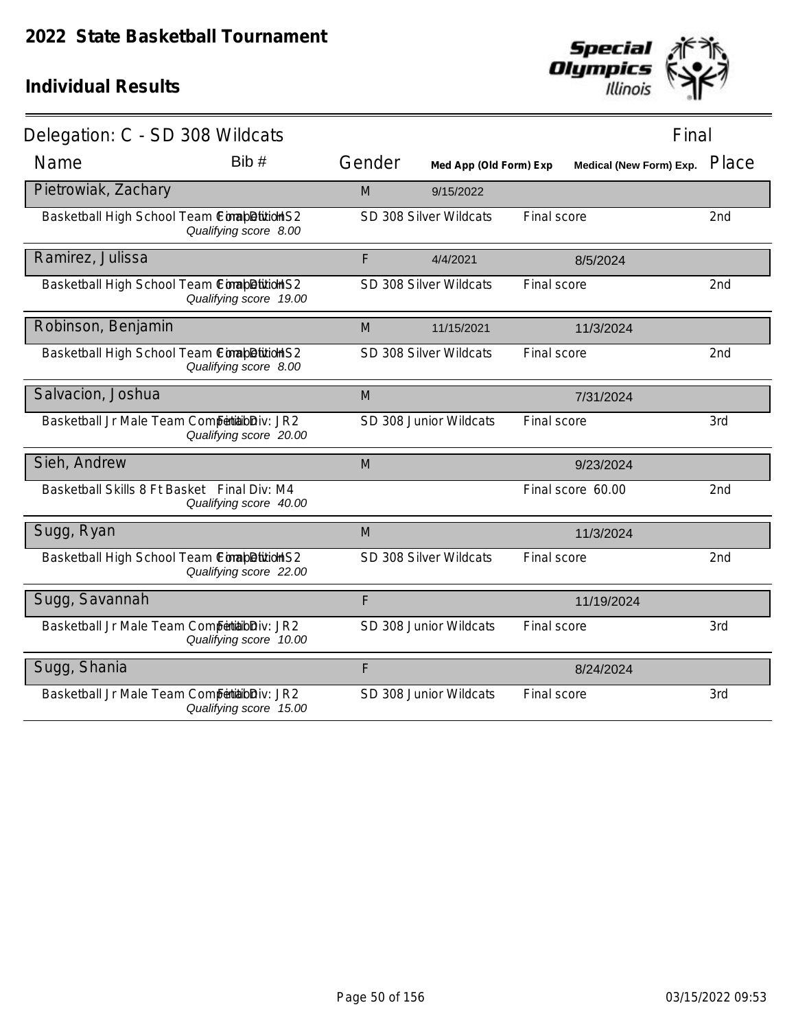# 2022 State Basketball Tournament

## Individual Results

Delegation: C - SD 308 Wildcats | Final

| Name | Bib # | Gender | Med App (Old Form) Exp | | Medical (New Form) Exp. | Place |
|---|---|---|---|---|---|---|
| **Pietrowiak, Zachary** | | M | 9/15/2022 | | | |
| Basketball High School Team Competition Final Div: HS2 | *Qualifying score 8.00* | SD 308 Silver Wildcats | | Final score | | 2nd |
| **Ramirez, Julissa** | | F | 4/4/2021 | | 8/5/2024 | |
| Basketball High School Team Competition Final Div: HS2 | *Qualifying score 19.00* | SD 308 Silver Wildcats | | Final score | | 2nd |
| **Robinson, Benjamin** | | M | 11/15/2021 | | 11/3/2024 | |
| Basketball High School Team Competition Final Div: HS2 | *Qualifying score 8.00* | SD 308 Silver Wildcats | | Final score | | 2nd |
| **Salvacion, Joshua** | | M | | | 7/31/2024 | |
| Basketball Jr Male Team Competition Final Div: JR2 | *Qualifying score 20.00* | SD 308 Junior Wildcats | | Final score | | 3rd |
| **Sieh, Andrew** | | M | | | 9/23/2024 | |
| Basketball Skills 8 Ft Basket Final Div: M4 | *Qualifying score 40.00* | | | Final score 60.00 | | 2nd |
| **Sugg, Ryan** | | M | | | 11/3/2024 | |
| Basketball High School Team Competition Final Div: HS2 | *Qualifying score 22.00* | SD 308 Silver Wildcats | | Final score | | 2nd |
| **Sugg, Savannah** | | F | | | 11/19/2024 | |
| Basketball Jr Male Team Competition Final Div: JR2 | *Qualifying score 10.00* | SD 308 Junior Wildcats | | Final score | | 3rd |
| **Sugg, Shania** | | F | | | 8/24/2024 | |
| Basketball Jr Male Team Competition Final Div: JR2 | *Qualifying score 15.00* | SD 308 Junior Wildcats | | Final score | | 3rd |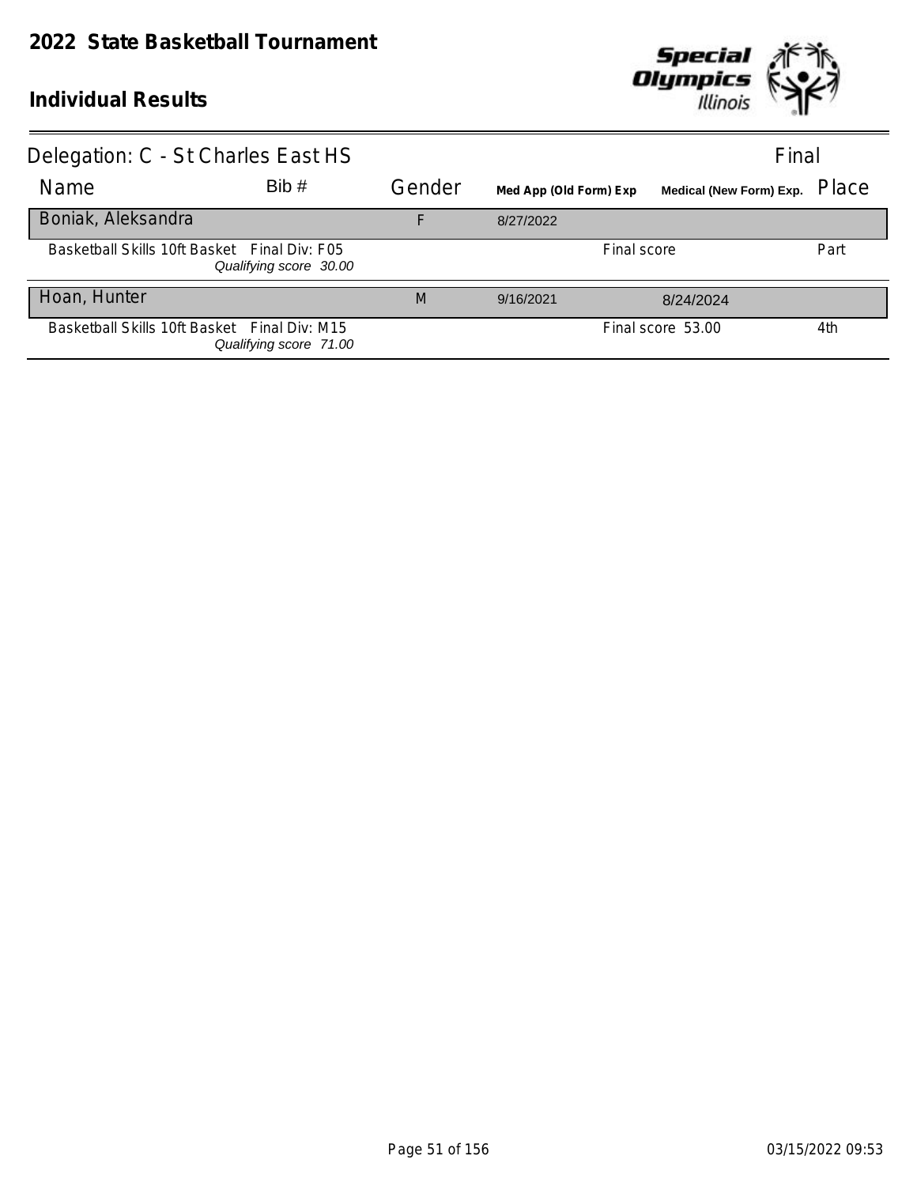# 2022 State Basketball Tournament

## Individual Results

Delegation: C - St Charles East HS — Final

| Name | Bib # | Gender | Med App (Old Form) Exp | Medical (New Form) Exp. | Place |
|---|---|---|---|---|---|
| **Boniak, Aleksandra** | | F | 8/27/2022 | | |
| Basketball Skills 10ft Basket Final Div: F05 *Qualifying score 30.00* | | | Final score | | Part |
| **Hoan, Hunter** | | M | 9/16/2021 | 8/24/2024 | |
| Basketball Skills 10ft Basket Final Div: M15 *Qualifying score 71.00* | | | Final score 53.00 | | 4th |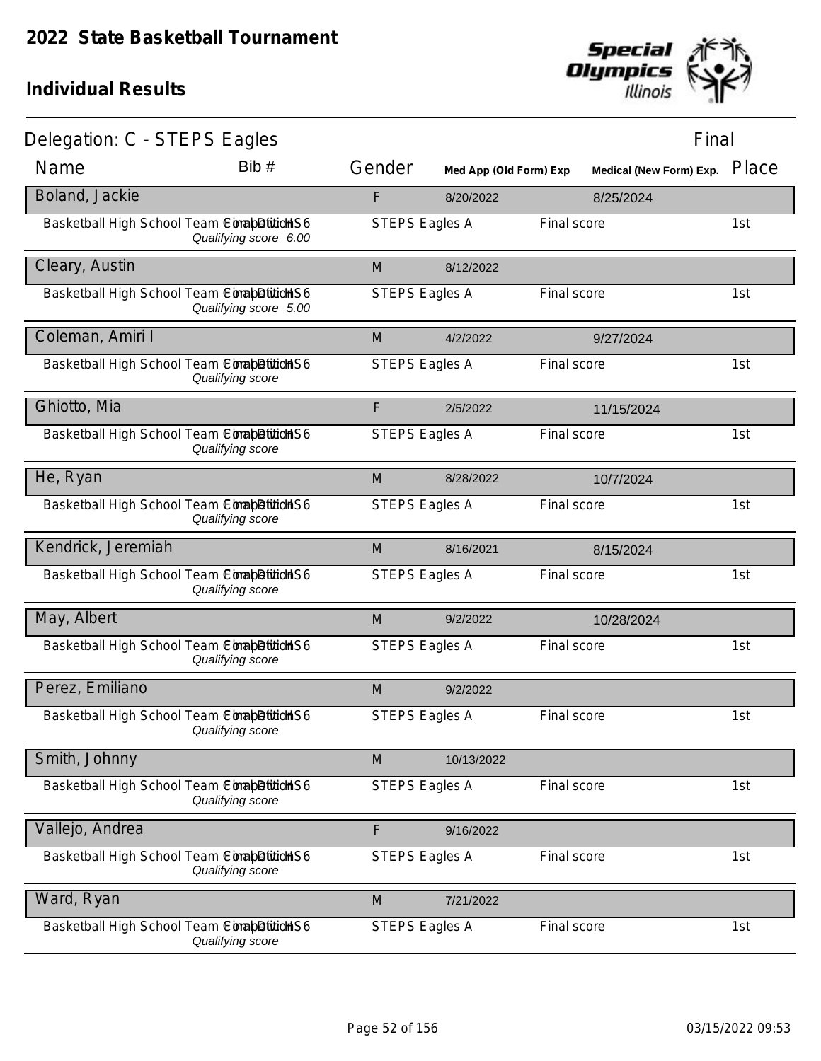# 2022 State Basketball Tournament

## Individual Results

Delegation: C - STEPS Eagles — Final

| Name | Bib # | Gender | Med App (Old Form) Exp | Medical (New Form) Exp. | Place |
|---|---|---|---|---|---|
| **Boland, Jackie** | | F | 8/20/2022 | 8/25/2024 | |
| Basketball High School Team Competition HS6 — *Qualifying score 6.00* | | STEPS Eagles A | Final score | | 1st |
| **Cleary, Austin** | | M | 8/12/2022 | | |
| Basketball High School Team Competition HS6 — *Qualifying score 5.00* | | STEPS Eagles A | Final score | | 1st |
| **Coleman, Amiri I** | | M | 4/2/2022 | 9/27/2024 | |
| Basketball High School Team Competition HS6 — *Qualifying score* | | STEPS Eagles A | Final score | | 1st |
| **Ghiotto, Mia** | | F | 2/5/2022 | 11/15/2024 | |
| Basketball High School Team Competition HS6 — *Qualifying score* | | STEPS Eagles A | Final score | | 1st |
| **He, Ryan** | | M | 8/28/2022 | 10/7/2024 | |
| Basketball High School Team Competition HS6 — *Qualifying score* | | STEPS Eagles A | Final score | | 1st |
| **Kendrick, Jeremiah** | | M | 8/16/2021 | 8/15/2024 | |
| Basketball High School Team Competition HS6 — *Qualifying score* | | STEPS Eagles A | Final score | | 1st |
| **May, Albert** | | M | 9/2/2022 | 10/28/2024 | |
| Basketball High School Team Competition HS6 — *Qualifying score* | | STEPS Eagles A | Final score | | 1st |
| **Perez, Emiliano** | | M | 9/2/2022 | | |
| Basketball High School Team Competition HS6 — *Qualifying score* | | STEPS Eagles A | Final score | | 1st |
| **Smith, Johnny** | | M | 10/13/2022 | | |
| Basketball High School Team Competition HS6 — *Qualifying score* | | STEPS Eagles A | Final score | | 1st |
| **Vallejo, Andrea** | | F | 9/16/2022 | | |
| Basketball High School Team Competition HS6 — *Qualifying score* | | STEPS Eagles A | Final score | | 1st |
| **Ward, Ryan** | | M | 7/21/2022 | | |
| Basketball High School Team Competition HS6 — *Qualifying score* | | STEPS Eagles A | Final score | | 1st |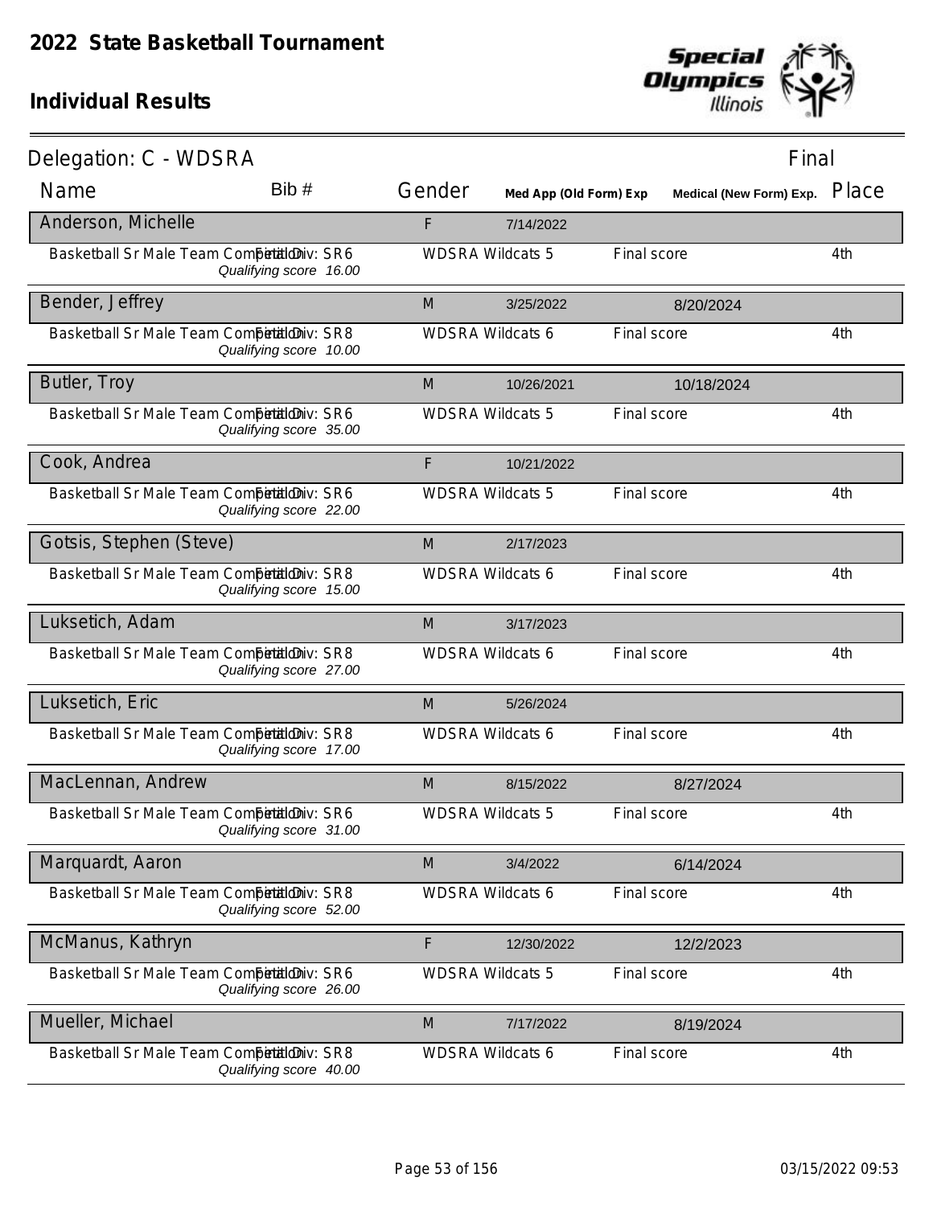# 2022 State Basketball Tournament

## Individual Results

Delegation: C - WDSRA — Final

| Name | Bib # | Gender | Med App (Old Form) Exp | Medical (New Form) Exp. | Place |
|---|---|---|---|---|---|
| **Anderson, Michelle** | | F | 7/14/2022 | | |
| Basketball Sr Male Team Competition Final Div: SR6 *Qualifying score 16.00* | | WDSRA Wildcats 5 | | Final score | 4th |
| **Bender, Jeffrey** | | M | 3/25/2022 | 8/20/2024 | |
| Basketball Sr Male Team Competition Final Div: SR8 *Qualifying score 10.00* | | WDSRA Wildcats 6 | | Final score | 4th |
| **Butler, Troy** | | M | 10/26/2021 | 10/18/2024 | |
| Basketball Sr Male Team Competition Final Div: SR6 *Qualifying score 35.00* | | WDSRA Wildcats 5 | | Final score | 4th |
| **Cook, Andrea** | | F | 10/21/2022 | | |
| Basketball Sr Male Team Competition Final Div: SR6 *Qualifying score 22.00* | | WDSRA Wildcats 5 | | Final score | 4th |
| **Gotsis, Stephen (Steve)** | | M | 2/17/2023 | | |
| Basketball Sr Male Team Competition Final Div: SR8 *Qualifying score 15.00* | | WDSRA Wildcats 6 | | Final score | 4th |
| **Luksetich, Adam** | | M | 3/17/2023 | | |
| Basketball Sr Male Team Competition Final Div: SR8 *Qualifying score 27.00* | | WDSRA Wildcats 6 | | Final score | 4th |
| **Luksetich, Eric** | | M | 5/26/2024 | | |
| Basketball Sr Male Team Competition Final Div: SR8 *Qualifying score 17.00* | | WDSRA Wildcats 6 | | Final score | 4th |
| **MacLennan, Andrew** | | M | 8/15/2022 | 8/27/2024 | |
| Basketball Sr Male Team Competition Final Div: SR6 *Qualifying score 31.00* | | WDSRA Wildcats 5 | | Final score | 4th |
| **Marquardt, Aaron** | | M | 3/4/2022 | 6/14/2024 | |
| Basketball Sr Male Team Competition Final Div: SR8 *Qualifying score 52.00* | | WDSRA Wildcats 6 | | Final score | 4th |
| **McManus, Kathryn** | | F | 12/30/2022 | 12/2/2023 | |
| Basketball Sr Male Team Competition Final Div: SR6 *Qualifying score 26.00* | | WDSRA Wildcats 5 | | Final score | 4th |
| **Mueller, Michael** | | M | 7/17/2022 | 8/19/2024 | |
| Basketball Sr Male Team Competition Final Div: SR8 *Qualifying score 40.00* | | WDSRA Wildcats 6 | | Final score | 4th |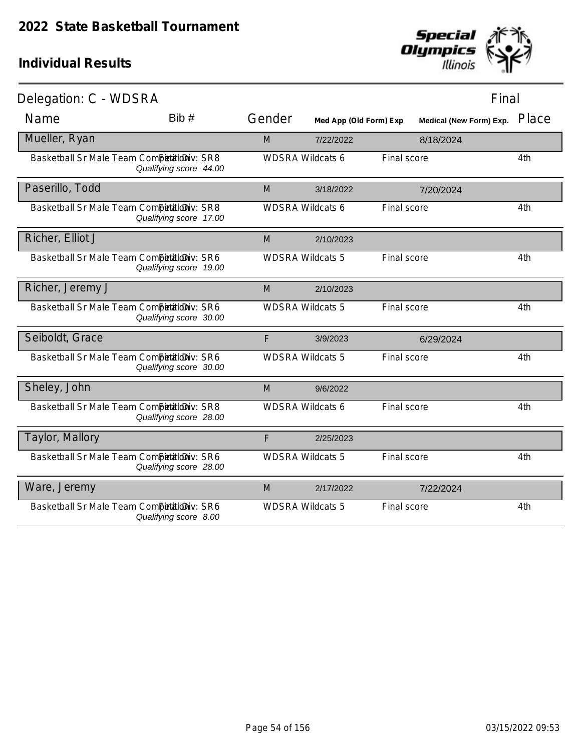# 2022 State Basketball Tournament

## Individual Results

Delegation: C - WDSRA

Final

| Name | Bib # | Gender | Med App (Old Form) Exp | Medical (New Form) Exp. | Place |
|---|---|---|---|---|---|
| **Mueller, Ryan** | | M | 7/22/2022 | 8/18/2024 | |
| Basketball Sr Male Team Competition — Final Div: SR8 — *Qualifying score 44.00* | | WDSRA Wildcats 6 | Final score | | 4th |
| **Paserillo, Todd** | | M | 3/18/2022 | 7/20/2024 | |
| Basketball Sr Male Team Competition — Final Div: SR8 — *Qualifying score 17.00* | | WDSRA Wildcats 6 | Final score | | 4th |
| **Richer, Elliot J** | | M | 2/10/2023 | | |
| Basketball Sr Male Team Competition — Final Div: SR6 — *Qualifying score 19.00* | | WDSRA Wildcats 5 | Final score | | 4th |
| **Richer, Jeremy J** | | M | 2/10/2023 | | |
| Basketball Sr Male Team Competition — Final Div: SR6 — *Qualifying score 30.00* | | WDSRA Wildcats 5 | Final score | | 4th |
| **Seiboldt, Grace** | | F | 3/9/2023 | 6/29/2024 | |
| Basketball Sr Male Team Competition — Final Div: SR6 — *Qualifying score 30.00* | | WDSRA Wildcats 5 | Final score | | 4th |
| **Sheley, John** | | M | 9/6/2022 | | |
| Basketball Sr Male Team Competition — Final Div: SR8 — *Qualifying score 28.00* | | WDSRA Wildcats 6 | Final score | | 4th |
| **Taylor, Mallory** | | F | 2/25/2023 | | |
| Basketball Sr Male Team Competition — Final Div: SR6 — *Qualifying score 28.00* | | WDSRA Wildcats 5 | Final score | | 4th |
| **Ware, Jeremy** | | M | 2/17/2022 | 7/22/2024 | |
| Basketball Sr Male Team Competition — Final Div: SR6 — *Qualifying score 8.00* | | WDSRA Wildcats 5 | Final score | | 4th |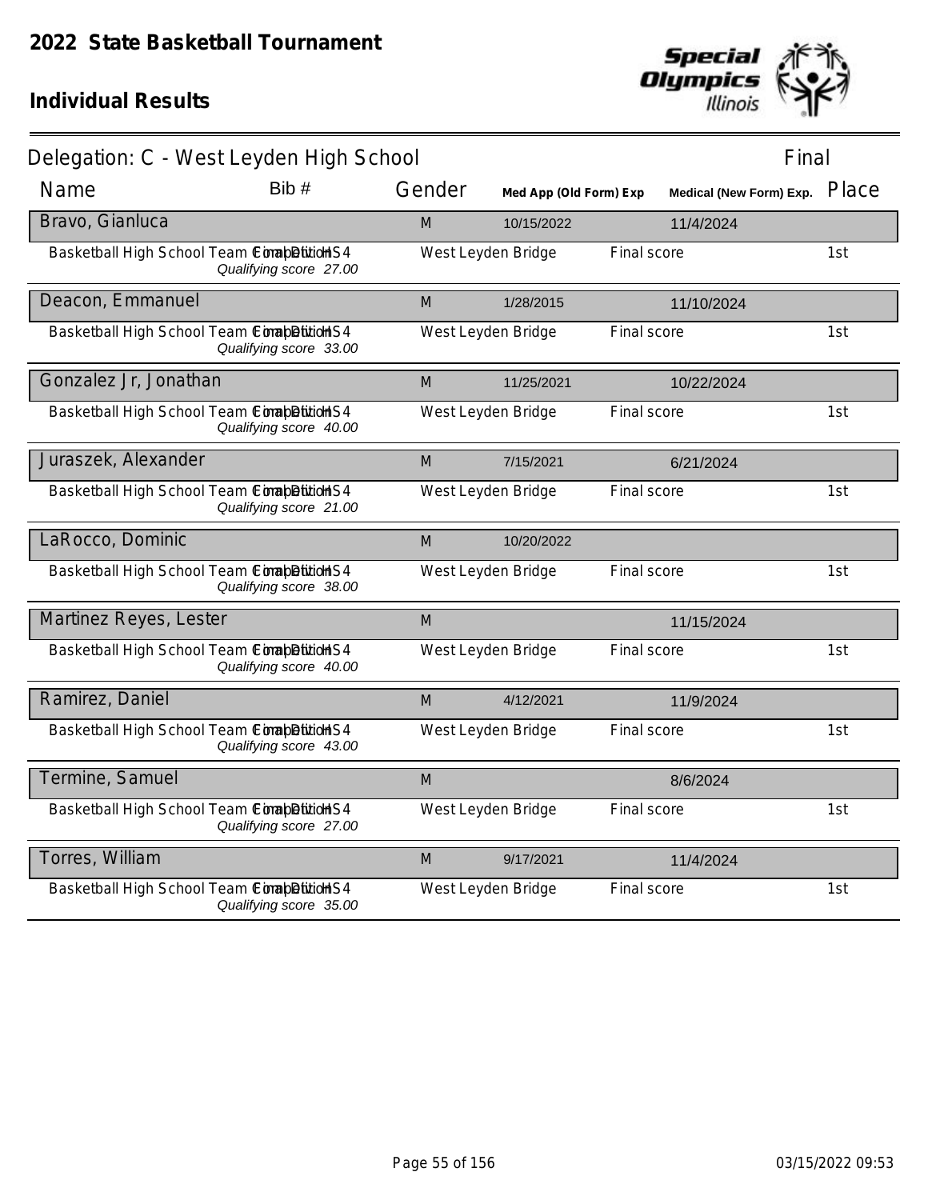# 2022 State Basketball Tournament

## Individual Results

### Delegation: C - West Leyden High School

Final

| Name | Bib # | Gender | Med App (Old Form) Exp | Medical (New Form) Exp. | Place |
|---|---|---|---|---|---|
| **Bravo, Gianluca** | | M | 10/15/2022 | 11/4/2024 | |
| Basketball High School Team Competition Final Div HS4 *Qualifying score 27.00* | | West Leyden Bridge | Final score | | 1st |
| **Deacon, Emmanuel** | | M | 1/28/2015 | 11/10/2024 | |
| Basketball High School Team Competition Final Div HS4 *Qualifying score 33.00* | | West Leyden Bridge | Final score | | 1st |
| **Gonzalez Jr, Jonathan** | | M | 11/25/2021 | 10/22/2024 | |
| Basketball High School Team Competition Final Div HS4 *Qualifying score 40.00* | | West Leyden Bridge | Final score | | 1st |
| **Juraszek, Alexander** | | M | 7/15/2021 | 6/21/2024 | |
| Basketball High School Team Competition Final Div HS4 *Qualifying score 21.00* | | West Leyden Bridge | Final score | | 1st |
| **LaRocco, Dominic** | | M | 10/20/2022 | | |
| Basketball High School Team Competition Final Div HS4 *Qualifying score 38.00* | | West Leyden Bridge | Final score | | 1st |
| **Martinez Reyes, Lester** | | M | | 11/15/2024 | |
| Basketball High School Team Competition Final Div HS4 *Qualifying score 40.00* | | West Leyden Bridge | Final score | | 1st |
| **Ramirez, Daniel** | | M | 4/12/2021 | 11/9/2024 | |
| Basketball High School Team Competition Final Div HS4 *Qualifying score 43.00* | | West Leyden Bridge | Final score | | 1st |
| **Termine, Samuel** | | M | | 8/6/2024 | |
| Basketball High School Team Competition Final Div HS4 *Qualifying score 27.00* | | West Leyden Bridge | Final score | | 1st |
| **Torres, William** | | M | 9/17/2021 | 11/4/2024 | |
| Basketball High School Team Competition Final Div HS4 *Qualifying score 35.00* | | West Leyden Bridge | Final score | | 1st |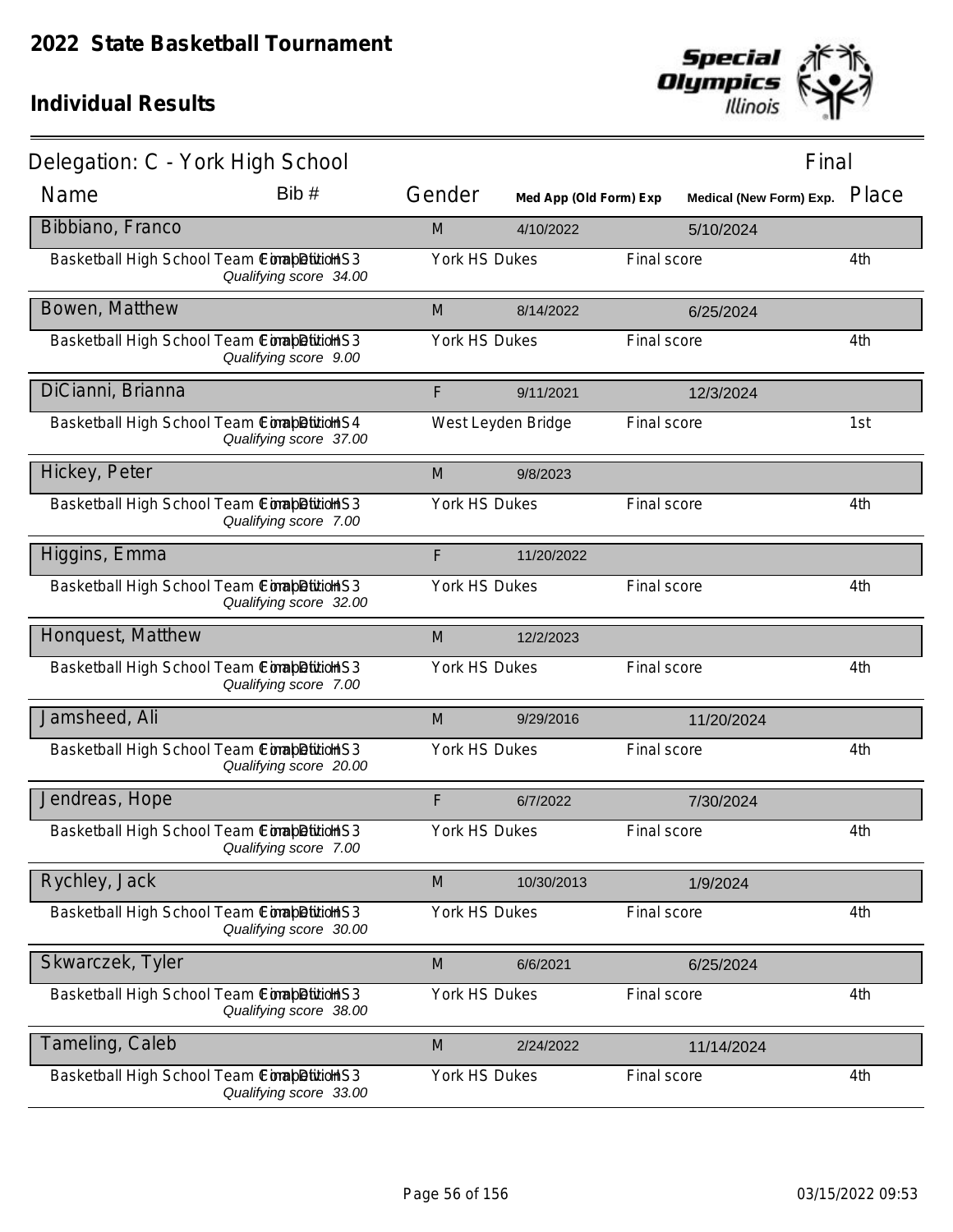# 2022 State Basketball Tournament

## Individual Results

**Delegation: C - York High School** — Final

| Name | Bib # | Gender | Med App (Old Form) Exp | Medical (New Form) Exp. | Place |
|---|---|---|---|---|---|
| **Bibbiano, Franco** | | M | 4/10/2022 | 5/10/2024 | |
| Basketball High School Team Competition / Final Division HS3 — *Qualifying score 34.00* | | York HS Dukes | | Final score | 4th |
| **Bowen, Matthew** | | M | 8/14/2022 | 6/25/2024 | |
| Basketball High School Team Competition / Final Division HS3 — *Qualifying score 9.00* | | York HS Dukes | | Final score | 4th |
| **DiCianni, Brianna** | | F | 9/11/2021 | 12/3/2024 | |
| Basketball High School Team Competition / Final Division HS4 — *Qualifying score 37.00* | | West Leyden Bridge | | Final score | 1st |
| **Hickey, Peter** | | M | 9/8/2023 | | |
| Basketball High School Team Competition / Final Division HS3 — *Qualifying score 7.00* | | York HS Dukes | | Final score | 4th |
| **Higgins, Emma** | | F | 11/20/2022 | | |
| Basketball High School Team Competition / Final Division HS3 — *Qualifying score 32.00* | | York HS Dukes | | Final score | 4th |
| **Honquest, Matthew** | | M | 12/2/2023 | | |
| Basketball High School Team Competition / Final Division HS3 — *Qualifying score 7.00* | | York HS Dukes | | Final score | 4th |
| **Jamsheed, Ali** | | M | 9/29/2016 | 11/20/2024 | |
| Basketball High School Team Competition / Final Division HS3 — *Qualifying score 20.00* | | York HS Dukes | | Final score | 4th |
| **Jendreas, Hope** | | F | 6/7/2022 | 7/30/2024 | |
| Basketball High School Team Competition / Final Division HS3 — *Qualifying score 7.00* | | York HS Dukes | | Final score | 4th |
| **Rychley, Jack** | | M | 10/30/2013 | 1/9/2024 | |
| Basketball High School Team Competition / Final Division HS3 — *Qualifying score 30.00* | | York HS Dukes | | Final score | 4th |
| **Skwarczek, Tyler** | | M | 6/6/2021 | 6/25/2024 | |
| Basketball High School Team Competition / Final Division HS3 — *Qualifying score 38.00* | | York HS Dukes | | Final score | 4th |
| **Tameling, Caleb** | | M | 2/24/2022 | 11/14/2024 | |
| Basketball High School Team Competition / Final Division HS3 — *Qualifying score 33.00* | | York HS Dukes | | Final score | 4th |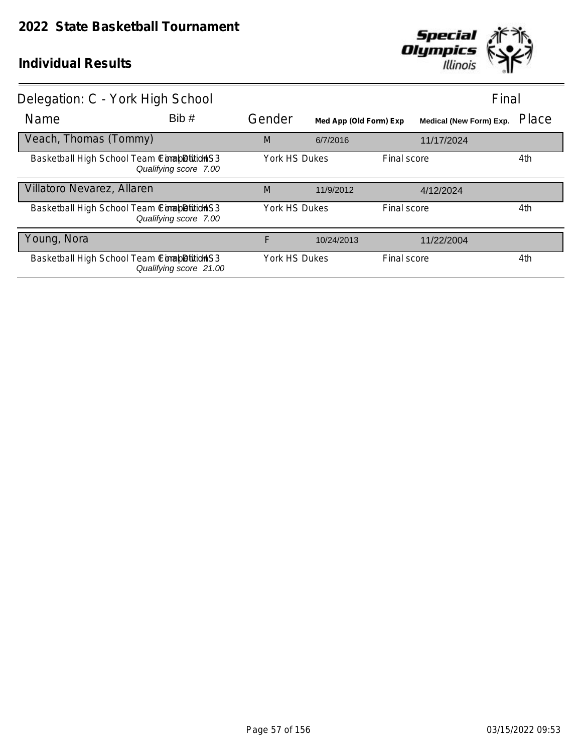# 2022 State Basketball Tournament

## Individual Results

Delegation: C - York High School — Final

| Name | Bib # | Gender | Med App (Old Form) Exp | Medical (New Form) Exp. | Place |
|---|---|---|---|---|---|
| Veach, Thomas (Tommy) | | M | 6/7/2016 | 11/17/2024 | |
| Basketball High School Team Competition Final Div HS3 — *Qualifying score 7.00* | | York HS Dukes | Final score | | 4th |
| Villatoro Nevarez, Allaren | | M | 11/9/2012 | 4/12/2024 | |
| Basketball High School Team Competition Final Div HS3 — *Qualifying score 7.00* | | York HS Dukes | Final score | | 4th |
| Young, Nora | | F | 10/24/2013 | 11/22/2004 | |
| Basketball High School Team Competition Final Div HS3 — *Qualifying score 21.00* | | York HS Dukes | Final score | | 4th |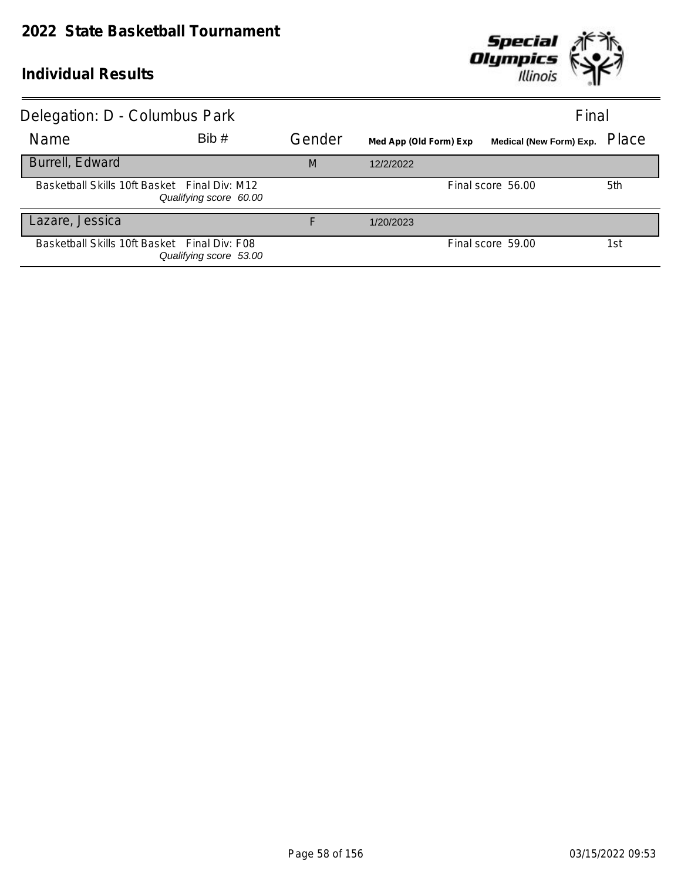# 2022 State Basketball Tournament

## Individual Results

### Delegation: D - Columbus Park

Final

| Name | Bib # | Gender | Med App (Old Form) Exp | Medical (New Form) Exp. | Place |
|---|---|---|---|---|---|
| Burrell, Edward | | M | 12/2/2022 | | |
| Basketball Skills 10ft Basket Final Div: M12 *Qualifying score 60.00* | | | | Final score 56.00 | 5th |
| Lazare, Jessica | | F | 1/20/2023 | | |
| Basketball Skills 10ft Basket Final Div: F08 *Qualifying score 53.00* | | | | Final score 59.00 | 1st |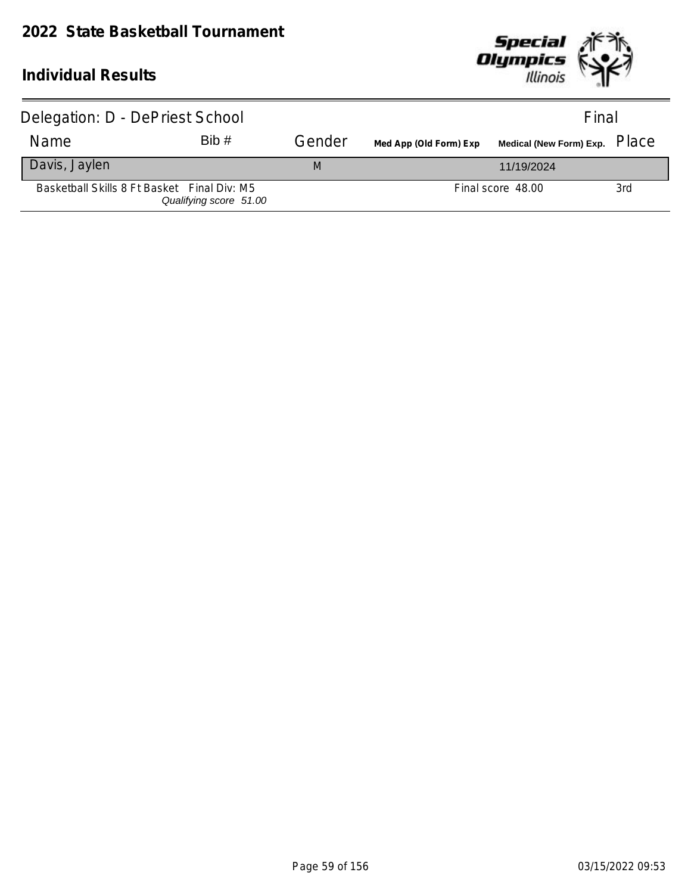# 2022 State Basketball Tournament

## Individual Results

Delegation: D - DePriest School — Final

| Name | Bib # | Gender | Med App (Old Form) Exp | Medical (New Form) Exp. | Place |
|---|---|---|---|---|---|
| Davis, Jaylen | | M | | 11/19/2024 | |
| Basketball Skills 8 Ft Basket Final Div: M5 *Qualifying score 51.00* | | | | Final score 48.00 | 3rd |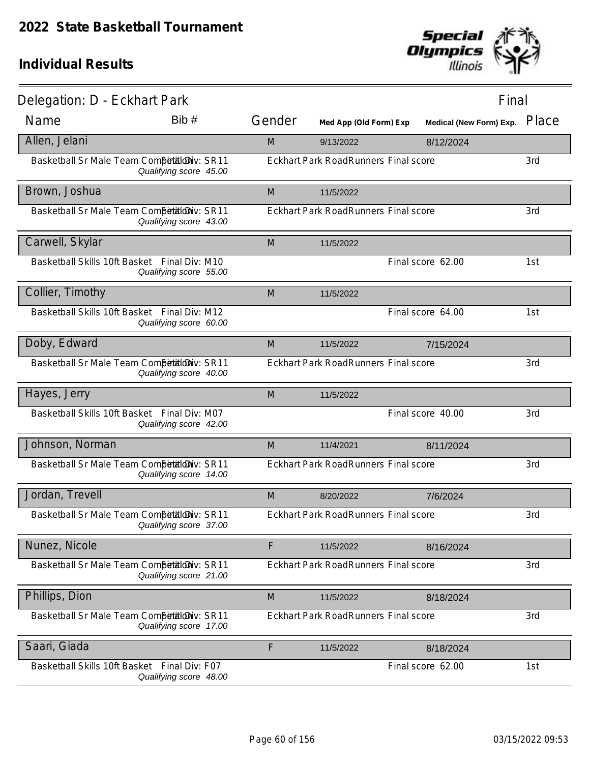# 2022 State Basketball Tournament

## Individual Results

Delegation: D - Eckhart Park — Final

| Name | Bib # | Gender | Med App (Old Form) Exp | Medical (New Form) Exp. | Place |
|---|---|---|---|---|---|
| **Allen, Jelani** | | M | 9/13/2022 | 8/12/2024 | |
| Basketball Sr Male Team Competition Final Div: SR11 *Qualifying score 45.00* | | Eckhart Park RoadRunners | Final score | | 3rd |
| **Brown, Joshua** | | M | 11/5/2022 | | |
| Basketball Sr Male Team Competition Final Div: SR11 *Qualifying score 43.00* | | Eckhart Park RoadRunners | Final score | | 3rd |
| **Carwell, Skylar** | | M | 11/5/2022 | | |
| Basketball Skills 10ft Basket Final Div: M10 *Qualifying score 55.00* | | | | Final score 62.00 | 1st |
| **Collier, Timothy** | | M | 11/5/2022 | | |
| Basketball Skills 10ft Basket Final Div: M12 *Qualifying score 60.00* | | | | Final score 64.00 | 1st |
| **Doby, Edward** | | M | 11/5/2022 | 7/15/2024 | |
| Basketball Sr Male Team Competition Final Div: SR11 *Qualifying score 40.00* | | Eckhart Park RoadRunners | Final score | | 3rd |
| **Hayes, Jerry** | | M | 11/5/2022 | | |
| Basketball Skills 10ft Basket Final Div: M07 *Qualifying score 42.00* | | | | Final score 40.00 | 3rd |
| **Johnson, Norman** | | M | 11/4/2021 | 8/11/2024 | |
| Basketball Sr Male Team Competition Final Div: SR11 *Qualifying score 14.00* | | Eckhart Park RoadRunners | Final score | | 3rd |
| **Jordan, Trevell** | | M | 8/20/2022 | 7/6/2024 | |
| Basketball Sr Male Team Competition Final Div: SR11 *Qualifying score 37.00* | | Eckhart Park RoadRunners | Final score | | 3rd |
| **Nunez, Nicole** | | F | 11/5/2022 | 8/16/2024 | |
| Basketball Sr Male Team Competition Final Div: SR11 *Qualifying score 21.00* | | Eckhart Park RoadRunners | Final score | | 3rd |
| **Phillips, Dion** | | M | 11/5/2022 | 8/18/2024 | |
| Basketball Sr Male Team Competition Final Div: SR11 *Qualifying score 17.00* | | Eckhart Park RoadRunners | Final score | | 3rd |
| **Saari, Giada** | | F | 11/5/2022 | 8/18/2024 | |
| Basketball Skills 10ft Basket Final Div: F07 *Qualifying score 48.00* | | | | Final score 62.00 | 1st |

03/15/2022 09:53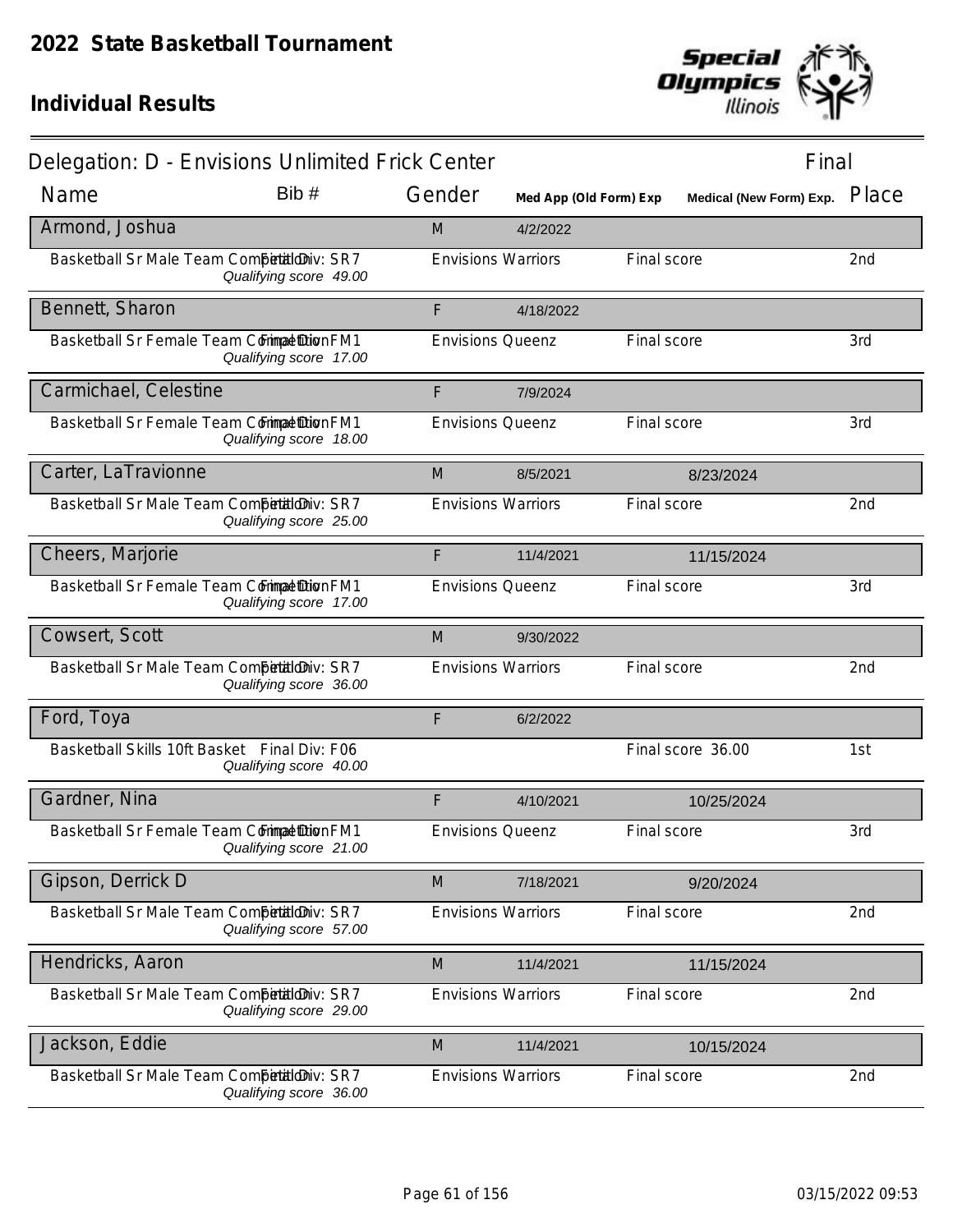# 2022 State Basketball Tournament

## Individual Results

### Delegation: D - Envisions Unlimited Frick Center — Final

| Name | Bib # | Gender | Med App (Old Form) Exp | Medical (New Form) Exp. | Place |
|---|---|---|---|---|---|
| **Armond, Joshua** | | M | 4/2/2022 | | |
| Basketball Sr Male Team Competition — Final Div: SR7 — *Qualifying score 49.00* | | Envisions Warriors | Final score | | 2nd |
| **Bennett, Sharon** | | F | 4/18/2022 | | |
| Basketball Sr Female Team Competition — Final Div: FM1 — *Qualifying score 17.00* | | Envisions Queenz | Final score | | 3rd |
| **Carmichael, Celestine** | | F | 7/9/2024 | | |
| Basketball Sr Female Team Competition — Final Div: FM1 — *Qualifying score 18.00* | | Envisions Queenz | Final score | | 3rd |
| **Carter, LaTravionne** | | M | 8/5/2021 | 8/23/2024 | |
| Basketball Sr Male Team Competition — Final Div: SR7 — *Qualifying score 25.00* | | Envisions Warriors | Final score | | 2nd |
| **Cheers, Marjorie** | | F | 11/4/2021 | 11/15/2024 | |
| Basketball Sr Female Team Competition — Final Div: FM1 — *Qualifying score 17.00* | | Envisions Queenz | Final score | | 3rd |
| **Cowsert, Scott** | | M | 9/30/2022 | | |
| Basketball Sr Male Team Competition — Final Div: SR7 — *Qualifying score 36.00* | | Envisions Warriors | Final score | | 2nd |
| **Ford, Toya** | | F | 6/2/2022 | | |
| Basketball Skills 10ft Basket — Final Div: F06 — *Qualifying score 40.00* | | | | Final score 36.00 | 1st |
| **Gardner, Nina** | | F | 4/10/2021 | 10/25/2024 | |
| Basketball Sr Female Team Competition — Final Div: FM1 — *Qualifying score 21.00* | | Envisions Queenz | Final score | | 3rd |
| **Gipson, Derrick D** | | M | 7/18/2021 | 9/20/2024 | |
| Basketball Sr Male Team Competition — Final Div: SR7 — *Qualifying score 57.00* | | Envisions Warriors | Final score | | 2nd |
| **Hendricks, Aaron** | | M | 11/4/2021 | 11/15/2024 | |
| Basketball Sr Male Team Competition — Final Div: SR7 — *Qualifying score 29.00* | | Envisions Warriors | Final score | | 2nd |
| **Jackson, Eddie** | | M | 11/4/2021 | 10/15/2024 | |
| Basketball Sr Male Team Competition — Final Div: SR7 — *Qualifying score 36.00* | | Envisions Warriors | Final score | | 2nd |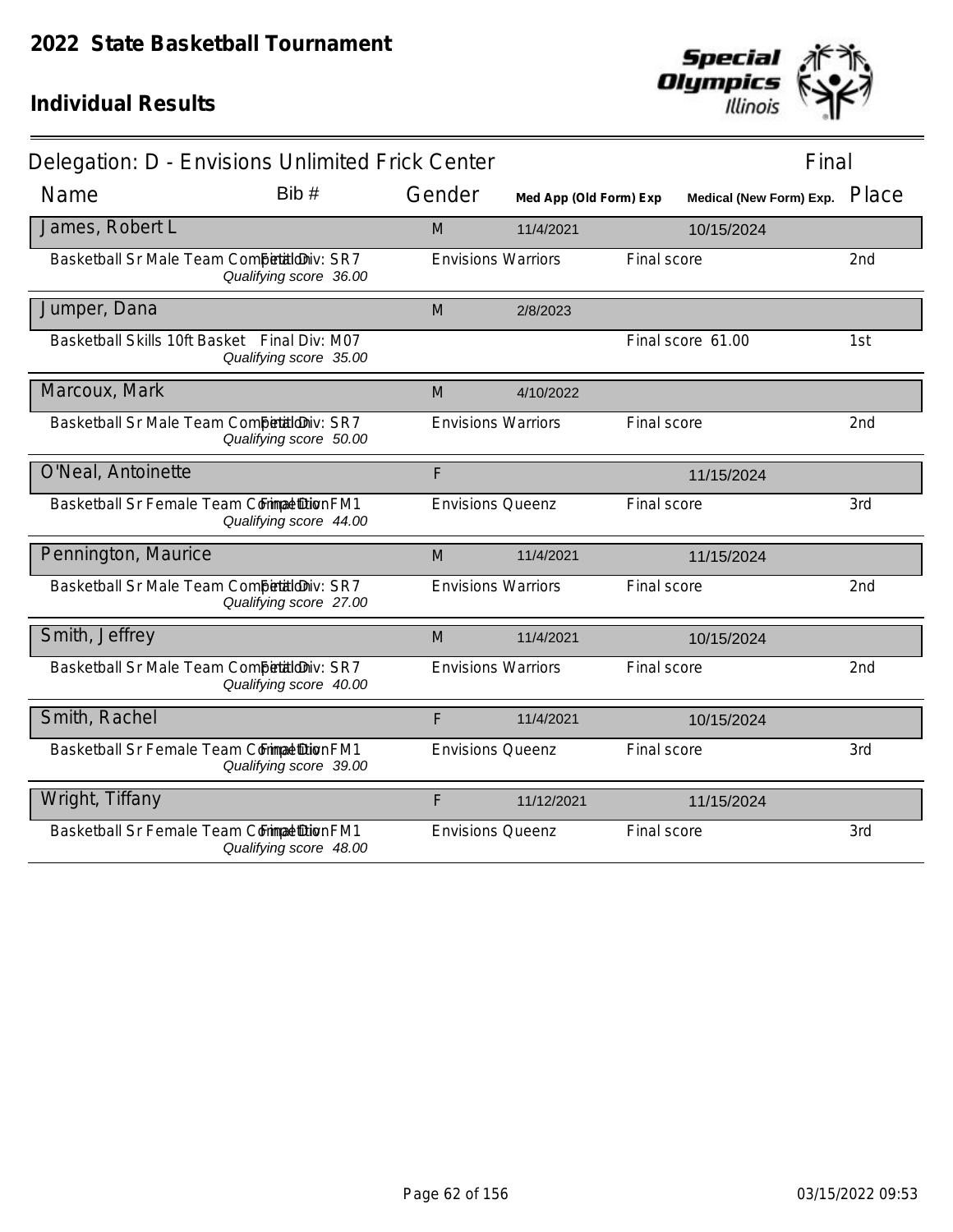# 2022 State Basketball Tournament

## Individual Results

### Delegation: D - Envisions Unlimited Frick Center — Final

| Name | Bib # | Gender | Med App (Old Form) Exp | Medical (New Form) Exp. | Place |
|---|---|---|---|---|---|
| **James, Robert L** | | M | 11/4/2021 | 10/15/2024 | |
| Basketball Sr Male Team Competition Final Div: SR7 *Qualifying score 36.00* | | Envisions Warriors | | Final score | 2nd |
| **Jumper, Dana** | | M | 2/8/2023 | | |
| Basketball Skills 10ft Basket Final Div: M07 *Qualifying score 35.00* | | | | Final score 61.00 | 1st |
| **Marcoux, Mark** | | M | 4/10/2022 | | |
| Basketball Sr Male Team Competition Final Div: SR7 *Qualifying score 50.00* | | Envisions Warriors | | Final score | 2nd |
| **O'Neal, Antoinette** | | F | | 11/15/2024 | |
| Basketball Sr Female Team Competition Final Div: FM1 *Qualifying score 44.00* | | Envisions Queenz | | Final score | 3rd |
| **Pennington, Maurice** | | M | 11/4/2021 | 11/15/2024 | |
| Basketball Sr Male Team Competition Final Div: SR7 *Qualifying score 27.00* | | Envisions Warriors | | Final score | 2nd |
| **Smith, Jeffrey** | | M | 11/4/2021 | 10/15/2024 | |
| Basketball Sr Male Team Competition Final Div: SR7 *Qualifying score 40.00* | | Envisions Warriors | | Final score | 2nd |
| **Smith, Rachel** | | F | 11/4/2021 | 10/15/2024 | |
| Basketball Sr Female Team Competition Final Div: FM1 *Qualifying score 39.00* | | Envisions Queenz | | Final score | 3rd |
| **Wright, Tiffany** | | F | 11/12/2021 | 11/15/2024 | |
| Basketball Sr Female Team Competition Final Div: FM1 *Qualifying score 48.00* | | Envisions Queenz | | Final score | 3rd |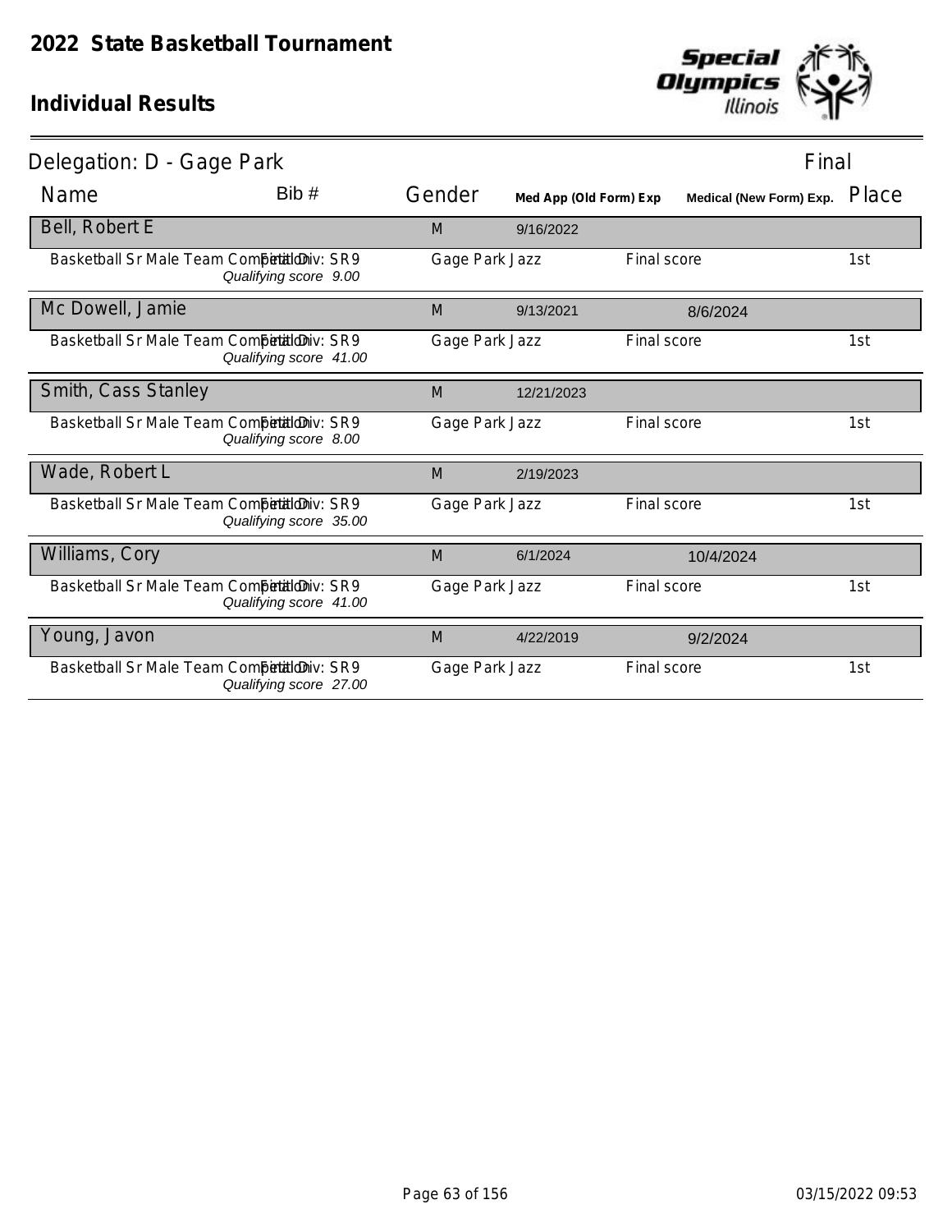# 2022 State Basketball Tournament

## Individual Results

Delegation: D - Gage Park — Final

| Name | Bib # | Gender | Med App (Old Form) Exp | Medical (New Form) Exp. | Place |
|---|---|---|---|---|---|
| **Bell, Robert E** | | M | 9/16/2022 | | |
| Basketball Sr Male Team Competition — Final Div: SR9 — *Qualifying score 9.00* | | Gage Park Jazz | Final score | | 1st |
| **Mc Dowell, Jamie** | | M | 9/13/2021 | 8/6/2024 | |
| Basketball Sr Male Team Competition — Final Div: SR9 — *Qualifying score 41.00* | | Gage Park Jazz | Final score | | 1st |
| **Smith, Cass Stanley** | | M | 12/21/2023 | | |
| Basketball Sr Male Team Competition — Final Div: SR9 — *Qualifying score 8.00* | | Gage Park Jazz | Final score | | 1st |
| **Wade, Robert L** | | M | 2/19/2023 | | |
| Basketball Sr Male Team Competition — Final Div: SR9 — *Qualifying score 35.00* | | Gage Park Jazz | Final score | | 1st |
| **Williams, Cory** | | M | 6/1/2024 | 10/4/2024 | |
| Basketball Sr Male Team Competition — Final Div: SR9 — *Qualifying score 41.00* | | Gage Park Jazz | Final score | | 1st |
| **Young, Javon** | | M | 4/22/2019 | 9/2/2024 | |
| Basketball Sr Male Team Competition — Final Div: SR9 — *Qualifying score 27.00* | | Gage Park Jazz | Final score | | 1st |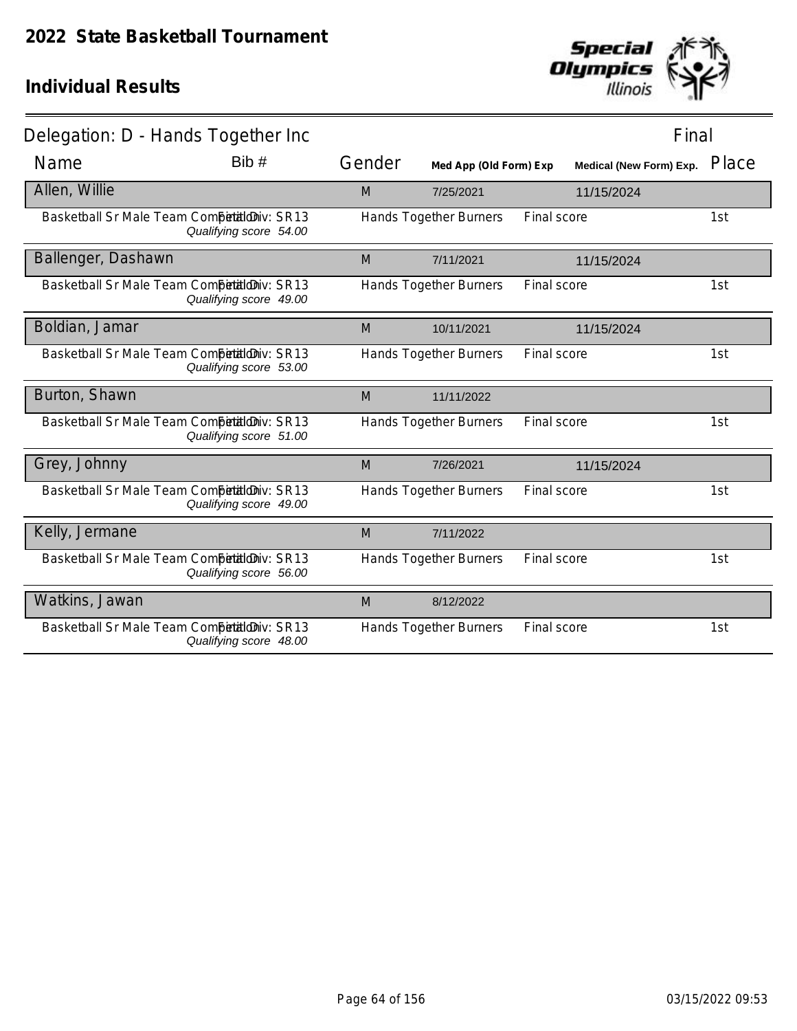# 2022 State Basketball Tournament

## Individual Results

Delegation: D - Hands Together Inc — Final

| Name | Bib # | Gender | Med App (Old Form) Exp | | Medical (New Form) Exp. | Place |
|---|---|---|---|---|---|---|
| **Allen, Willie** | | M | 7/25/2021 | | 11/15/2024 | |
| Basketball Sr Male Team Competition — Final Div: SR13 | *Qualifying score 54.00* | Hands Together Burners | | Final score | | 1st |
| **Ballenger, Dashawn** | | M | 7/11/2021 | | 11/15/2024 | |
| Basketball Sr Male Team Competition — Final Div: SR13 | *Qualifying score 49.00* | Hands Together Burners | | Final score | | 1st |
| **Boldian, Jamar** | | M | 10/11/2021 | | 11/15/2024 | |
| Basketball Sr Male Team Competition — Final Div: SR13 | *Qualifying score 53.00* | Hands Together Burners | | Final score | | 1st |
| **Burton, Shawn** | | M | 11/11/2022 | | | |
| Basketball Sr Male Team Competition — Final Div: SR13 | *Qualifying score 51.00* | Hands Together Burners | | Final score | | 1st |
| **Grey, Johnny** | | M | 7/26/2021 | | 11/15/2024 | |
| Basketball Sr Male Team Competition — Final Div: SR13 | *Qualifying score 49.00* | Hands Together Burners | | Final score | | 1st |
| **Kelly, Jermane** | | M | 7/11/2022 | | | |
| Basketball Sr Male Team Competition — Final Div: SR13 | *Qualifying score 56.00* | Hands Together Burners | | Final score | | 1st |
| **Watkins, Jawan** | | M | 8/12/2022 | | | |
| Basketball Sr Male Team Competition — Final Div: SR13 | *Qualifying score 48.00* | Hands Together Burners | | Final score | | 1st |

03/15/2022 09:53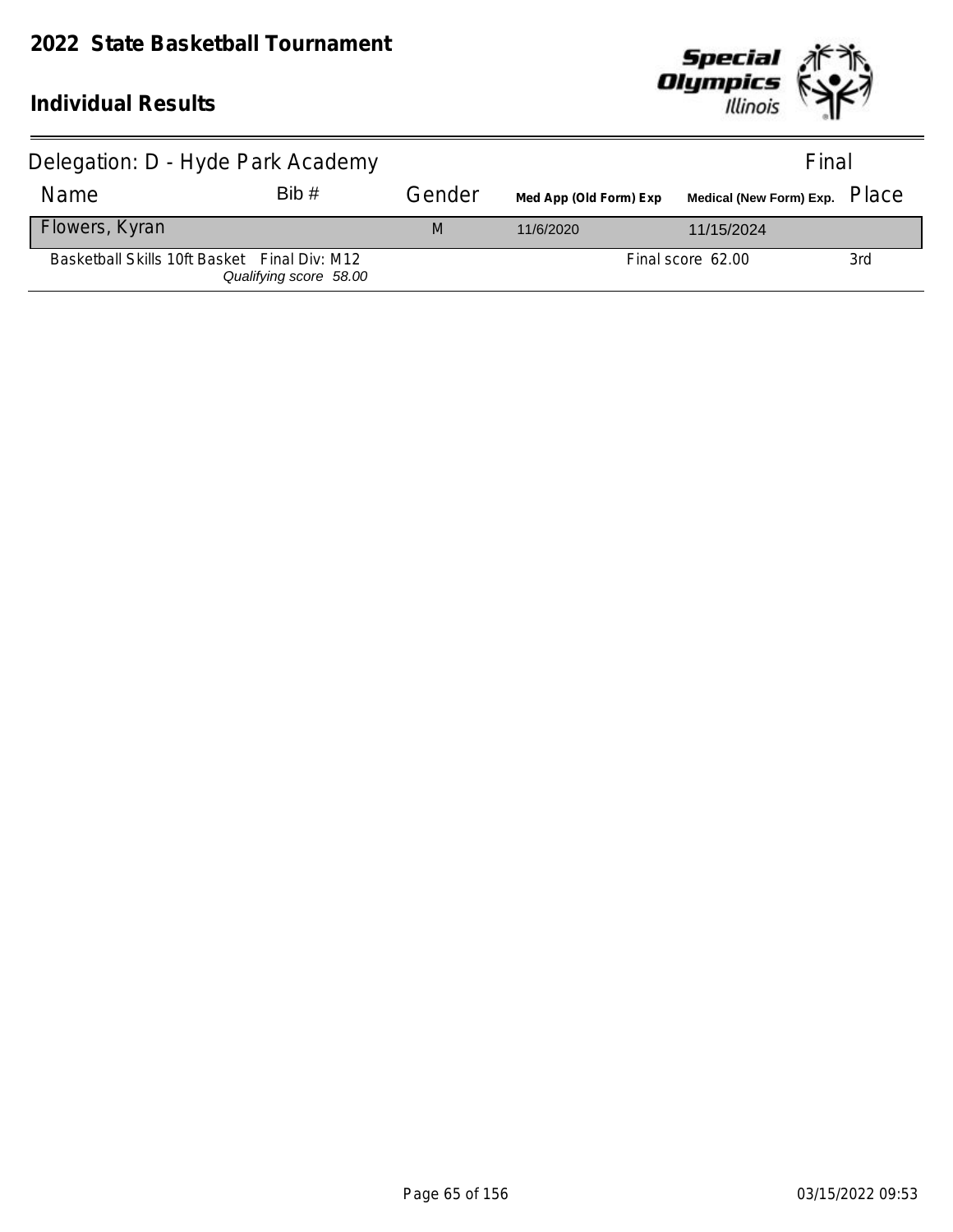# 2022 State Basketball Tournament

## Individual Results

Delegation: D - Hyde Park Academy — Final

| Name | Bib # | Gender | Med App (Old Form) Exp | Medical (New Form) Exp. | Place |
|---|---|---|---|---|---|
| Flowers, Kyran | | M | 11/6/2020 | 11/15/2024 | |
| Basketball Skills 10ft Basket   Final Div: M12 *Qualifying score 58.00* | | | | Final score 62.00 | 3rd |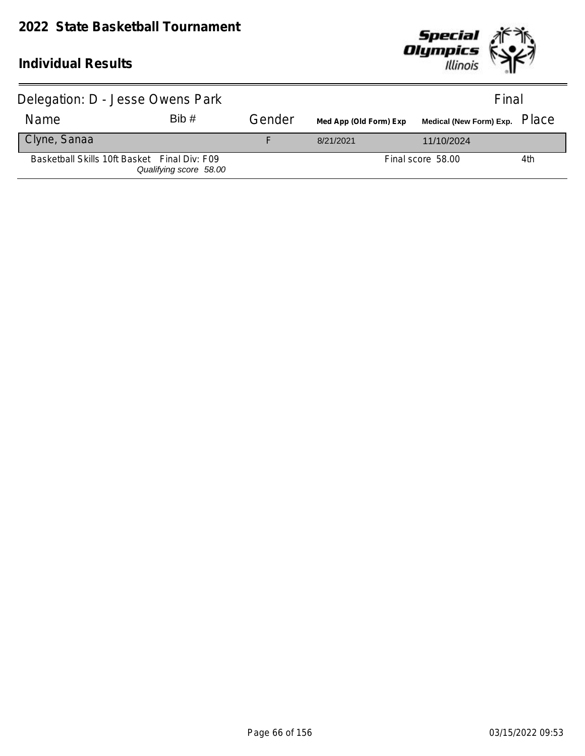# 2022 State Basketball Tournament

## Individual Results

Delegation: D - Jesse Owens Park — Final

| Name | Bib # | Gender | Med App (Old Form) Exp | Medical (New Form) Exp. | Place |
|---|---|---|---|---|---|
| Clyne, Sanaa | | F | 8/21/2021 | 11/10/2024 | |
| Basketball Skills 10ft Basket Final Div: F09 *Qualifying score 58.00* | | | | Final score 58.00 | 4th |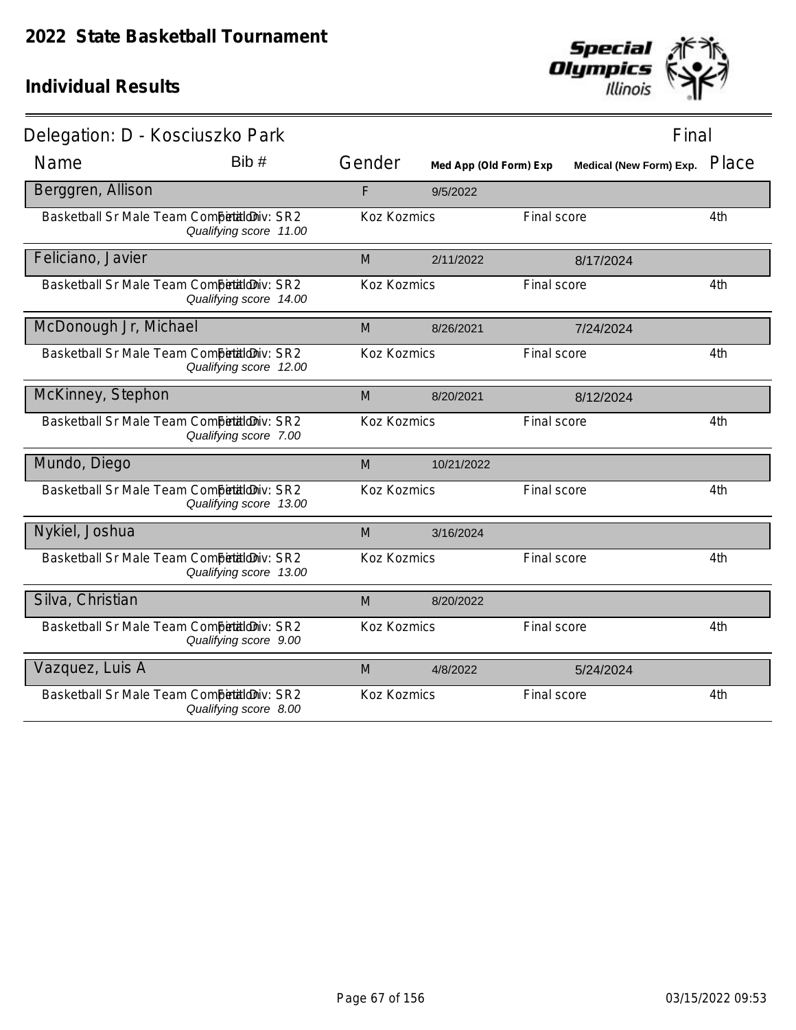# 2022 State Basketball Tournament

## Individual Results

### Delegation: D - Kosciuszko Park

Final

| Name | Bib # | Gender | Med App (Old Form) Exp | | Medical (New Form) Exp. | Place |
|---|---|---|---|---|---|---|
| **Berggren, Allison** | | F | 9/5/2022 | | | |
| Basketball Sr Male Team Competition Final Div: SR2 *Qualifying score 11.00* | | Koz Kozmics | | Final score | | 4th |
| **Feliciano, Javier** | | M | 2/11/2022 | | 8/17/2024 | |
| Basketball Sr Male Team Competition Final Div: SR2 *Qualifying score 14.00* | | Koz Kozmics | | Final score | | 4th |
| **McDonough Jr, Michael** | | M | 8/26/2021 | | 7/24/2024 | |
| Basketball Sr Male Team Competition Final Div: SR2 *Qualifying score 12.00* | | Koz Kozmics | | Final score | | 4th |
| **McKinney, Stephon** | | M | 8/20/2021 | | 8/12/2024 | |
| Basketball Sr Male Team Competition Final Div: SR2 *Qualifying score 7.00* | | Koz Kozmics | | Final score | | 4th |
| **Mundo, Diego** | | M | 10/21/2022 | | | |
| Basketball Sr Male Team Competition Final Div: SR2 *Qualifying score 13.00* | | Koz Kozmics | | Final score | | 4th |
| **Nykiel, Joshua** | | M | 3/16/2024 | | | |
| Basketball Sr Male Team Competition Final Div: SR2 *Qualifying score 13.00* | | Koz Kozmics | | Final score | | 4th |
| **Silva, Christian** | | M | 8/20/2022 | | | |
| Basketball Sr Male Team Competition Final Div: SR2 *Qualifying score 9.00* | | Koz Kozmics | | Final score | | 4th |
| **Vazquez, Luis A** | | M | 4/8/2022 | | 5/24/2024 | |
| Basketball Sr Male Team Competition Final Div: SR2 *Qualifying score 8.00* | | Koz Kozmics | | Final score | | 4th |

03/15/2022 09:53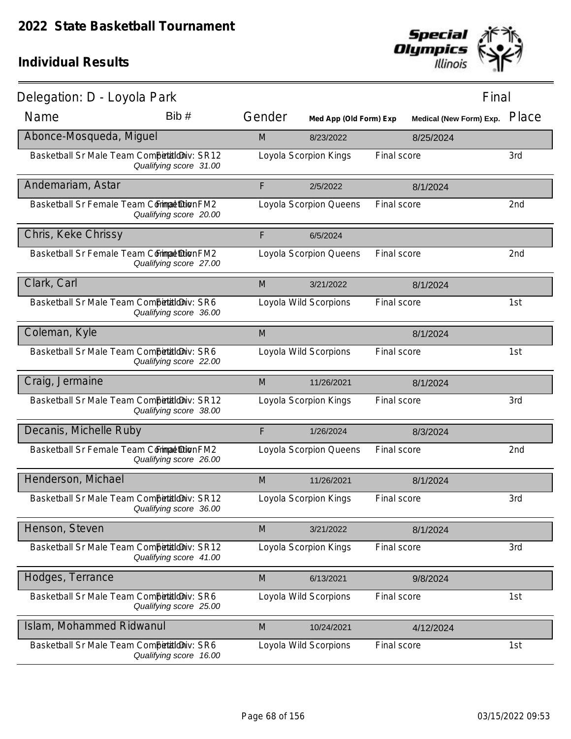# 2022 State Basketball Tournament

## Individual Results

### Delegation: D - Loyola Park

Final

| Name | Bib # | Gender | Med App (Old Form) Exp | Medical (New Form) Exp. | Place |
|---|---|---|---|---|---|
| **Abonce-Mosqueda, Miguel** | | M | 8/23/2022 | 8/25/2024 | |
| Basketball Sr Male Team Competition Final Div: SR12 *Qualifying score 31.00* | | Loyola Scorpion Kings | | Final score | 3rd |
| **Andemariam, Astar** | | F | 2/5/2022 | 8/1/2024 | |
| Basketball Sr Female Team Competition Final Div: FM2 *Qualifying score 20.00* | | Loyola Scorpion Queens | | Final score | 2nd |
| **Chris, Keke Chrissy** | | F | 6/5/2024 | | |
| Basketball Sr Female Team Competition Final Div: FM2 *Qualifying score 27.00* | | Loyola Scorpion Queens | | Final score | 2nd |
| **Clark, Carl** | | M | 3/21/2022 | 8/1/2024 | |
| Basketball Sr Male Team Competition Final Div: SR6 *Qualifying score 36.00* | | Loyola Wild Scorpions | | Final score | 1st |
| **Coleman, Kyle** | | M | | 8/1/2024 | |
| Basketball Sr Male Team Competition Final Div: SR6 *Qualifying score 22.00* | | Loyola Wild Scorpions | | Final score | 1st |
| **Craig, Jermaine** | | M | 11/26/2021 | 8/1/2024 | |
| Basketball Sr Male Team Competition Final Div: SR12 *Qualifying score 38.00* | | Loyola Scorpion Kings | | Final score | 3rd |
| **Decanis, Michelle Ruby** | | F | 1/26/2024 | 8/3/2024 | |
| Basketball Sr Female Team Competition Final Div: FM2 *Qualifying score 26.00* | | Loyola Scorpion Queens | | Final score | 2nd |
| **Henderson, Michael** | | M | 11/26/2021 | 8/1/2024 | |
| Basketball Sr Male Team Competition Final Div: SR12 *Qualifying score 36.00* | | Loyola Scorpion Kings | | Final score | 3rd |
| **Henson, Steven** | | M | 3/21/2022 | 8/1/2024 | |
| Basketball Sr Male Team Competition Final Div: SR12 *Qualifying score 41.00* | | Loyola Scorpion Kings | | Final score | 3rd |
| **Hodges, Terrance** | | M | 6/13/2021 | 9/8/2024 | |
| Basketball Sr Male Team Competition Final Div: SR6 *Qualifying score 25.00* | | Loyola Wild Scorpions | | Final score | 1st |
| **Islam, Mohammed Ridwanul** | | M | 10/24/2021 | 4/12/2024 | |
| Basketball Sr Male Team Competition Final Div: SR6 *Qualifying score 16.00* | | Loyola Wild Scorpions | | Final score | 1st |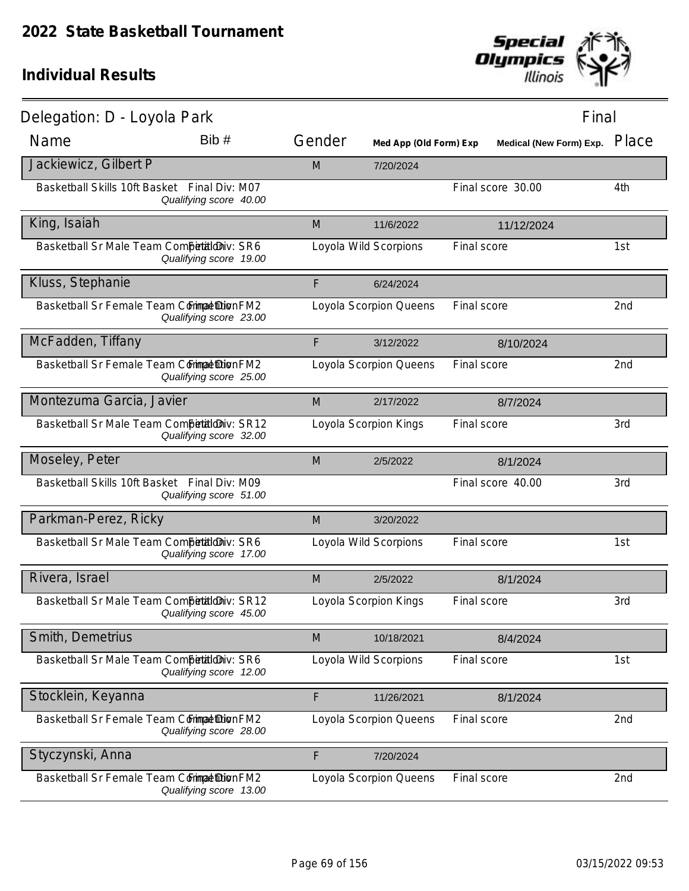# 2022 State Basketball Tournament

## Individual Results

### Delegation: D - Loyola Park

Final

| Name | Bib # | Gender | Med App (Old Form) Exp | Medical (New Form) Exp. | Place |
|---|---|---|---|---|---|
| **Jackiewicz, Gilbert P** | | M | 7/20/2024 | | |
| Basketball Skills 10ft Basket Final Div: M07 *Qualifying score 40.00* | | | | Final score 30.00 | 4th |
| **King, Isaiah** | | M | 11/6/2022 | 11/12/2024 | |
| Basketball Sr Male Team Competition Final Div: SR6 *Qualifying score 19.00* | | Loyola Wild Scorpions | | Final score | 1st |
| **Kluss, Stephanie** | | F | 6/24/2024 | | |
| Basketball Sr Female Team Competition Final Div: FM2 *Qualifying score 23.00* | | Loyola Scorpion Queens | | Final score | 2nd |
| **McFadden, Tiffany** | | F | 3/12/2022 | 8/10/2024 | |
| Basketball Sr Female Team Competition Final Div: FM2 *Qualifying score 25.00* | | Loyola Scorpion Queens | | Final score | 2nd |
| **Montezuma Garcia, Javier** | | M | 2/17/2022 | 8/7/2024 | |
| Basketball Sr Male Team Competition Final Div: SR12 *Qualifying score 32.00* | | Loyola Scorpion Kings | | Final score | 3rd |
| **Moseley, Peter** | | M | 2/5/2022 | 8/1/2024 | |
| Basketball Skills 10ft Basket Final Div: M09 *Qualifying score 51.00* | | | | Final score 40.00 | 3rd |
| **Parkman-Perez, Ricky** | | M | 3/20/2022 | | |
| Basketball Sr Male Team Competition Final Div: SR6 *Qualifying score 17.00* | | Loyola Wild Scorpions | | Final score | 1st |
| **Rivera, Israel** | | M | 2/5/2022 | 8/1/2024 | |
| Basketball Sr Male Team Competition Final Div: SR12 *Qualifying score 45.00* | | Loyola Scorpion Kings | | Final score | 3rd |
| **Smith, Demetrius** | | M | 10/18/2021 | 8/4/2024 | |
| Basketball Sr Male Team Competition Final Div: SR6 *Qualifying score 12.00* | | Loyola Wild Scorpions | | Final score | 1st |
| **Stocklein, Keyanna** | | F | 11/26/2021 | 8/1/2024 | |
| Basketball Sr Female Team Competition Final Div: FM2 *Qualifying score 28.00* | | Loyola Scorpion Queens | | Final score | 2nd |
| **Styczynski, Anna** | | F | 7/20/2024 | | |
| Basketball Sr Female Team Competition Final Div: FM2 *Qualifying score 13.00* | | Loyola Scorpion Queens | | Final score | 2nd |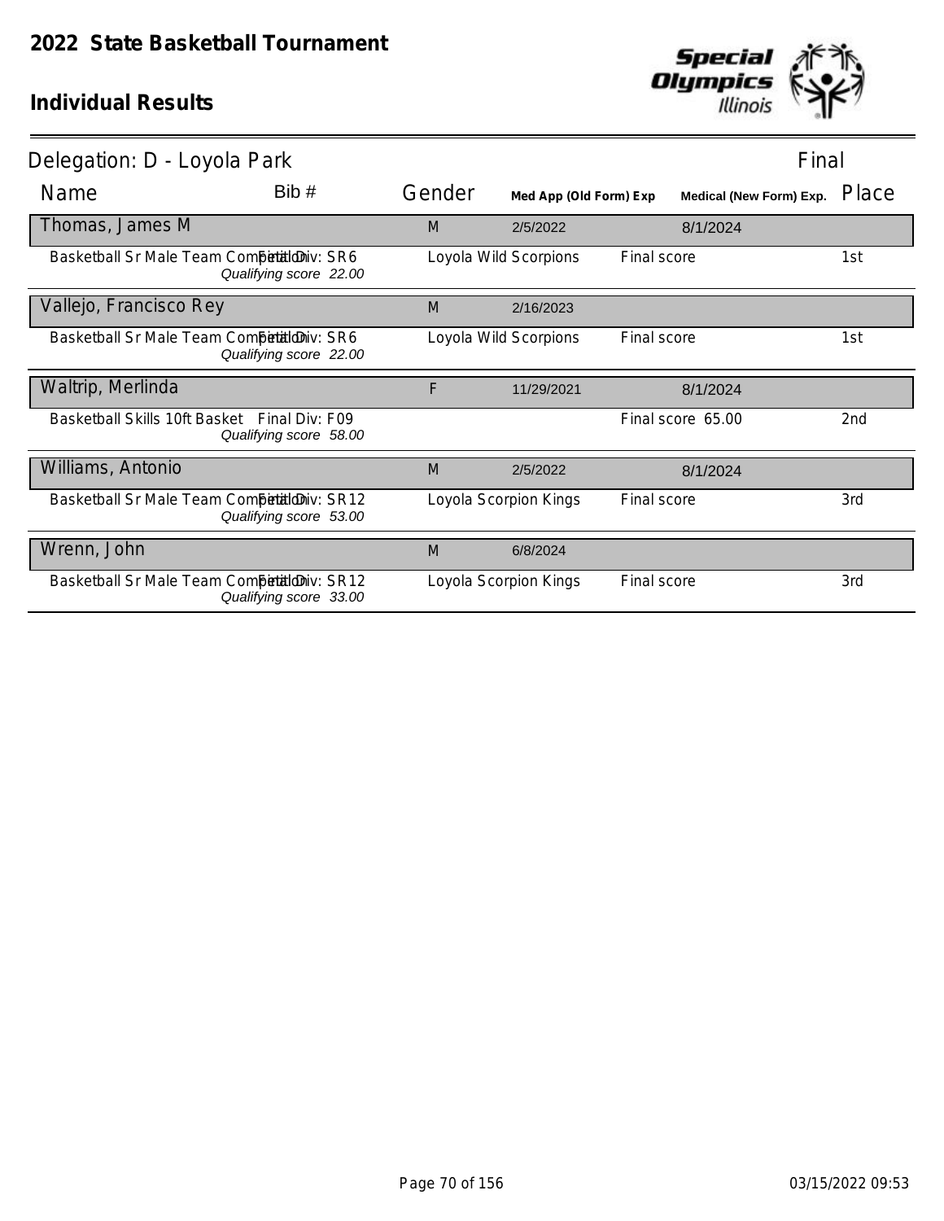# 2022 State Basketball Tournament

## Individual Results

Delegation: D - Loyola Park — Final

| Name | Bib # | Gender | Med App (Old Form) Exp | | Medical (New Form) Exp. | Place |
|---|---|---|---|---|---|---|
| Thomas, James M | | M | 2/5/2022 | | 8/1/2024 | |
| Basketball Sr Male Team Competition Final Div: SR6 *Qualifying score 22.00* | | Loyola Wild Scorpions | | Final score | | 1st |
| Vallejo, Francisco Rey | | M | 2/16/2023 | | | |
| Basketball Sr Male Team Competition Final Div: SR6 *Qualifying score 22.00* | | Loyola Wild Scorpions | | Final score | | 1st |
| Waltrip, Merlinda | | F | 11/29/2021 | | 8/1/2024 | |
| Basketball Skills 10ft Basket Final Div: F09 *Qualifying score 58.00* | | | | Final score 65.00 | | 2nd |
| Williams, Antonio | | M | 2/5/2022 | | 8/1/2024 | |
| Basketball Sr Male Team Competition Final Div: SR12 *Qualifying score 53.00* | | Loyola Scorpion Kings | | Final score | | 3rd |
| Wrenn, John | | M | 6/8/2024 | | | |
| Basketball Sr Male Team Competition Final Div: SR12 *Qualifying score 33.00* | | Loyola Scorpion Kings | | Final score | | 3rd |

03/15/2022 09:53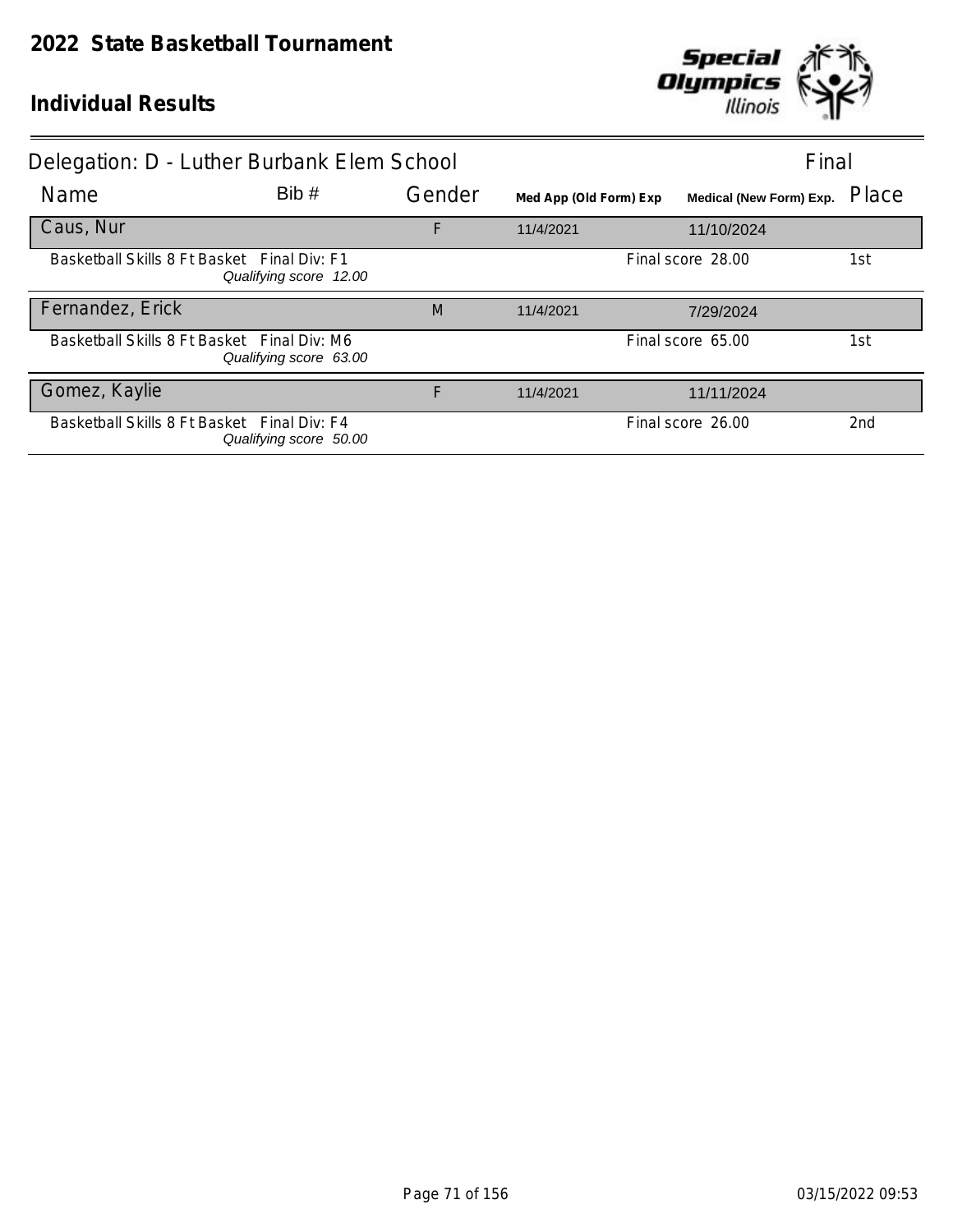# 2022 State Basketball Tournament

## Individual Results

**Delegation: D - Luther Burbank Elem School** — Final

| Name | Bib # | Gender | Med App (Old Form) Exp | Medical (New Form) Exp. | Place |
|---|---|---|---|---|---|
| Caus, Nur | | F | 11/4/2021 | 11/10/2024 | |
| Basketball Skills 8 Ft Basket Final Div: F1 *Qualifying score 12.00* | | | | Final score 28.00 | 1st |
| Fernandez, Erick | | M | 11/4/2021 | 7/29/2024 | |
| Basketball Skills 8 Ft Basket Final Div: M6 *Qualifying score 63.00* | | | | Final score 65.00 | 1st |
| Gomez, Kaylie | | F | 11/4/2021 | 11/11/2024 | |
| Basketball Skills 8 Ft Basket Final Div: F4 *Qualifying score 50.00* | | | | Final score 26.00 | 2nd |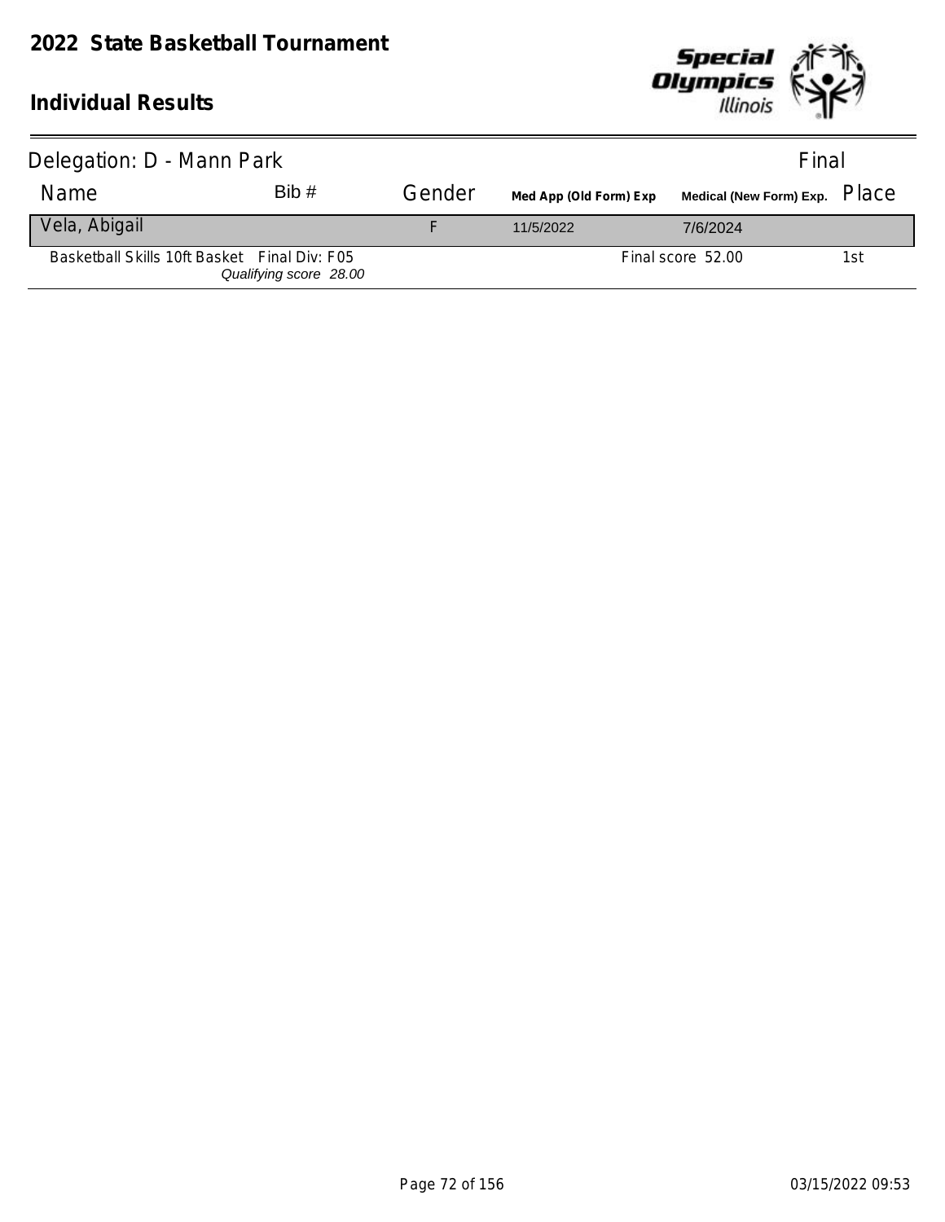# 2022 State Basketball Tournament

## Individual Results

Delegation: D - Mann Park — Final

| Name | Bib # | Gender | Med App (Old Form) Exp | Medical (New Form) Exp. | Place |
|---|---|---|---|---|---|
| Vela, Abigail | | F | 11/5/2022 | 7/6/2024 | |
| Basketball Skills 10ft Basket  Final Div: F05 *Qualifying score 28.00* | | | | Final score 52.00 | 1st |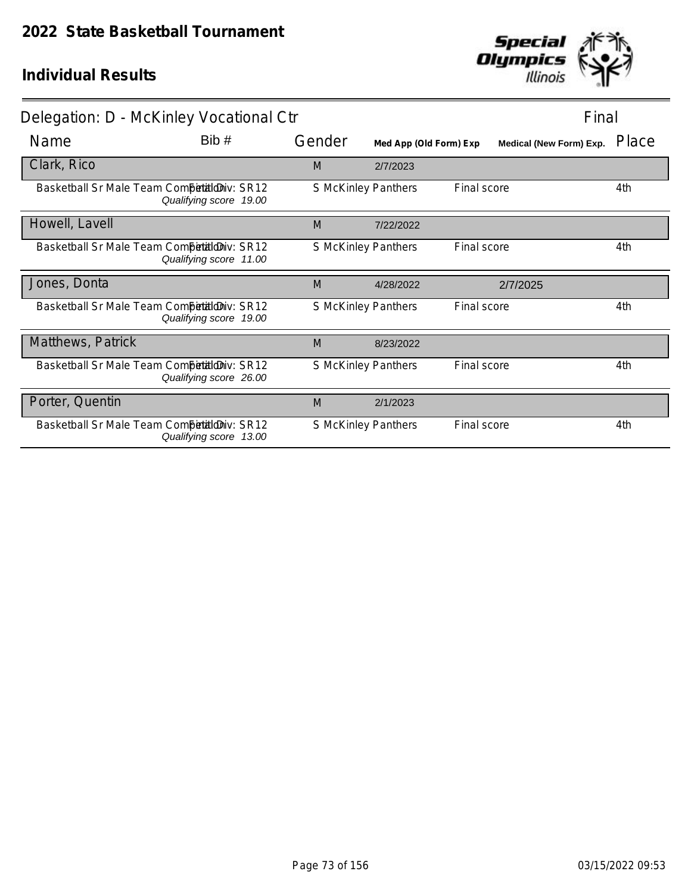# 2022 State Basketball Tournament

## Individual Results

**Delegation: D - McKinley Vocational Ctr** — Final

| Name | Bib # | Gender | Med App (Old Form) Exp | | Medical (New Form) Exp. | Place |
|---|---|---|---|---|---|---|
| **Clark, Rico** | | M | 2/7/2023 | | | |
| Basketball Sr Male Team Competition — Final Div: SR12 | *Qualifying score 19.00* | S McKinley Panthers | | Final score | | 4th |
| **Howell, Lavell** | | M | 7/22/2022 | | | |
| Basketball Sr Male Team Competition — Final Div: SR12 | *Qualifying score 11.00* | S McKinley Panthers | | Final score | | 4th |
| **Jones, Donta** | | M | 4/28/2022 | | 2/7/2025 | |
| Basketball Sr Male Team Competition — Final Div: SR12 | *Qualifying score 19.00* | S McKinley Panthers | | Final score | | 4th |
| **Matthews, Patrick** | | M | 8/23/2022 | | | |
| Basketball Sr Male Team Competition — Final Div: SR12 | *Qualifying score 26.00* | S McKinley Panthers | | Final score | | 4th |
| **Porter, Quentin** | | M | 2/1/2023 | | | |
| Basketball Sr Male Team Competition — Final Div: SR12 | *Qualifying score 13.00* | S McKinley Panthers | | Final score | | 4th |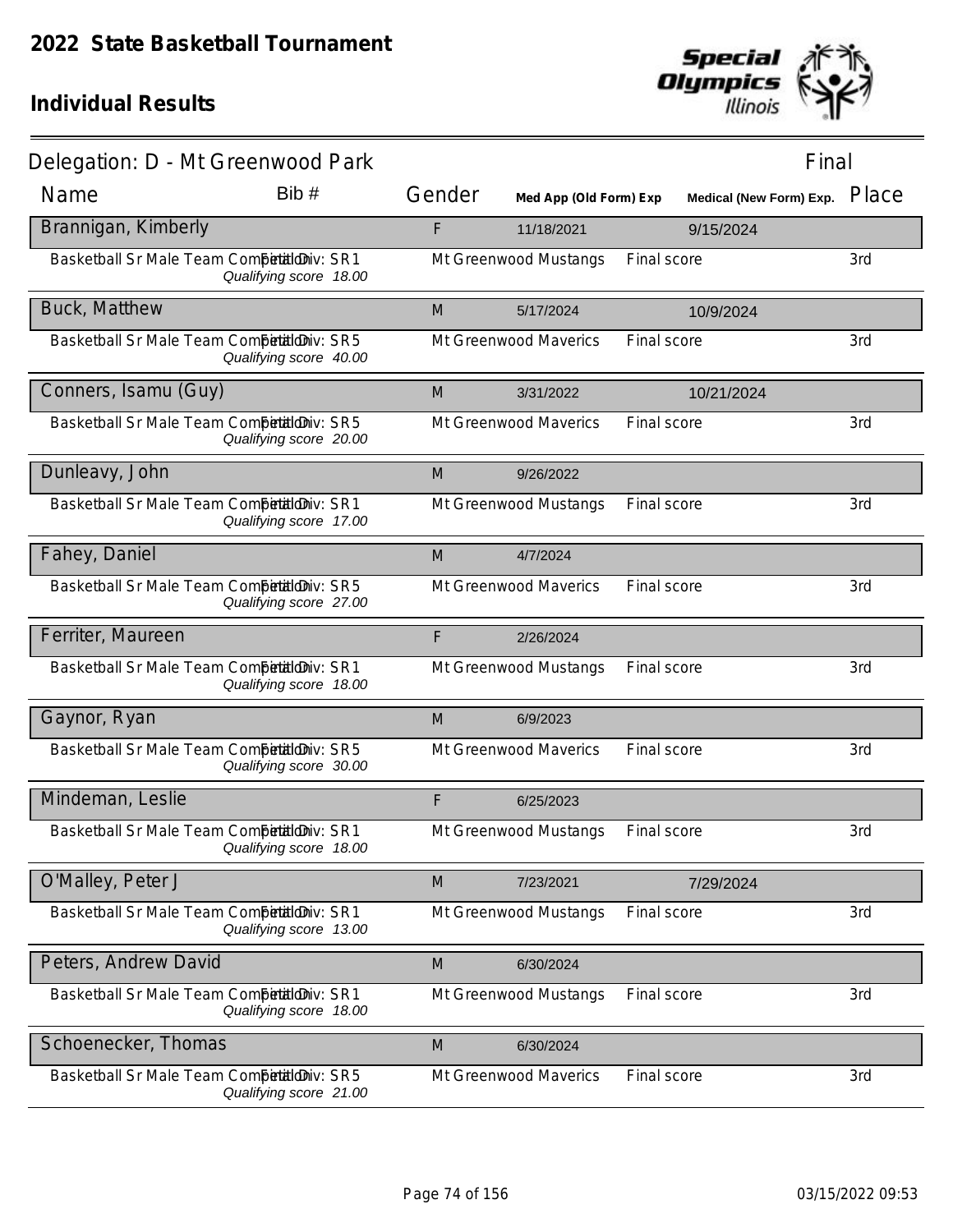# 2022 State Basketball Tournament

## Individual Results

**Delegation: D - Mt Greenwood Park** — Final

| Name | Bib # | Gender | Med App (Old Form) Exp | Medical (New Form) Exp. | Place |
|---|---|---|---|---|---|
| **Brannigan, Kimberly** | | F | 11/18/2021 | 9/15/2024 | |
| Basketball Sr Male Team Competition Final Div: SR1 *Qualifying score 18.00* | | Mt Greenwood Mustangs | Final score | | 3rd |
| **Buck, Matthew** | | M | 5/17/2024 | 10/9/2024 | |
| Basketball Sr Male Team Competition Final Div: SR5 *Qualifying score 40.00* | | Mt Greenwood Maverics | Final score | | 3rd |
| **Conners, Isamu (Guy)** | | M | 3/31/2022 | 10/21/2024 | |
| Basketball Sr Male Team Competition Final Div: SR5 *Qualifying score 20.00* | | Mt Greenwood Maverics | Final score | | 3rd |
| **Dunleavy, John** | | M | 9/26/2022 | | |
| Basketball Sr Male Team Competition Final Div: SR1 *Qualifying score 17.00* | | Mt Greenwood Mustangs | Final score | | 3rd |
| **Fahey, Daniel** | | M | 4/7/2024 | | |
| Basketball Sr Male Team Competition Final Div: SR5 *Qualifying score 27.00* | | Mt Greenwood Maverics | Final score | | 3rd |
| **Ferriter, Maureen** | | F | 2/26/2024 | | |
| Basketball Sr Male Team Competition Final Div: SR1 *Qualifying score 18.00* | | Mt Greenwood Mustangs | Final score | | 3rd |
| **Gaynor, Ryan** | | M | 6/9/2023 | | |
| Basketball Sr Male Team Competition Final Div: SR5 *Qualifying score 30.00* | | Mt Greenwood Maverics | Final score | | 3rd |
| **Mindeman, Leslie** | | F | 6/25/2023 | | |
| Basketball Sr Male Team Competition Final Div: SR1 *Qualifying score 18.00* | | Mt Greenwood Mustangs | Final score | | 3rd |
| **O'Malley, Peter J** | | M | 7/23/2021 | 7/29/2024 | |
| Basketball Sr Male Team Competition Final Div: SR1 *Qualifying score 13.00* | | Mt Greenwood Mustangs | Final score | | 3rd |
| **Peters, Andrew David** | | M | 6/30/2024 | | |
| Basketball Sr Male Team Competition Final Div: SR1 *Qualifying score 18.00* | | Mt Greenwood Mustangs | Final score | | 3rd |
| **Schoenecker, Thomas** | | M | 6/30/2024 | | |
| Basketball Sr Male Team Competition Final Div: SR5 *Qualifying score 21.00* | | Mt Greenwood Maverics | Final score | | 3rd |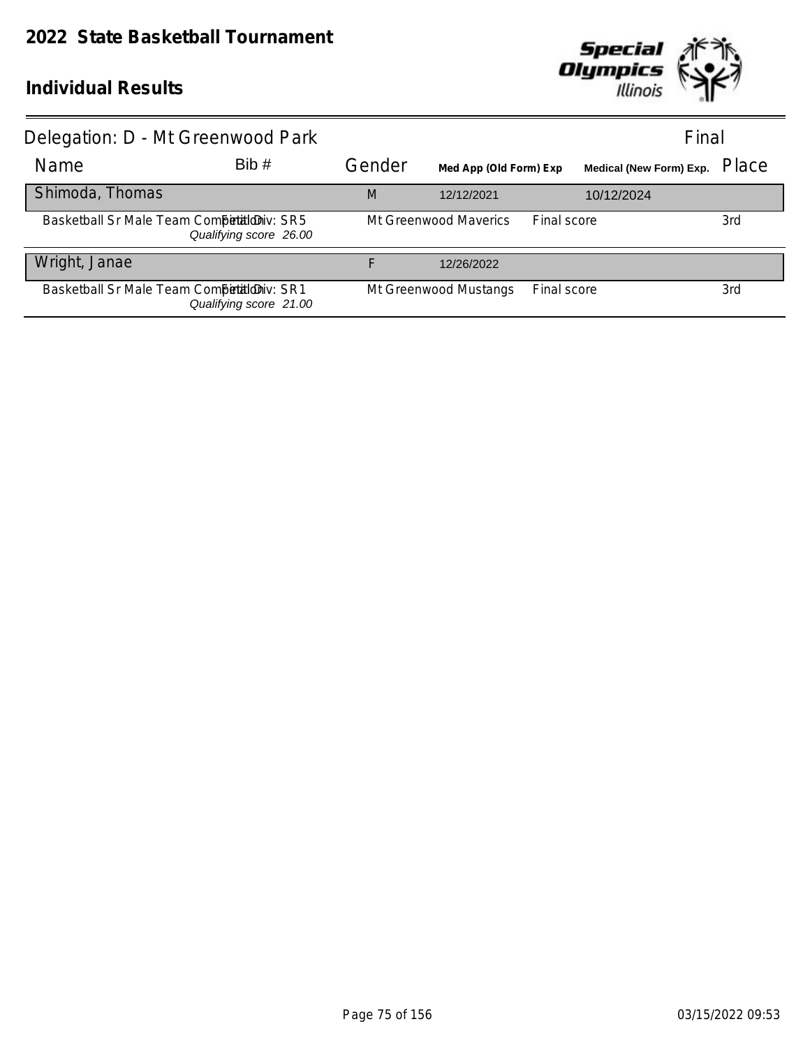# 2022 State Basketball Tournament

## Individual Results

**Delegation: D - Mt Greenwood Park** — Final

| Name | Bib # | Gender | Med App (Old Form) Exp | | Medical (New Form) Exp. | Place |
|---|---|---|---|---|---|---|
| Shimoda, Thomas | | M | 12/12/2021 | | 10/12/2024 | |
| Basketball Sr Male Team Competition Final Div: SR5 *Qualifying score 26.00* | | Mt Greenwood Maverics | | Final score | | 3rd |
| Wright, Janae | | F | 12/26/2022 | | | |
| Basketball Sr Male Team Competition Final Div: SR1 *Qualifying score 21.00* | | Mt Greenwood Mustangs | | Final score | | 3rd |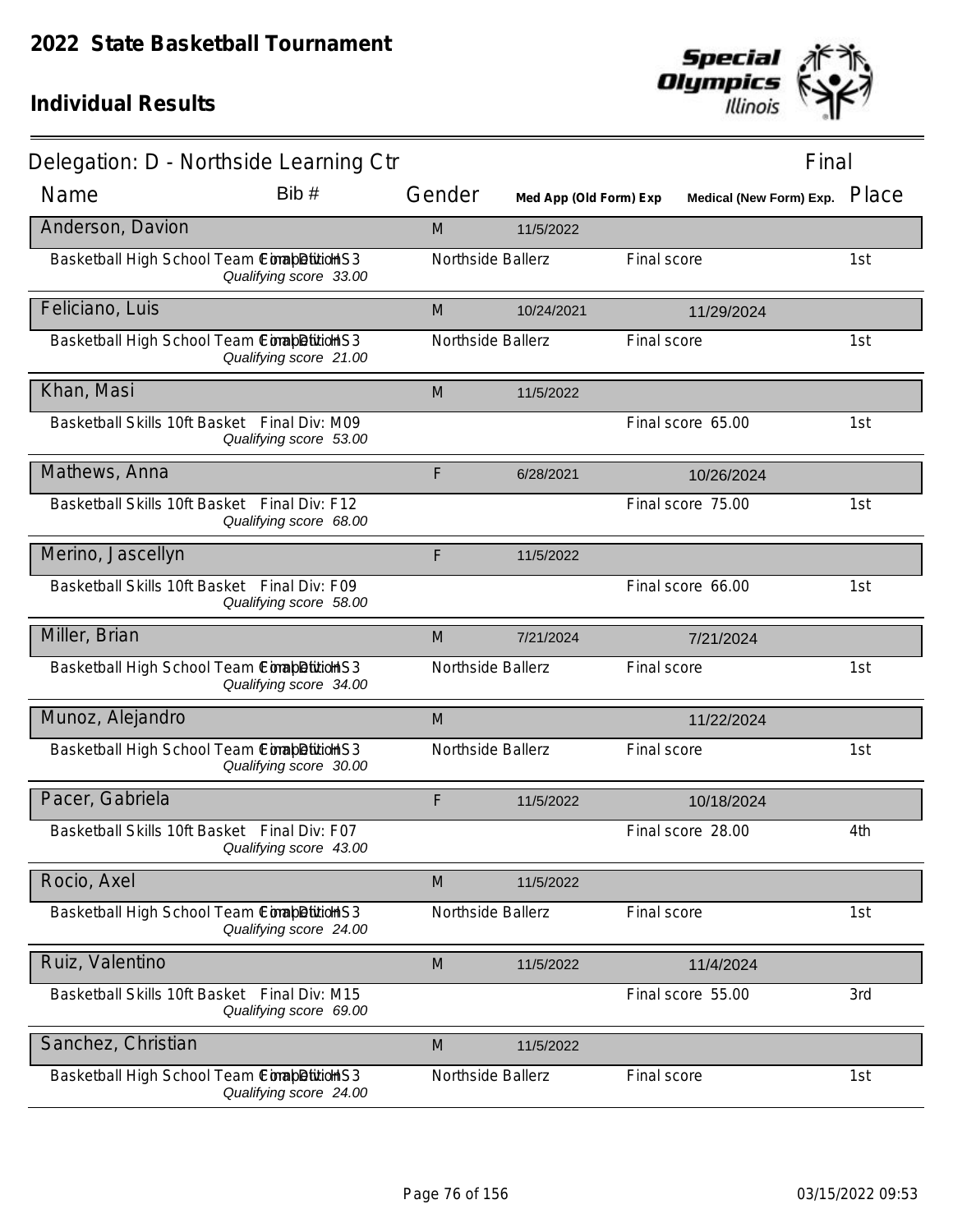# 2022 State Basketball Tournament

## Individual Results

**Delegation: D - Northside Learning Ctr** — Final

| Name | Bib # | Gender | Med App (Old Form) Exp | Medical (New Form) Exp. | Place |
|---|---|---|---|---|---|
| **Anderson, Davion** | | M | 11/5/2022 | | |
| Basketball High School Team Competition Final Div: HS3 — *Qualifying score 33.00* | | Northside Ballerz | | Final score | 1st |
| **Feliciano, Luis** | | M | 10/24/2021 | 11/29/2024 | |
| Basketball High School Team Competition Final Div: HS3 — *Qualifying score 21.00* | | Northside Ballerz | | Final score | 1st |
| **Khan, Masi** | | M | 11/5/2022 | | |
| Basketball Skills 10ft Basket Final Div: M09 — *Qualifying score 53.00* | | | | Final score 65.00 | 1st |
| **Mathews, Anna** | | F | 6/28/2021 | 10/26/2024 | |
| Basketball Skills 10ft Basket Final Div: F12 — *Qualifying score 68.00* | | | | Final score 75.00 | 1st |
| **Merino, Jascellyn** | | F | 11/5/2022 | | |
| Basketball Skills 10ft Basket Final Div: F09 — *Qualifying score 58.00* | | | | Final score 66.00 | 1st |
| **Miller, Brian** | | M | 7/21/2024 | 7/21/2024 | |
| Basketball High School Team Competition Final Div: HS3 — *Qualifying score 34.00* | | Northside Ballerz | | Final score | 1st |
| **Munoz, Alejandro** | | M | | 11/22/2024 | |
| Basketball High School Team Competition Final Div: HS3 — *Qualifying score 30.00* | | Northside Ballerz | | Final score | 1st |
| **Pacer, Gabriela** | | F | 11/5/2022 | 10/18/2024 | |
| Basketball Skills 10ft Basket Final Div: F07 — *Qualifying score 43.00* | | | | Final score 28.00 | 4th |
| **Rocio, Axel** | | M | 11/5/2022 | | |
| Basketball High School Team Competition Final Div: HS3 — *Qualifying score 24.00* | | Northside Ballerz | | Final score | 1st |
| **Ruiz, Valentino** | | M | 11/5/2022 | 11/4/2024 | |
| Basketball Skills 10ft Basket Final Div: M15 — *Qualifying score 69.00* | | | | Final score 55.00 | 3rd |
| **Sanchez, Christian** | | M | 11/5/2022 | | |
| Basketball High School Team Competition Final Div: HS3 — *Qualifying score 24.00* | | Northside Ballerz | | Final score | 1st |

03/15/2022 09:53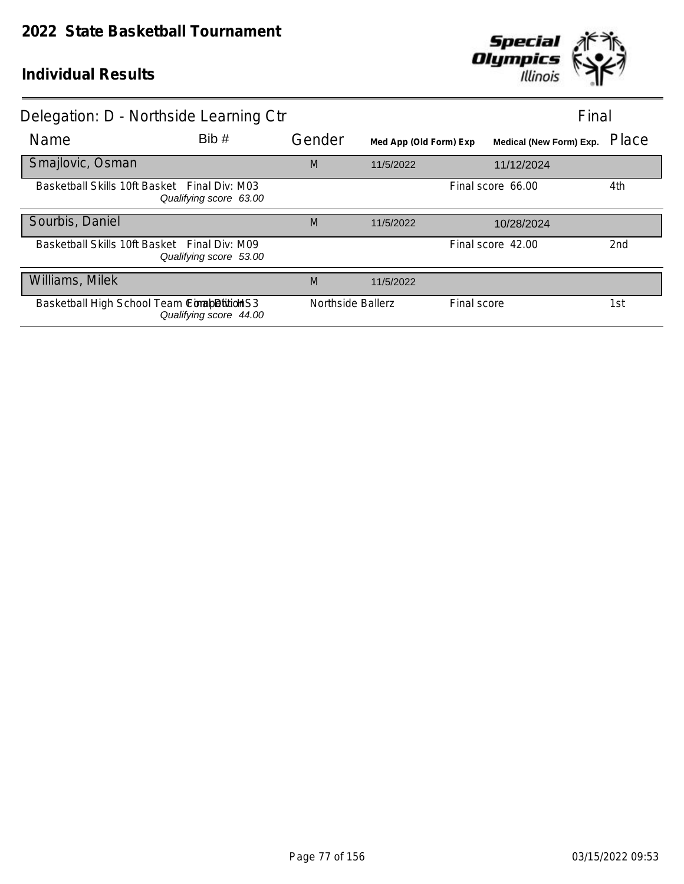# 2022 State Basketball Tournament

## Individual Results

Delegation: D - Northside Learning Ctr — Final

| Name | Bib # | Gender | Med App (Old Form) Exp | Medical (New Form) Exp. | Place |
|---|---|---|---|---|---|
| **Smajlovic, Osman** | | M | 11/5/2022 | 11/12/2024 | |
| Basketball Skills 10ft Basket — Final Div: M03 — *Qualifying score 63.00* | | | | Final score 66.00 | 4th |
| **Sourbis, Daniel** | | M | 11/5/2022 | 10/28/2024 | |
| Basketball Skills 10ft Basket — Final Div: M09 — *Qualifying score 53.00* | | | | Final score 42.00 | 2nd |
| **Williams, Milek** | | M | 11/5/2022 | | |
| Basketball High School Team Competition — Final Div: HS3 — *Qualifying score 44.00* | | Northside Ballerz | | Final score | 1st |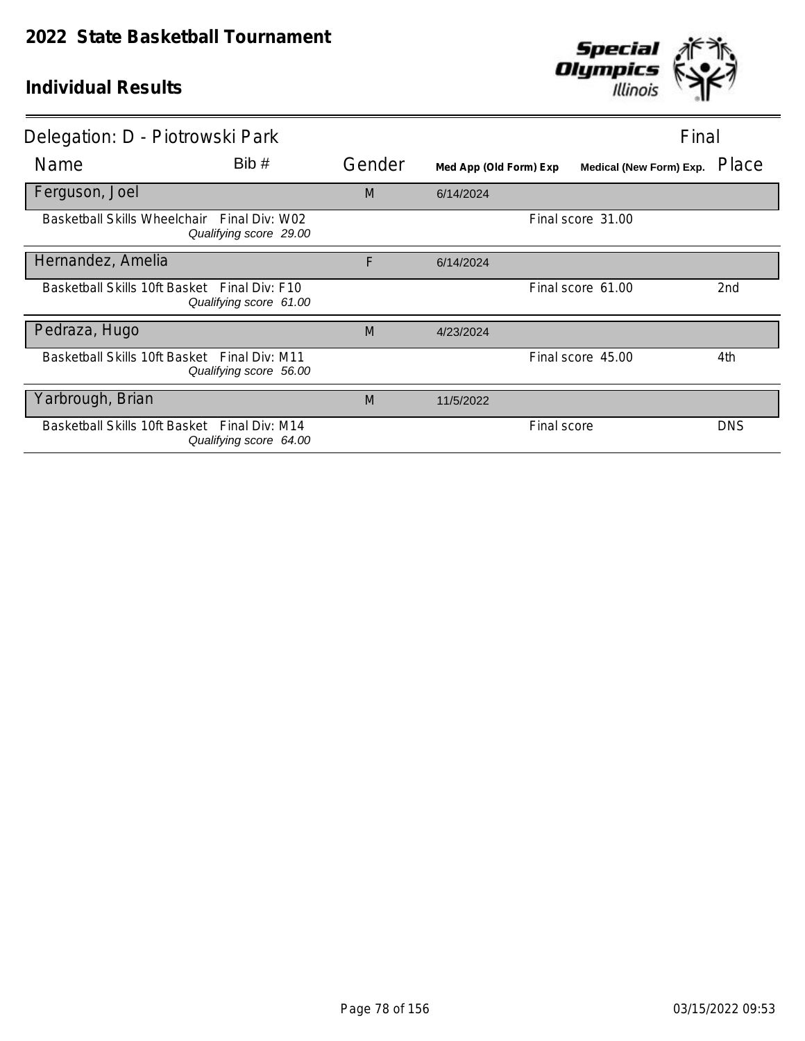# 2022 State Basketball Tournament

## Individual Results

Delegation: D - Piotrowski Park — Final

| Name | Bib # | Gender | Med App (Old Form) Exp | Medical (New Form) Exp. | Place |
|---|---|---|---|---|---|
| **Ferguson, Joel** | | M | 6/14/2024 | | |
| Basketball Skills Wheelchair — Final Div: W02 — *Qualifying score 29.00* | | | Final score 31.00 | | |
| **Hernandez, Amelia** | | F | 6/14/2024 | | |
| Basketball Skills 10ft Basket — Final Div: F10 — *Qualifying score 61.00* | | | Final score 61.00 | | 2nd |
| **Pedraza, Hugo** | | M | 4/23/2024 | | |
| Basketball Skills 10ft Basket — Final Div: M11 — *Qualifying score 56.00* | | | Final score 45.00 | | 4th |
| **Yarbrough, Brian** | | M | 11/5/2022 | | |
| Basketball Skills 10ft Basket — Final Div: M14 — *Qualifying score 64.00* | | | Final score | | DNS |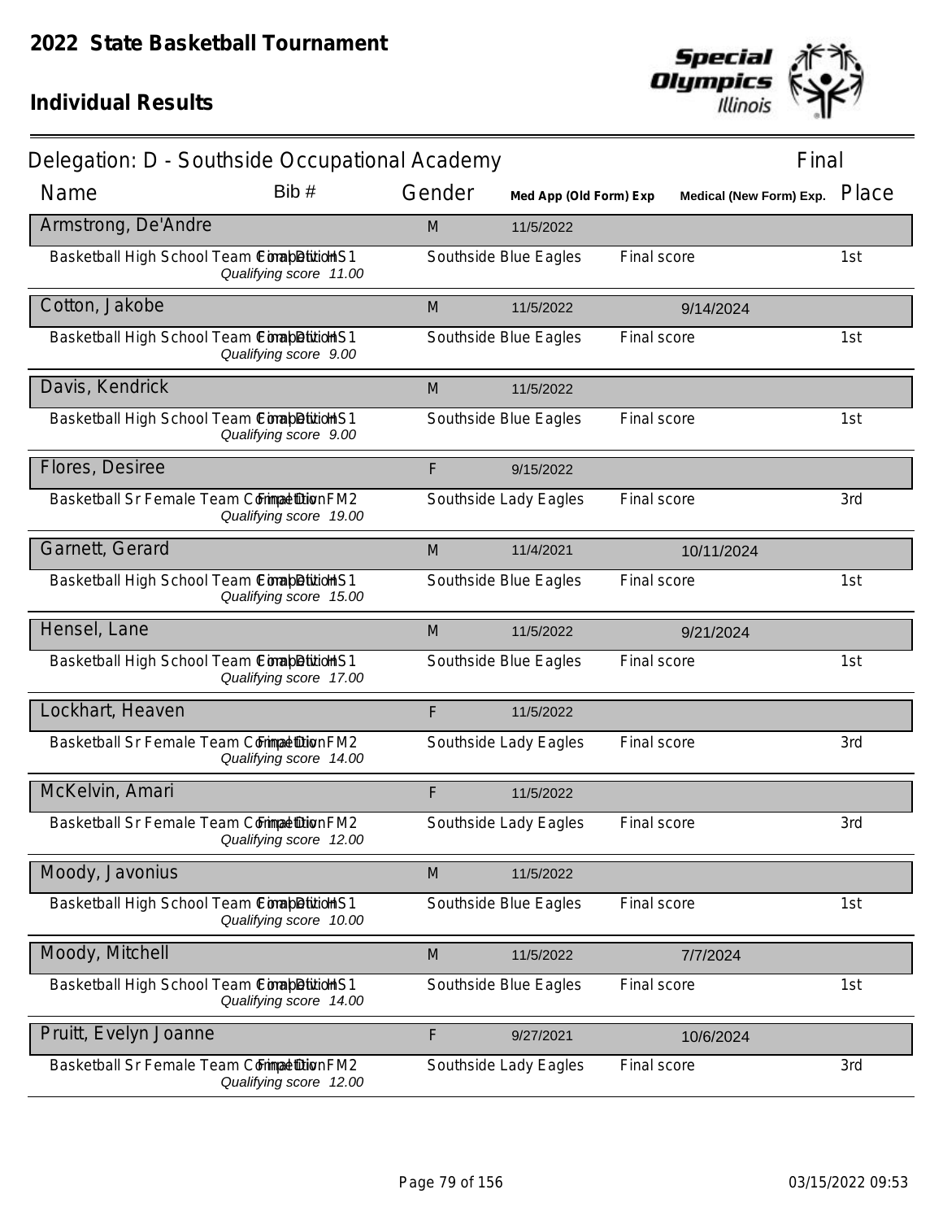# 2022 State Basketball Tournament

## Individual Results

Delegation: D - Southside Occupational Academy — Final

| Name | Bib # | Gender | Med App (Old Form) Exp | Medical (New Form) Exp. | Place |
|---|---|---|---|---|---|
| **Armstrong, De'Andre** | | M | 11/5/2022 | | |
| Basketball High School Team Competition Final Div HS1 — *Qualifying score 11.00* | | Southside Blue Eagles | Final score | | 1st |
| **Cotton, Jakobe** | | M | 11/5/2022 | 9/14/2024 | |
| Basketball High School Team Competition Final Div HS1 — *Qualifying score 9.00* | | Southside Blue Eagles | Final score | | 1st |
| **Davis, Kendrick** | | M | 11/5/2022 | | |
| Basketball High School Team Competition Final Div HS1 — *Qualifying score 9.00* | | Southside Blue Eagles | Final score | | 1st |
| **Flores, Desiree** | | F | 9/15/2022 | | |
| Basketball Sr Female Team Competition Final Div FM2 — *Qualifying score 19.00* | | Southside Lady Eagles | Final score | | 3rd |
| **Garnett, Gerard** | | M | 11/4/2021 | 10/11/2024 | |
| Basketball High School Team Competition Final Div HS1 — *Qualifying score 15.00* | | Southside Blue Eagles | Final score | | 1st |
| **Hensel, Lane** | | M | 11/5/2022 | 9/21/2024 | |
| Basketball High School Team Competition Final Div HS1 — *Qualifying score 17.00* | | Southside Blue Eagles | Final score | | 1st |
| **Lockhart, Heaven** | | F | 11/5/2022 | | |
| Basketball Sr Female Team Competition Final Div FM2 — *Qualifying score 14.00* | | Southside Lady Eagles | Final score | | 3rd |
| **McKelvin, Amari** | | F | 11/5/2022 | | |
| Basketball Sr Female Team Competition Final Div FM2 — *Qualifying score 12.00* | | Southside Lady Eagles | Final score | | 3rd |
| **Moody, Javonius** | | M | 11/5/2022 | | |
| Basketball High School Team Competition Final Div HS1 — *Qualifying score 10.00* | | Southside Blue Eagles | Final score | | 1st |
| **Moody, Mitchell** | | M | 11/5/2022 | 7/7/2024 | |
| Basketball High School Team Competition Final Div HS1 — *Qualifying score 14.00* | | Southside Blue Eagles | Final score | | 1st |
| **Pruitt, Evelyn Joanne** | | F | 9/27/2021 | 10/6/2024 | |
| Basketball Sr Female Team Competition Final Div FM2 — *Qualifying score 12.00* | | Southside Lady Eagles | Final score | | 3rd |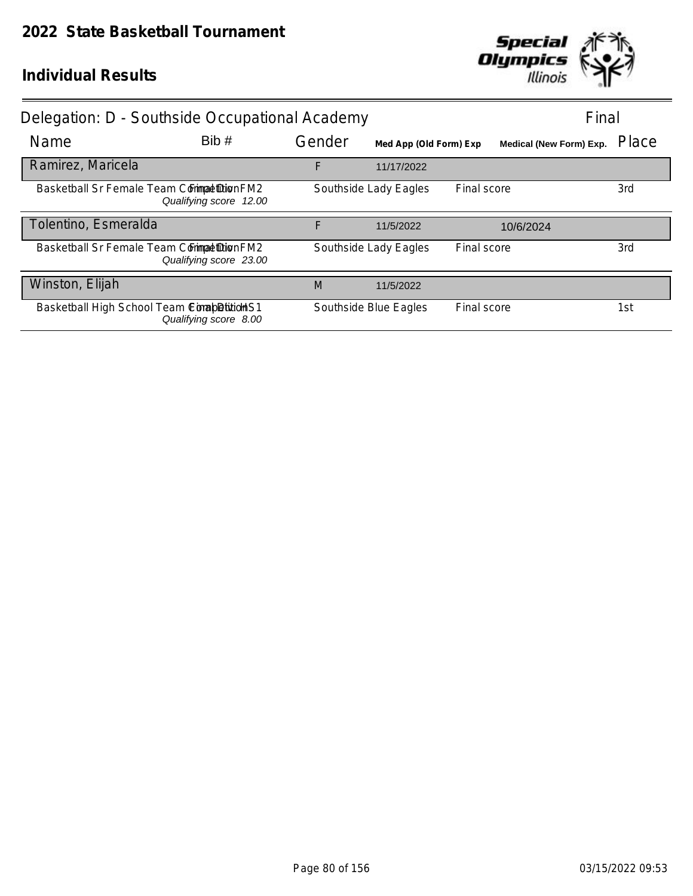# 2022 State Basketball Tournament

## Individual Results

### Delegation: D - Southside Occupational Academy — Final

| Name | Bib # | Gender | Med App (Old Form) Exp | | Medical (New Form) Exp. | Place |
|---|---|---|---|---|---|---|
| **Ramirez, Maricela** | | F | 11/17/2022 | | | |
| Basketball Sr Female Team Competition Final Div FM2 *Qualifying score 12.00* | | Southside Lady Eagles | | Final score | | 3rd |
| **Tolentino, Esmeralda** | | F | 11/5/2022 | | 10/6/2024 | |
| Basketball Sr Female Team Competition Final Div FM2 *Qualifying score 23.00* | | Southside Lady Eagles | | Final score | | 3rd |
| **Winston, Elijah** | | M | 11/5/2022 | | | |
| Basketball High School Team Competition Final Div HS1 *Qualifying score 8.00* | | Southside Blue Eagles | | Final score | | 1st |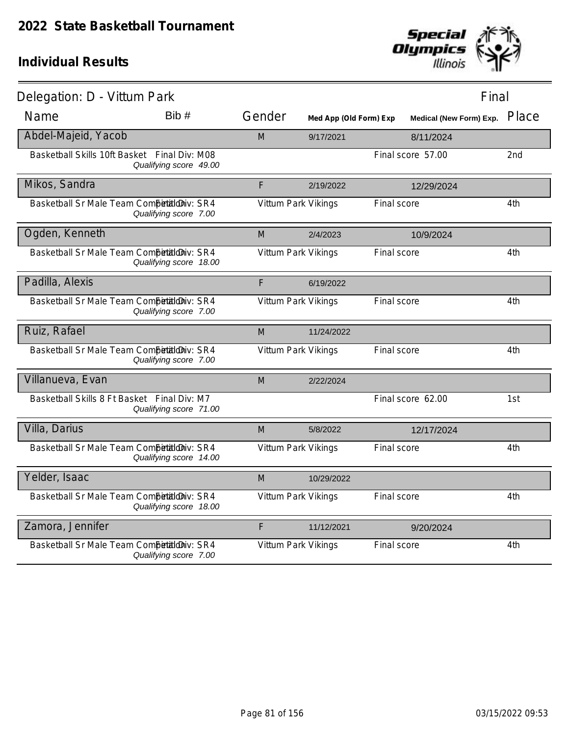# 2022 State Basketball Tournament

## Individual Results

**Delegation: D - Vittum Park** — Final

| Name | Bib # | Gender | Med App (Old Form) Exp | Medical (New Form) Exp. | Place |
|---|---|---|---|---|---|
| **Abdel-Majeid, Yacob** | | M | 9/17/2021 | 8/11/2024 | |
| Basketball Skills 10ft Basket Final Div: M08 *Qualifying score 49.00* | | | | Final score 57.00 | 2nd |
| **Mikos, Sandra** | | F | 2/19/2022 | 12/29/2024 | |
| Basketball Sr Male Team Competition Final Div: SR4 *Qualifying score 7.00* | | Vittum Park Vikings | | Final score | 4th |
| **Ogden, Kenneth** | | M | 2/4/2023 | 10/9/2024 | |
| Basketball Sr Male Team Competition Final Div: SR4 *Qualifying score 18.00* | | Vittum Park Vikings | | Final score | 4th |
| **Padilla, Alexis** | | F | 6/19/2022 | | |
| Basketball Sr Male Team Competition Final Div: SR4 *Qualifying score 7.00* | | Vittum Park Vikings | | Final score | 4th |
| **Ruiz, Rafael** | | M | 11/24/2022 | | |
| Basketball Sr Male Team Competition Final Div: SR4 *Qualifying score 7.00* | | Vittum Park Vikings | | Final score | 4th |
| **Villanueva, Evan** | | M | 2/22/2024 | | |
| Basketball Skills 8 Ft Basket Final Div: M7 *Qualifying score 71.00* | | | | Final score 62.00 | 1st |
| **Villa, Darius** | | M | 5/8/2022 | 12/17/2024 | |
| Basketball Sr Male Team Competition Final Div: SR4 *Qualifying score 14.00* | | Vittum Park Vikings | | Final score | 4th |
| **Yelder, Isaac** | | M | 10/29/2022 | | |
| Basketball Sr Male Team Competition Final Div: SR4 *Qualifying score 18.00* | | Vittum Park Vikings | | Final score | 4th |
| **Zamora, Jennifer** | | F | 11/12/2021 | 9/20/2024 | |
| Basketball Sr Male Team Competition Final Div: SR4 *Qualifying score 7.00* | | Vittum Park Vikings | | Final score | 4th |

03/15/2022 09:53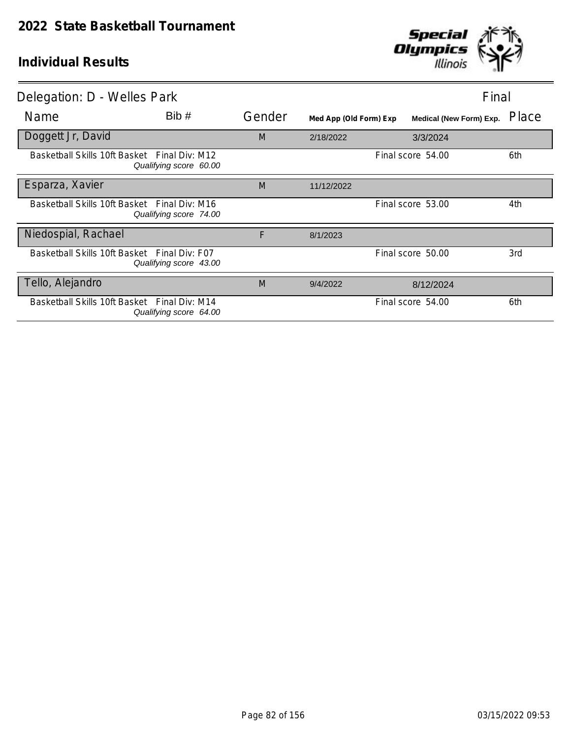# 2022 State Basketball Tournament

## Individual Results

Delegation: D - Welles Park — Final

| Name | Bib # | Gender | Med App (Old Form) Exp | Medical (New Form) Exp. | Place |
|---|---|---|---|---|---|
| **Doggett Jr, David** | | M | 2/18/2022 | 3/3/2024 | |
| Basketball Skills 10ft Basket — Final Div: M12 — *Qualifying score 60.00* | | | Final score 54.00 | | 6th |
| **Esparza, Xavier** | | M | 11/12/2022 | | |
| Basketball Skills 10ft Basket — Final Div: M16 — *Qualifying score 74.00* | | | Final score 53.00 | | 4th |
| **Niedospial, Rachael** | | F | 8/1/2023 | | |
| Basketball Skills 10ft Basket — Final Div: F07 — *Qualifying score 43.00* | | | Final score 50.00 | | 3rd |
| **Tello, Alejandro** | | M | 9/4/2022 | 8/12/2024 | |
| Basketball Skills 10ft Basket — Final Div: M14 — *Qualifying score 64.00* | | | Final score 54.00 | | 6th |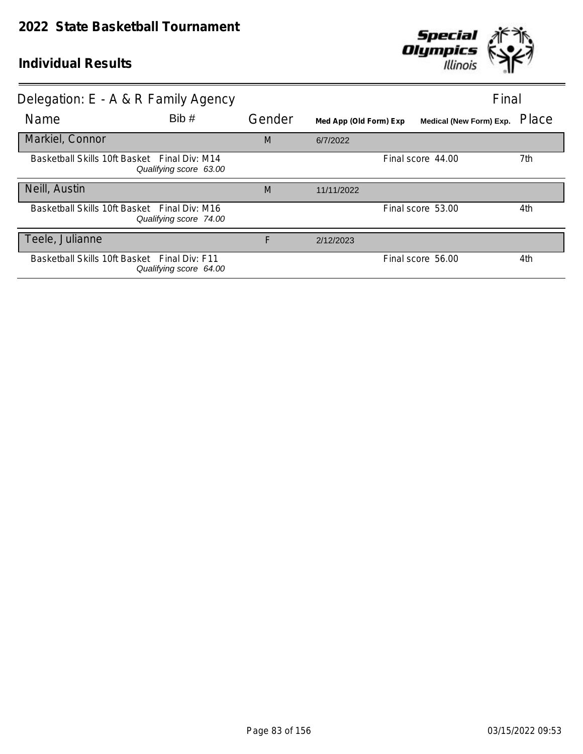# 2022 State Basketball Tournament

## Individual Results

Delegation: E - A & R Family Agency — Final

| Name | Bib # | Gender | Med App (Old Form) Exp | Medical (New Form) Exp. | Place |
|---|---|---|---|---|---|
| **Markiel, Connor** | | M | 6/7/2022 | | |
| Basketball Skills 10ft Basket Final Div: M14 *Qualifying score 63.00* | | | | Final score 44.00 | 7th |
| **Neill, Austin** | | M | 11/11/2022 | | |
| Basketball Skills 10ft Basket Final Div: M16 *Qualifying score 74.00* | | | | Final score 53.00 | 4th |
| **Teele, Julianne** | | F | 2/12/2023 | | |
| Basketball Skills 10ft Basket Final Div: F11 *Qualifying score 64.00* | | | | Final score 56.00 | 4th |

03/15/2022 09:53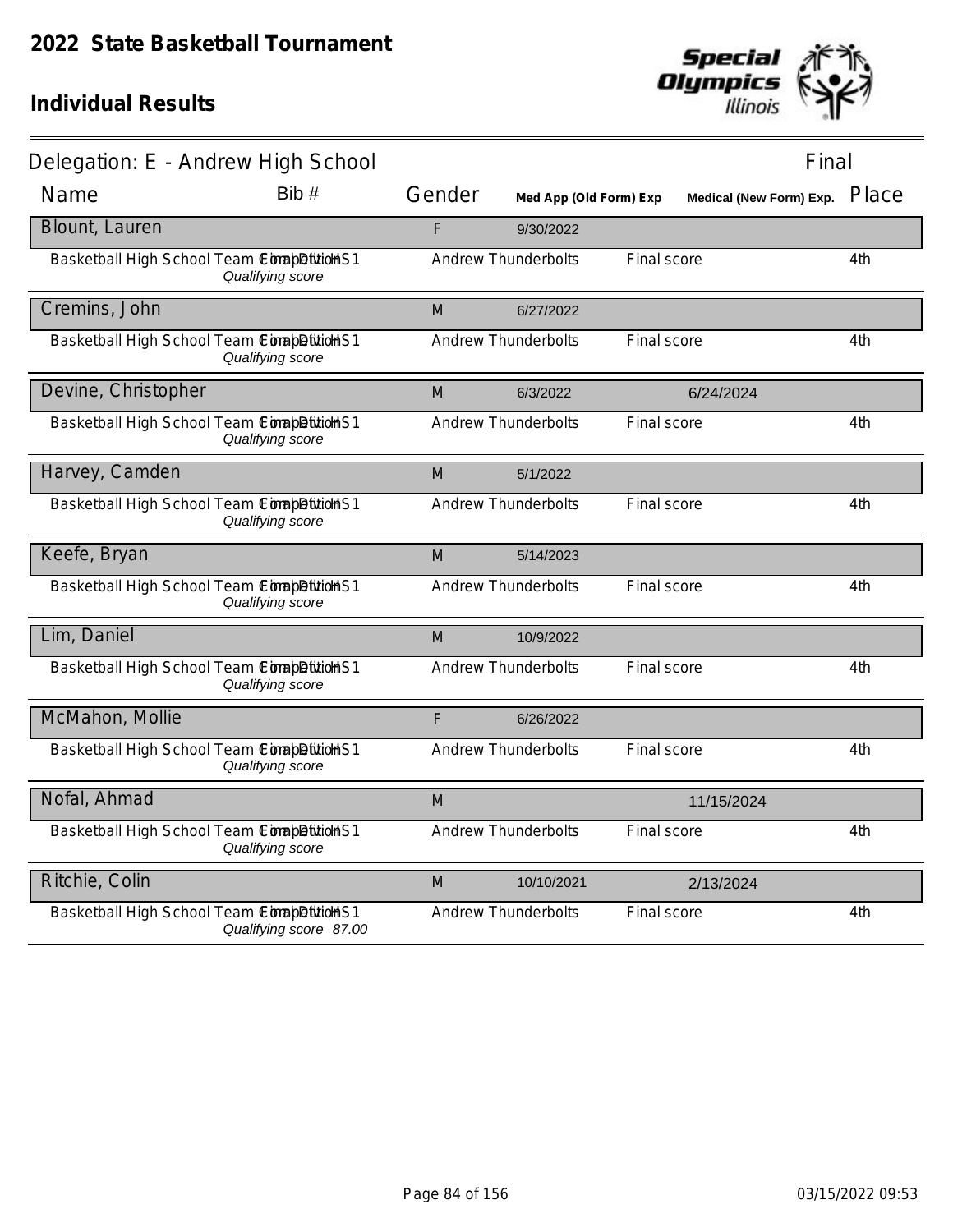# 2022 State Basketball Tournament

## Individual Results

### Delegation: E - Andrew High School

Final

| Name | Bib # | Gender | Med App (Old Form) Exp | Medical (New Form) Exp. | Place |
|---|---|---|---|---|---|
| **Blount, Lauren** | | F | 9/30/2022 | | |
| Basketball High School Team Competition / Final Div HS1 — *Qualifying score* | | Andrew Thunderbolts | Final score | | 4th |
| **Cremins, John** | | M | 6/27/2022 | | |
| Basketball High School Team Competition / Final Div HS1 — *Qualifying score* | | Andrew Thunderbolts | Final score | | 4th |
| **Devine, Christopher** | | M | 6/3/2022 | 6/24/2024 | |
| Basketball High School Team Competition / Final Div HS1 — *Qualifying score* | | Andrew Thunderbolts | Final score | | 4th |
| **Harvey, Camden** | | M | 5/1/2022 | | |
| Basketball High School Team Competition / Final Div HS1 — *Qualifying score* | | Andrew Thunderbolts | Final score | | 4th |
| **Keefe, Bryan** | | M | 5/14/2023 | | |
| Basketball High School Team Competition / Final Div HS1 — *Qualifying score* | | Andrew Thunderbolts | Final score | | 4th |
| **Lim, Daniel** | | M | 10/9/2022 | | |
| Basketball High School Team Competition / Final Div HS1 — *Qualifying score* | | Andrew Thunderbolts | Final score | | 4th |
| **McMahon, Mollie** | | F | 6/26/2022 | | |
| Basketball High School Team Competition / Final Div HS1 — *Qualifying score* | | Andrew Thunderbolts | Final score | | 4th |
| **Nofal, Ahmad** | | M | | 11/15/2024 | |
| Basketball High School Team Competition / Final Div HS1 — *Qualifying score* | | Andrew Thunderbolts | Final score | | 4th |
| **Ritchie, Colin** | | M | 10/10/2021 | 2/13/2024 | |
| Basketball High School Team Competition / Final Div HS1 — *Qualifying score 87.00* | | Andrew Thunderbolts | Final score | | 4th |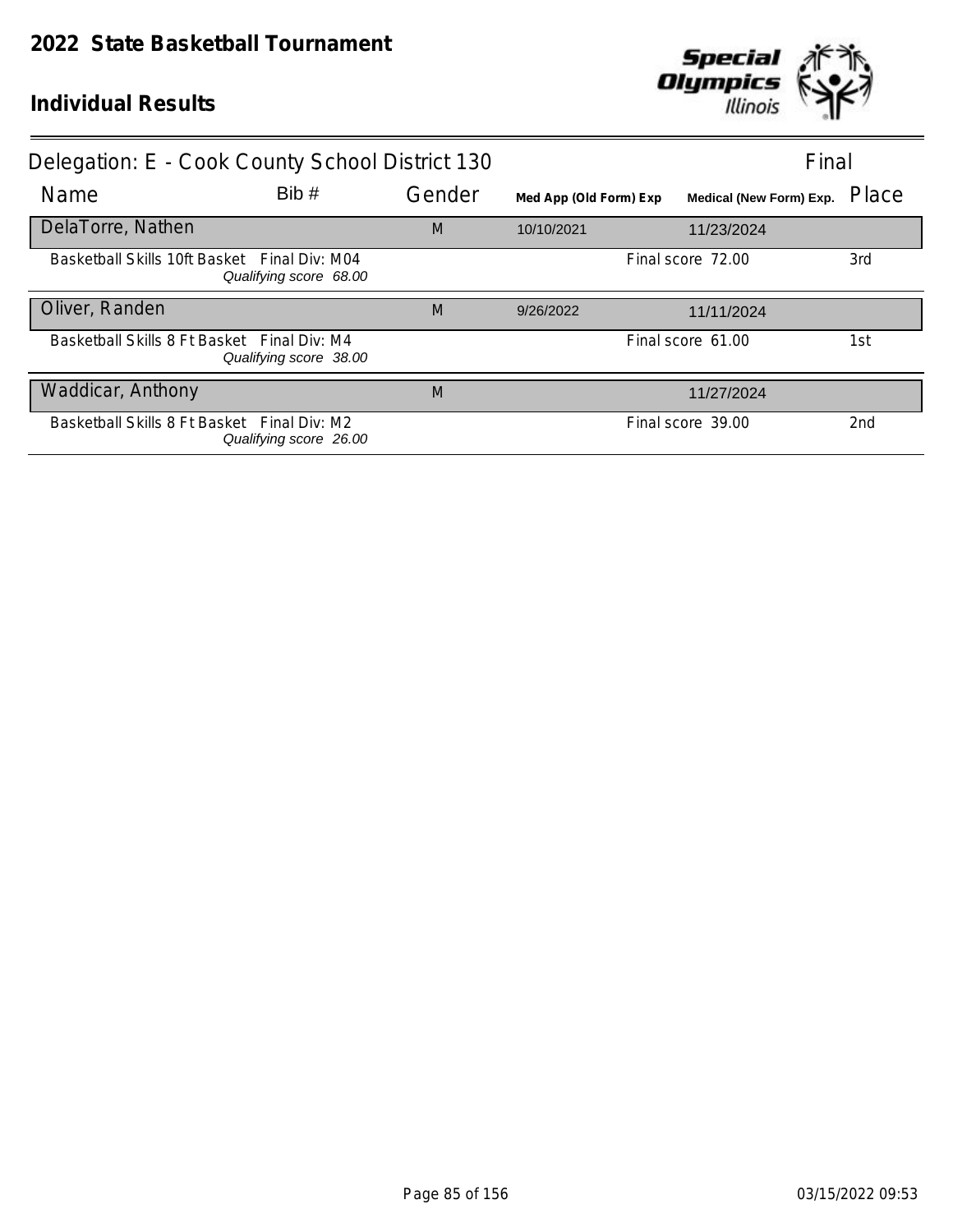# 2022 State Basketball Tournament

## Individual Results

### Delegation: E - Cook County School District 130 — Final

| Name | Bib # | Gender | Med App (Old Form) Exp | Medical (New Form) Exp. | Place |
|---|---|---|---|---|---|
| DelaTorre, Nathen | | M | 10/10/2021 | 11/23/2024 | |
| Basketball Skills 10ft Basket Final Div: M04 *Qualifying score 68.00* | | | | Final score 72.00 | 3rd |
| Oliver, Randen | | M | 9/26/2022 | 11/11/2024 | |
| Basketball Skills 8 Ft Basket Final Div: M4 *Qualifying score 38.00* | | | | Final score 61.00 | 1st |
| Waddicar, Anthony | | M | | 11/27/2024 | |
| Basketball Skills 8 Ft Basket Final Div: M2 *Qualifying score 26.00* | | | | Final score 39.00 | 2nd |

03/15/2022 09:53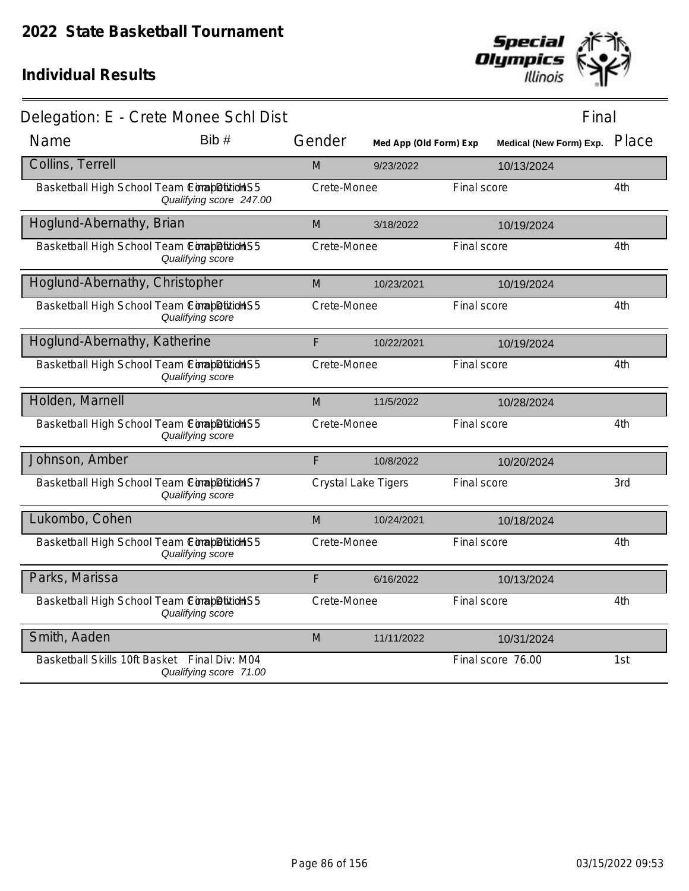# 2022 State Basketball Tournament

## Individual Results

**Delegation: E - Crete Monee Schl Dist** — Final

| Name | Bib # | Gender | Med App (Old Form) Exp | Medical (New Form) Exp. | Place |
|---|---|---|---|---|---|
| **Collins, Terrell** | | M | 9/23/2022 | 10/13/2024 | |
| Basketball High School Team Competition / Final Div: HS5 — *Qualifying score 247.00* | | Crete-Monee | | Final score | 4th |
| **Hoglund-Abernathy, Brian** | | M | 3/18/2022 | 10/19/2024 | |
| Basketball High School Team Competition / Final Div: HS5 — *Qualifying score* | | Crete-Monee | | Final score | 4th |
| **Hoglund-Abernathy, Christopher** | | M | 10/23/2021 | 10/19/2024 | |
| Basketball High School Team Competition / Final Div: HS5 — *Qualifying score* | | Crete-Monee | | Final score | 4th |
| **Hoglund-Abernathy, Katherine** | | F | 10/22/2021 | 10/19/2024 | |
| Basketball High School Team Competition / Final Div: HS5 — *Qualifying score* | | Crete-Monee | | Final score | 4th |
| **Holden, Marnell** | | M | 11/5/2022 | 10/28/2024 | |
| Basketball High School Team Competition / Final Div: HS5 — *Qualifying score* | | Crete-Monee | | Final score | 4th |
| **Johnson, Amber** | | F | 10/8/2022 | 10/20/2024 | |
| Basketball High School Team Competition / Final Div: HS7 — *Qualifying score* | | Crystal Lake Tigers | | Final score | 3rd |
| **Lukombo, Cohen** | | M | 10/24/2021 | 10/18/2024 | |
| Basketball High School Team Competition / Final Div: HS5 — *Qualifying score* | | Crete-Monee | | Final score | 4th |
| **Parks, Marissa** | | F | 6/16/2022 | 10/13/2024 | |
| Basketball High School Team Competition / Final Div: HS5 — *Qualifying score* | | Crete-Monee | | Final score | 4th |
| **Smith, Aaden** | | M | 11/11/2022 | 10/31/2024 | |
| Basketball Skills 10ft Basket / Final Div: M04 — *Qualifying score 71.00* | | | | Final score 76.00 | 1st |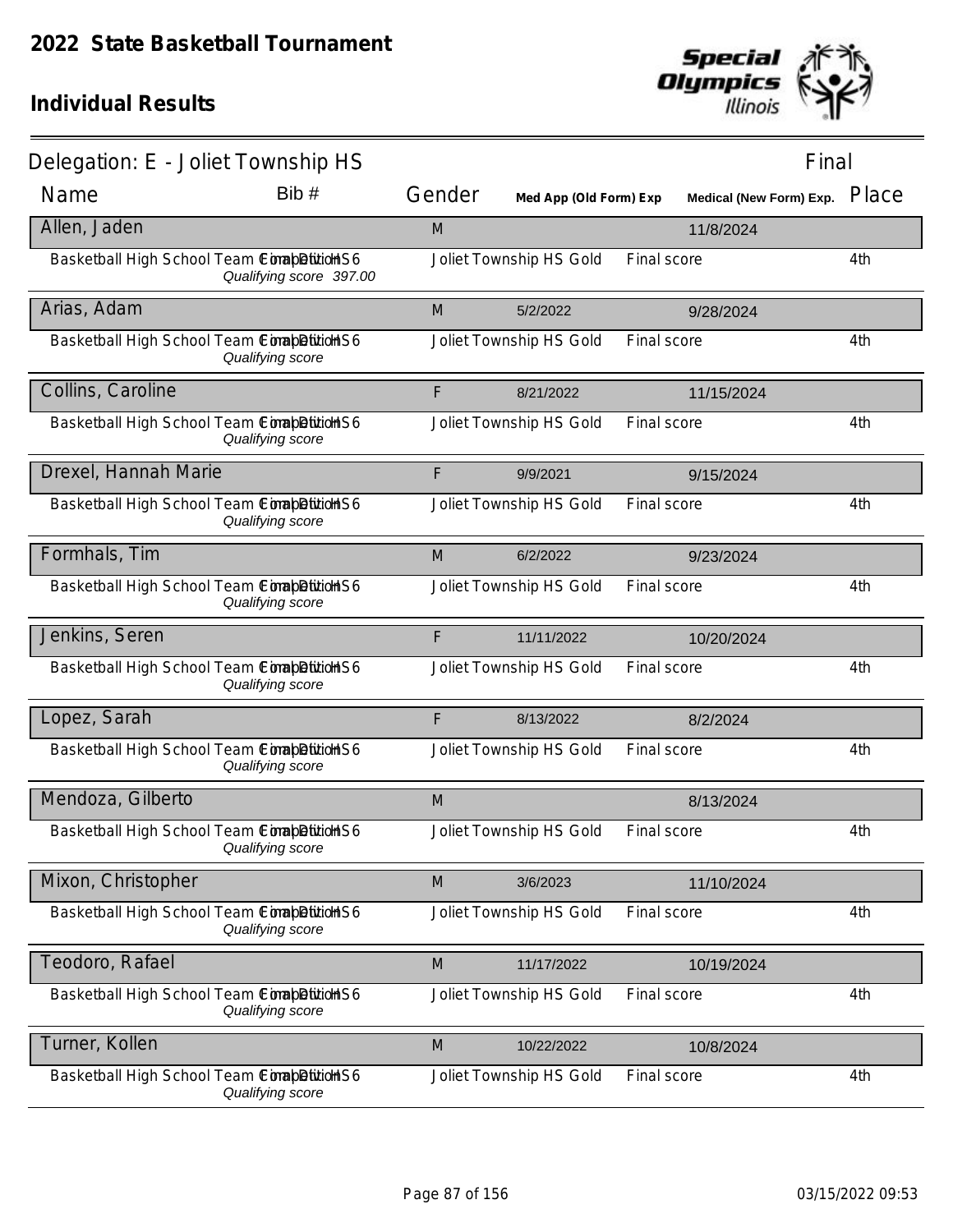# 2022 State Basketball Tournament

## Individual Results

**Delegation: E - Joliet Township HS** — Final

| Name | Bib # | Gender | Med App (Old Form) Exp | Medical (New Form) Exp. | Place |
|---|---|---|---|---|---|
| Allen, Jaden | | M | | 11/8/2024 | |
| Basketball High School Team Competition Final Division HS6 — *Qualifying score 397.00* | | Joliet Township HS Gold | Final score | | 4th |
| Arias, Adam | | M | 5/2/2022 | 9/28/2024 | |
| Basketball High School Team Competition Final Division HS6 — *Qualifying score* | | Joliet Township HS Gold | Final score | | 4th |
| Collins, Caroline | | F | 8/21/2022 | 11/15/2024 | |
| Basketball High School Team Competition Final Division HS6 — *Qualifying score* | | Joliet Township HS Gold | Final score | | 4th |
| Drexel, Hannah Marie | | F | 9/9/2021 | 9/15/2024 | |
| Basketball High School Team Competition Final Division HS6 — *Qualifying score* | | Joliet Township HS Gold | Final score | | 4th |
| Formhals, Tim | | M | 6/2/2022 | 9/23/2024 | |
| Basketball High School Team Competition Final Division HS6 — *Qualifying score* | | Joliet Township HS Gold | Final score | | 4th |
| Jenkins, Seren | | F | 11/11/2022 | 10/20/2024 | |
| Basketball High School Team Competition Final Division HS6 — *Qualifying score* | | Joliet Township HS Gold | Final score | | 4th |
| Lopez, Sarah | | F | 8/13/2022 | 8/2/2024 | |
| Basketball High School Team Competition Final Division HS6 — *Qualifying score* | | Joliet Township HS Gold | Final score | | 4th |
| Mendoza, Gilberto | | M | | 8/13/2024 | |
| Basketball High School Team Competition Final Division HS6 — *Qualifying score* | | Joliet Township HS Gold | Final score | | 4th |
| Mixon, Christopher | | M | 3/6/2023 | 11/10/2024 | |
| Basketball High School Team Competition Final Division HS6 — *Qualifying score* | | Joliet Township HS Gold | Final score | | 4th |
| Teodoro, Rafael | | M | 11/17/2022 | 10/19/2024 | |
| Basketball High School Team Competition Final Division HS6 — *Qualifying score* | | Joliet Township HS Gold | Final score | | 4th |
| Turner, Kollen | | M | 10/22/2022 | 10/8/2024 | |
| Basketball High School Team Competition Final Division HS6 — *Qualifying score* | | Joliet Township HS Gold | Final score | | 4th |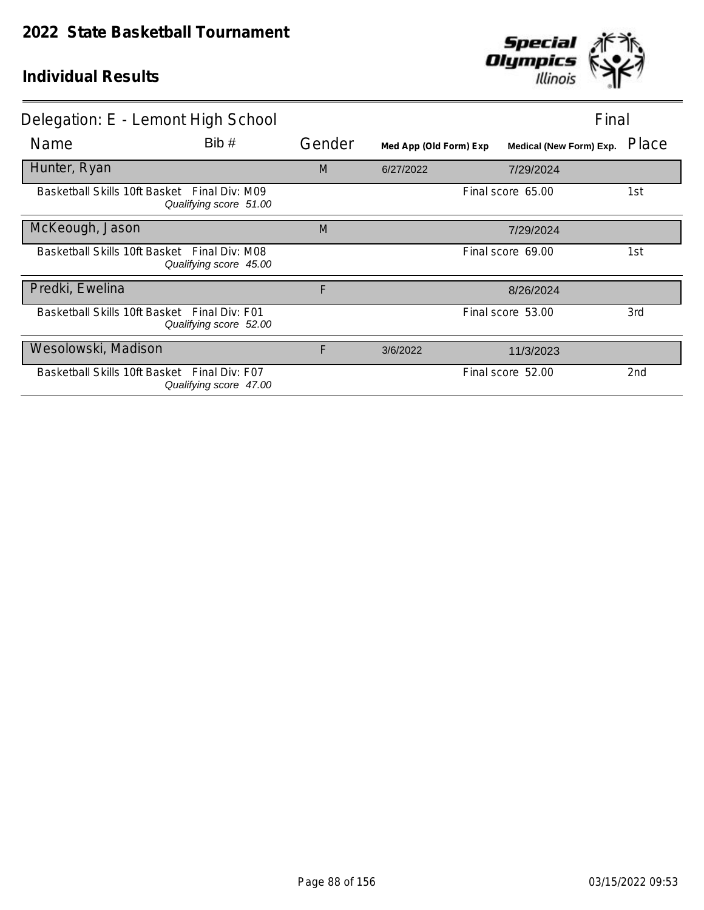# 2022 State Basketball Tournament

## Individual Results

### Delegation: E - Lemont High School — Final

| Name | Bib # | Gender | Med App (Old Form) Exp | Medical (New Form) Exp. | Place |
|---|---|---|---|---|---|
| **Hunter, Ryan** | | M | 6/27/2022 | 7/29/2024 | |
| Basketball Skills 10ft Basket — Final Div: M09 — *Qualifying score 51.00* | | | | Final score 65.00 | 1st |
| **McKeough, Jason** | | M | | 7/29/2024 | |
| Basketball Skills 10ft Basket — Final Div: M08 — *Qualifying score 45.00* | | | | Final score 69.00 | 1st |
| **Predki, Ewelina** | | F | | 8/26/2024 | |
| Basketball Skills 10ft Basket — Final Div: F01 — *Qualifying score 52.00* | | | | Final score 53.00 | 3rd |
| **Wesolowski, Madison** | | F | 3/6/2022 | 11/3/2023 | |
| Basketball Skills 10ft Basket — Final Div: F07 — *Qualifying score 47.00* | | | | Final score 52.00 | 2nd |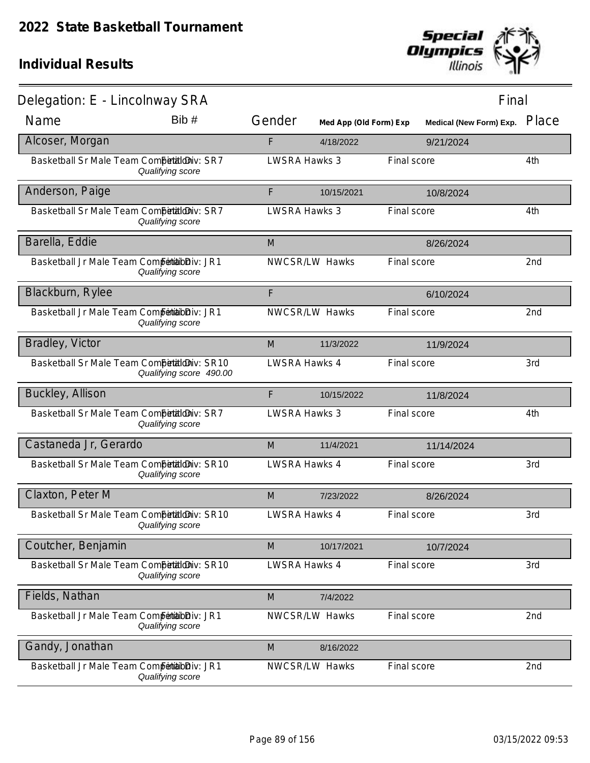# 2022 State Basketball Tournament

## Individual Results

**Delegation: E - Lincolnway SRA** — Final

| Name | Bib # | Gender | Med App (Old Form) Exp | Medical (New Form) Exp. | Place |
|---|---|---|---|---|---|
| **Alcoser, Morgan** | | F | 4/18/2022 | 9/21/2024 | |
| Basketball Sr Male Team Competition Final Div: SR7 *Qualifying score* | | LWSRA Hawks 3 | | Final score | 4th |
| **Anderson, Paige** | | F | 10/15/2021 | 10/8/2024 | |
| Basketball Sr Male Team Competition Final Div: SR7 *Qualifying score* | | LWSRA Hawks 3 | | Final score | 4th |
| **Barella, Eddie** | | M | | 8/26/2024 | |
| Basketball Jr Male Team Competition Final Div: JR1 *Qualifying score* | | NWCSR/LW Hawks | | Final score | 2nd |
| **Blackburn, Rylee** | | F | | 6/10/2024 | |
| Basketball Jr Male Team Competition Final Div: JR1 *Qualifying score* | | NWCSR/LW Hawks | | Final score | 2nd |
| **Bradley, Victor** | | M | 11/3/2022 | 11/9/2024 | |
| Basketball Sr Male Team Competition Final Div: SR10 *Qualifying score 490.00* | | LWSRA Hawks 4 | | Final score | 3rd |
| **Buckley, Allison** | | F | 10/15/2022 | 11/8/2024 | |
| Basketball Sr Male Team Competition Final Div: SR7 *Qualifying score* | | LWSRA Hawks 3 | | Final score | 4th |
| **Castaneda Jr, Gerardo** | | M | 11/4/2021 | 11/14/2024 | |
| Basketball Sr Male Team Competition Final Div: SR10 *Qualifying score* | | LWSRA Hawks 4 | | Final score | 3rd |
| **Claxton, Peter M** | | M | 7/23/2022 | 8/26/2024 | |
| Basketball Sr Male Team Competition Final Div: SR10 *Qualifying score* | | LWSRA Hawks 4 | | Final score | 3rd |
| **Coutcher, Benjamin** | | M | 10/17/2021 | 10/7/2024 | |
| Basketball Sr Male Team Competition Final Div: SR10 *Qualifying score* | | LWSRA Hawks 4 | | Final score | 3rd |
| **Fields, Nathan** | | M | 7/4/2022 | | |
| Basketball Jr Male Team Competition Final Div: JR1 *Qualifying score* | | NWCSR/LW Hawks | | Final score | 2nd |
| **Gandy, Jonathan** | | M | 8/16/2022 | | |
| Basketball Jr Male Team Competition Final Div: JR1 *Qualifying score* | | NWCSR/LW Hawks | | Final score | 2nd |

03/15/2022 09:53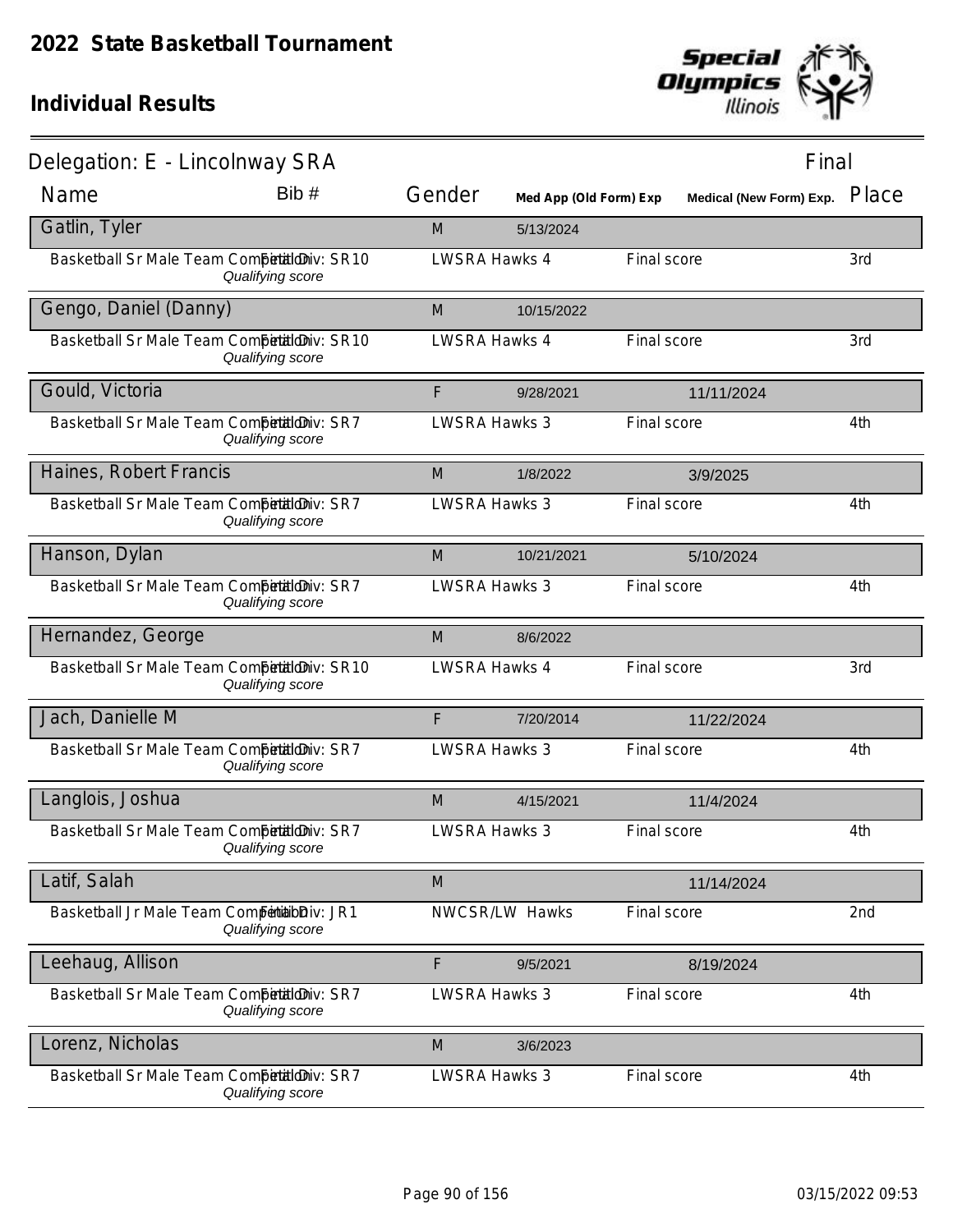# 2022 State Basketball Tournament

## Individual Results

**Delegation: E - Lincolnway SRA** — Final

| Name | Bib # | Gender | Med App (Old Form) Exp | Medical (New Form) Exp. | Place |
|---|---|---|---|---|---|
| **Gatlin, Tyler** | | M | 5/13/2024 | | |
| Basketball Sr Male Team Competition Final Div: SR10 *Qualifying score* | | LWSRA Hawks 4 | | Final score | 3rd |
| **Gengo, Daniel (Danny)** | | M | 10/15/2022 | | |
| Basketball Sr Male Team Competition Final Div: SR10 *Qualifying score* | | LWSRA Hawks 4 | | Final score | 3rd |
| **Gould, Victoria** | | F | 9/28/2021 | 11/11/2024 | |
| Basketball Sr Male Team Competition Final Div: SR7 *Qualifying score* | | LWSRA Hawks 3 | | Final score | 4th |
| **Haines, Robert Francis** | | M | 1/8/2022 | 3/9/2025 | |
| Basketball Sr Male Team Competition Final Div: SR7 *Qualifying score* | | LWSRA Hawks 3 | | Final score | 4th |
| **Hanson, Dylan** | | M | 10/21/2021 | 5/10/2024 | |
| Basketball Sr Male Team Competition Final Div: SR7 *Qualifying score* | | LWSRA Hawks 3 | | Final score | 4th |
| **Hernandez, George** | | M | 8/6/2022 | | |
| Basketball Sr Male Team Competition Final Div: SR10 *Qualifying score* | | LWSRA Hawks 4 | | Final score | 3rd |
| **Jach, Danielle M** | | F | 7/20/2014 | 11/22/2024 | |
| Basketball Sr Male Team Competition Final Div: SR7 *Qualifying score* | | LWSRA Hawks 3 | | Final score | 4th |
| **Langlois, Joshua** | | M | 4/15/2021 | 11/4/2024 | |
| Basketball Sr Male Team Competition Final Div: SR7 *Qualifying score* | | LWSRA Hawks 3 | | Final score | 4th |
| **Latif, Salah** | | M | | 11/14/2024 | |
| Basketball Jr Male Team Competition Final Div: JR1 *Qualifying score* | | NWCSR/LW Hawks | | Final score | 2nd |
| **Leehaug, Allison** | | F | 9/5/2021 | 8/19/2024 | |
| Basketball Sr Male Team Competition Final Div: SR7 *Qualifying score* | | LWSRA Hawks 3 | | Final score | 4th |
| **Lorenz, Nicholas** | | M | 3/6/2023 | | |
| Basketball Sr Male Team Competition Final Div: SR7 *Qualifying score* | | LWSRA Hawks 3 | | Final score | 4th |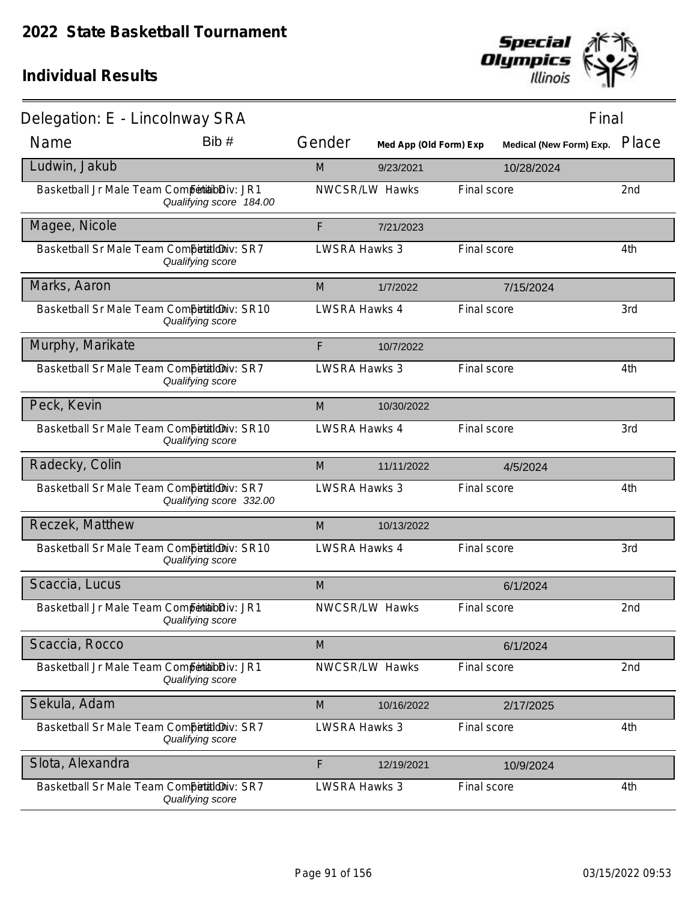# 2022 State Basketball Tournament

## Individual Results

### Delegation: E - Lincolnway SRA — Final

| Name | Bib # | Gender | Med App (Old Form) Exp | Medical (New Form) Exp. | Place |
|---|---|---|---|---|---|
| **Ludwin, Jakub** | | M | 9/23/2021 | 10/28/2024 | |
| Basketball Jr Male Team Competition — Final Div: JR1 — *Qualifying score 184.00* | | NWCSR/LW Hawks | | Final score | 2nd |
| **Magee, Nicole** | | F | 7/21/2023 | | |
| Basketball Sr Male Team Competition — Final Div: SR7 — *Qualifying score* | | LWSRA Hawks 3 | | Final score | 4th |
| **Marks, Aaron** | | M | 1/7/2022 | 7/15/2024 | |
| Basketball Sr Male Team Competition — Final Div: SR10 — *Qualifying score* | | LWSRA Hawks 4 | | Final score | 3rd |
| **Murphy, Marikate** | | F | 10/7/2022 | | |
| Basketball Sr Male Team Competition — Final Div: SR7 — *Qualifying score* | | LWSRA Hawks 3 | | Final score | 4th |
| **Peck, Kevin** | | M | 10/30/2022 | | |
| Basketball Sr Male Team Competition — Final Div: SR10 — *Qualifying score* | | LWSRA Hawks 4 | | Final score | 3rd |
| **Radecky, Colin** | | M | 11/11/2022 | 4/5/2024 | |
| Basketball Sr Male Team Competition — Final Div: SR7 — *Qualifying score 332.00* | | LWSRA Hawks 3 | | Final score | 4th |
| **Reczek, Matthew** | | M | 10/13/2022 | | |
| Basketball Sr Male Team Competition — Final Div: SR10 — *Qualifying score* | | LWSRA Hawks 4 | | Final score | 3rd |
| **Scaccia, Lucus** | | M | | 6/1/2024 | |
| Basketball Jr Male Team Competition — Final Div: JR1 — *Qualifying score* | | NWCSR/LW Hawks | | Final score | 2nd |
| **Scaccia, Rocco** | | M | | 6/1/2024 | |
| Basketball Jr Male Team Competition — Final Div: JR1 — *Qualifying score* | | NWCSR/LW Hawks | | Final score | 2nd |
| **Sekula, Adam** | | M | 10/16/2022 | 2/17/2025 | |
| Basketball Sr Male Team Competition — Final Div: SR7 — *Qualifying score* | | LWSRA Hawks 3 | | Final score | 4th |
| **Slota, Alexandra** | | F | 12/19/2021 | 10/9/2024 | |
| Basketball Sr Male Team Competition — Final Div: SR7 — *Qualifying score* | | LWSRA Hawks 3 | | Final score | 4th |

03/15/2022 09:53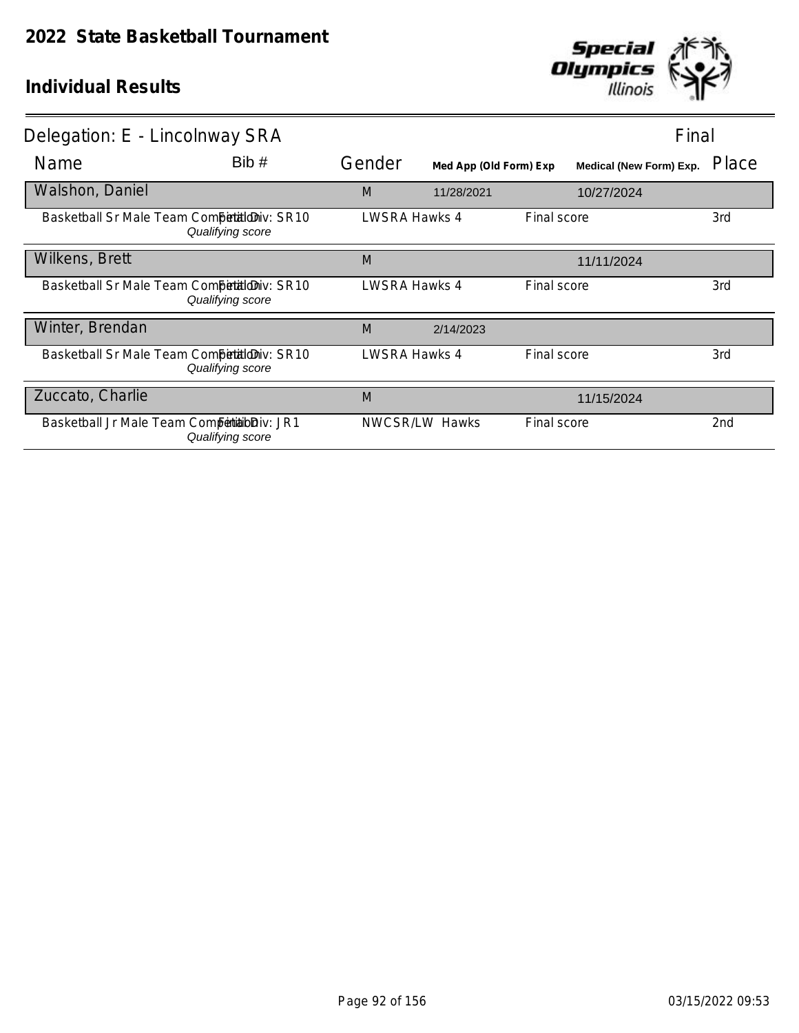# 2022 State Basketball Tournament

## Individual Results

Delegation: E - Lincolnway SRA — Final

| Name | Bib # | Gender | Med App (Old Form) Exp | Medical (New Form) Exp. | Place |
|---|---|---|---|---|---|
| **Walshon, Daniel** | | M | 11/28/2021 | 10/27/2024 | |
| Basketball Sr Male Team Competition — Final Div: SR10 — *Qualifying score* | | LWSRA Hawks 4 | Final score | | 3rd |
| **Wilkens, Brett** | | M | | 11/11/2024 | |
| Basketball Sr Male Team Competition — Final Div: SR10 — *Qualifying score* | | LWSRA Hawks 4 | Final score | | 3rd |
| **Winter, Brendan** | | M | 2/14/2023 | | |
| Basketball Sr Male Team Competition — Final Div: SR10 — *Qualifying score* | | LWSRA Hawks 4 | Final score | | 3rd |
| **Zuccato, Charlie** | | M | | 11/15/2024 | |
| Basketball Jr Male Team Competition — Final Div: JR1 — *Qualifying score* | | NWCSR/LW Hawks | Final score | | 2nd |

03/15/2022 09:53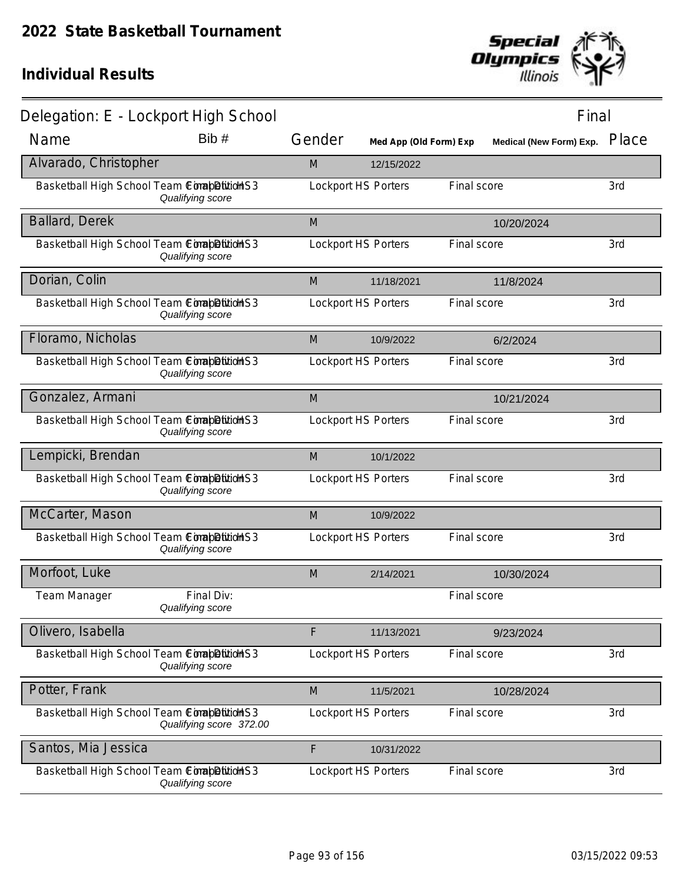# 2022 State Basketball Tournament

## Individual Results

**Delegation: E - Lockport High School** — Final

| Name | Bib # | Gender | Med App (Old Form) Exp | Medical (New Form) Exp. | Place |
|---|---|---|---|---|---|
| **Alvarado, Christopher** | | M | 12/15/2022 | | |
| Basketball High School Team Competition — Final Div: HS3 — *Qualifying score* | | Lockport HS Porters | | Final score | 3rd |
| **Ballard, Derek** | | M | | 10/20/2024 | |
| Basketball High School Team Competition — Final Div: HS3 — *Qualifying score* | | Lockport HS Porters | | Final score | 3rd |
| **Dorian, Colin** | | M | 11/18/2021 | 11/8/2024 | |
| Basketball High School Team Competition — Final Div: HS3 — *Qualifying score* | | Lockport HS Porters | | Final score | 3rd |
| **Floramo, Nicholas** | | M | 10/9/2022 | 6/2/2024 | |
| Basketball High School Team Competition — Final Div: HS3 — *Qualifying score* | | Lockport HS Porters | | Final score | 3rd |
| **Gonzalez, Armani** | | M | | 10/21/2024 | |
| Basketball High School Team Competition — Final Div: HS3 — *Qualifying score* | | Lockport HS Porters | | Final score | 3rd |
| **Lempicki, Brendan** | | M | 10/1/2022 | | |
| Basketball High School Team Competition — Final Div: HS3 — *Qualifying score* | | Lockport HS Porters | | Final score | 3rd |
| **McCarter, Mason** | | M | 10/9/2022 | | |
| Basketball High School Team Competition — Final Div: HS3 — *Qualifying score* | | Lockport HS Porters | | Final score | 3rd |
| **Morfoot, Luke** | | M | 2/14/2021 | 10/30/2024 | |
| Team Manager — Final Div: — *Qualifying score* | | | | Final score | |
| **Olivero, Isabella** | | F | 11/13/2021 | 9/23/2024 | |
| Basketball High School Team Competition — Final Div: HS3 — *Qualifying score* | | Lockport HS Porters | | Final score | 3rd |
| **Potter, Frank** | | M | 11/5/2021 | 10/28/2024 | |
| Basketball High School Team Competition — Final Div: HS3 — *Qualifying score 372.00* | | Lockport HS Porters | | Final score | 3rd |
| **Santos, Mia Jessica** | | F | 10/31/2022 | | |
| Basketball High School Team Competition — Final Div: HS3 — *Qualifying score* | | Lockport HS Porters | | Final score | 3rd |

03/15/2022 09:53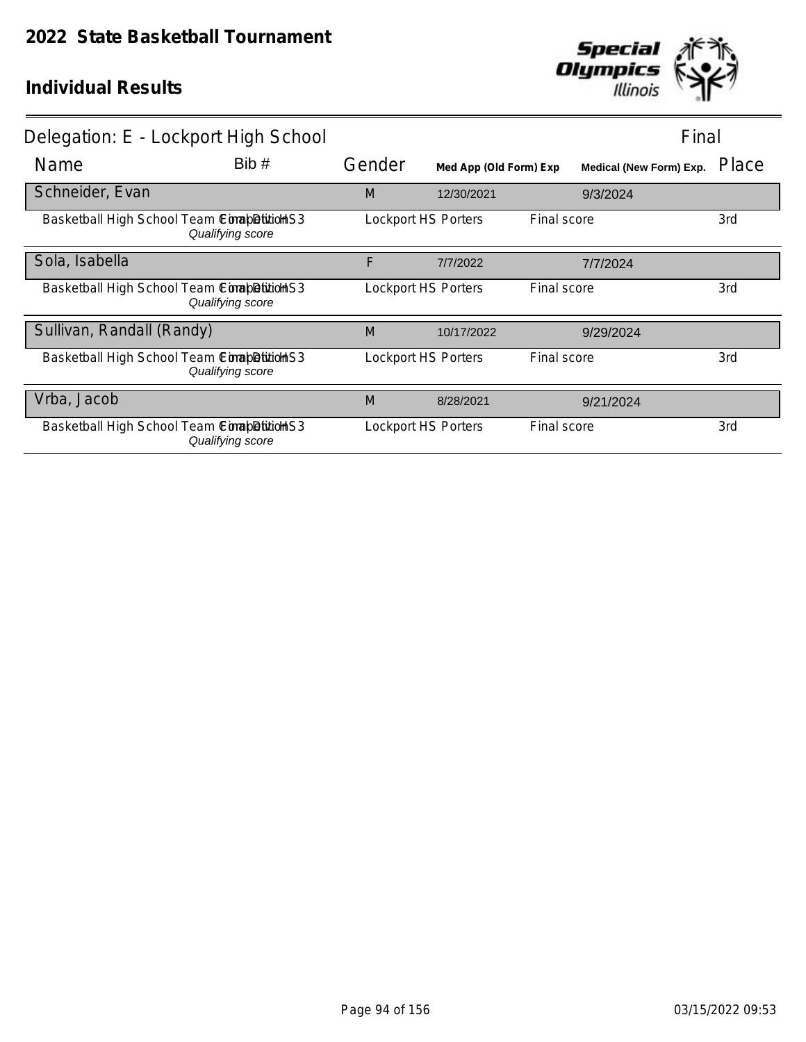# 2022 State Basketball Tournament

## Individual Results

**Delegation: E - Lockport High School** — Final

| Name | Bib # | Gender | Med App (Old Form) Exp | Medical (New Form) Exp. | Place |
|---|---|---|---|---|---|
| Schneider, Evan | | M | 12/30/2021 | 9/3/2024 | |
| Basketball High School Team Competition Final Div HS3 *Qualifying score* | | Lockport HS Porters | Final score | | 3rd |
| Sola, Isabella | | F | 7/7/2022 | 7/7/2024 | |
| Basketball High School Team Competition Final Div HS3 *Qualifying score* | | Lockport HS Porters | Final score | | 3rd |
| Sullivan, Randall (Randy) | | M | 10/17/2022 | 9/29/2024 | |
| Basketball High School Team Competition Final Div HS3 *Qualifying score* | | Lockport HS Porters | Final score | | 3rd |
| Vrba, Jacob | | M | 8/28/2021 | 9/21/2024 | |
| Basketball High School Team Competition Final Div HS3 *Qualifying score* | | Lockport HS Porters | Final score | | 3rd |

03/15/2022 09:53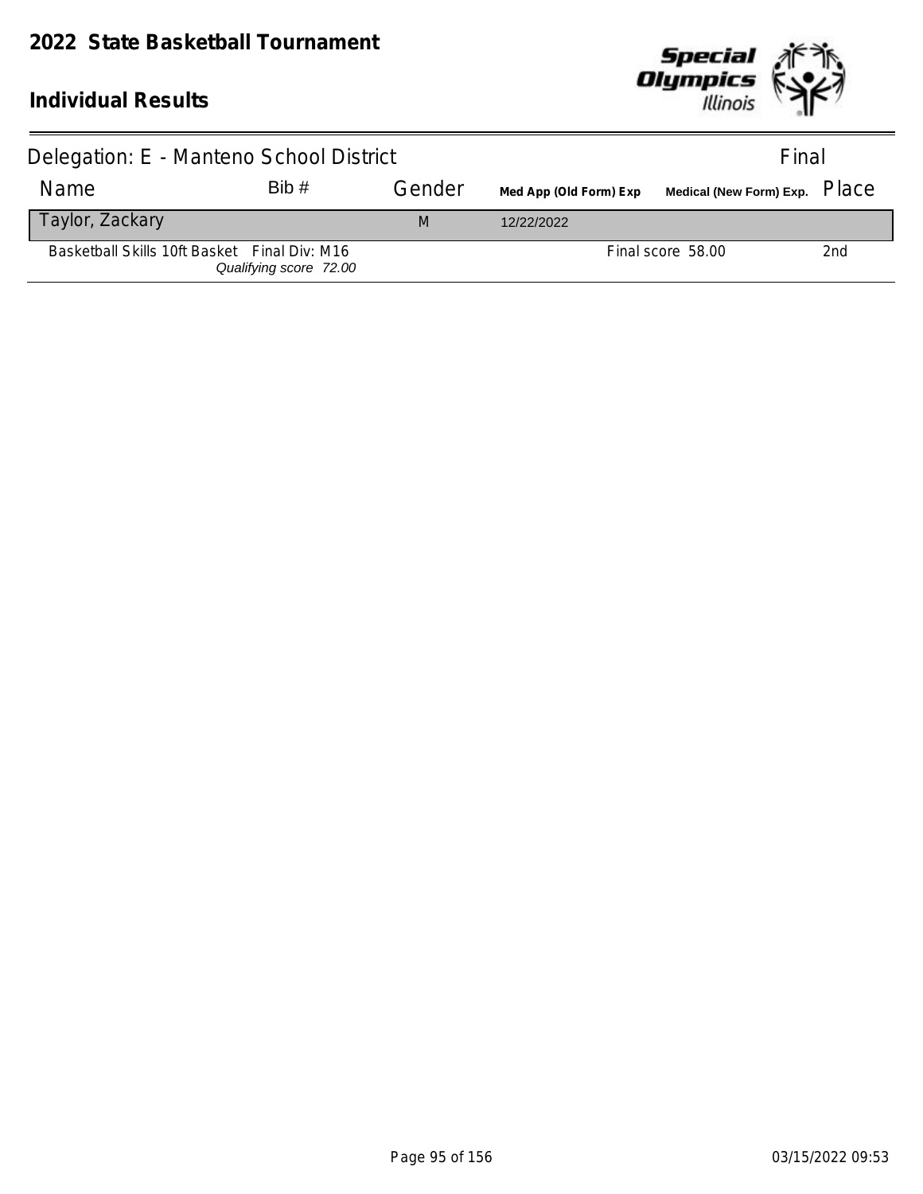# 2022 State Basketball Tournament

## Individual Results

Delegation: E - Manteno School District — Final

| Name | Bib # | Gender | Med App (Old Form) Exp | Medical (New Form) Exp. | Place |
|---|---|---|---|---|---|
| Taylor, Zackary | | M | 12/22/2022 | | |
| Basketball Skills 10ft Basket  Final Div: M16 *Qualifying score 72.00* | | | | Final score 58.00 | 2nd |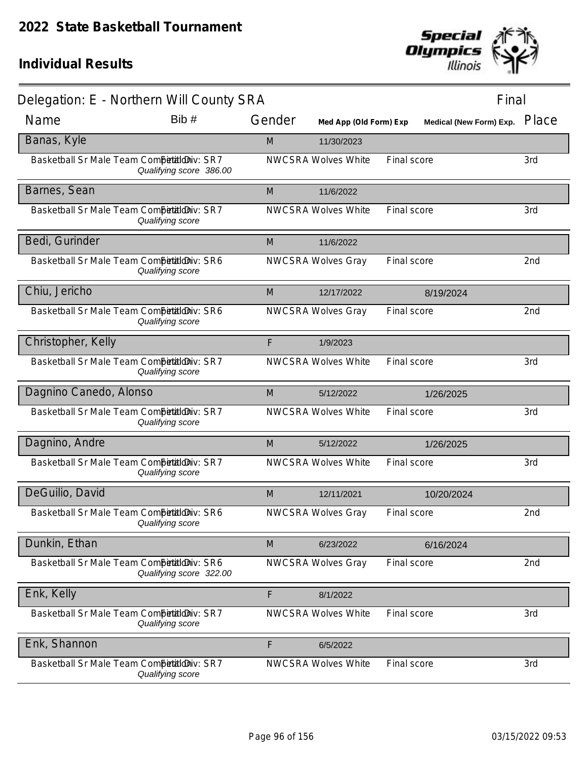# 2022 State Basketball Tournament

## Individual Results

### Delegation: E - Northern Will County SRA

Final

| Name | Bib # | Gender | Med App (Old Form) Exp | | Medical (New Form) Exp. | Place |
|---|---|---|---|---|---|---|
| Banas, Kyle | | M | 11/30/2023 | | | |
| Basketball Sr Male Team Competition Final Div: SR7 | *Qualifying score 386.00* | NWCSRA Wolves White | | Final score | | 3rd |
| Barnes, Sean | | M | 11/6/2022 | | | |
| Basketball Sr Male Team Competition Final Div: SR7 | *Qualifying score* | NWCSRA Wolves White | | Final score | | 3rd |
| Bedi, Gurinder | | M | 11/6/2022 | | | |
| Basketball Sr Male Team Competition Final Div: SR6 | *Qualifying score* | NWCSRA Wolves Gray | | Final score | | 2nd |
| Chiu, Jericho | | M | 12/17/2022 | | 8/19/2024 | |
| Basketball Sr Male Team Competition Final Div: SR6 | *Qualifying score* | NWCSRA Wolves Gray | | Final score | | 2nd |
| Christopher, Kelly | | F | 1/9/2023 | | | |
| Basketball Sr Male Team Competition Final Div: SR7 | *Qualifying score* | NWCSRA Wolves White | | Final score | | 3rd |
| Dagnino Canedo, Alonso | | M | 5/12/2022 | | 1/26/2025 | |
| Basketball Sr Male Team Competition Final Div: SR7 | *Qualifying score* | NWCSRA Wolves White | | Final score | | 3rd |
| Dagnino, Andre | | M | 5/12/2022 | | 1/26/2025 | |
| Basketball Sr Male Team Competition Final Div: SR7 | *Qualifying score* | NWCSRA Wolves White | | Final score | | 3rd |
| DeGuilio, David | | M | 12/11/2021 | | 10/20/2024 | |
| Basketball Sr Male Team Competition Final Div: SR6 | *Qualifying score* | NWCSRA Wolves Gray | | Final score | | 2nd |
| Dunkin, Ethan | | M | 6/23/2022 | | 6/16/2024 | |
| Basketball Sr Male Team Competition Final Div: SR6 | *Qualifying score 322.00* | NWCSRA Wolves Gray | | Final score | | 2nd |
| Enk, Kelly | | F | 8/1/2022 | | | |
| Basketball Sr Male Team Competition Final Div: SR7 | *Qualifying score* | NWCSRA Wolves White | | Final score | | 3rd |
| Enk, Shannon | | F | 6/5/2022 | | | |
| Basketball Sr Male Team Competition Final Div: SR7 | *Qualifying score* | NWCSRA Wolves White | | Final score | | 3rd |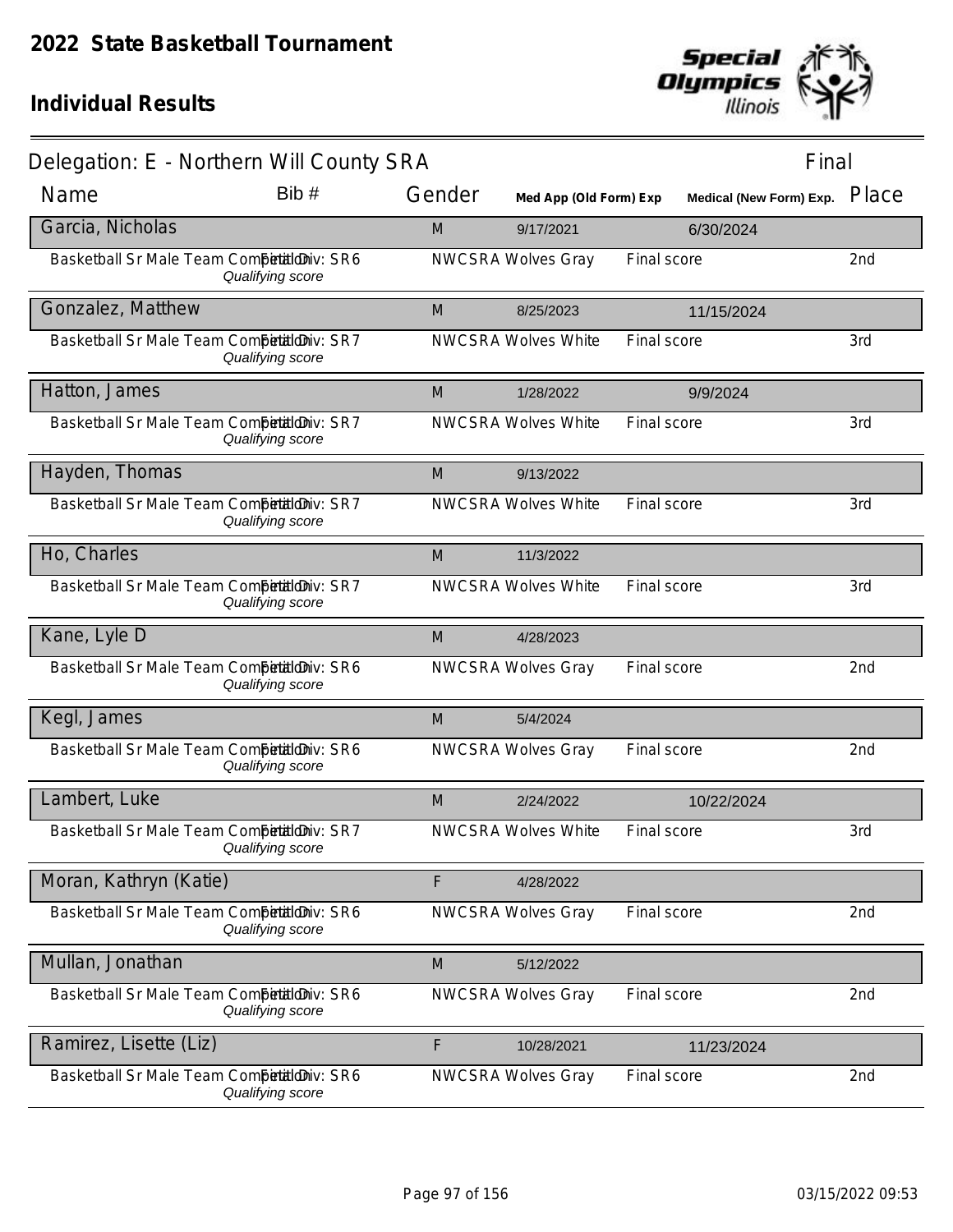# 2022 State Basketball Tournament

## Individual Results

Delegation: E - Northern Will County SRA — Final

| Name | Bib # | Gender | Med App (Old Form) Exp | Medical (New Form) Exp. | Place |
|---|---|---|---|---|---|
| Garcia, Nicholas | | M | 9/17/2021 | 6/30/2024 | |
| Basketball Sr Male Team Competition Final Div: SR6 *Qualifying score* | | NWCSRA Wolves Gray | Final score | | 2nd |
| Gonzalez, Matthew | | M | 8/25/2023 | 11/15/2024 | |
| Basketball Sr Male Team Competition Final Div: SR7 *Qualifying score* | | NWCSRA Wolves White | Final score | | 3rd |
| Hatton, James | | M | 1/28/2022 | 9/9/2024 | |
| Basketball Sr Male Team Competition Final Div: SR7 *Qualifying score* | | NWCSRA Wolves White | Final score | | 3rd |
| Hayden, Thomas | | M | 9/13/2022 | | |
| Basketball Sr Male Team Competition Final Div: SR7 *Qualifying score* | | NWCSRA Wolves White | Final score | | 3rd |
| Ho, Charles | | M | 11/3/2022 | | |
| Basketball Sr Male Team Competition Final Div: SR7 *Qualifying score* | | NWCSRA Wolves White | Final score | | 3rd |
| Kane, Lyle D | | M | 4/28/2023 | | |
| Basketball Sr Male Team Competition Final Div: SR6 *Qualifying score* | | NWCSRA Wolves Gray | Final score | | 2nd |
| Kegl, James | | M | 5/4/2024 | | |
| Basketball Sr Male Team Competition Final Div: SR6 *Qualifying score* | | NWCSRA Wolves Gray | Final score | | 2nd |
| Lambert, Luke | | M | 2/24/2022 | 10/22/2024 | |
| Basketball Sr Male Team Competition Final Div: SR7 *Qualifying score* | | NWCSRA Wolves White | Final score | | 3rd |
| Moran, Kathryn (Katie) | | F | 4/28/2022 | | |
| Basketball Sr Male Team Competition Final Div: SR6 *Qualifying score* | | NWCSRA Wolves Gray | Final score | | 2nd |
| Mullan, Jonathan | | M | 5/12/2022 | | |
| Basketball Sr Male Team Competition Final Div: SR6 *Qualifying score* | | NWCSRA Wolves Gray | Final score | | 2nd |
| Ramirez, Lisette (Liz) | | F | 10/28/2021 | 11/23/2024 | |
| Basketball Sr Male Team Competition Final Div: SR6 *Qualifying score* | | NWCSRA Wolves Gray | Final score | | 2nd |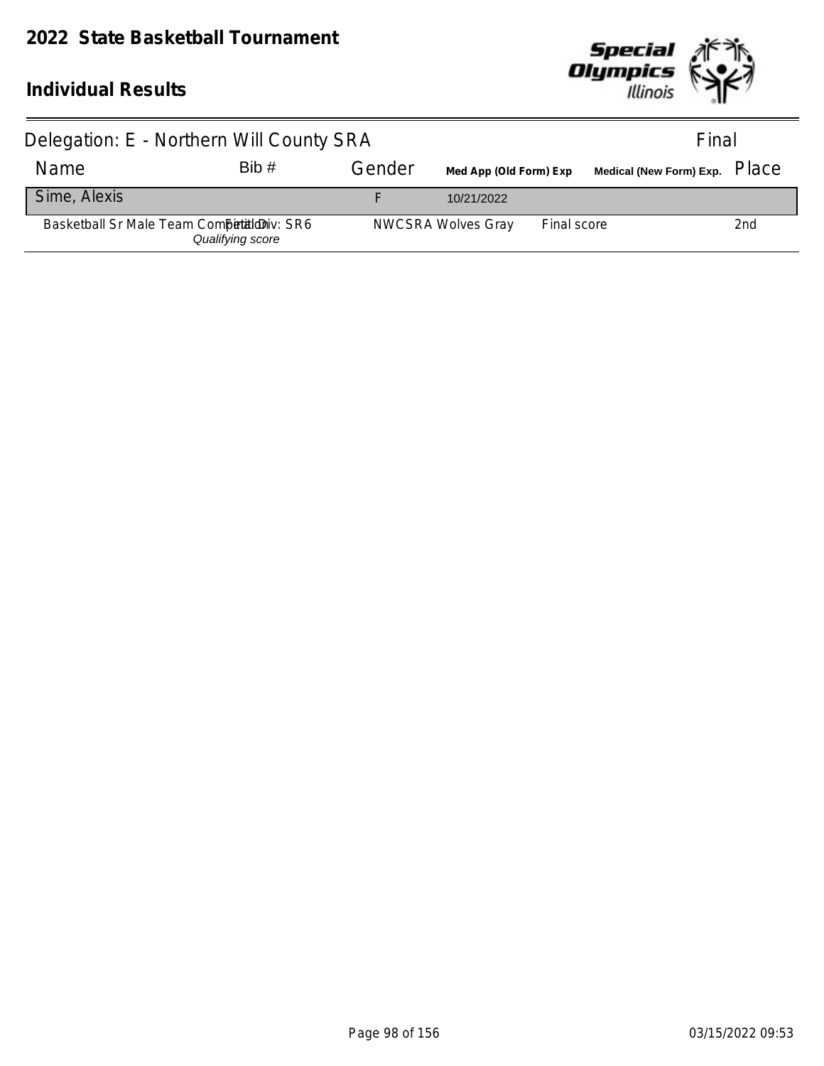# 2022 State Basketball Tournament

## Individual Results

Delegation: E - Northern Will County SRA — Final

| Name | Bib # | Gender | Med App (Old Form) Exp | | Medical (New Form) Exp. | Place |
|---|---|---|---|---|---|---|
| Sime, Alexis | | F | 10/21/2022 | | | |
| Basketball Sr Male Team Competition Final Div: SR6 *Qualifying score* | | NWCSRA Wolves Gray | | Final score | | 2nd |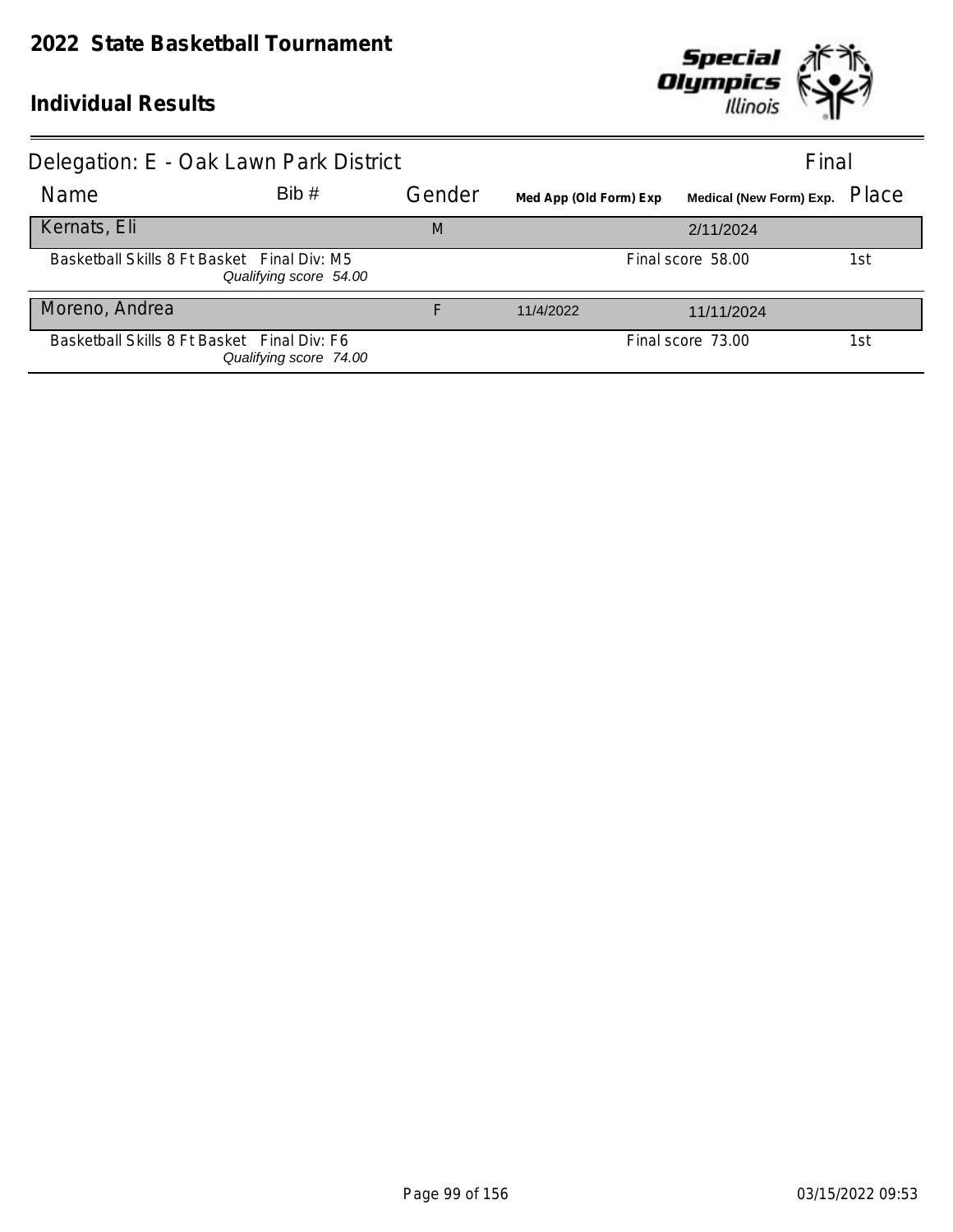# 2022 State Basketball Tournament

## Individual Results

Special Olympics Illinois

### Delegation: E - Oak Lawn Park District

Final

| Name | Bib # | Gender | Med App (Old Form) Exp | Medical (New Form) Exp. | Place |
|---|---|---|---|---|---|
| Kernats, Eli | | M | | 2/11/2024 | |
| Basketball Skills 8 Ft Basket Final Div: M5 *Qualifying score 54.00* | | | | Final score 58.00 | 1st |
| Moreno, Andrea | | F | 11/4/2022 | 11/11/2024 | |
| Basketball Skills 8 Ft Basket Final Div: F6 *Qualifying score 74.00* | | | | Final score 73.00 | 1st |

03/15/2022 09:53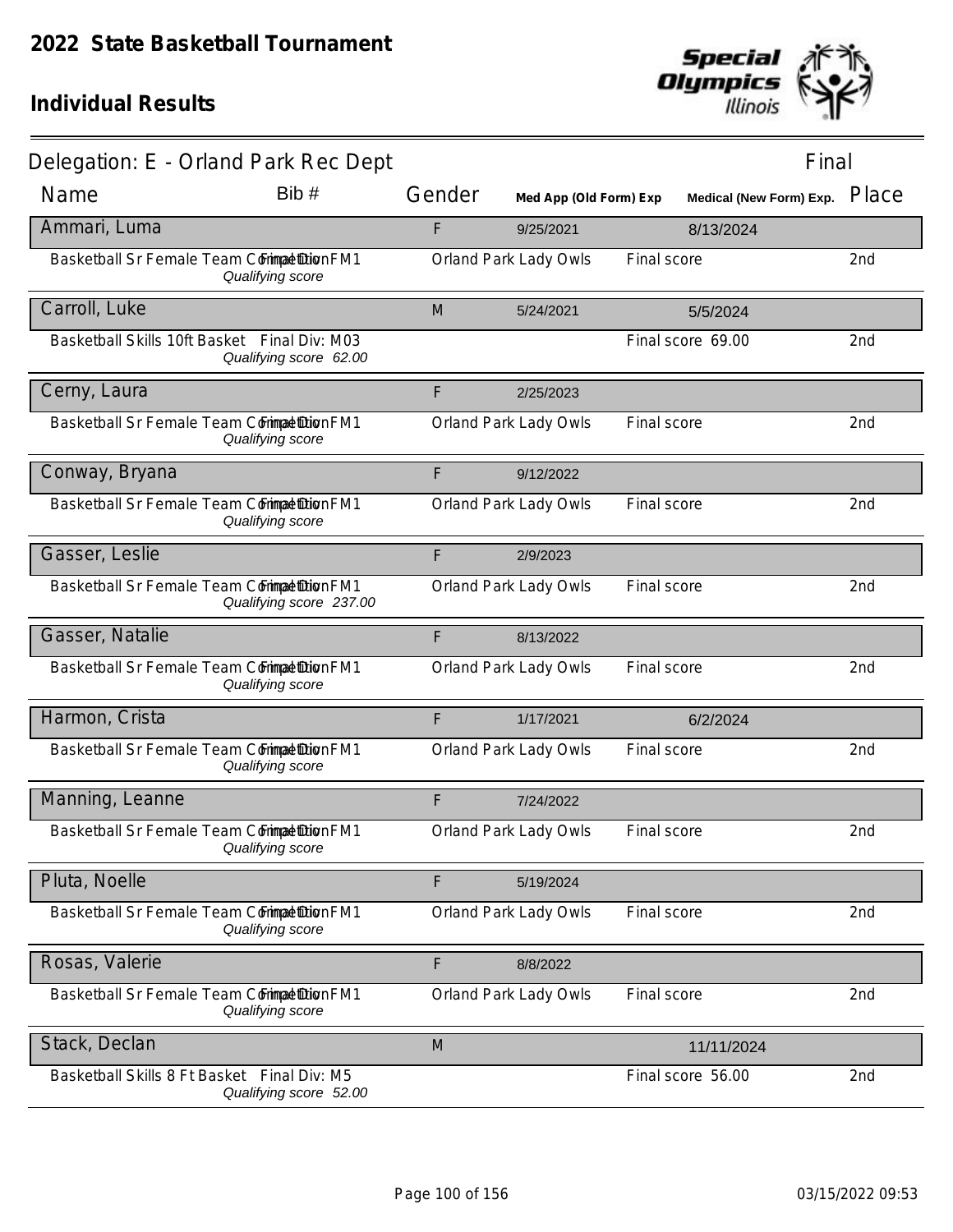# 2022 State Basketball Tournament

## Individual Results

### Delegation: E - Orland Park Rec Dept

Final

| Name | Bib # | Gender | Med App (Old Form) Exp | | Medical (New Form) Exp. | Place |
|---|---|---|---|---|---|---|
| **Ammari, Luma** | | F | 9/25/2021 | | 8/13/2024 | |
| Basketball Sr Female Team Competition | Final Div: FM1 *Qualifying score* | Orland Park Lady Owls | | Final score | | 2nd |
| **Carroll, Luke** | | M | 5/24/2021 | | 5/5/2024 | |
| Basketball Skills 10ft Basket | Final Div: M03 *Qualifying score 62.00* | | | Final score 69.00 | | 2nd |
| **Cerny, Laura** | | F | 2/25/2023 | | | |
| Basketball Sr Female Team Competition | Final Div: FM1 *Qualifying score* | Orland Park Lady Owls | | Final score | | 2nd |
| **Conway, Bryana** | | F | 9/12/2022 | | | |
| Basketball Sr Female Team Competition | Final Div: FM1 *Qualifying score* | Orland Park Lady Owls | | Final score | | 2nd |
| **Gasser, Leslie** | | F | 2/9/2023 | | | |
| Basketball Sr Female Team Competition | Final Div: FM1 *Qualifying score 237.00* | Orland Park Lady Owls | | Final score | | 2nd |
| **Gasser, Natalie** | | F | 8/13/2022 | | | |
| Basketball Sr Female Team Competition | Final Div: FM1 *Qualifying score* | Orland Park Lady Owls | | Final score | | 2nd |
| **Harmon, Crista** | | F | 1/17/2021 | | 6/2/2024 | |
| Basketball Sr Female Team Competition | Final Div: FM1 *Qualifying score* | Orland Park Lady Owls | | Final score | | 2nd |
| **Manning, Leanne** | | F | 7/24/2022 | | | |
| Basketball Sr Female Team Competition | Final Div: FM1 *Qualifying score* | Orland Park Lady Owls | | Final score | | 2nd |
| **Pluta, Noelle** | | F | 5/19/2024 | | | |
| Basketball Sr Female Team Competition | Final Div: FM1 *Qualifying score* | Orland Park Lady Owls | | Final score | | 2nd |
| **Rosas, Valerie** | | F | 8/8/2022 | | | |
| Basketball Sr Female Team Competition | Final Div: FM1 *Qualifying score* | Orland Park Lady Owls | | Final score | | 2nd |
| **Stack, Declan** | | M | | | 11/11/2024 | |
| Basketball Skills 8 Ft Basket | Final Div: M5 *Qualifying score 52.00* | | | Final score 56.00 | | 2nd |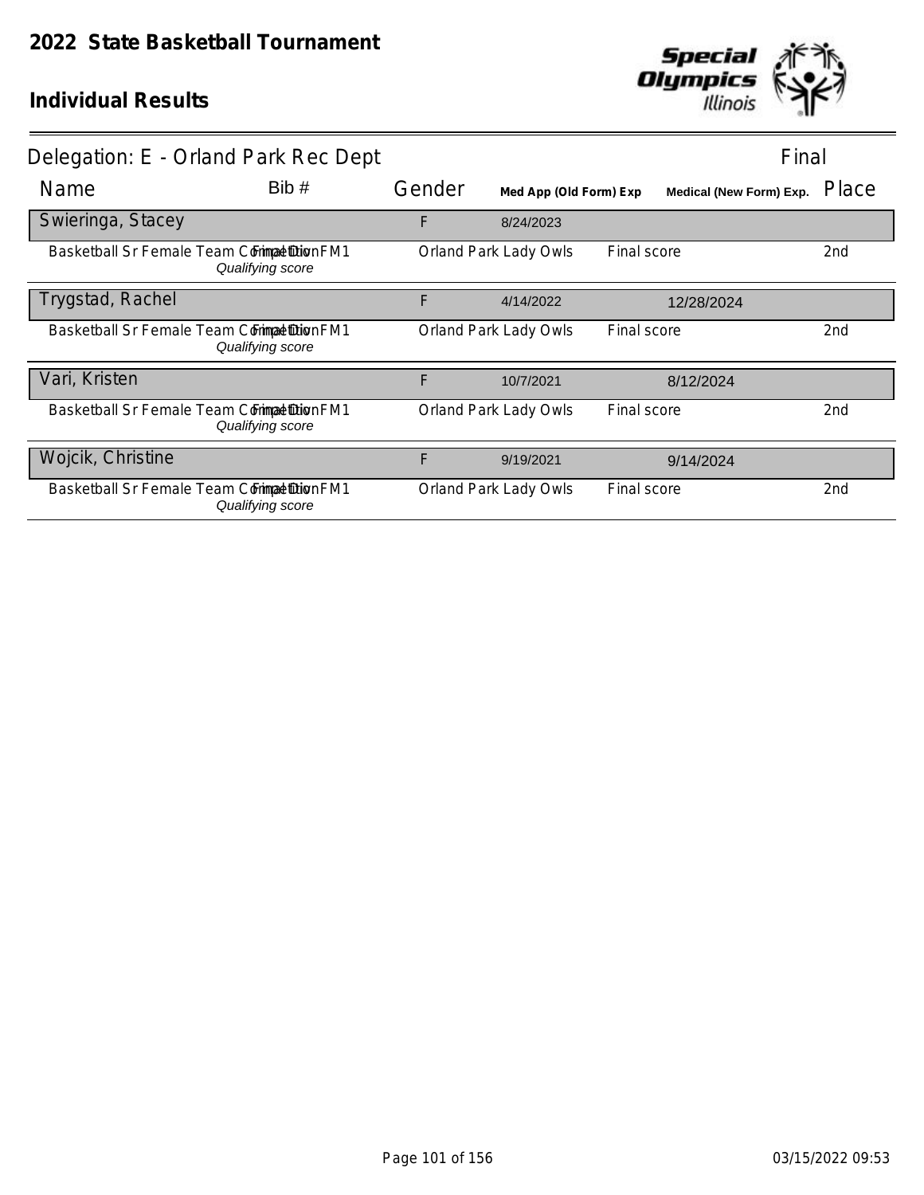# 2022 State Basketball Tournament

## Individual Results

Delegation: E - Orland Park Rec Dept — Final

| Name | Bib # | Gender | Med App (Old Form) Exp | Medical (New Form) Exp. | Place |
|---|---|---|---|---|---|
| Swieringa, Stacey | | F | 8/24/2023 | | |
| Basketball Sr Female Team Competition Final Div FM1 *Qualifying score* | | Orland Park Lady Owls | Final score | | 2nd |
| Trygstad, Rachel | | F | 4/14/2022 | 12/28/2024 | |
| Basketball Sr Female Team Competition Final Div FM1 *Qualifying score* | | Orland Park Lady Owls | Final score | | 2nd |
| Vari, Kristen | | F | 10/7/2021 | 8/12/2024 | |
| Basketball Sr Female Team Competition Final Div FM1 *Qualifying score* | | Orland Park Lady Owls | Final score | | 2nd |
| Wojcik, Christine | | F | 9/19/2021 | 9/14/2024 | |
| Basketball Sr Female Team Competition Final Div FM1 *Qualifying score* | | Orland Park Lady Owls | Final score | | 2nd |

03/15/2022 09:53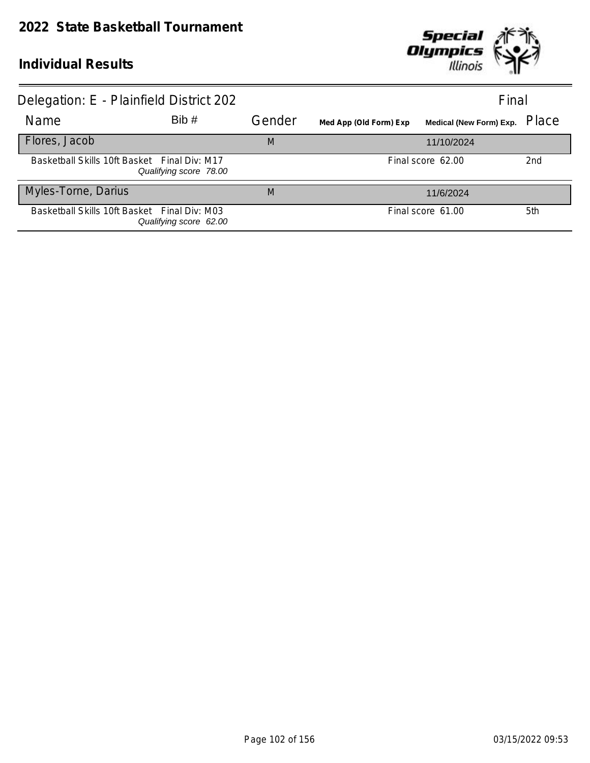# 2022 State Basketball Tournament

## Individual Results

### Delegation: E - Plainfield District 202

Final

| Name | Bib # | Gender | Med App (Old Form) Exp | Medical (New Form) Exp. | Place |
|---|---|---|---|---|---|
| Flores, Jacob | | M | | 11/10/2024 | |
| Basketball Skills 10ft Basket Final Div: M17 *Qualifying score 78.00* | | | | Final score 62.00 | 2nd |
| Myles-Torne, Darius | | M | | 11/6/2024 | |
| Basketball Skills 10ft Basket Final Div: M03 *Qualifying score 62.00* | | | | Final score 61.00 | 5th |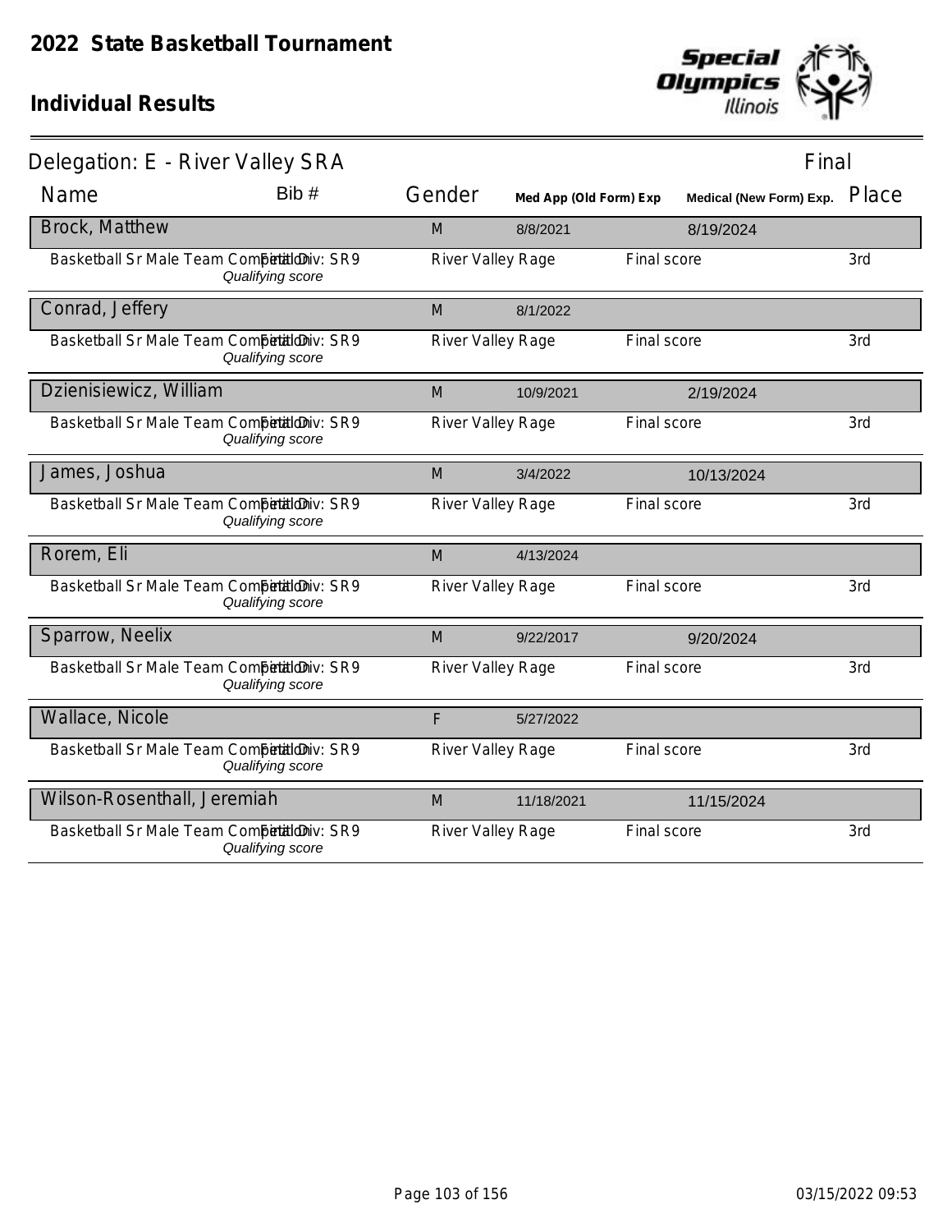# 2022 State Basketball Tournament

## Individual Results

Delegation: E - River Valley SRA — Final

| Name | Bib # | Gender | Med App (Old Form) Exp | Medical (New Form) Exp. | Place |
|---|---|---|---|---|---|
| **Brock, Matthew** | | M | 8/8/2021 | 8/19/2024 | |
| Basketball Sr Male Team Competition — Final Div: SR9 — *Qualifying score* | | River Valley Rage | Final score | | 3rd |
| **Conrad, Jeffery** | | M | 8/1/2022 | | |
| Basketball Sr Male Team Competition — Final Div: SR9 — *Qualifying score* | | River Valley Rage | Final score | | 3rd |
| **Dzienisiewicz, William** | | M | 10/9/2021 | 2/19/2024 | |
| Basketball Sr Male Team Competition — Final Div: SR9 — *Qualifying score* | | River Valley Rage | Final score | | 3rd |
| **James, Joshua** | | M | 3/4/2022 | 10/13/2024 | |
| Basketball Sr Male Team Competition — Final Div: SR9 — *Qualifying score* | | River Valley Rage | Final score | | 3rd |
| **Rorem, Eli** | | M | 4/13/2024 | | |
| Basketball Sr Male Team Competition — Final Div: SR9 — *Qualifying score* | | River Valley Rage | Final score | | 3rd |
| **Sparrow, Neelix** | | M | 9/22/2017 | 9/20/2024 | |
| Basketball Sr Male Team Competition — Final Div: SR9 — *Qualifying score* | | River Valley Rage | Final score | | 3rd |
| **Wallace, Nicole** | | F | 5/27/2022 | | |
| Basketball Sr Male Team Competition — Final Div: SR9 — *Qualifying score* | | River Valley Rage | Final score | | 3rd |
| **Wilson-Rosenthall, Jeremiah** | | M | 11/18/2021 | 11/15/2024 | |
| Basketball Sr Male Team Competition — Final Div: SR9 — *Qualifying score* | | River Valley Rage | Final score | | 3rd |

03/15/2022 09:53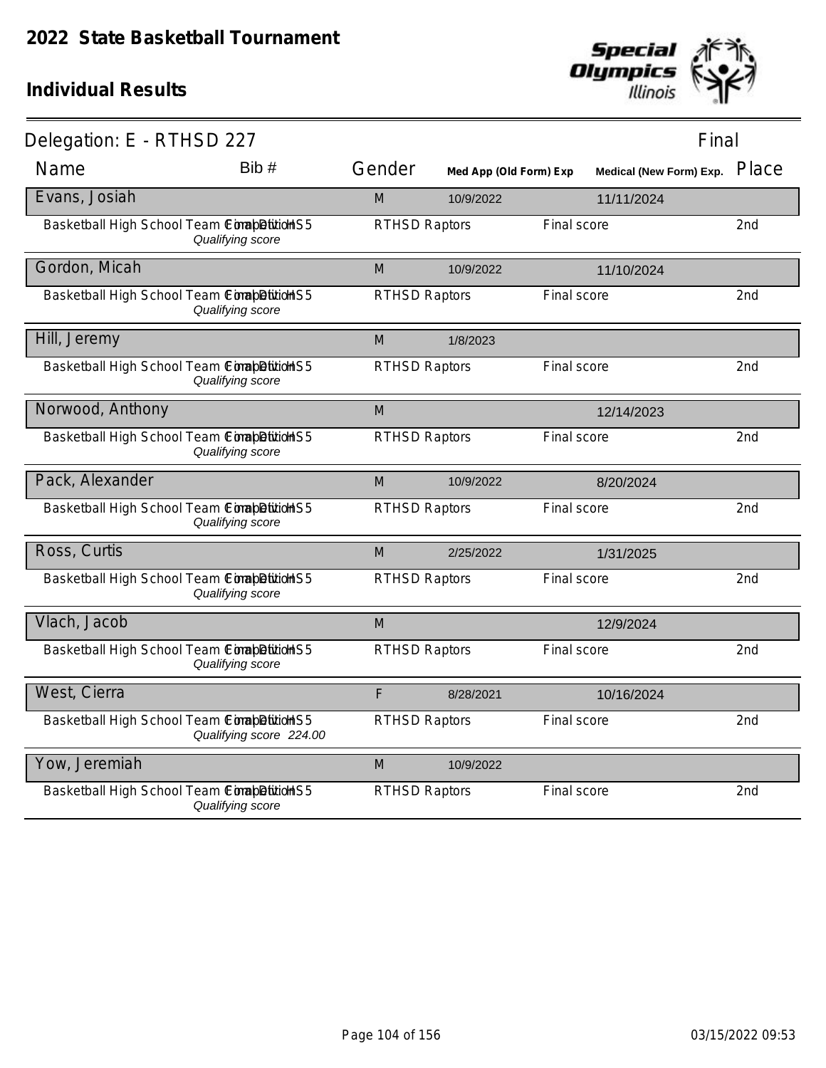# 2022 State Basketball Tournament

## Individual Results

**Delegation: E - RTHSD 227** — Final

| Name | Bib # | Gender | Med App (Old Form) Exp | Medical (New Form) Exp. | Place |
|---|---|---|---|---|---|
| **Evans, Josiah** | | M | 10/9/2022 | 11/11/2024 | |
| Basketball High School Team Competition — Final Division HS5 — *Qualifying score* | | RTHSD Raptors | | Final score | 2nd |
| **Gordon, Micah** | | M | 10/9/2022 | 11/10/2024 | |
| Basketball High School Team Competition — Final Division HS5 — *Qualifying score* | | RTHSD Raptors | | Final score | 2nd |
| **Hill, Jeremy** | | M | 1/8/2023 | | |
| Basketball High School Team Competition — Final Division HS5 — *Qualifying score* | | RTHSD Raptors | | Final score | 2nd |
| **Norwood, Anthony** | | M | | 12/14/2023 | |
| Basketball High School Team Competition — Final Division HS5 — *Qualifying score* | | RTHSD Raptors | | Final score | 2nd |
| **Pack, Alexander** | | M | 10/9/2022 | 8/20/2024 | |
| Basketball High School Team Competition — Final Division HS5 — *Qualifying score* | | RTHSD Raptors | | Final score | 2nd |
| **Ross, Curtis** | | M | 2/25/2022 | 1/31/2025 | |
| Basketball High School Team Competition — Final Division HS5 — *Qualifying score* | | RTHSD Raptors | | Final score | 2nd |
| **Vlach, Jacob** | | M | | 12/9/2024 | |
| Basketball High School Team Competition — Final Division HS5 — *Qualifying score* | | RTHSD Raptors | | Final score | 2nd |
| **West, Cierra** | | F | 8/28/2021 | 10/16/2024 | |
| Basketball High School Team Competition — Final Division HS5 — *Qualifying score 224.00* | | RTHSD Raptors | | Final score | 2nd |
| **Yow, Jeremiah** | | M | 10/9/2022 | | |
| Basketball High School Team Competition — Final Division HS5 — *Qualifying score* | | RTHSD Raptors | | Final score | 2nd |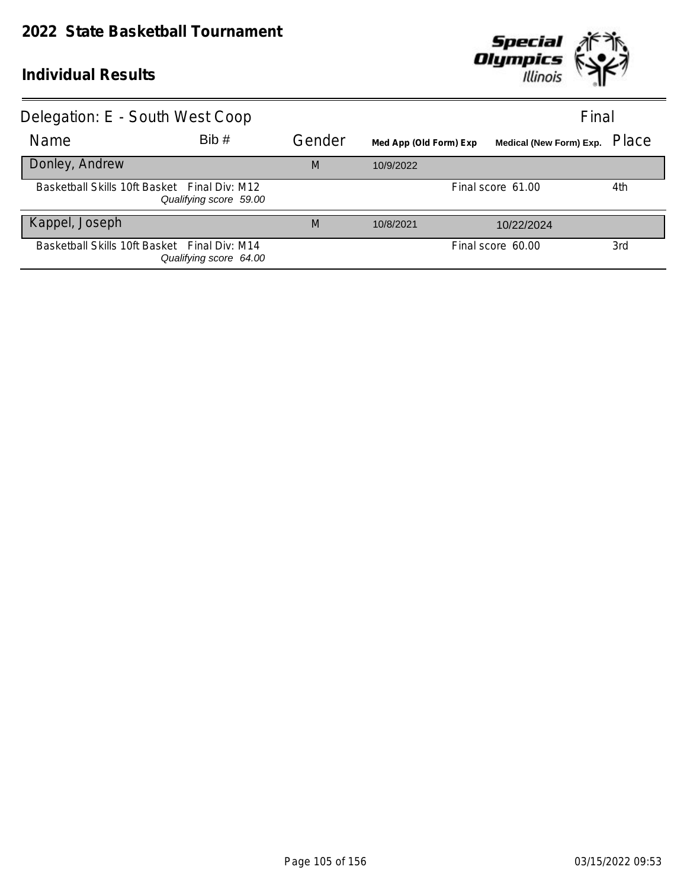# 2022 State Basketball Tournament

## Individual Results

**Delegation: E - South West Coop** — Final

| Name | Bib # | Gender | Med App (Old Form) Exp | Medical (New Form) Exp. | Place |
|---|---|---|---|---|---|
| **Donley, Andrew** | | M | 10/9/2022 | | |
| Basketball Skills 10ft Basket — Final Div: M12 — *Qualifying score 59.00* | | | | Final score 61.00 | 4th |
| **Kappel, Joseph** | | M | 10/8/2021 | 10/22/2024 | |
| Basketball Skills 10ft Basket — Final Div: M14 — *Qualifying score 64.00* | | | | Final score 60.00 | 3rd |

03/15/2022 09:53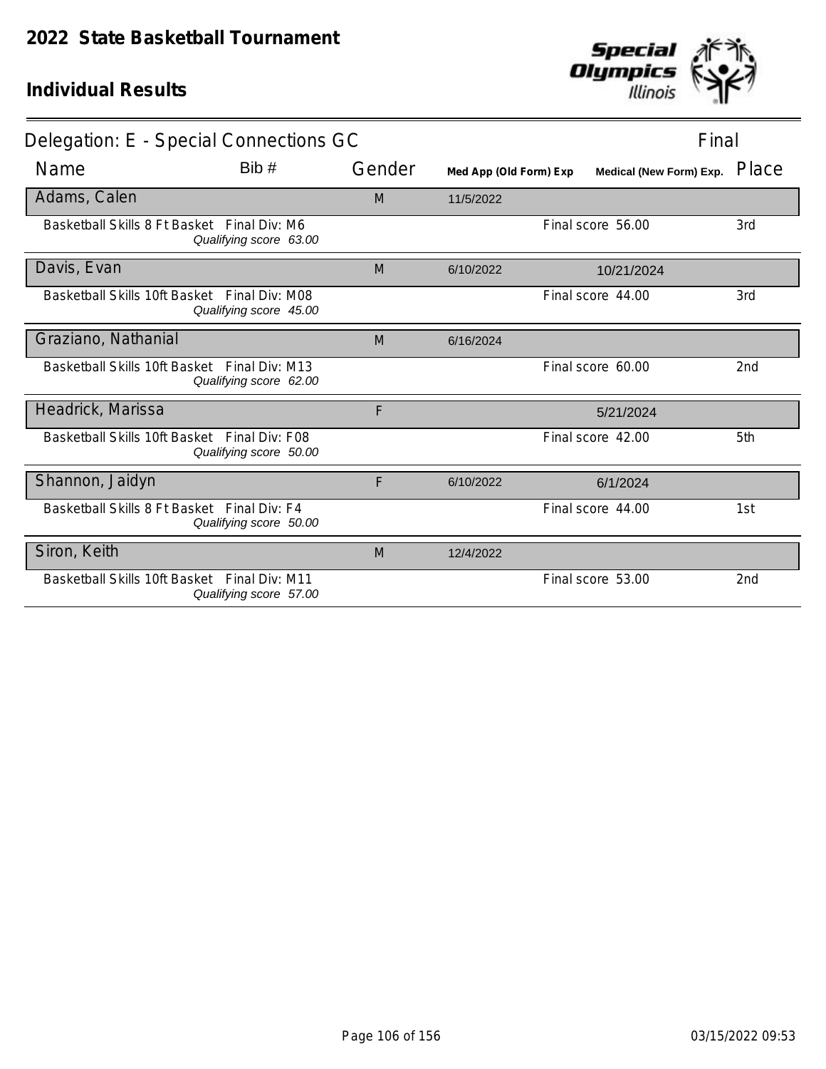# 2022 State Basketball Tournament

## Individual Results

### Delegation: E - Special Connections GC — Final

| Name | Bib # | Gender | Med App (Old Form) Exp | Medical (New Form) Exp. | Place |
|---|---|---|---|---|---|
| **Adams, Calen** | | M | 11/5/2022 | | |
| Basketball Skills 8 Ft Basket Final Div: M6 — *Qualifying score 63.00* | | | | Final score 56.00 | 3rd |
| **Davis, Evan** | | M | 6/10/2022 | 10/21/2024 | |
| Basketball Skills 10ft Basket Final Div: M08 — *Qualifying score 45.00* | | | | Final score 44.00 | 3rd |
| **Graziano, Nathanial** | | M | 6/16/2024 | | |
| Basketball Skills 10ft Basket Final Div: M13 — *Qualifying score 62.00* | | | | Final score 60.00 | 2nd |
| **Headrick, Marissa** | | F | | 5/21/2024 | |
| Basketball Skills 10ft Basket Final Div: F08 — *Qualifying score 50.00* | | | | Final score 42.00 | 5th |
| **Shannon, Jaidyn** | | F | 6/10/2022 | 6/1/2024 | |
| Basketball Skills 8 Ft Basket Final Div: F4 — *Qualifying score 50.00* | | | | Final score 44.00 | 1st |
| **Siron, Keith** | | M | 12/4/2022 | | |
| Basketball Skills 10ft Basket Final Div: M11 — *Qualifying score 57.00* | | | | Final score 53.00 | 2nd |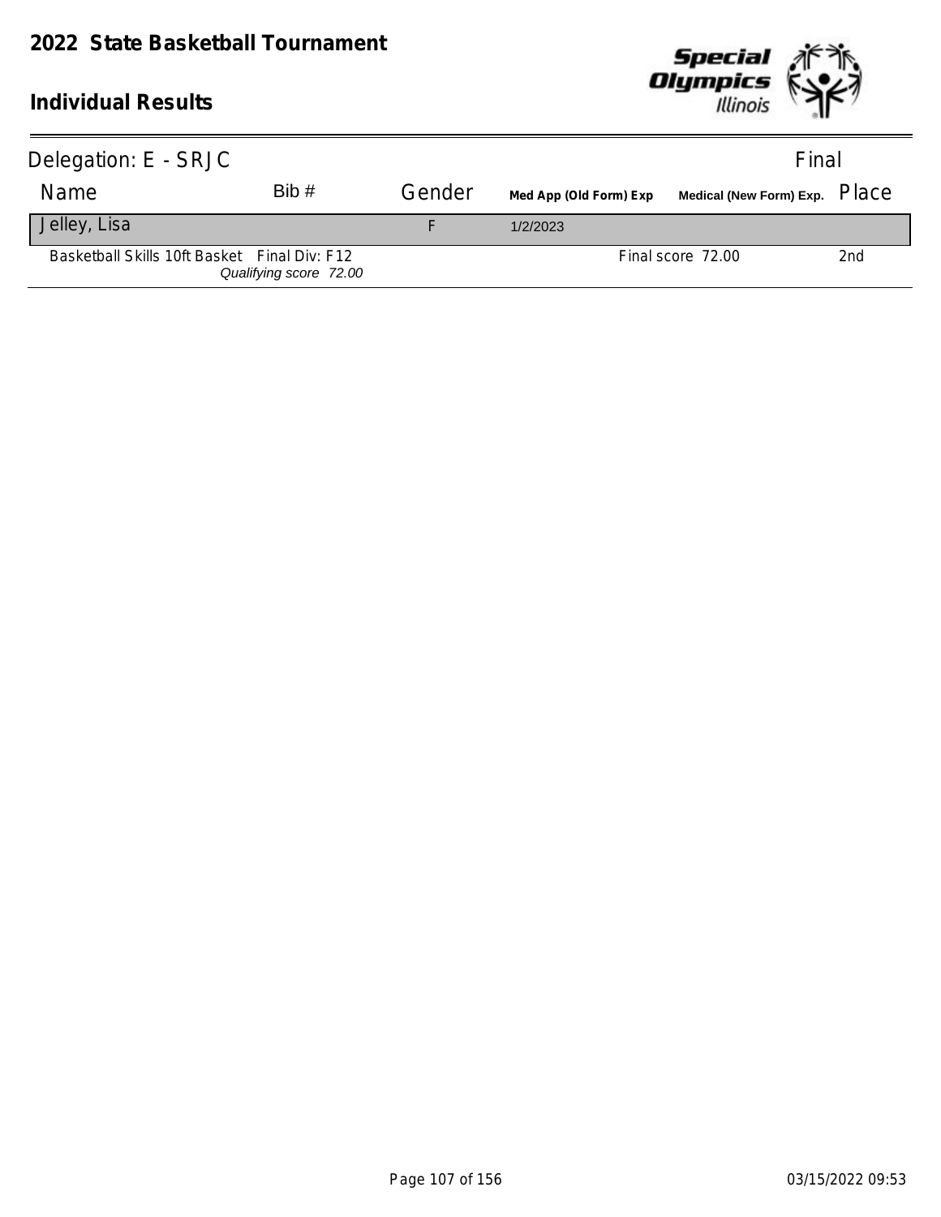# 2022 State Basketball Tournament

## Individual Results

Delegation: E - SRJC

Final

| Name | Bib # | Gender | Med App (Old Form) Exp | Medical (New Form) Exp. | Place |
|---|---|---|---|---|---|
| Jelley, Lisa | | F | 1/2/2023 | | |
| Basketball Skills 10ft Basket Final Div: F12 *Qualifying score 72.00* | | | | Final score 72.00 | 2nd |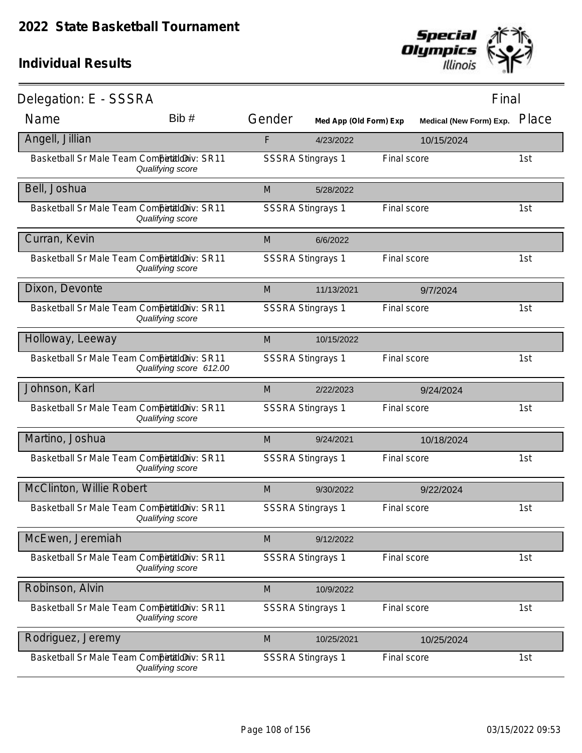# 2022 State Basketball Tournament

## Individual Results

Delegation: E - SSSRA — Final

| Name | Bib # | Gender | Med App (Old Form) Exp | Medical (New Form) Exp. | Place |
|---|---|---|---|---|---|
| Angell, Jillian | | F | 4/23/2022 | 10/15/2024 | |
| Basketball Sr Male Team Competition — Final Div: SR11 — *Qualifying score* | | SSSRA Stingrays 1 | Final score | | 1st |
| Bell, Joshua | | M | 5/28/2022 | | |
| Basketball Sr Male Team Competition — Final Div: SR11 — *Qualifying score* | | SSSRA Stingrays 1 | Final score | | 1st |
| Curran, Kevin | | M | 6/6/2022 | | |
| Basketball Sr Male Team Competition — Final Div: SR11 — *Qualifying score* | | SSSRA Stingrays 1 | Final score | | 1st |
| Dixon, Devonte | | M | 11/13/2021 | 9/7/2024 | |
| Basketball Sr Male Team Competition — Final Div: SR11 — *Qualifying score* | | SSSRA Stingrays 1 | Final score | | 1st |
| Holloway, Leeway | | M | 10/15/2022 | | |
| Basketball Sr Male Team Competition — Final Div: SR11 — *Qualifying score 612.00* | | SSSRA Stingrays 1 | Final score | | 1st |
| Johnson, Karl | | M | 2/22/2023 | 9/24/2024 | |
| Basketball Sr Male Team Competition — Final Div: SR11 — *Qualifying score* | | SSSRA Stingrays 1 | Final score | | 1st |
| Martino, Joshua | | M | 9/24/2021 | 10/18/2024 | |
| Basketball Sr Male Team Competition — Final Div: SR11 — *Qualifying score* | | SSSRA Stingrays 1 | Final score | | 1st |
| McClinton, Willie Robert | | M | 9/30/2022 | 9/22/2024 | |
| Basketball Sr Male Team Competition — Final Div: SR11 — *Qualifying score* | | SSSRA Stingrays 1 | Final score | | 1st |
| McEwen, Jeremiah | | M | 9/12/2022 | | |
| Basketball Sr Male Team Competition — Final Div: SR11 — *Qualifying score* | | SSSRA Stingrays 1 | Final score | | 1st |
| Robinson, Alvin | | M | 10/9/2022 | | |
| Basketball Sr Male Team Competition — Final Div: SR11 — *Qualifying score* | | SSSRA Stingrays 1 | Final score | | 1st |
| Rodriguez, Jeremy | | M | 10/25/2021 | 10/25/2024 | |
| Basketball Sr Male Team Competition — Final Div: SR11 — *Qualifying score* | | SSSRA Stingrays 1 | Final score | | 1st |

03/15/2022 09:53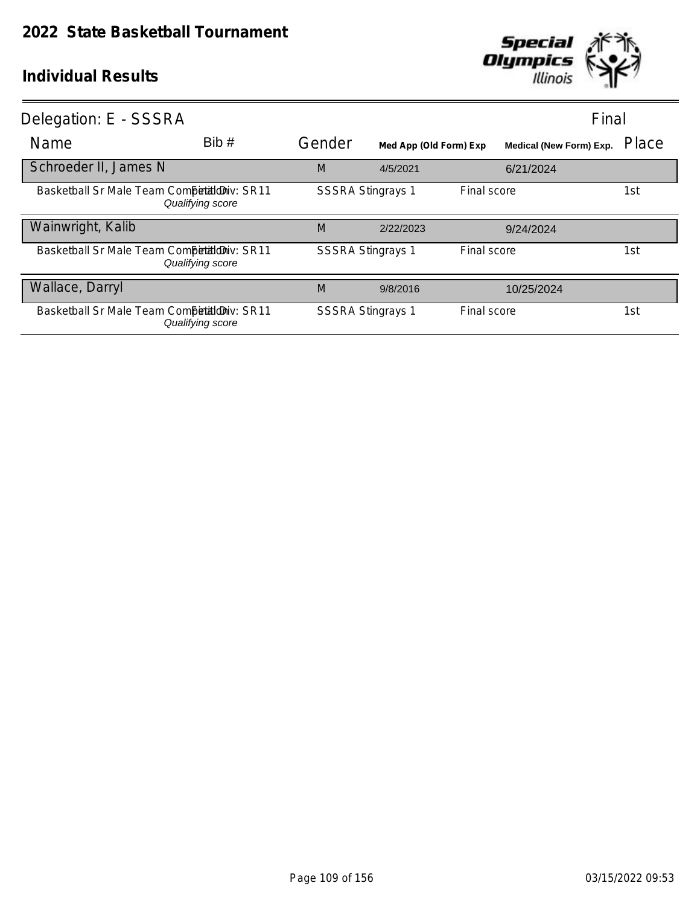# 2022 State Basketball Tournament

## Individual Results

Delegation: E - SSSRA

Final

| Name | Bib # | Gender | Med App (Old Form) Exp | | Medical (New Form) Exp. | Place |
|---|---|---|---|---|---|---|
| Schroeder II, James N | | M | 4/5/2021 | | 6/21/2024 | |
| Basketball Sr Male Team Competition Final Div: SR11 *Qualifying score* | | SSSRA Stingrays 1 | | Final score | | 1st |
| Wainwright, Kalib | | M | 2/22/2023 | | 9/24/2024 | |
| Basketball Sr Male Team Competition Final Div: SR11 *Qualifying score* | | SSSRA Stingrays 1 | | Final score | | 1st |
| Wallace, Darryl | | M | 9/8/2016 | | 10/25/2024 | |
| Basketball Sr Male Team Competition Final Div: SR11 *Qualifying score* | | SSSRA Stingrays 1 | | Final score | | 1st |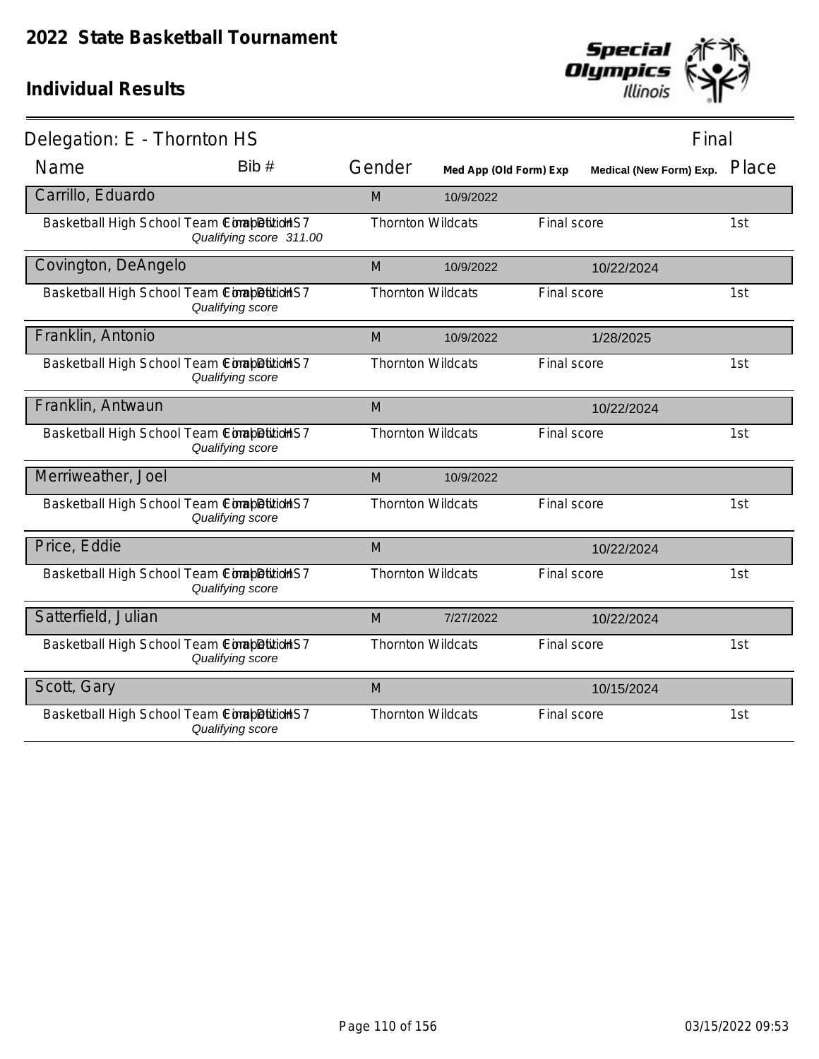# 2022 State Basketball Tournament

## Individual Results

Delegation: E - Thornton HS — Final

| Name | Bib # | Gender | Med App (Old Form) Exp | Medical (New Form) Exp. | Place |
|---|---|---|---|---|---|
| **Carrillo, Eduardo** | | M | 10/9/2022 | | |
| Basketball High School Team Competition — Final Div HS7 *Qualifying score 311.00* | | Thornton Wildcats | Final score | | 1st |
| **Covington, DeAngelo** | | M | 10/9/2022 | 10/22/2024 | |
| Basketball High School Team Competition — Final Div HS7 *Qualifying score* | | Thornton Wildcats | Final score | | 1st |
| **Franklin, Antonio** | | M | 10/9/2022 | 1/28/2025 | |
| Basketball High School Team Competition — Final Div HS7 *Qualifying score* | | Thornton Wildcats | Final score | | 1st |
| **Franklin, Antwaun** | | M | | 10/22/2024 | |
| Basketball High School Team Competition — Final Div HS7 *Qualifying score* | | Thornton Wildcats | Final score | | 1st |
| **Merriweather, Joel** | | M | 10/9/2022 | | |
| Basketball High School Team Competition — Final Div HS7 *Qualifying score* | | Thornton Wildcats | Final score | | 1st |
| **Price, Eddie** | | M | | 10/22/2024 | |
| Basketball High School Team Competition — Final Div HS7 *Qualifying score* | | Thornton Wildcats | Final score | | 1st |
| **Satterfield, Julian** | | M | 7/27/2022 | 10/22/2024 | |
| Basketball High School Team Competition — Final Div HS7 *Qualifying score* | | Thornton Wildcats | Final score | | 1st |
| **Scott, Gary** | | M | | 10/15/2024 | |
| Basketball High School Team Competition — Final Div HS7 *Qualifying score* | | Thornton Wildcats | Final score | | 1st |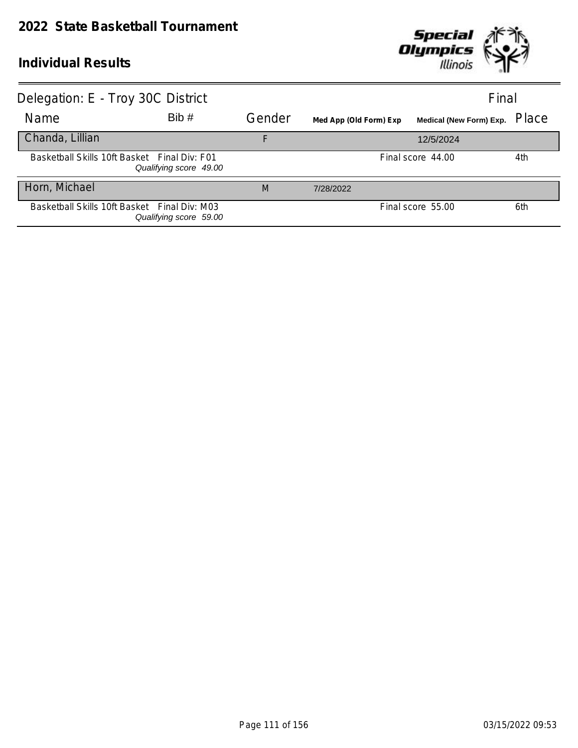# 2022 State Basketball Tournament

## Individual Results

Delegation: E - Troy 30C District — Final

| Name | Bib # | Gender | Med App (Old Form) Exp | Medical (New Form) Exp. | Place |
|---|---|---|---|---|---|
| Chanda, Lillian | | F | | 12/5/2024 | |
| Basketball Skills 10ft Basket Final Div: F01 *Qualifying score 49.00* | | | | Final score 44.00 | 4th |
| Horn, Michael | | M | 7/28/2022 | | |
| Basketball Skills 10ft Basket Final Div: M03 *Qualifying score 59.00* | | | | Final score 55.00 | 6th |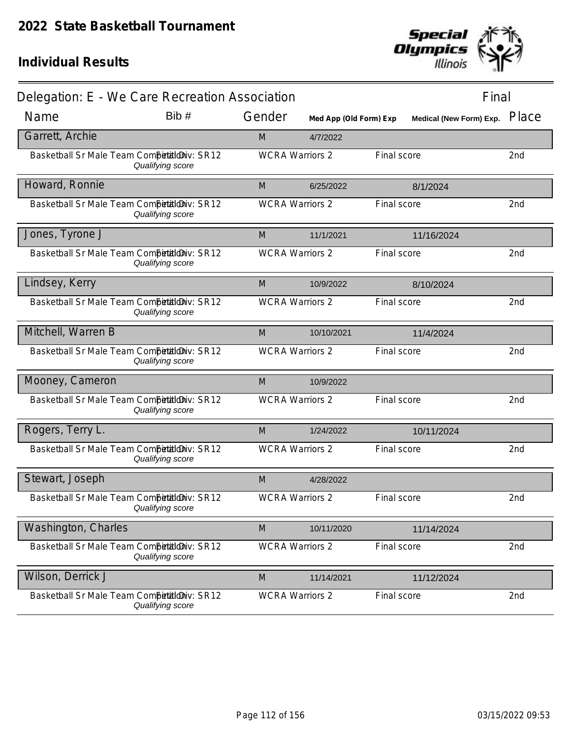# 2022 State Basketball Tournament

## Individual Results

Delegation: E - We Care Recreation Association — Final

| Name | Bib # | Gender | Med App (Old Form) Exp | Medical (New Form) Exp. | Place |
|---|---|---|---|---|---|
| Garrett, Archie | | M | 4/7/2022 | | |
| Basketball Sr Male Team Competition Final Div: SR12 *Qualifying score* | | WCRA Warriors 2 | Final score | | 2nd |
| Howard, Ronnie | | M | 6/25/2022 | 8/1/2024 | |
| Basketball Sr Male Team Competition Final Div: SR12 *Qualifying score* | | WCRA Warriors 2 | Final score | | 2nd |
| Jones, Tyrone J | | M | 11/1/2021 | 11/16/2024 | |
| Basketball Sr Male Team Competition Final Div: SR12 *Qualifying score* | | WCRA Warriors 2 | Final score | | 2nd |
| Lindsey, Kerry | | M | 10/9/2022 | 8/10/2024 | |
| Basketball Sr Male Team Competition Final Div: SR12 *Qualifying score* | | WCRA Warriors 2 | Final score | | 2nd |
| Mitchell, Warren B | | M | 10/10/2021 | 11/4/2024 | |
| Basketball Sr Male Team Competition Final Div: SR12 *Qualifying score* | | WCRA Warriors 2 | Final score | | 2nd |
| Mooney, Cameron | | M | 10/9/2022 | | |
| Basketball Sr Male Team Competition Final Div: SR12 *Qualifying score* | | WCRA Warriors 2 | Final score | | 2nd |
| Rogers, Terry L. | | M | 1/24/2022 | 10/11/2024 | |
| Basketball Sr Male Team Competition Final Div: SR12 *Qualifying score* | | WCRA Warriors 2 | Final score | | 2nd |
| Stewart, Joseph | | M | 4/28/2022 | | |
| Basketball Sr Male Team Competition Final Div: SR12 *Qualifying score* | | WCRA Warriors 2 | Final score | | 2nd |
| Washington, Charles | | M | 10/11/2020 | 11/14/2024 | |
| Basketball Sr Male Team Competition Final Div: SR12 *Qualifying score* | | WCRA Warriors 2 | Final score | | 2nd |
| Wilson, Derrick J | | M | 11/14/2021 | 11/12/2024 | |
| Basketball Sr Male Team Competition Final Div: SR12 *Qualifying score* | | WCRA Warriors 2 | Final score | | 2nd |

03/15/2022 09:53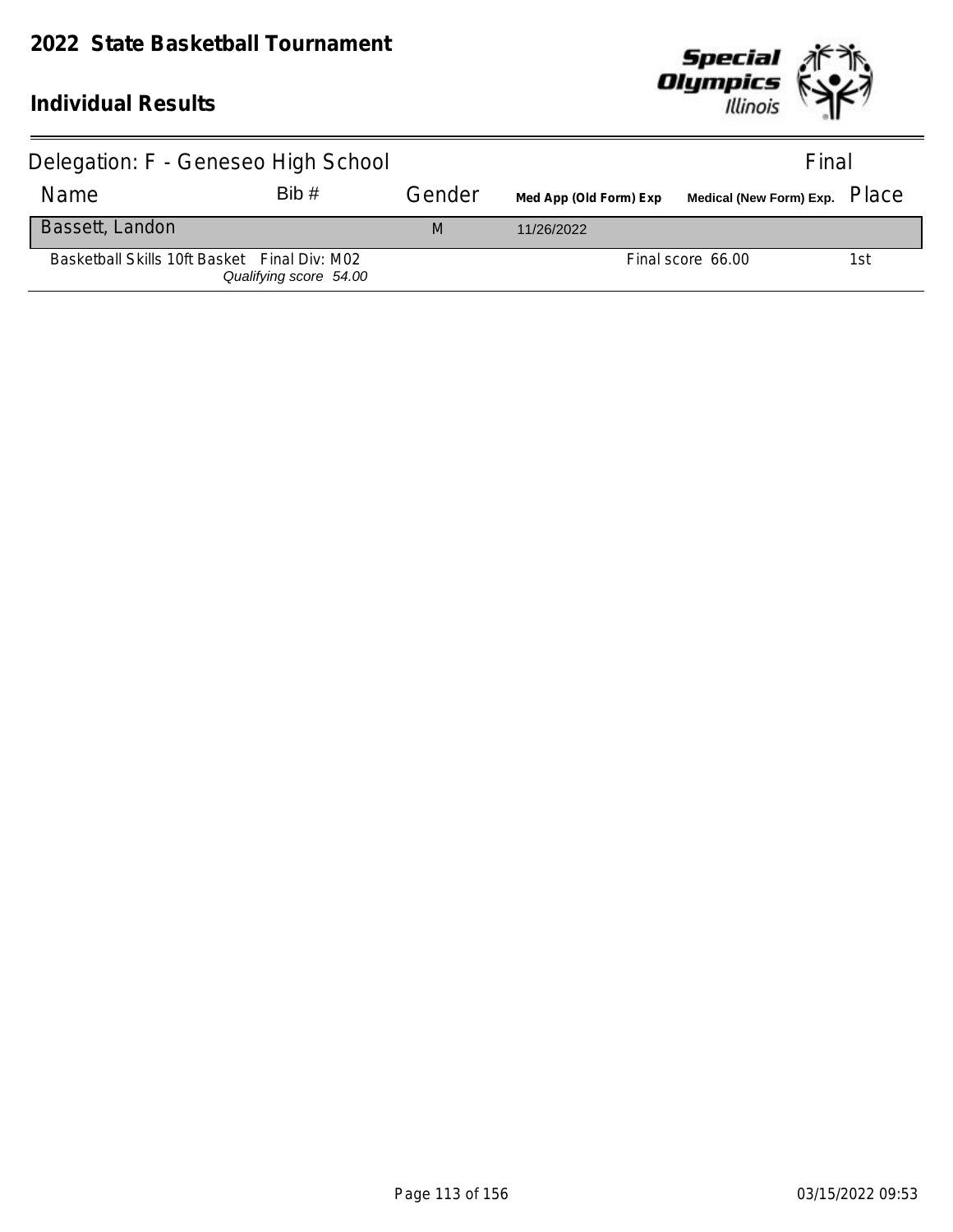# 2022 State Basketball Tournament

## Individual Results

Delegation: F - Geneseo High School — Final

| Name | Bib # | Gender | Med App (Old Form) Exp | Medical (New Form) Exp. | Place |
|---|---|---|---|---|---|
| Bassett, Landon | | M | 11/26/2022 | | |
| Basketball Skills 10ft Basket Final Div: M02 *Qualifying score 54.00* | | | | Final score 66.00 | 1st |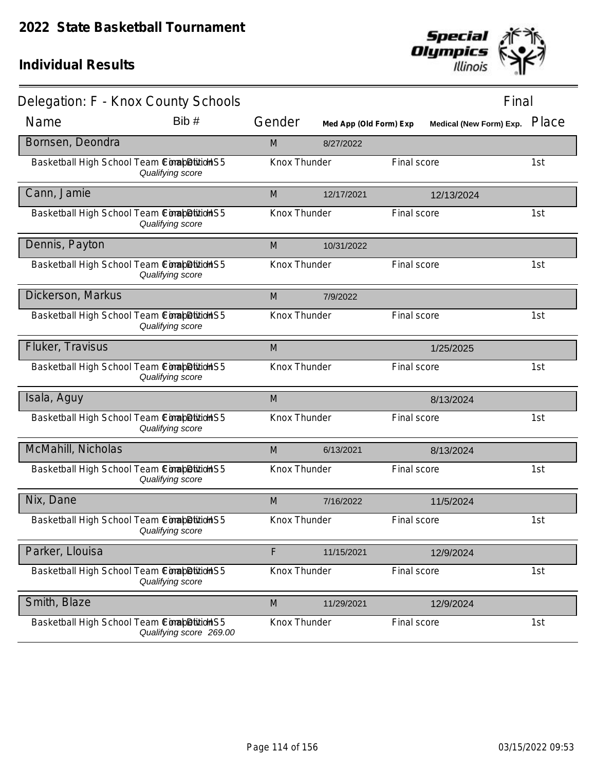# 2022 State Basketball Tournament

## Individual Results

**Delegation: F - Knox County Schools** — Final

| Name | Bib # | Gender | Med App (Old Form) Exp | Medical (New Form) Exp. | Place |
|---|---|---|---|---|---|
| **Bornsen, Deondra** | | M | 8/27/2022 | | |
| Basketball High School Team Competition / Final HS5 — *Qualifying score* | | Knox Thunder | | Final score | 1st |
| **Cann, Jamie** | | M | 12/17/2021 | 12/13/2024 | |
| Basketball High School Team Competition / Final HS5 — *Qualifying score* | | Knox Thunder | | Final score | 1st |
| **Dennis, Payton** | | M | 10/31/2022 | | |
| Basketball High School Team Competition / Final HS5 — *Qualifying score* | | Knox Thunder | | Final score | 1st |
| **Dickerson, Markus** | | M | 7/9/2022 | | |
| Basketball High School Team Competition / Final HS5 — *Qualifying score* | | Knox Thunder | | Final score | 1st |
| **Fluker, Travisus** | | M | | 1/25/2025 | |
| Basketball High School Team Competition / Final HS5 — *Qualifying score* | | Knox Thunder | | Final score | 1st |
| **Isala, Aguy** | | M | | 8/13/2024 | |
| Basketball High School Team Competition / Final HS5 — *Qualifying score* | | Knox Thunder | | Final score | 1st |
| **McMahill, Nicholas** | | M | 6/13/2021 | 8/13/2024 | |
| Basketball High School Team Competition / Final HS5 — *Qualifying score* | | Knox Thunder | | Final score | 1st |
| **Nix, Dane** | | M | 7/16/2022 | 11/5/2024 | |
| Basketball High School Team Competition / Final HS5 — *Qualifying score* | | Knox Thunder | | Final score | 1st |
| **Parker, Llouisa** | | F | 11/15/2021 | 12/9/2024 | |
| Basketball High School Team Competition / Final HS5 — *Qualifying score* | | Knox Thunder | | Final score | 1st |
| **Smith, Blaze** | | M | 11/29/2021 | 12/9/2024 | |
| Basketball High School Team Competition / Final HS5 — *Qualifying score 269.00* | | Knox Thunder | | Final score | 1st |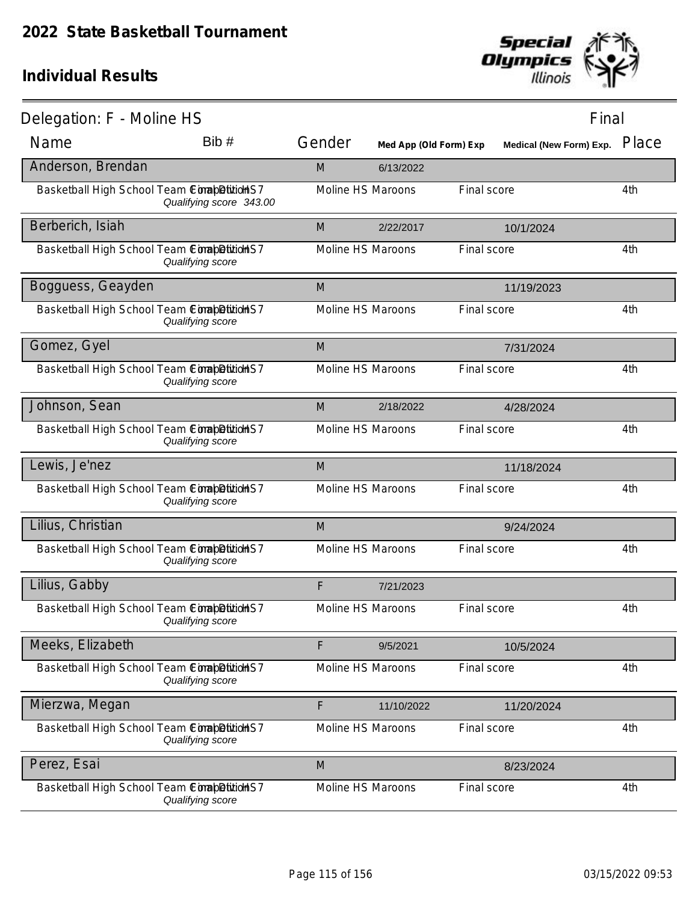# 2022 State Basketball Tournament

## Individual Results

**Delegation: F - Moline HS** — Final

| Name | Bib # | Gender | Med App (Old Form) Exp | Medical (New Form) Exp. | Place |
|---|---|---|---|---|---|
| **Anderson, Brendan** | | M | 6/13/2022 | | |
| Basketball High School Team Competition HS7 — *Qualifying score 343.00* | | Moline HS Maroons | | Final score | 4th |
| **Berberich, Isiah** | | M | 2/22/2017 | 10/1/2024 | |
| Basketball High School Team Competition HS7 — *Qualifying score* | | Moline HS Maroons | | Final score | 4th |
| **Bogguess, Geayden** | | M | | 11/19/2023 | |
| Basketball High School Team Competition HS7 — *Qualifying score* | | Moline HS Maroons | | Final score | 4th |
| **Gomez, Gyel** | | M | | 7/31/2024 | |
| Basketball High School Team Competition HS7 — *Qualifying score* | | Moline HS Maroons | | Final score | 4th |
| **Johnson, Sean** | | M | 2/18/2022 | 4/28/2024 | |
| Basketball High School Team Competition HS7 — *Qualifying score* | | Moline HS Maroons | | Final score | 4th |
| **Lewis, Je'nez** | | M | | 11/18/2024 | |
| Basketball High School Team Competition HS7 — *Qualifying score* | | Moline HS Maroons | | Final score | 4th |
| **Lilius, Christian** | | M | | 9/24/2024 | |
| Basketball High School Team Competition HS7 — *Qualifying score* | | Moline HS Maroons | | Final score | 4th |
| **Lilius, Gabby** | | F | 7/21/2023 | | |
| Basketball High School Team Competition HS7 — *Qualifying score* | | Moline HS Maroons | | Final score | 4th |
| **Meeks, Elizabeth** | | F | 9/5/2021 | 10/5/2024 | |
| Basketball High School Team Competition HS7 — *Qualifying score* | | Moline HS Maroons | | Final score | 4th |
| **Mierzwa, Megan** | | F | 11/10/2022 | 11/20/2024 | |
| Basketball High School Team Competition HS7 — *Qualifying score* | | Moline HS Maroons | | Final score | 4th |
| **Perez, Esai** | | M | | 8/23/2024 | |
| Basketball High School Team Competition HS7 — *Qualifying score* | | Moline HS Maroons | | Final score | 4th |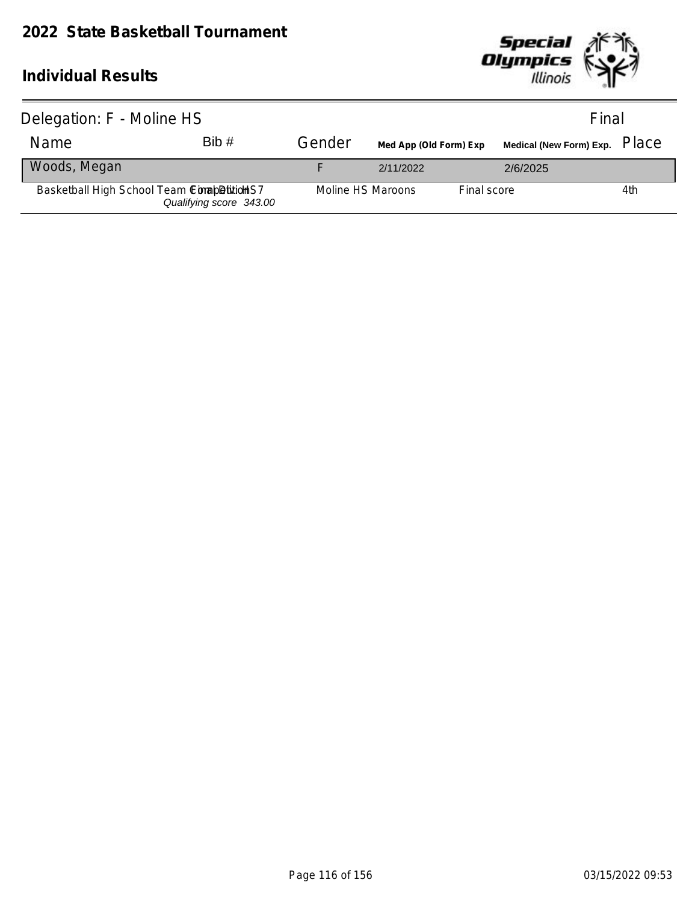# 2022 State Basketball Tournament

## Individual Results

Delegation: F - Moline HS

Final

| Name | Bib # | Gender | Med App (Old Form) Exp | Medical (New Form) Exp. | Place |
|---|---|---|---|---|---|
| Woods, Megan | | F | 2/11/2022 | 2/6/2025 | |
| Basketball High School Team Competition Final Div HS7 *Qualifying score 343.00* | | Moline HS Maroons | Final score | | 4th |

03/15/2022 09:53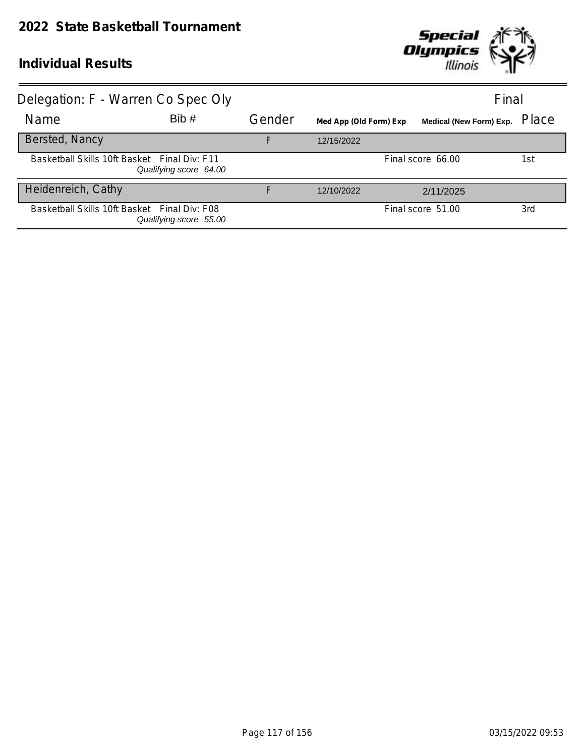# 2022 State Basketball Tournament

## Individual Results

Delegation: F - Warren Co Spec Oly — Final

| Name | Bib # | Gender | Med App (Old Form) Exp | Medical (New Form) Exp. | Place |
|---|---|---|---|---|---|
| Bersted, Nancy | | F | 12/15/2022 | | |
| Basketball Skills 10ft Basket Final Div: F11 *Qualifying score 64.00* | | | | Final score 66.00 | 1st |
| Heidenreich, Cathy | | F | 12/10/2022 | 2/11/2025 | |
| Basketball Skills 10ft Basket Final Div: F08 *Qualifying score 55.00* | | | | Final score 51.00 | 3rd |

03/15/2022 09:53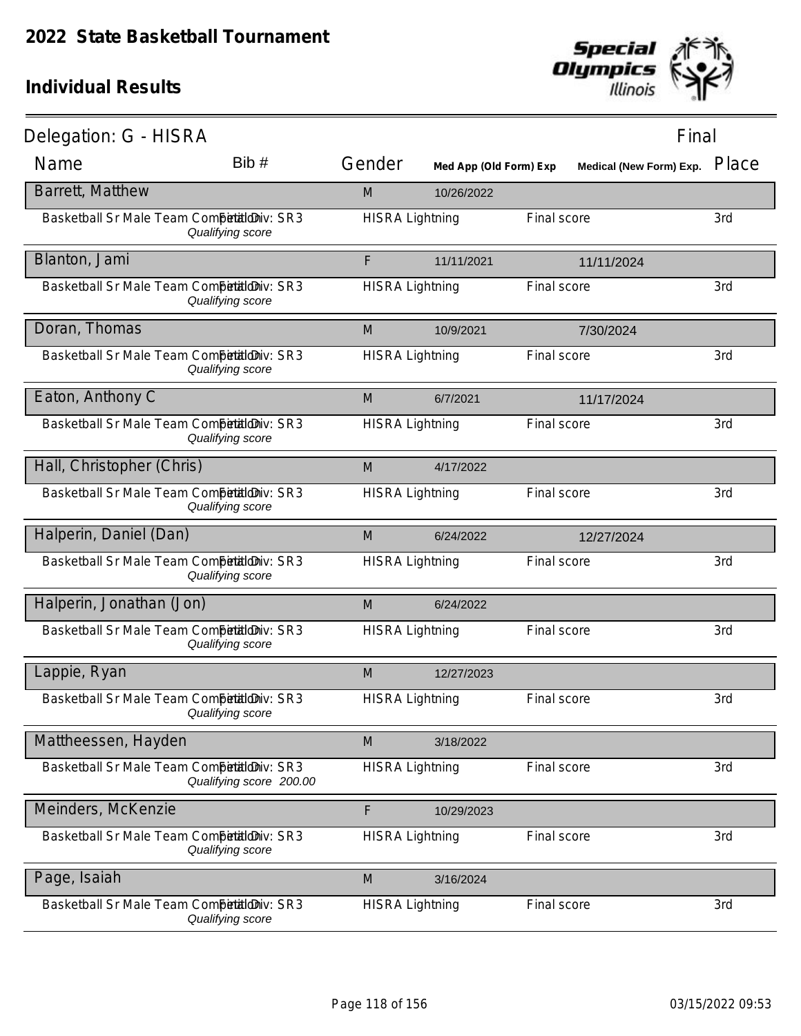# 2022 State Basketball Tournament

## Individual Results

Delegation: G - HISRA

| Name | Bib # | Gender | Med App (Old Form) Exp | Medical (New Form) Exp. | Final Place |
|---|---|---|---|---|---|
| Barrett, Matthew | | M | 10/26/2022 | | |
| Basketball Sr Male Team Competition Final Div: SR3 *Qualifying score* | | HISRA Lightning | | Final score | 3rd |
| Blanton, Jami | | F | 11/11/2021 | 11/11/2024 | |
| Basketball Sr Male Team Competition Final Div: SR3 *Qualifying score* | | HISRA Lightning | | Final score | 3rd |
| Doran, Thomas | | M | 10/9/2021 | 7/30/2024 | |
| Basketball Sr Male Team Competition Final Div: SR3 *Qualifying score* | | HISRA Lightning | | Final score | 3rd |
| Eaton, Anthony C | | M | 6/7/2021 | 11/17/2024 | |
| Basketball Sr Male Team Competition Final Div: SR3 *Qualifying score* | | HISRA Lightning | | Final score | 3rd |
| Hall, Christopher (Chris) | | M | 4/17/2022 | | |
| Basketball Sr Male Team Competition Final Div: SR3 *Qualifying score* | | HISRA Lightning | | Final score | 3rd |
| Halperin, Daniel (Dan) | | M | 6/24/2022 | 12/27/2024 | |
| Basketball Sr Male Team Competition Final Div: SR3 *Qualifying score* | | HISRA Lightning | | Final score | 3rd |
| Halperin, Jonathan (Jon) | | M | 6/24/2022 | | |
| Basketball Sr Male Team Competition Final Div: SR3 *Qualifying score* | | HISRA Lightning | | Final score | 3rd |
| Lappie, Ryan | | M | 12/27/2023 | | |
| Basketball Sr Male Team Competition Final Div: SR3 *Qualifying score* | | HISRA Lightning | | Final score | 3rd |
| Mattheessen, Hayden | | M | 3/18/2022 | | |
| Basketball Sr Male Team Competition Final Div: SR3 *Qualifying score 200.00* | | HISRA Lightning | | Final score | 3rd |
| Meinders, McKenzie | | F | 10/29/2023 | | |
| Basketball Sr Male Team Competition Final Div: SR3 *Qualifying score* | | HISRA Lightning | | Final score | 3rd |
| Page, Isaiah | | M | 3/16/2024 | | |
| Basketball Sr Male Team Competition Final Div: SR3 *Qualifying score* | | HISRA Lightning | | Final score | 3rd |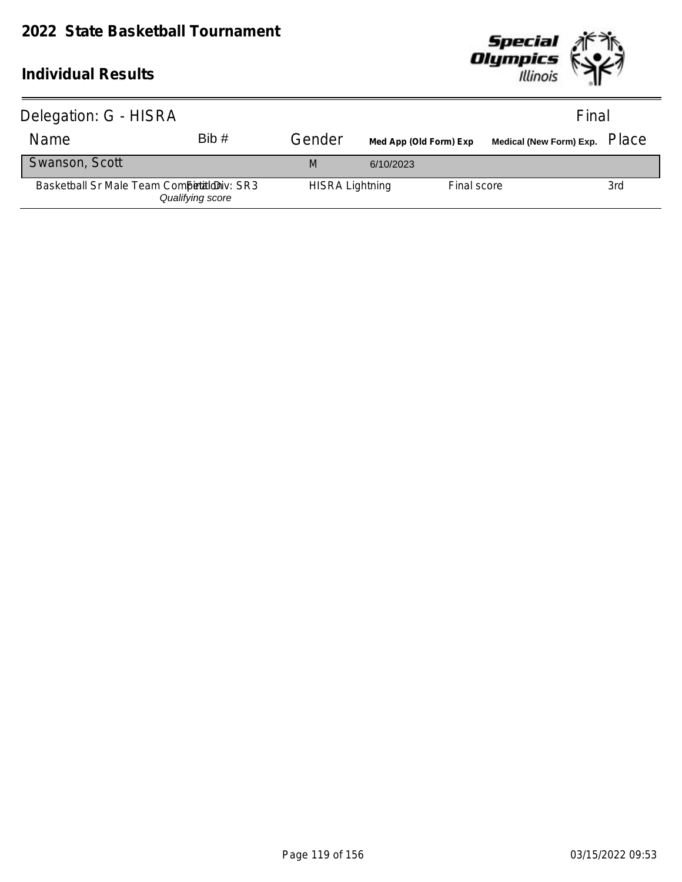# 2022 State Basketball Tournament

## Individual Results

Delegation: G - HISRA | Final

| Name | Bib # | Gender | Med App (Old Form) Exp | | Medical (New Form) Exp. | Place |
|---|---|---|---|---|---|---|
| Swanson, Scott | | M | 6/10/2023 | | | |
| Basketball Sr Male Team Competition | Final Div: SR3<br>*Qualifying score* | HISRA Lightning | | Final score | | 3rd |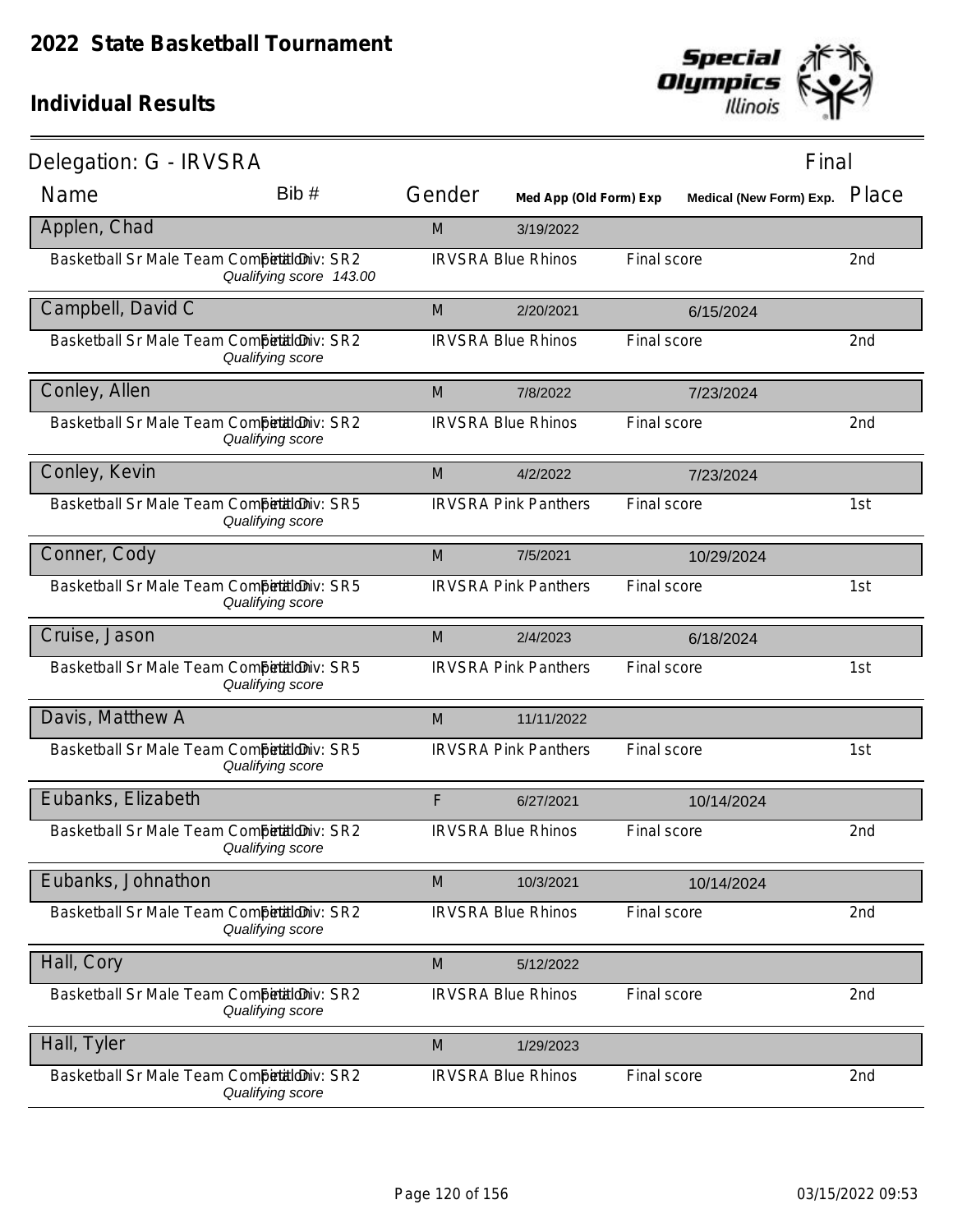# 2022 State Basketball Tournament

## Individual Results

Delegation: G - IRVSRA — Final

| Name | Bib # | Gender | Med App (Old Form) Exp | Medical (New Form) Exp. | Place |
|---|---|---|---|---|---|
| **Applen, Chad** | | M | 3/19/2022 | | |
| Basketball Sr Male Team Competition — Final Div: SR2 — *Qualifying score 143.00* | | IRVSRA Blue Rhinos | | Final score | 2nd |
| **Campbell, David C** | | M | 2/20/2021 | 6/15/2024 | |
| Basketball Sr Male Team Competition — Final Div: SR2 — *Qualifying score* | | IRVSRA Blue Rhinos | | Final score | 2nd |
| **Conley, Allen** | | M | 7/8/2022 | 7/23/2024 | |
| Basketball Sr Male Team Competition — Final Div: SR2 — *Qualifying score* | | IRVSRA Blue Rhinos | | Final score | 2nd |
| **Conley, Kevin** | | M | 4/2/2022 | 7/23/2024 | |
| Basketball Sr Male Team Competition — Final Div: SR5 — *Qualifying score* | | IRVSRA Pink Panthers | | Final score | 1st |
| **Conner, Cody** | | M | 7/5/2021 | 10/29/2024 | |
| Basketball Sr Male Team Competition — Final Div: SR5 — *Qualifying score* | | IRVSRA Pink Panthers | | Final score | 1st |
| **Cruise, Jason** | | M | 2/4/2023 | 6/18/2024 | |
| Basketball Sr Male Team Competition — Final Div: SR5 — *Qualifying score* | | IRVSRA Pink Panthers | | Final score | 1st |
| **Davis, Matthew A** | | M | 11/11/2022 | | |
| Basketball Sr Male Team Competition — Final Div: SR5 — *Qualifying score* | | IRVSRA Pink Panthers | | Final score | 1st |
| **Eubanks, Elizabeth** | | F | 6/27/2021 | 10/14/2024 | |
| Basketball Sr Male Team Competition — Final Div: SR2 — *Qualifying score* | | IRVSRA Blue Rhinos | | Final score | 2nd |
| **Eubanks, Johnathon** | | M | 10/3/2021 | 10/14/2024 | |
| Basketball Sr Male Team Competition — Final Div: SR2 — *Qualifying score* | | IRVSRA Blue Rhinos | | Final score | 2nd |
| **Hall, Cory** | | M | 5/12/2022 | | |
| Basketball Sr Male Team Competition — Final Div: SR2 — *Qualifying score* | | IRVSRA Blue Rhinos | | Final score | 2nd |
| **Hall, Tyler** | | M | 1/29/2023 | | |
| Basketball Sr Male Team Competition — Final Div: SR2 — *Qualifying score* | | IRVSRA Blue Rhinos | | Final score | 2nd |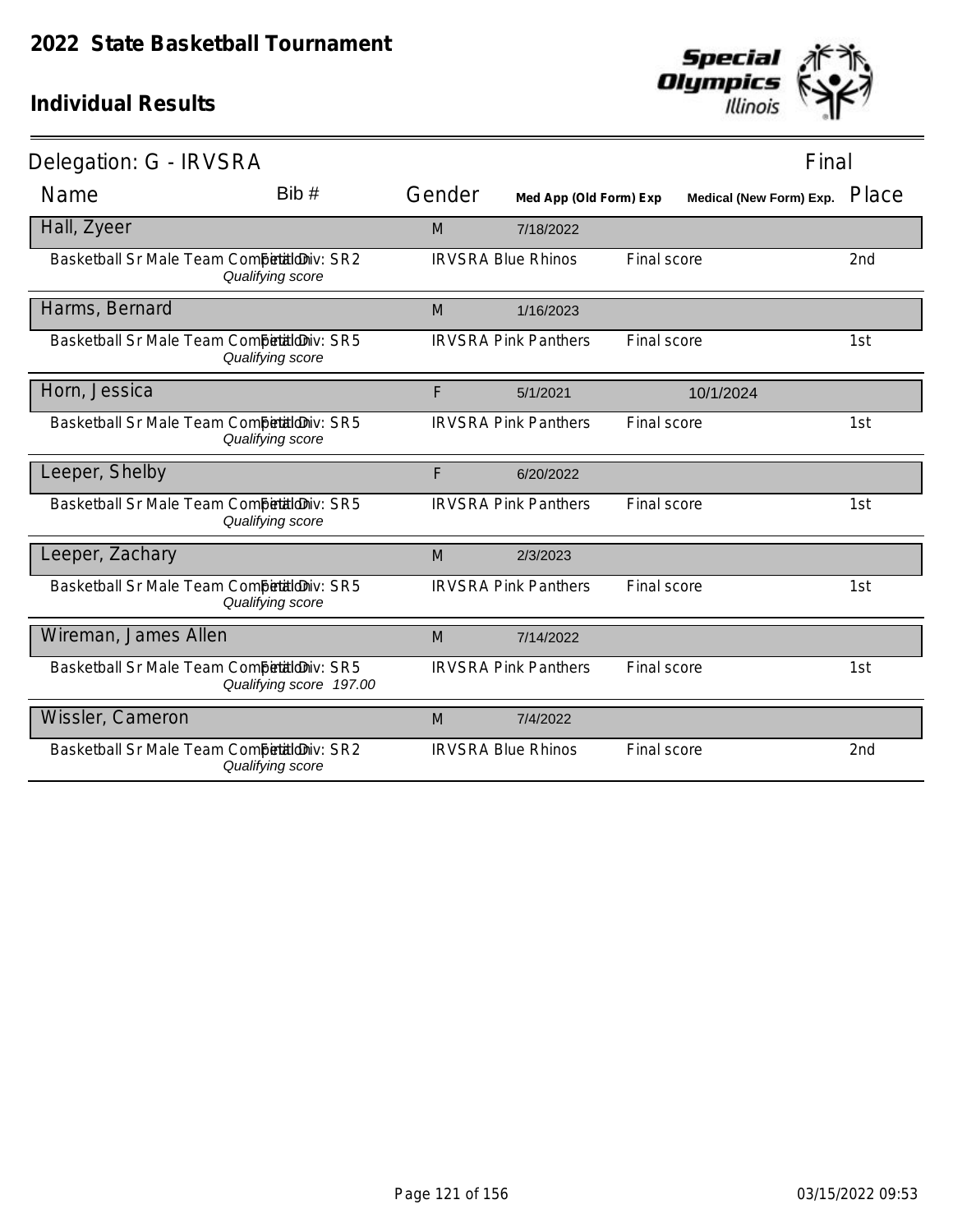# 2022 State Basketball Tournament

## Individual Results

Delegation: G - IRVSRA — Final

| Name | Bib # | Gender | Med App (Old Form) Exp | Medical (New Form) Exp. | Place |
|---|---|---|---|---|---|
| **Hall, Zyeer** | | M | 7/18/2022 | | |
| Basketball Sr Male Team Competition — Final Div: SR2 — *Qualifying score* | | IRVSRA Blue Rhinos | Final score | | 2nd |
| **Harms, Bernard** | | M | 1/16/2023 | | |
| Basketball Sr Male Team Competition — Final Div: SR5 — *Qualifying score* | | IRVSRA Pink Panthers | Final score | | 1st |
| **Horn, Jessica** | | F | 5/1/2021 | 10/1/2024 | |
| Basketball Sr Male Team Competition — Final Div: SR5 — *Qualifying score* | | IRVSRA Pink Panthers | Final score | | 1st |
| **Leeper, Shelby** | | F | 6/20/2022 | | |
| Basketball Sr Male Team Competition — Final Div: SR5 — *Qualifying score* | | IRVSRA Pink Panthers | Final score | | 1st |
| **Leeper, Zachary** | | M | 2/3/2023 | | |
| Basketball Sr Male Team Competition — Final Div: SR5 — *Qualifying score* | | IRVSRA Pink Panthers | Final score | | 1st |
| **Wireman, James Allen** | | M | 7/14/2022 | | |
| Basketball Sr Male Team Competition — Final Div: SR5 — *Qualifying score 197.00* | | IRVSRA Pink Panthers | Final score | | 1st |
| **Wissler, Cameron** | | M | 7/4/2022 | | |
| Basketball Sr Male Team Competition — Final Div: SR2 — *Qualifying score* | | IRVSRA Blue Rhinos | Final score | | 2nd |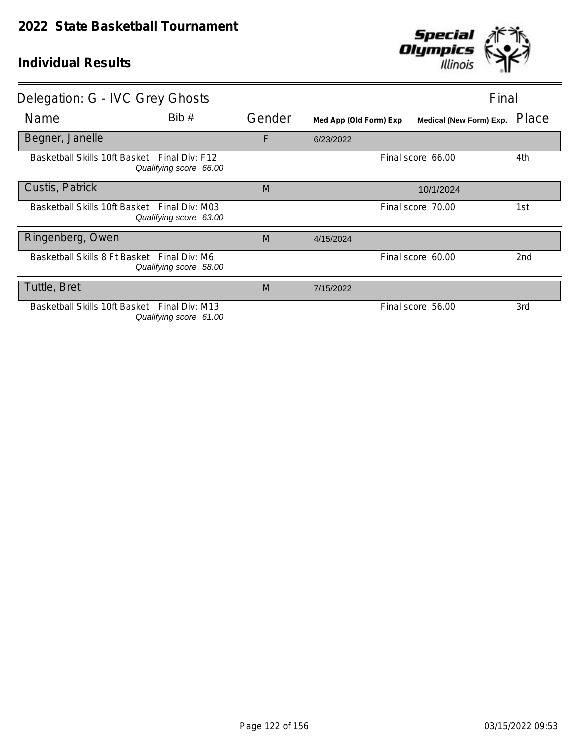# 2022 State Basketball Tournament

## Individual Results

Delegation: G - IVC Grey Ghosts — Final

| Name | Bib # | Gender | Med App (Old Form) Exp | Medical (New Form) Exp. | Place |
|---|---|---|---|---|---|
| Begner, Janelle | | F | 6/23/2022 | | |
| Basketball Skills 10ft Basket Final Div: F12 *Qualifying score 66.00* | | | | Final score 66.00 | 4th |
| Custis, Patrick | | M | | 10/1/2024 | |
| Basketball Skills 10ft Basket Final Div: M03 *Qualifying score 63.00* | | | | Final score 70.00 | 1st |
| Ringenberg, Owen | | M | 4/15/2024 | | |
| Basketball Skills 8 Ft Basket Final Div: M6 *Qualifying score 58.00* | | | | Final score 60.00 | 2nd |
| Tuttle, Bret | | M | 7/15/2022 | | |
| Basketball Skills 10ft Basket Final Div: M13 *Qualifying score 61.00* | | | | Final score 56.00 | 3rd |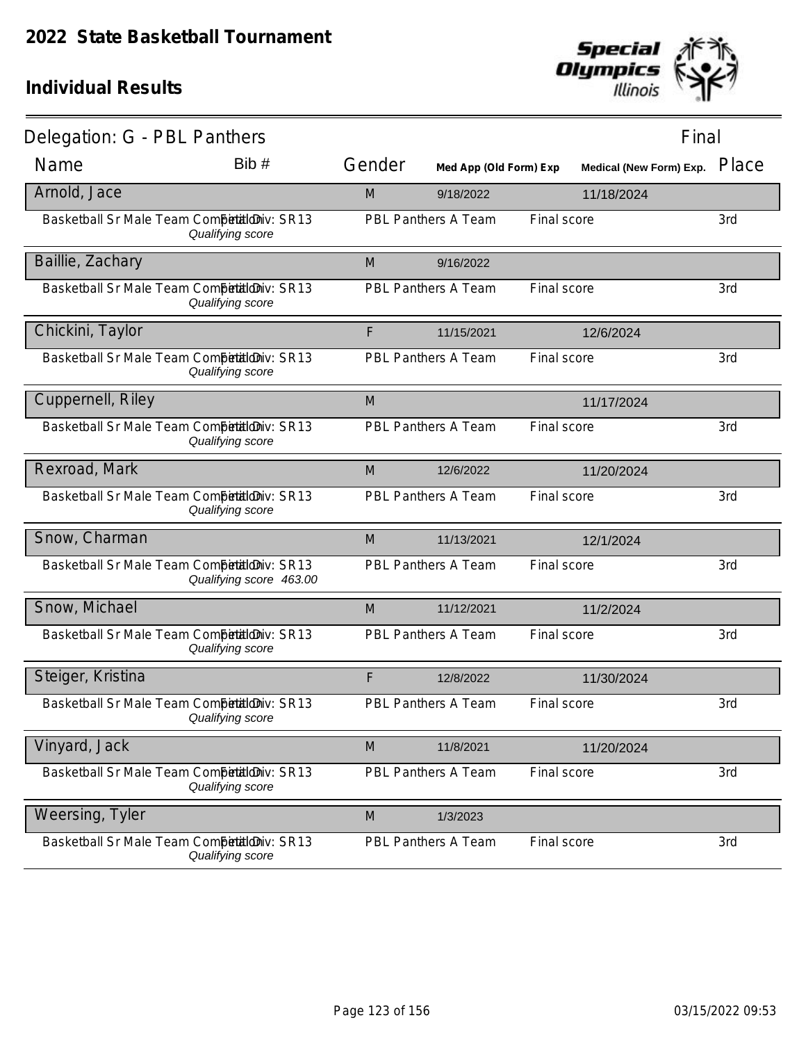# 2022 State Basketball Tournament

## Individual Results

**Delegation: G - PBL Panthers** — Final

| Name | Bib # | Gender | Med App (Old Form) Exp | Medical (New Form) Exp. | Place |
|---|---|---|---|---|---|
| **Arnold, Jace** | | M | 9/18/2022 | 11/18/2024 | |
| Basketball Sr Male Team Competition — Final Div: SR13 — *Qualifying score* | | PBL Panthers A Team | Final score | | 3rd |
| **Baillie, Zachary** | | M | 9/16/2022 | | |
| Basketball Sr Male Team Competition — Final Div: SR13 — *Qualifying score* | | PBL Panthers A Team | Final score | | 3rd |
| **Chickini, Taylor** | | F | 11/15/2021 | 12/6/2024 | |
| Basketball Sr Male Team Competition — Final Div: SR13 — *Qualifying score* | | PBL Panthers A Team | Final score | | 3rd |
| **Cuppernell, Riley** | | M | | 11/17/2024 | |
| Basketball Sr Male Team Competition — Final Div: SR13 — *Qualifying score* | | PBL Panthers A Team | Final score | | 3rd |
| **Rexroad, Mark** | | M | 12/6/2022 | 11/20/2024 | |
| Basketball Sr Male Team Competition — Final Div: SR13 — *Qualifying score* | | PBL Panthers A Team | Final score | | 3rd |
| **Snow, Charman** | | M | 11/13/2021 | 12/1/2024 | |
| Basketball Sr Male Team Competition — Final Div: SR13 — *Qualifying score 463.00* | | PBL Panthers A Team | Final score | | 3rd |
| **Snow, Michael** | | M | 11/12/2021 | 11/2/2024 | |
| Basketball Sr Male Team Competition — Final Div: SR13 — *Qualifying score* | | PBL Panthers A Team | Final score | | 3rd |
| **Steiger, Kristina** | | F | 12/8/2022 | 11/30/2024 | |
| Basketball Sr Male Team Competition — Final Div: SR13 — *Qualifying score* | | PBL Panthers A Team | Final score | | 3rd |
| **Vinyard, Jack** | | M | 11/8/2021 | 11/20/2024 | |
| Basketball Sr Male Team Competition — Final Div: SR13 — *Qualifying score* | | PBL Panthers A Team | Final score | | 3rd |
| **Weersing, Tyler** | | M | 1/3/2023 | | |
| Basketball Sr Male Team Competition — Final Div: SR13 — *Qualifying score* | | PBL Panthers A Team | Final score | | 3rd |

03/15/2022 09:53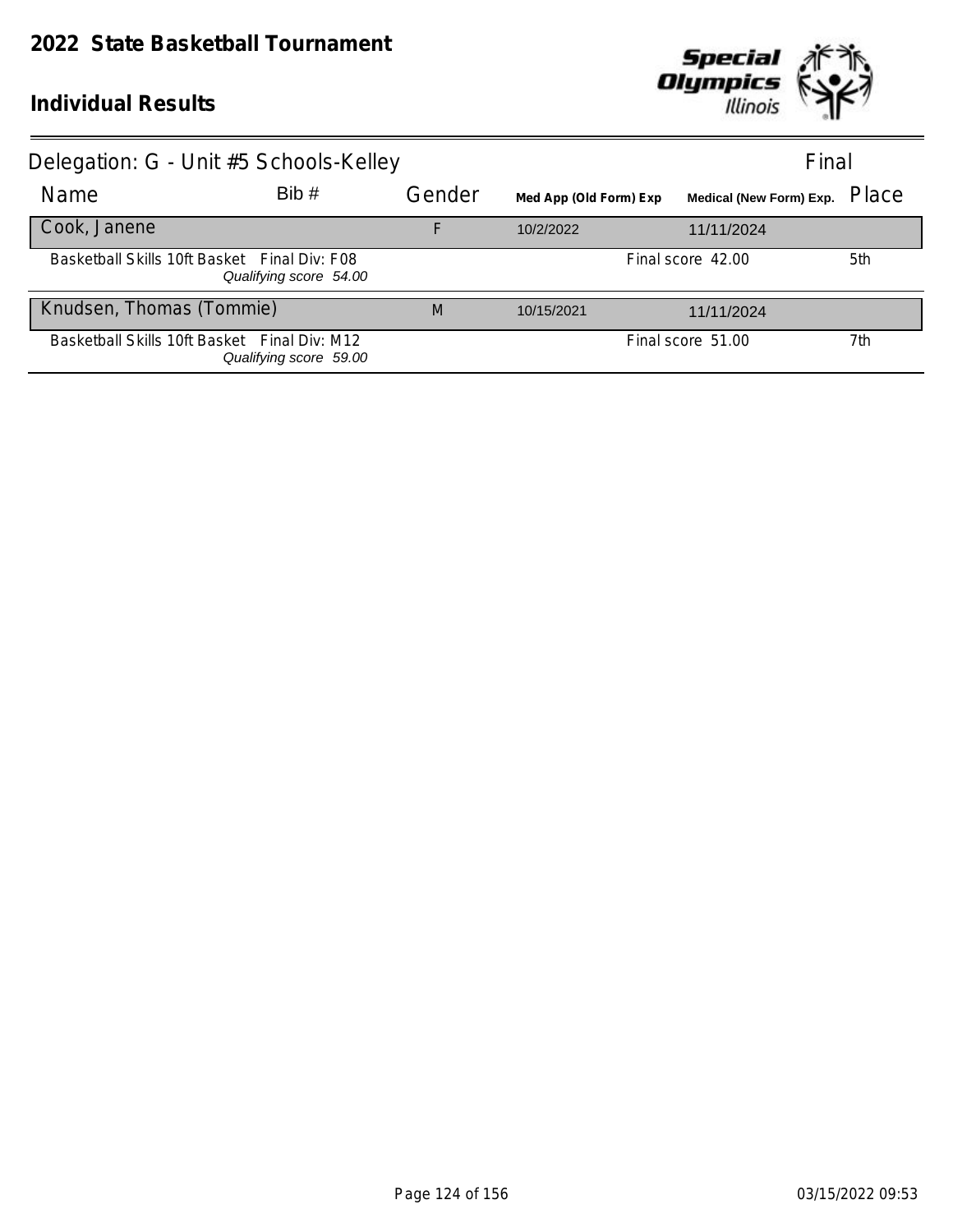# 2022 State Basketball Tournament

## Individual Results

Delegation: G - Unit #5 Schools-Kelley — Final

| Name | Bib # | Gender | Med App (Old Form) Exp | Medical (New Form) Exp. | Place |
|---|---|---|---|---|---|
| **Cook, Janene** | | F | 10/2/2022 | 11/11/2024 | |
| Basketball Skills 10ft Basket Final Div: F08 *Qualifying score 54.00* | | | | Final score 42.00 | 5th |
| **Knudsen, Thomas (Tommie)** | | M | 10/15/2021 | 11/11/2024 | |
| Basketball Skills 10ft Basket Final Div: M12 *Qualifying score 59.00* | | | | Final score 51.00 | 7th |

03/15/2022 09:53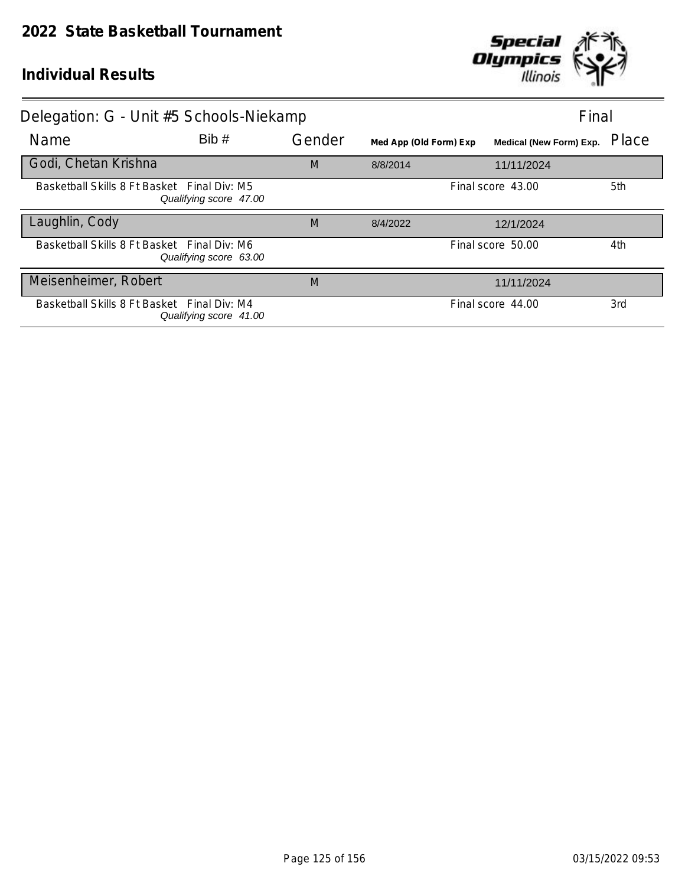# 2022 State Basketball Tournament

## Individual Results

Delegation: G - Unit #5 Schools-Niekamp — Final

| Name | Bib # | Gender | Med App (Old Form) Exp | Medical (New Form) Exp. | Place |
|---|---|---|---|---|---|
| Godi, Chetan Krishna | | M | 8/8/2014 | 11/11/2024 | |
| Basketball Skills 8 Ft Basket Final Div: M5 *Qualifying score 47.00* | | | | Final score 43.00 | 5th |
| Laughlin, Cody | | M | 8/4/2022 | 12/1/2024 | |
| Basketball Skills 8 Ft Basket Final Div: M6 *Qualifying score 63.00* | | | | Final score 50.00 | 4th |
| Meisenheimer, Robert | | M | | 11/11/2024 | |
| Basketball Skills 8 Ft Basket Final Div: M4 *Qualifying score 41.00* | | | | Final score 44.00 | 3rd |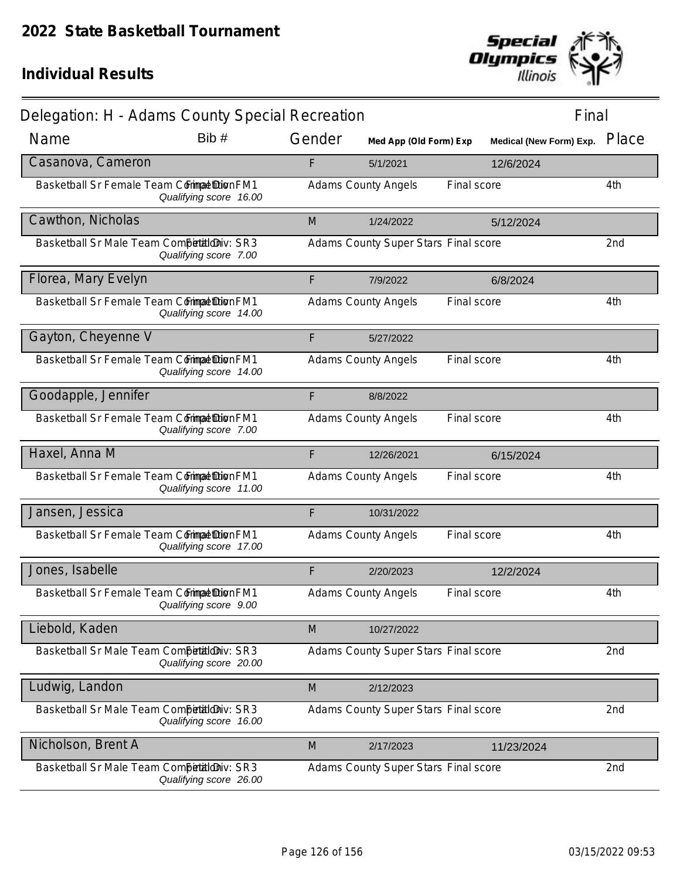# 2022 State Basketball Tournament

## Individual Results

### Delegation: H - Adams County Special Recreation — Final

| Name | Bib # | Gender | Med App (Old Form) Exp | Medical (New Form) Exp. | Place |
|---|---|---|---|---|---|
| Casanova, Cameron | | F | 5/1/2021 | 12/6/2024 | |
| Basketball Sr Female Team Competition Final Div: FM1 *Qualifying score 16.00* | | Adams County Angels | Final score | | 4th |
| Cawthon, Nicholas | | M | 1/24/2022 | 5/12/2024 | |
| Basketball Sr Male Team Competition Final Div: SR3 *Qualifying score 7.00* | | Adams County Super Stars | Final score | | 2nd |
| Florea, Mary Evelyn | | F | 7/9/2022 | 6/8/2024 | |
| Basketball Sr Female Team Competition Final Div: FM1 *Qualifying score 14.00* | | Adams County Angels | Final score | | 4th |
| Gayton, Cheyenne V | | F | 5/27/2022 | | |
| Basketball Sr Female Team Competition Final Div: FM1 *Qualifying score 14.00* | | Adams County Angels | Final score | | 4th |
| Goodapple, Jennifer | | F | 8/8/2022 | | |
| Basketball Sr Female Team Competition Final Div: FM1 *Qualifying score 7.00* | | Adams County Angels | Final score | | 4th |
| Haxel, Anna M | | F | 12/26/2021 | 6/15/2024 | |
| Basketball Sr Female Team Competition Final Div: FM1 *Qualifying score 11.00* | | Adams County Angels | Final score | | 4th |
| Jansen, Jessica | | F | 10/31/2022 | | |
| Basketball Sr Female Team Competition Final Div: FM1 *Qualifying score 17.00* | | Adams County Angels | Final score | | 4th |
| Jones, Isabelle | | F | 2/20/2023 | 12/2/2024 | |
| Basketball Sr Female Team Competition Final Div: FM1 *Qualifying score 9.00* | | Adams County Angels | Final score | | 4th |
| Liebold, Kaden | | M | 10/27/2022 | | |
| Basketball Sr Male Team Competition Final Div: SR3 *Qualifying score 20.00* | | Adams County Super Stars | Final score | | 2nd |
| Ludwig, Landon | | M | 2/12/2023 | | |
| Basketball Sr Male Team Competition Final Div: SR3 *Qualifying score 16.00* | | Adams County Super Stars | Final score | | 2nd |
| Nicholson, Brent A | | M | 2/17/2023 | 11/23/2024 | |
| Basketball Sr Male Team Competition Final Div: SR3 *Qualifying score 26.00* | | Adams County Super Stars | Final score | | 2nd |

03/15/2022 09:53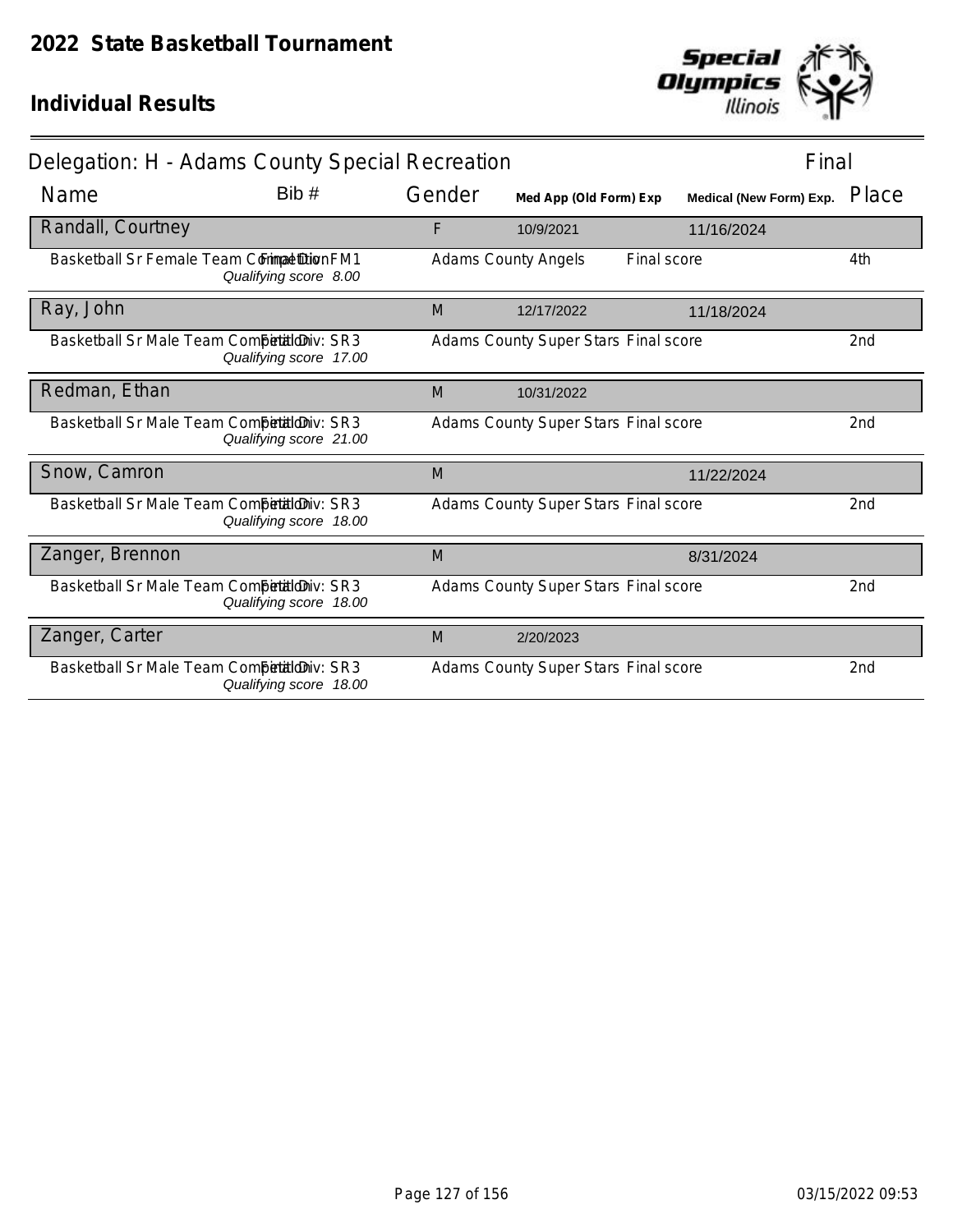# 2022 State Basketball Tournament

## Individual Results

Delegation: H - Adams County Special Recreation — Final

| Name | Bib # | Gender | Med App (Old Form) Exp | Medical (New Form) Exp. | Place |
|---|---|---|---|---|---|
| Randall, Courtney | | F | 10/9/2021 | 11/16/2024 | |
| Basketball Sr Female Team Competition — Final Div: FM1 — *Qualifying score 8.00* | | Adams County Angels | Final score | | 4th |
| Ray, John | | M | 12/17/2022 | 11/18/2024 | |
| Basketball Sr Male Team Competition — Final Div: SR3 — *Qualifying score 17.00* | | Adams County Super Stars | Final score | | 2nd |
| Redman, Ethan | | M | 10/31/2022 | | |
| Basketball Sr Male Team Competition — Final Div: SR3 — *Qualifying score 21.00* | | Adams County Super Stars | Final score | | 2nd |
| Snow, Camron | | M | | 11/22/2024 | |
| Basketball Sr Male Team Competition — Final Div: SR3 — *Qualifying score 18.00* | | Adams County Super Stars | Final score | | 2nd |
| Zanger, Brennon | | M | | 8/31/2024 | |
| Basketball Sr Male Team Competition — Final Div: SR3 — *Qualifying score 18.00* | | Adams County Super Stars | Final score | | 2nd |
| Zanger, Carter | | M | 2/20/2023 | | |
| Basketball Sr Male Team Competition — Final Div: SR3 — *Qualifying score 18.00* | | Adams County Super Stars | Final score | | 2nd |

03/15/2022 09:53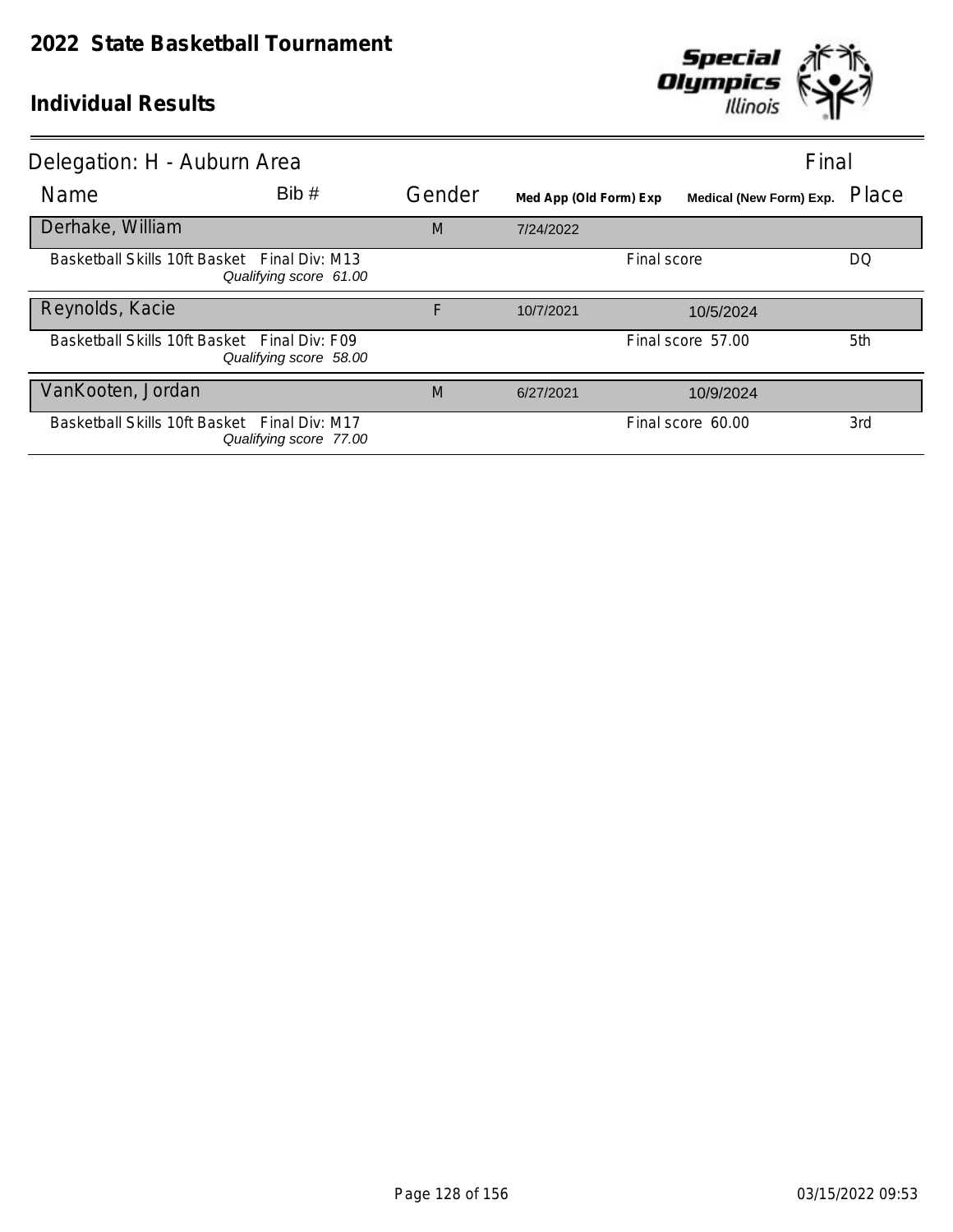# 2022 State Basketball Tournament

## Individual Results

Delegation: H - Auburn Area — Final

| Name | Bib # | Gender | Med App (Old Form) Exp | Medical (New Form) Exp. | Place |
|---|---|---|---|---|---|
| Derhake, William | | M | 7/24/2022 | | |
| Basketball Skills 10ft Basket — Final Div: M13 — *Qualifying score 61.00* | | | Final score | | DQ |
| Reynolds, Kacie | | F | 10/7/2021 | 10/5/2024 | |
| Basketball Skills 10ft Basket — Final Div: F09 — *Qualifying score 58.00* | | | Final score 57.00 | | 5th |
| VanKooten, Jordan | | M | 6/27/2021 | 10/9/2024 | |
| Basketball Skills 10ft Basket — Final Div: M17 — *Qualifying score 77.00* | | | Final score 60.00 | | 3rd |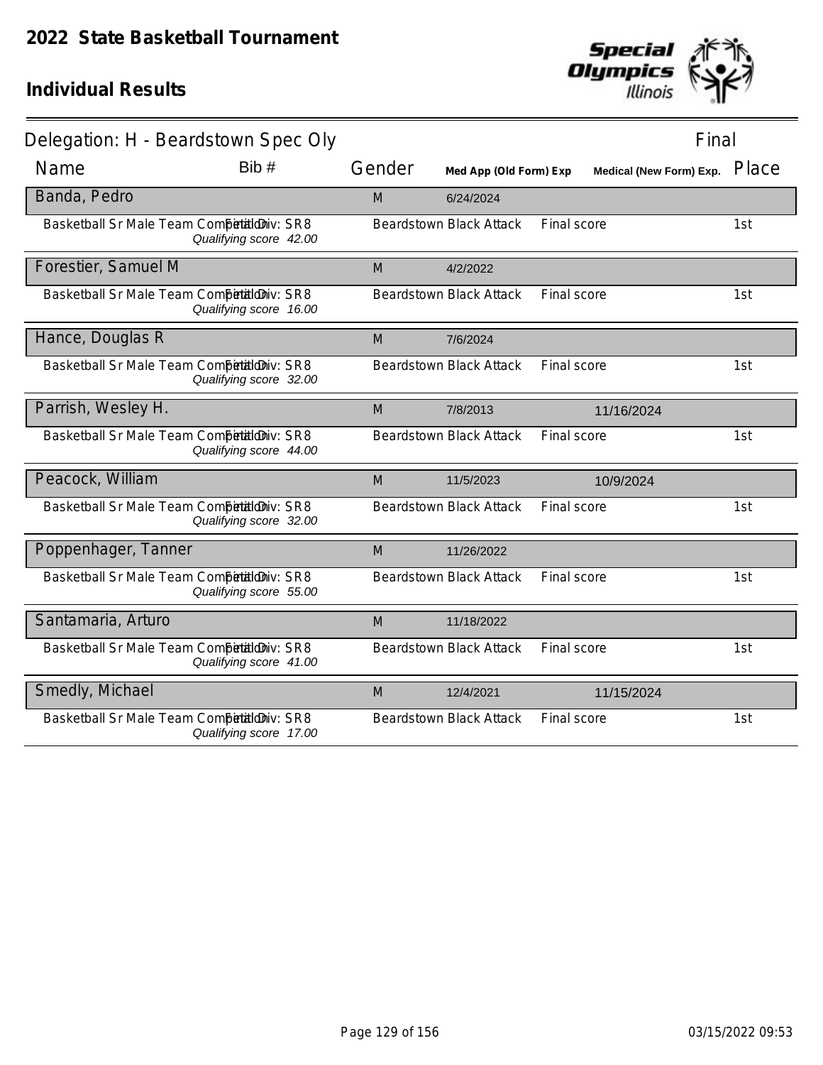# 2022 State Basketball Tournament

## Individual Results

Delegation: H - Beardstown Spec Oly — Final

| Name | Bib # | Gender | Med App (Old Form) Exp | | Medical (New Form) Exp. | Place |
|---|---|---|---|---|---|---|
| Banda, Pedro | | M | 6/24/2024 | | | |
| Basketball Sr Male Team Competition | Final Div: SR8 *Qualifying score 42.00* | Beardstown Black Attack | | Final score | | 1st |
| Forestier, Samuel M | | M | 4/2/2022 | | | |
| Basketball Sr Male Team Competition | Final Div: SR8 *Qualifying score 16.00* | Beardstown Black Attack | | Final score | | 1st |
| Hance, Douglas R | | M | 7/6/2024 | | | |
| Basketball Sr Male Team Competition | Final Div: SR8 *Qualifying score 32.00* | Beardstown Black Attack | | Final score | | 1st |
| Parrish, Wesley H. | | M | 7/8/2013 | | 11/16/2024 | |
| Basketball Sr Male Team Competition | Final Div: SR8 *Qualifying score 44.00* | Beardstown Black Attack | | Final score | | 1st |
| Peacock, William | | M | 11/5/2023 | | 10/9/2024 | |
| Basketball Sr Male Team Competition | Final Div: SR8 *Qualifying score 32.00* | Beardstown Black Attack | | Final score | | 1st |
| Poppenhager, Tanner | | M | 11/26/2022 | | | |
| Basketball Sr Male Team Competition | Final Div: SR8 *Qualifying score 55.00* | Beardstown Black Attack | | Final score | | 1st |
| Santamaria, Arturo | | M | 11/18/2022 | | | |
| Basketball Sr Male Team Competition | Final Div: SR8 *Qualifying score 41.00* | Beardstown Black Attack | | Final score | | 1st |
| Smedly, Michael | | M | 12/4/2021 | | 11/15/2024 | |
| Basketball Sr Male Team Competition | Final Div: SR8 *Qualifying score 17.00* | Beardstown Black Attack | | Final score | | 1st |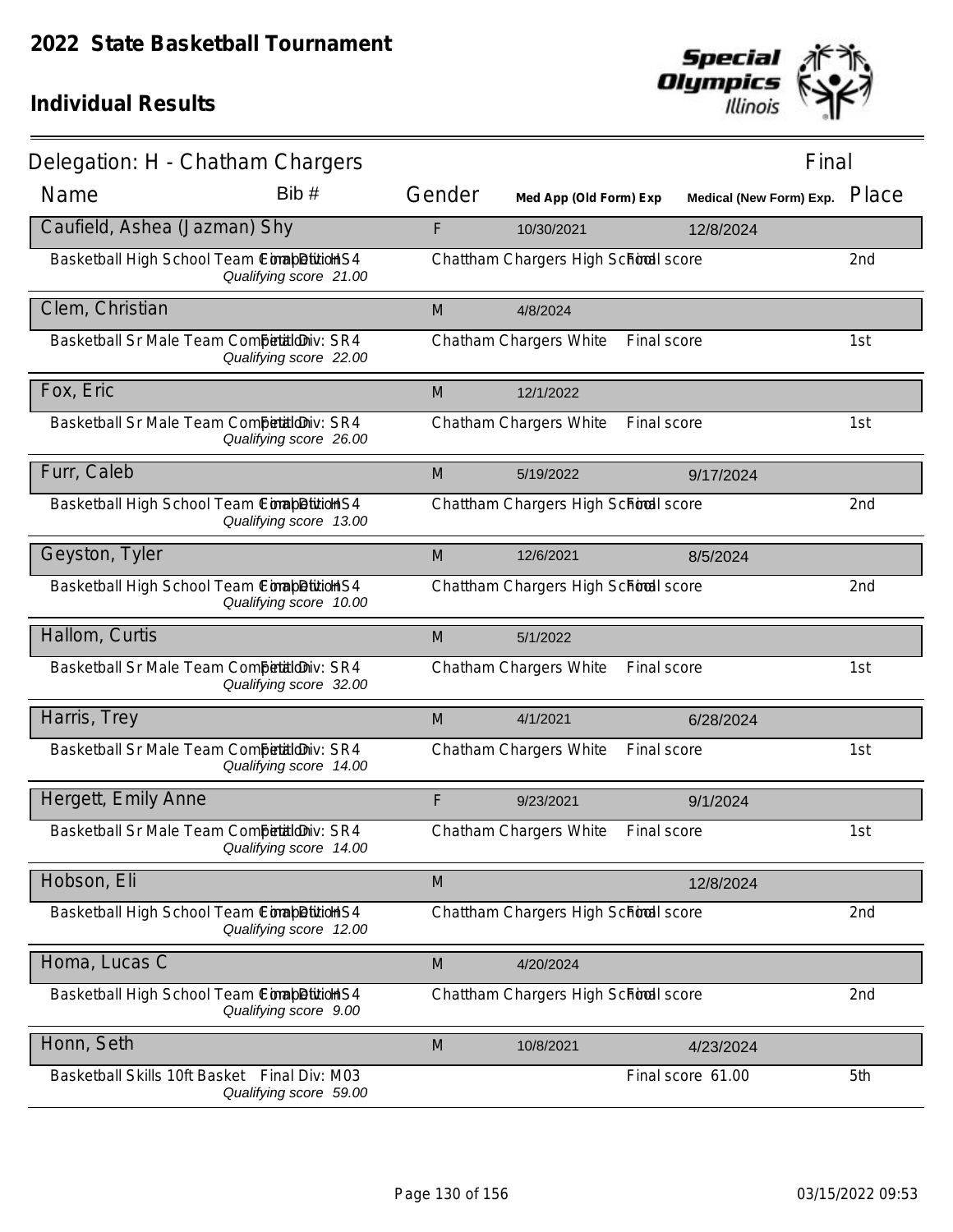# 2022 State Basketball Tournament

## Individual Results

### Delegation: H - Chatham Chargers

Final

| Name | Bib # | Gender | Med App (Old Form) Exp | Medical (New Form) Exp. | Place |
|---|---|---|---|---|---|
| **Caufield, Ashea (Jazman) Shy** | | F | 10/30/2021 | 12/8/2024 | |
| Basketball High School Team Competition Final Div: HS4 *Qualifying score 21.00* | | Chattham Chargers High School | Final score | | 2nd |
| **Clem, Christian** | | M | 4/8/2024 | | |
| Basketball Sr Male Team Competition Final Div: SR4 *Qualifying score 22.00* | | Chatham Chargers White | Final score | | 1st |
| **Fox, Eric** | | M | 12/1/2022 | | |
| Basketball Sr Male Team Competition Final Div: SR4 *Qualifying score 26.00* | | Chatham Chargers White | Final score | | 1st |
| **Furr, Caleb** | | M | 5/19/2022 | 9/17/2024 | |
| Basketball High School Team Competition Final Div: HS4 *Qualifying score 13.00* | | Chattham Chargers High School | Final score | | 2nd |
| **Geyston, Tyler** | | M | 12/6/2021 | 8/5/2024 | |
| Basketball High School Team Competition Final Div: HS4 *Qualifying score 10.00* | | Chattham Chargers High School | Final score | | 2nd |
| **Hallom, Curtis** | | M | 5/1/2022 | | |
| Basketball Sr Male Team Competition Final Div: SR4 *Qualifying score 32.00* | | Chatham Chargers White | Final score | | 1st |
| **Harris, Trey** | | M | 4/1/2021 | 6/28/2024 | |
| Basketball Sr Male Team Competition Final Div: SR4 *Qualifying score 14.00* | | Chatham Chargers White | Final score | | 1st |
| **Hergett, Emily Anne** | | F | 9/23/2021 | 9/1/2024 | |
| Basketball Sr Male Team Competition Final Div: SR4 *Qualifying score 14.00* | | Chatham Chargers White | Final score | | 1st |
| **Hobson, Eli** | | M | | 12/8/2024 | |
| Basketball High School Team Competition Final Div: HS4 *Qualifying score 12.00* | | Chattham Chargers High School | Final score | | 2nd |
| **Homa, Lucas C** | | M | 4/20/2024 | | |
| Basketball High School Team Competition Final Div: HS4 *Qualifying score 9.00* | | Chattham Chargers High School | Final score | | 2nd |
| **Honn, Seth** | | M | 10/8/2021 | 4/23/2024 | |
| Basketball Skills 10ft Basket Final Div: M03 *Qualifying score 59.00* | | | Final score 61.00 | | 5th |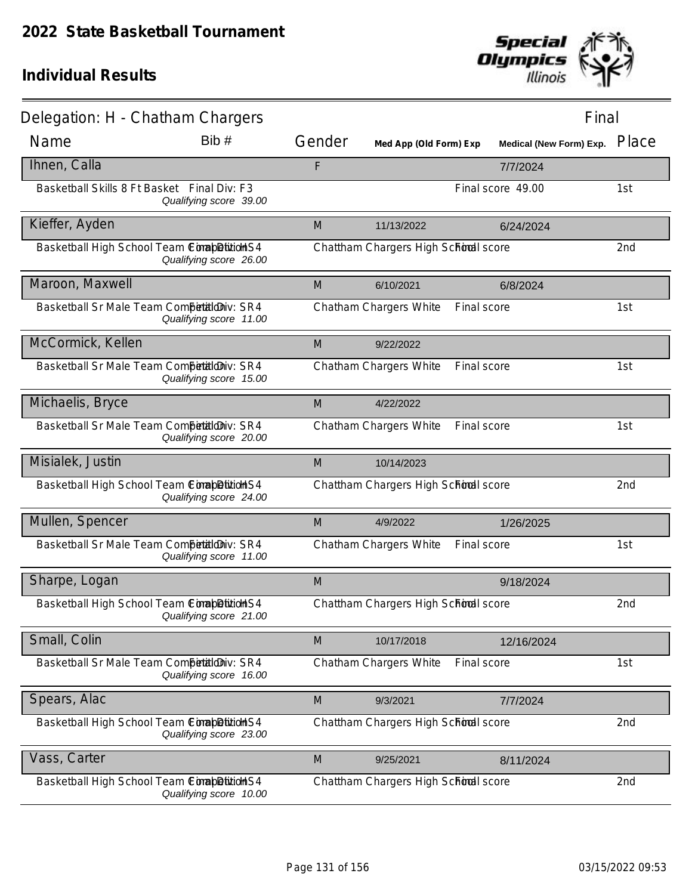# 2022 State Basketball Tournament

## Individual Results

**Delegation: H - Chatham Chargers** — Final

| Name | Bib # | Gender | Med App (Old Form) Exp | Medical (New Form) Exp. | Place |
|---|---|---|---|---|---|
| Ihnen, Calla | | F | | 7/7/2024 | |
| Basketball Skills 8 Ft Basket Final Div: F3 *Qualifying score 39.00* | | | | Final score 49.00 | 1st |
| Kieffer, Ayden | | M | 11/13/2022 | 6/24/2024 | |
| Basketball High School Team Competition Final Div: HS4 *Qualifying score 26.00* | | Chattham Chargers High School | | Final score | 2nd |
| Maroon, Maxwell | | M | 6/10/2021 | 6/8/2024 | |
| Basketball Sr Male Team Competition Final Div: SR4 *Qualifying score 11.00* | | Chatham Chargers White | | Final score | 1st |
| McCormick, Kellen | | M | 9/22/2022 | | |
| Basketball Sr Male Team Competition Final Div: SR4 *Qualifying score 15.00* | | Chatham Chargers White | | Final score | 1st |
| Michaelis, Bryce | | M | 4/22/2022 | | |
| Basketball Sr Male Team Competition Final Div: SR4 *Qualifying score 20.00* | | Chatham Chargers White | | Final score | 1st |
| Misialek, Justin | | M | 10/14/2023 | | |
| Basketball High School Team Competition Final Div: HS4 *Qualifying score 24.00* | | Chattham Chargers High School | | Final score | 2nd |
| Mullen, Spencer | | M | 4/9/2022 | 1/26/2025 | |
| Basketball Sr Male Team Competition Final Div: SR4 *Qualifying score 11.00* | | Chatham Chargers White | | Final score | 1st |
| Sharpe, Logan | | M | | 9/18/2024 | |
| Basketball High School Team Competition Final Div: HS4 *Qualifying score 21.00* | | Chattham Chargers High School | | Final score | 2nd |
| Small, Colin | | M | 10/17/2018 | 12/16/2024 | |
| Basketball Sr Male Team Competition Final Div: SR4 *Qualifying score 16.00* | | Chatham Chargers White | | Final score | 1st |
| Spears, Alac | | M | 9/3/2021 | 7/7/2024 | |
| Basketball High School Team Competition Final Div: HS4 *Qualifying score 23.00* | | Chattham Chargers High School | | Final score | 2nd |
| Vass, Carter | | M | 9/25/2021 | 8/11/2024 | |
| Basketball High School Team Competition Final Div: HS4 *Qualifying score 10.00* | | Chattham Chargers High School | | Final score | 2nd |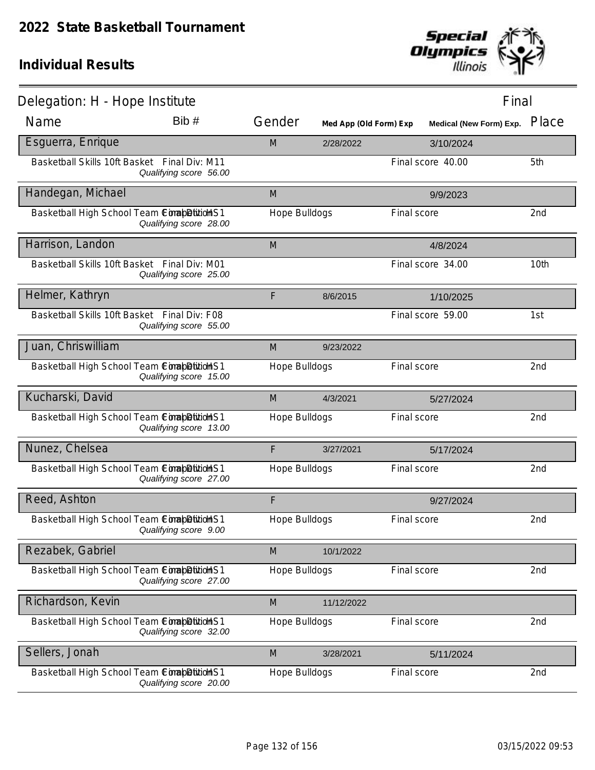# 2022 State Basketball Tournament

## Individual Results

### Delegation: H - Hope Institute

Final

| Name | Bib # | Gender | Med App (Old Form) Exp | Medical (New Form) Exp. | Place |
|---|---|---|---|---|---|
| **Esguerra, Enrique** | | M | 2/28/2022 | 3/10/2024 | |
| Basketball Skills 10ft Basket Final Div: M11 | *Qualifying score 56.00* | | | Final score 40.00 | 5th |
| **Handegan, Michael** | | M | | 9/9/2023 | |
| Basketball High School Team Competition Final Div: HS1 | *Qualifying score 28.00* | Hope Bulldogs | | Final score | 2nd |
| **Harrison, Landon** | | M | | 4/8/2024 | |
| Basketball Skills 10ft Basket Final Div: M01 | *Qualifying score 25.00* | | | Final score 34.00 | 10th |
| **Helmer, Kathryn** | | F | 8/6/2015 | 1/10/2025 | |
| Basketball Skills 10ft Basket Final Div: F08 | *Qualifying score 55.00* | | | Final score 59.00 | 1st |
| **Juan, Chriswilliam** | | M | 9/23/2022 | | |
| Basketball High School Team Competition Final Div: HS1 | *Qualifying score 15.00* | Hope Bulldogs | | Final score | 2nd |
| **Kucharski, David** | | M | 4/3/2021 | 5/27/2024 | |
| Basketball High School Team Competition Final Div: HS1 | *Qualifying score 13.00* | Hope Bulldogs | | Final score | 2nd |
| **Nunez, Chelsea** | | F | 3/27/2021 | 5/17/2024 | |
| Basketball High School Team Competition Final Div: HS1 | *Qualifying score 27.00* | Hope Bulldogs | | Final score | 2nd |
| **Reed, Ashton** | | F | | 9/27/2024 | |
| Basketball High School Team Competition Final Div: HS1 | *Qualifying score 9.00* | Hope Bulldogs | | Final score | 2nd |
| **Rezabek, Gabriel** | | M | 10/1/2022 | | |
| Basketball High School Team Competition Final Div: HS1 | *Qualifying score 27.00* | Hope Bulldogs | | Final score | 2nd |
| **Richardson, Kevin** | | M | 11/12/2022 | | |
| Basketball High School Team Competition Final Div: HS1 | *Qualifying score 32.00* | Hope Bulldogs | | Final score | 2nd |
| **Sellers, Jonah** | | M | 3/28/2021 | 5/11/2024 | |
| Basketball High School Team Competition Final Div: HS1 | *Qualifying score 20.00* | Hope Bulldogs | | Final score | 2nd |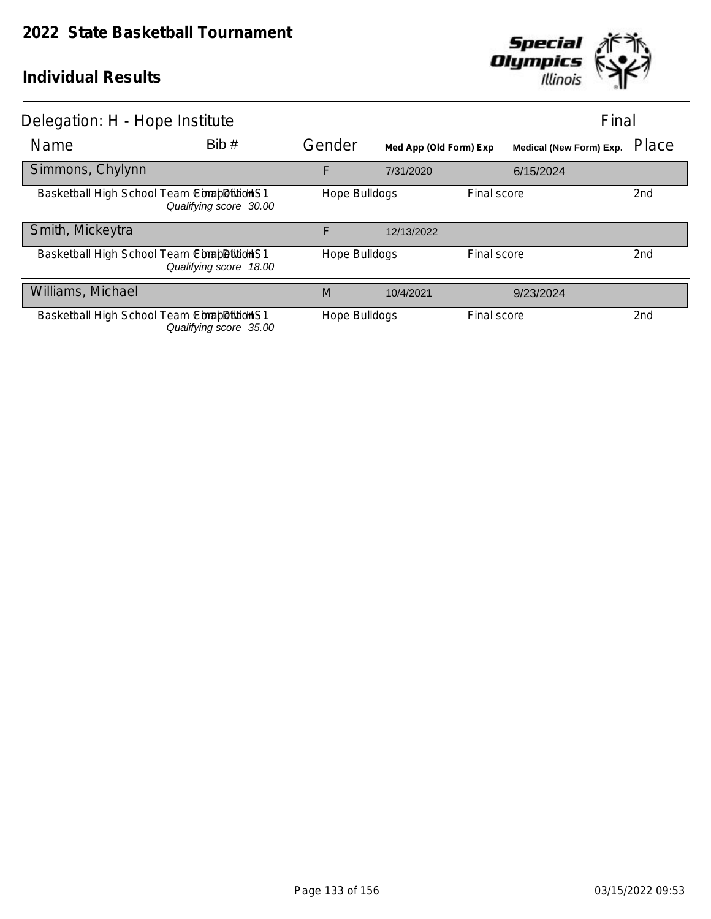# 2022 State Basketball Tournament

## Individual Results

Delegation: H - Hope Institute — Final

| Name | Bib # | Gender | Med App (Old Form) Exp | Medical (New Form) Exp. | Place |
|---|---|---|---|---|---|
| **Simmons, Chylynn** | | F | 7/31/2020 | 6/15/2024 | |
| Basketball High School Team Competition Final Div HS1 — *Qualifying score 30.00* | | Hope Bulldogs | Final score | | 2nd |
| **Smith, Mickeytra** | | F | 12/13/2022 | | |
| Basketball High School Team Competition Final Div HS1 — *Qualifying score 18.00* | | Hope Bulldogs | Final score | | 2nd |
| **Williams, Michael** | | M | 10/4/2021 | 9/23/2024 | |
| Basketball High School Team Competition Final Div HS1 — *Qualifying score 35.00* | | Hope Bulldogs | Final score | | 2nd |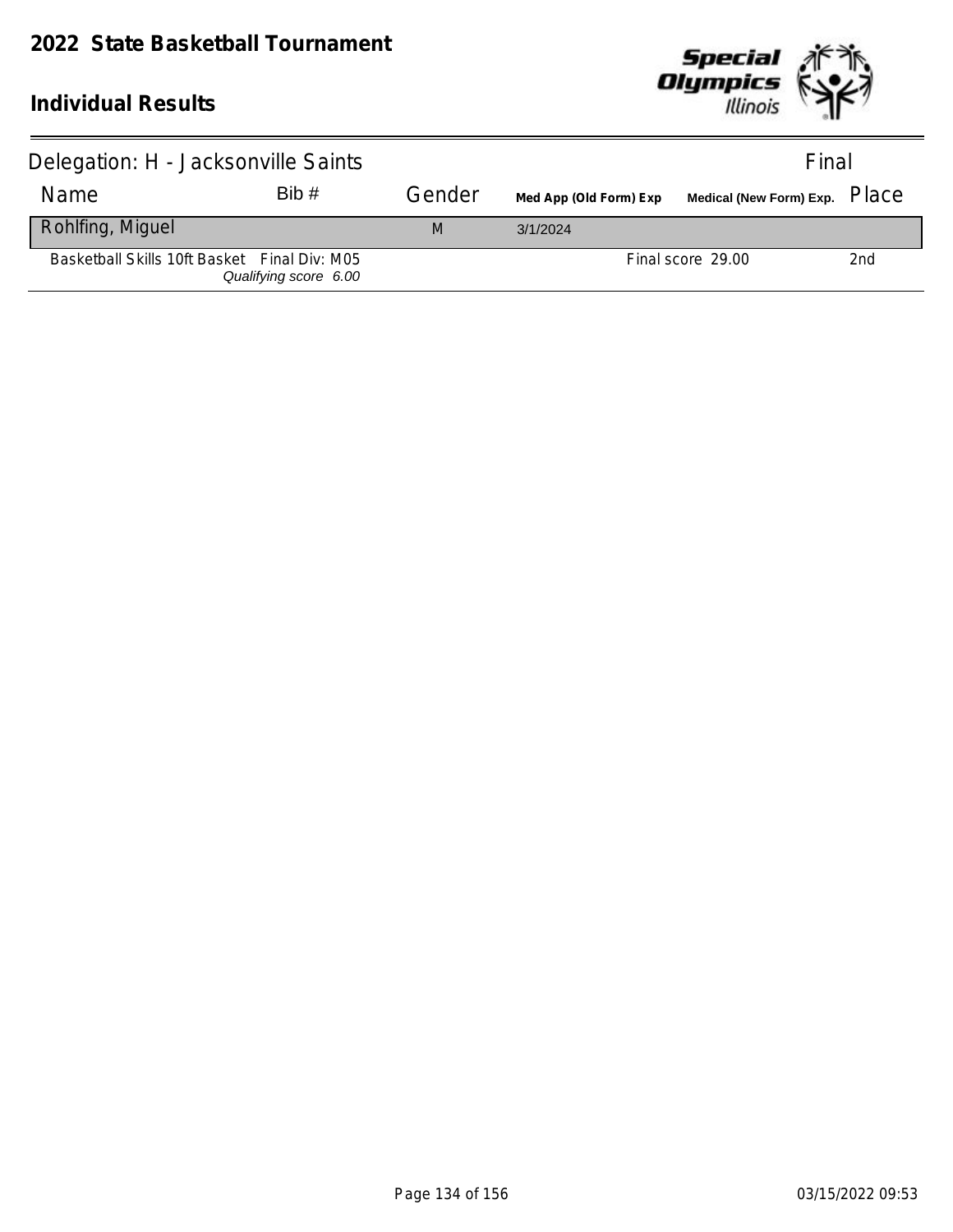# 2022 State Basketball Tournament

## Individual Results

Delegation: H - Jacksonville Saints — Final

| Name | Bib # | Gender | Med App (Old Form) Exp | Medical (New Form) Exp. | Place |
|---|---|---|---|---|---|
| Rohlfing, Miguel | | M | 3/1/2024 | | |
| Basketball Skills 10ft Basket Final Div: M05 *Qualifying score 6.00* | | | | Final score 29.00 | 2nd |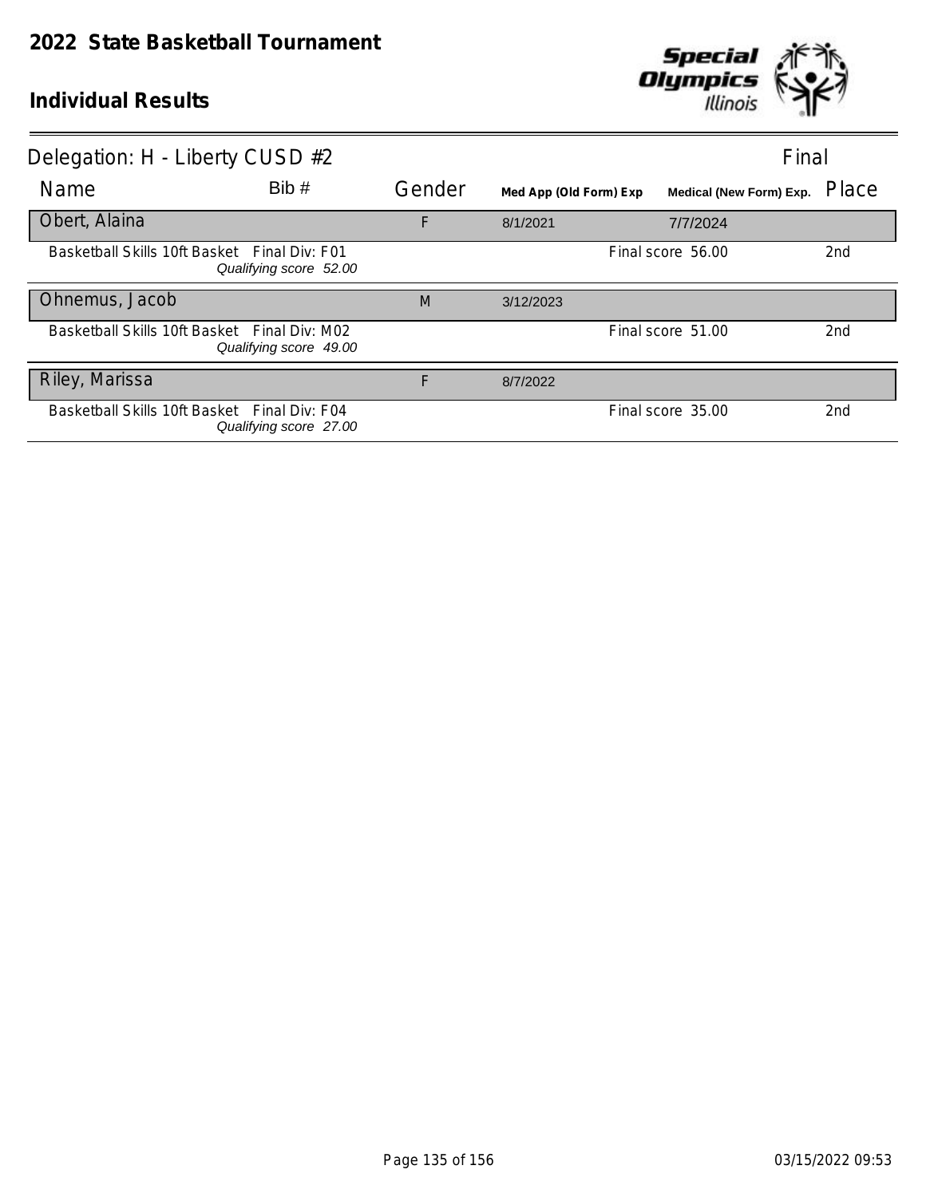# 2022 State Basketball Tournament

## Individual Results

Delegation: H - Liberty CUSD #2 — Final

| Name | Bib # | Gender | Med App (Old Form) Exp | Medical (New Form) Exp. | Place |
|---|---|---|---|---|---|
| **Obert, Alaina** | | F | 8/1/2021 | 7/7/2024 | |
| Basketball Skills 10ft Basket Final Div: F01 *Qualifying score 52.00* | | | | Final score 56.00 | 2nd |
| **Ohnemus, Jacob** | | M | 3/12/2023 | | |
| Basketball Skills 10ft Basket Final Div: M02 *Qualifying score 49.00* | | | | Final score 51.00 | 2nd |
| **Riley, Marissa** | | F | 8/7/2022 | | |
| Basketball Skills 10ft Basket Final Div: F04 *Qualifying score 27.00* | | | | Final score 35.00 | 2nd |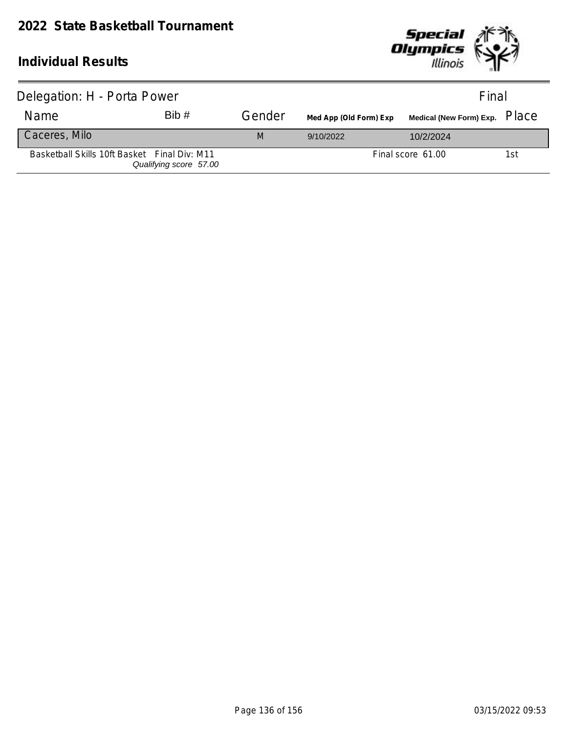# 2022 State Basketball Tournament

## Individual Results

Delegation: H - Porta Power — Final

| Name | Bib # | Gender | Med App (Old Form) Exp | Medical (New Form) Exp. | Place |
|---|---|---|---|---|---|
| Caceres, Milo | | M | 9/10/2022 | 10/2/2024 | |
| Basketball Skills 10ft Basket Final Div: M11 *Qualifying score 57.00* | | | | Final score 61.00 | 1st |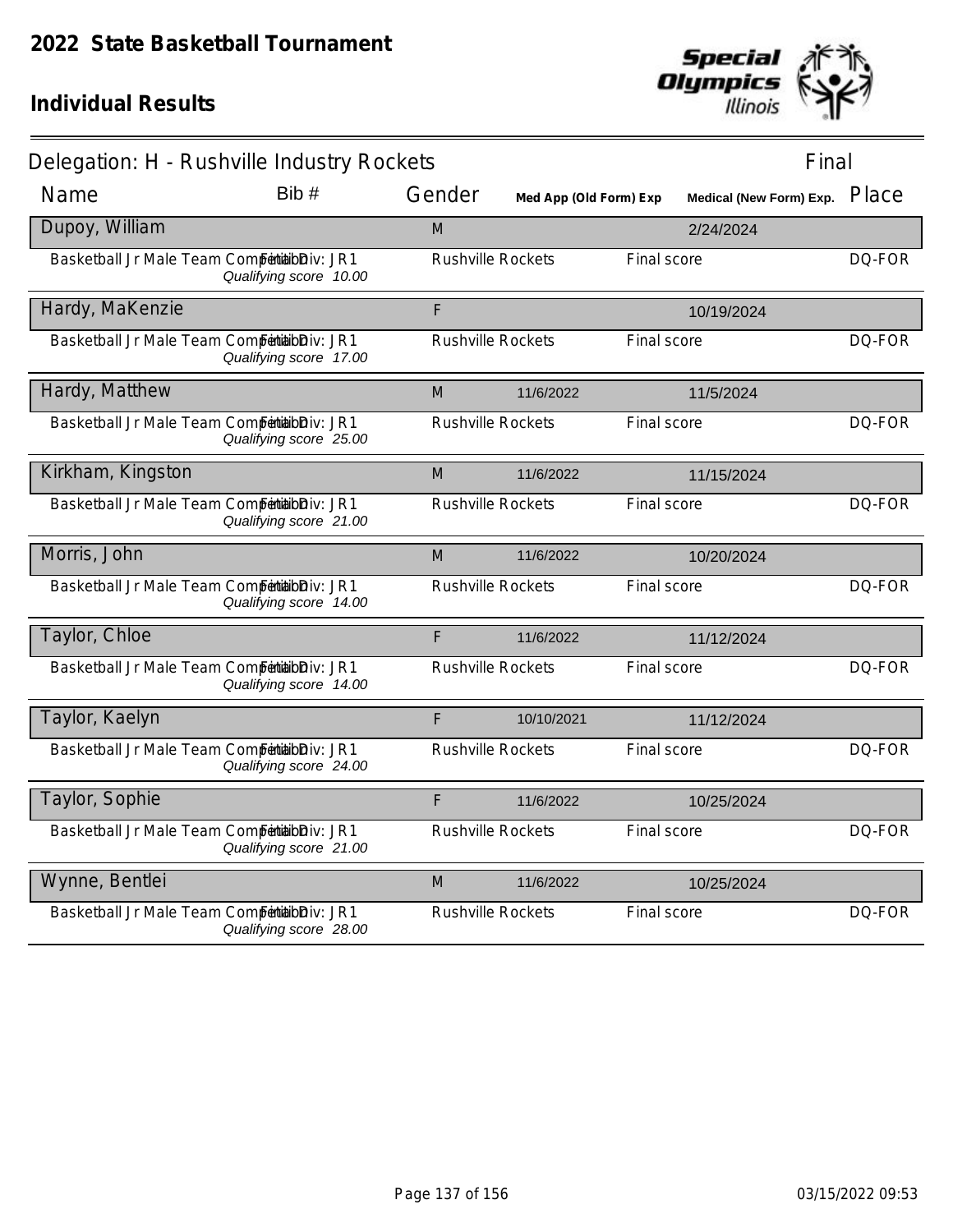# 2022 State Basketball Tournament

## Individual Results

### Delegation: H - Rushville Industry Rockets — Final

| Name | Bib # | Gender | Med App (Old Form) Exp | Medical (New Form) Exp. | Place |
|---|---|---|---|---|---|
| **Dupoy, William** | | M | | 2/24/2024 | |
| Basketball Jr Male Team Competition — Final Div: JR1 — *Qualifying score 10.00* | | Rushville Rockets | Final score | | DQ-FOR |
| **Hardy, MaKenzie** | | F | | 10/19/2024 | |
| Basketball Jr Male Team Competition — Final Div: JR1 — *Qualifying score 17.00* | | Rushville Rockets | Final score | | DQ-FOR |
| **Hardy, Matthew** | | M | 11/6/2022 | 11/5/2024 | |
| Basketball Jr Male Team Competition — Final Div: JR1 — *Qualifying score 25.00* | | Rushville Rockets | Final score | | DQ-FOR |
| **Kirkham, Kingston** | | M | 11/6/2022 | 11/15/2024 | |
| Basketball Jr Male Team Competition — Final Div: JR1 — *Qualifying score 21.00* | | Rushville Rockets | Final score | | DQ-FOR |
| **Morris, John** | | M | 11/6/2022 | 10/20/2024 | |
| Basketball Jr Male Team Competition — Final Div: JR1 — *Qualifying score 14.00* | | Rushville Rockets | Final score | | DQ-FOR |
| **Taylor, Chloe** | | F | 11/6/2022 | 11/12/2024 | |
| Basketball Jr Male Team Competition — Final Div: JR1 — *Qualifying score 14.00* | | Rushville Rockets | Final score | | DQ-FOR |
| **Taylor, Kaelyn** | | F | 10/10/2021 | 11/12/2024 | |
| Basketball Jr Male Team Competition — Final Div: JR1 — *Qualifying score 24.00* | | Rushville Rockets | Final score | | DQ-FOR |
| **Taylor, Sophie** | | F | 11/6/2022 | 10/25/2024 | |
| Basketball Jr Male Team Competition — Final Div: JR1 — *Qualifying score 21.00* | | Rushville Rockets | Final score | | DQ-FOR |
| **Wynne, Bentlei** | | M | 11/6/2022 | 10/25/2024 | |
| Basketball Jr Male Team Competition — Final Div: JR1 — *Qualifying score 28.00* | | Rushville Rockets | Final score | | DQ-FOR |

03/15/2022 09:53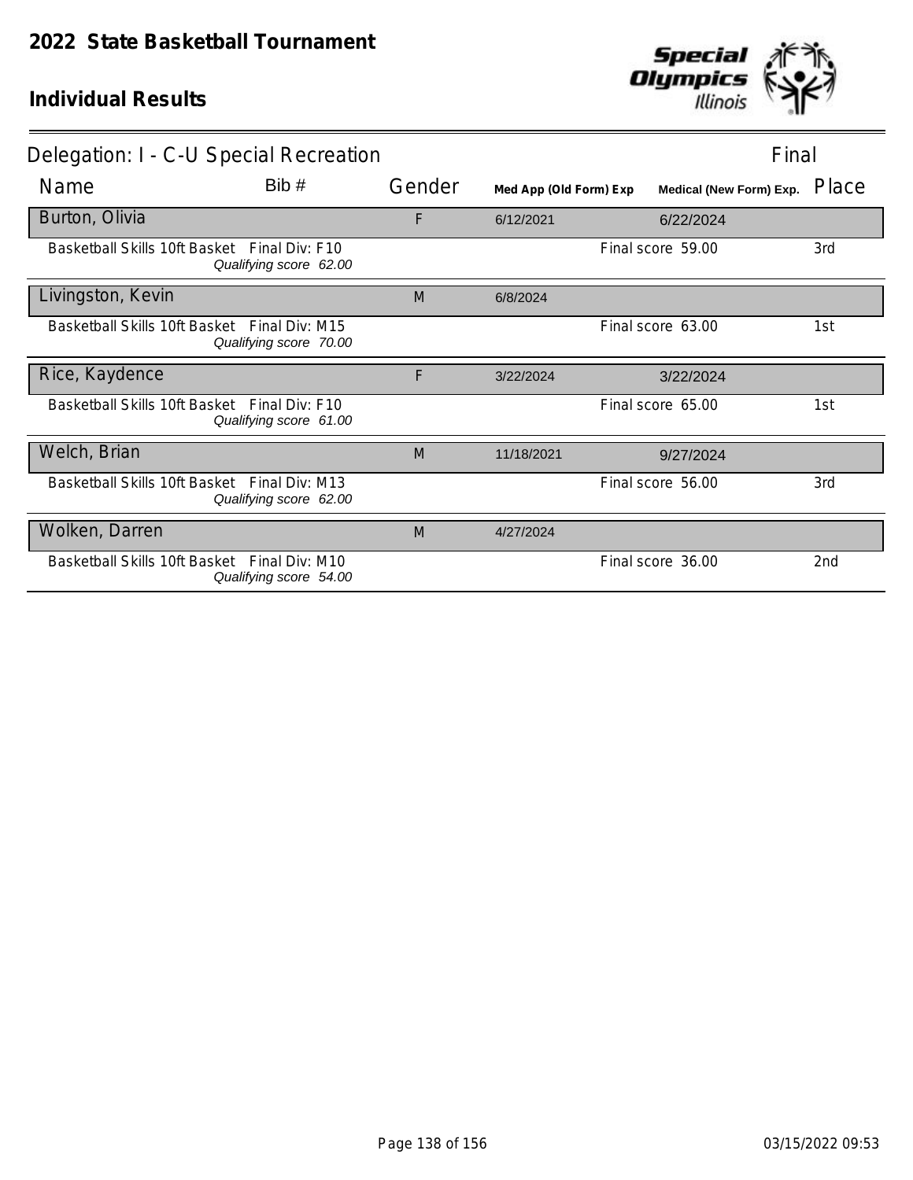# 2022 State Basketball Tournament

## Individual Results

Delegation: I - C-U Special Recreation — Final

| Name | Bib # | Gender | Med App (Old Form) Exp | Medical (New Form) Exp. | Place |
|---|---|---|---|---|---|
| Burton, Olivia | | F | 6/12/2021 | 6/22/2024 | |
| Basketball Skills 10ft Basket Final Div: F10 *Qualifying score 62.00* | | | | Final score 59.00 | 3rd |
| Livingston, Kevin | | M | 6/8/2024 | | |
| Basketball Skills 10ft Basket Final Div: M15 *Qualifying score 70.00* | | | | Final score 63.00 | 1st |
| Rice, Kaydence | | F | 3/22/2024 | 3/22/2024 | |
| Basketball Skills 10ft Basket Final Div: F10 *Qualifying score 61.00* | | | | Final score 65.00 | 1st |
| Welch, Brian | | M | 11/18/2021 | 9/27/2024 | |
| Basketball Skills 10ft Basket Final Div: M13 *Qualifying score 62.00* | | | | Final score 56.00 | 3rd |
| Wolken, Darren | | M | 4/27/2024 | | |
| Basketball Skills 10ft Basket Final Div: M10 *Qualifying score 54.00* | | | | Final score 36.00 | 2nd |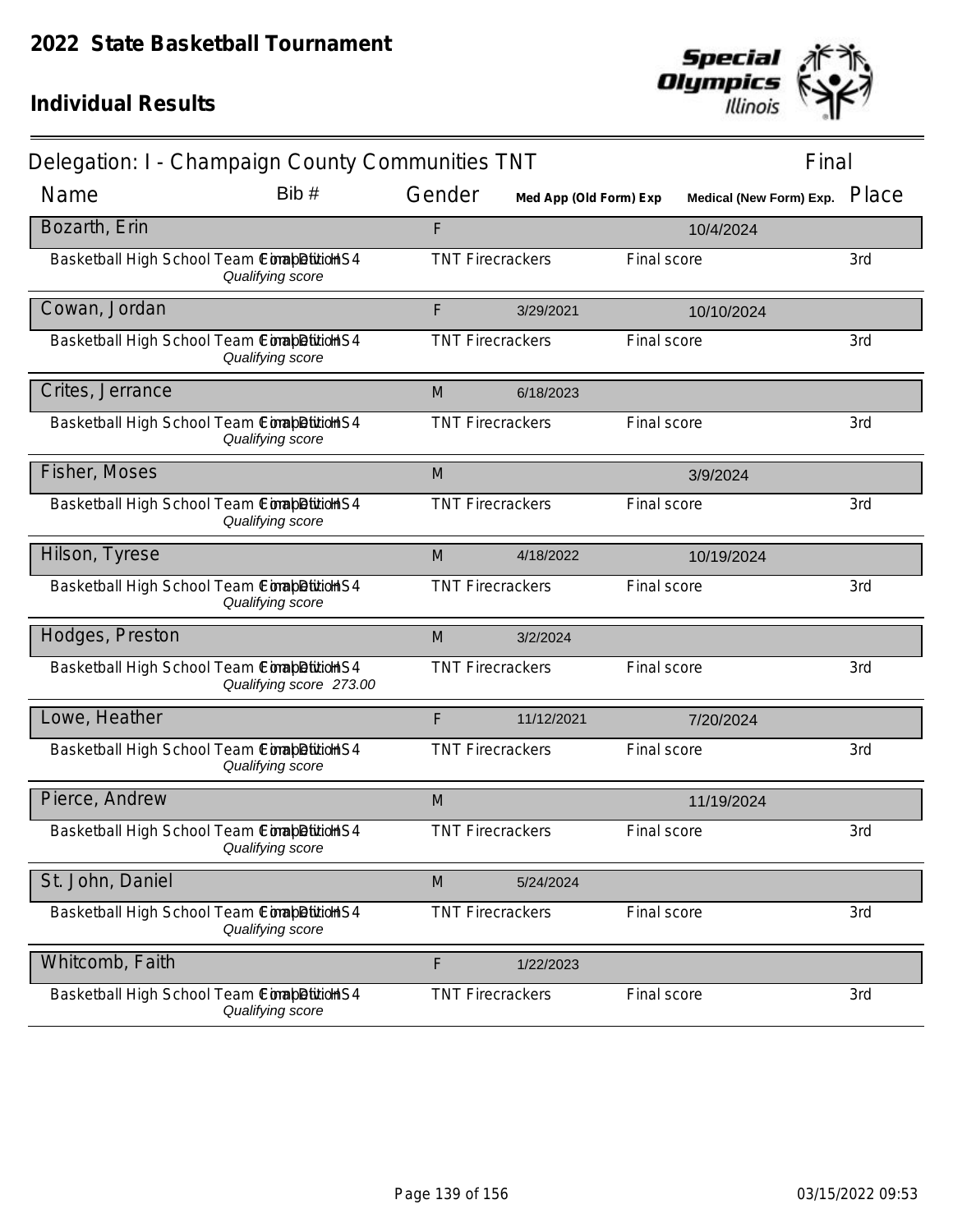# 2022 State Basketball Tournament

## Individual Results

### Delegation: I - Champaign County Communities TNT — Final

| Name | Bib # | Gender | Med App (Old Form) Exp | Medical (New Form) Exp. | Place |
|---|---|---|---|---|---|
| Bozarth, Erin | | F | | 10/4/2024 | |
| Basketball High School Team Competition HS4 — *Qualifying score* | | TNT Firecrackers | Final score | | 3rd |
| Cowan, Jordan | | F | 3/29/2021 | 10/10/2024 | |
| Basketball High School Team Competition HS4 — *Qualifying score* | | TNT Firecrackers | Final score | | 3rd |
| Crites, Jerrance | | M | 6/18/2023 | | |
| Basketball High School Team Competition HS4 — *Qualifying score* | | TNT Firecrackers | Final score | | 3rd |
| Fisher, Moses | | M | | 3/9/2024 | |
| Basketball High School Team Competition HS4 — *Qualifying score* | | TNT Firecrackers | Final score | | 3rd |
| Hilson, Tyrese | | M | 4/18/2022 | 10/19/2024 | |
| Basketball High School Team Competition HS4 — *Qualifying score* | | TNT Firecrackers | Final score | | 3rd |
| Hodges, Preston | | M | 3/2/2024 | | |
| Basketball High School Team Competition HS4 — *Qualifying score 273.00* | | TNT Firecrackers | Final score | | 3rd |
| Lowe, Heather | | F | 11/12/2021 | 7/20/2024 | |
| Basketball High School Team Competition HS4 — *Qualifying score* | | TNT Firecrackers | Final score | | 3rd |
| Pierce, Andrew | | M | | 11/19/2024 | |
| Basketball High School Team Competition HS4 — *Qualifying score* | | TNT Firecrackers | Final score | | 3rd |
| St. John, Daniel | | M | 5/24/2024 | | |
| Basketball High School Team Competition HS4 — *Qualifying score* | | TNT Firecrackers | Final score | | 3rd |
| Whitcomb, Faith | | F | 1/22/2023 | | |
| Basketball High School Team Competition HS4 — *Qualifying score* | | TNT Firecrackers | Final score | | 3rd |

03/15/2022 09:53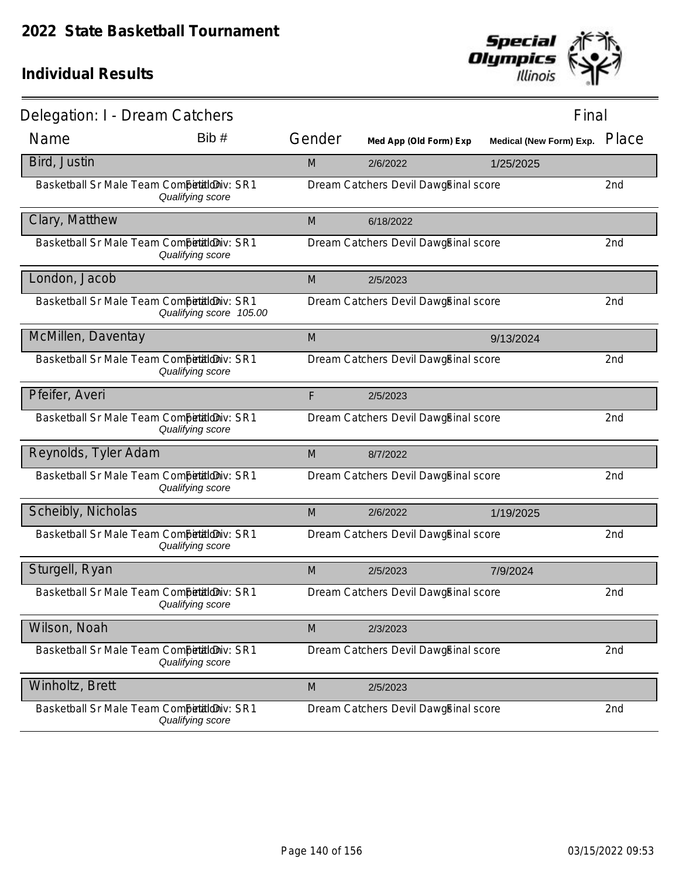# 2022 State Basketball Tournament

## Individual Results

Delegation: I - Dream Catchers

Final

| Name | Bib # | Gender | Med App (Old Form) Exp | Medical (New Form) Exp. | Place |
|---|---|---|---|---|---|
| **Bird, Justin** | | M | 2/6/2022 | 1/25/2025 | |
| Basketball Sr Male Team Competition | Final Div: SR1 *Qualifying score* | Dream Catchers Devil Dawgs | Final score | | 2nd |
| **Clary, Matthew** | | M | 6/18/2022 | | |
| Basketball Sr Male Team Competition | Final Div: SR1 *Qualifying score* | Dream Catchers Devil Dawgs | Final score | | 2nd |
| **London, Jacob** | | M | 2/5/2023 | | |
| Basketball Sr Male Team Competition | Final Div: SR1 *Qualifying score 105.00* | Dream Catchers Devil Dawgs | Final score | | 2nd |
| **McMillen, Daventay** | | M | | 9/13/2024 | |
| Basketball Sr Male Team Competition | Final Div: SR1 *Qualifying score* | Dream Catchers Devil Dawgs | Final score | | 2nd |
| **Pfeifer, Averi** | | F | 2/5/2023 | | |
| Basketball Sr Male Team Competition | Final Div: SR1 *Qualifying score* | Dream Catchers Devil Dawgs | Final score | | 2nd |
| **Reynolds, Tyler Adam** | | M | 8/7/2022 | | |
| Basketball Sr Male Team Competition | Final Div: SR1 *Qualifying score* | Dream Catchers Devil Dawgs | Final score | | 2nd |
| **Scheibly, Nicholas** | | M | 2/6/2022 | 1/19/2025 | |
| Basketball Sr Male Team Competition | Final Div: SR1 *Qualifying score* | Dream Catchers Devil Dawgs | Final score | | 2nd |
| **Sturgell, Ryan** | | M | 2/5/2023 | 7/9/2024 | |
| Basketball Sr Male Team Competition | Final Div: SR1 *Qualifying score* | Dream Catchers Devil Dawgs | Final score | | 2nd |
| **Wilson, Noah** | | M | 2/3/2023 | | |
| Basketball Sr Male Team Competition | Final Div: SR1 *Qualifying score* | Dream Catchers Devil Dawgs | Final score | | 2nd |
| **Winholtz, Brett** | | M | 2/5/2023 | | |
| Basketball Sr Male Team Competition | Final Div: SR1 *Qualifying score* | Dream Catchers Devil Dawgs | Final score | | 2nd |

03/15/2022 09:53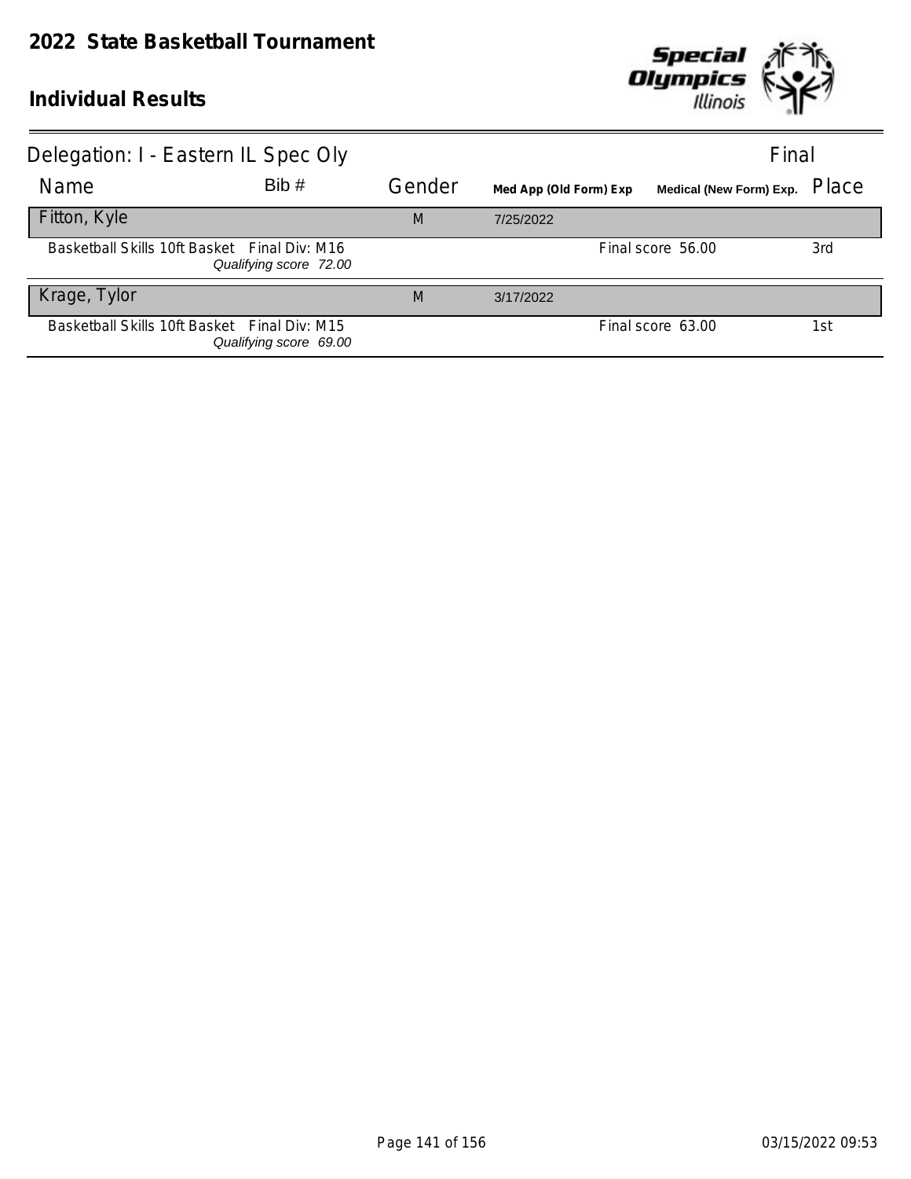# 2022 State Basketball Tournament

## Individual Results

Delegation: I - Eastern IL Spec Oly — Final

| Name | Bib # | Gender | Med App (Old Form) Exp | Medical (New Form) Exp. | Place |
|---|---|---|---|---|---|
| Fitton, Kyle | | M | 7/25/2022 | | |
| Basketball Skills 10ft Basket — Final Div: M16 — *Qualifying score 72.00* | | | | Final score 56.00 | 3rd |
| Krage, Tylor | | M | 3/17/2022 | | |
| Basketball Skills 10ft Basket — Final Div: M15 — *Qualifying score 69.00* | | | | Final score 63.00 | 1st |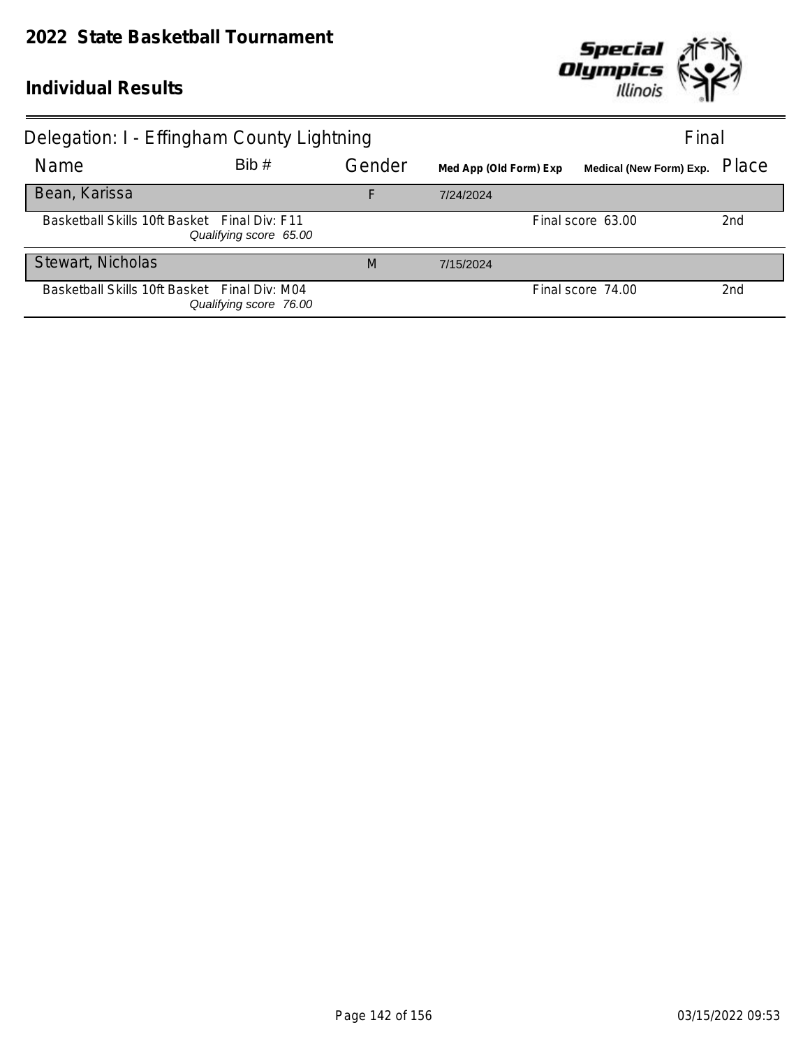# 2022 State Basketball Tournament

## Individual Results

Delegation: I - Effingham County Lightning — Final

| Name | Bib # | Gender | Med App (Old Form) Exp | Medical (New Form) Exp. | Place |
|---|---|---|---|---|---|
| Bean, Karissa | | F | 7/24/2024 | | |
| Basketball Skills 10ft Basket Final Div: F11 *Qualifying score 65.00* | | | | Final score 63.00 | 2nd |
| Stewart, Nicholas | | M | 7/15/2024 | | |
| Basketball Skills 10ft Basket Final Div: M04 *Qualifying score 76.00* | | | | Final score 74.00 | 2nd |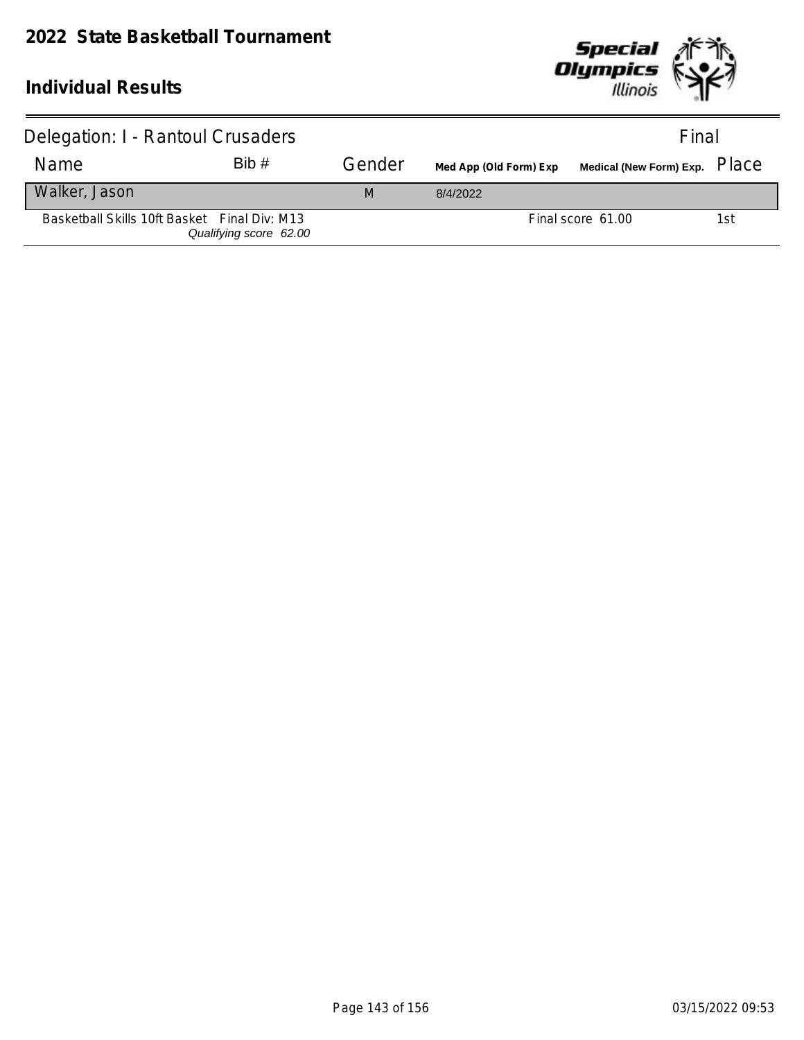# 2022 State Basketball Tournament

## Individual Results

Delegation: I - Rantoul Crusaders — Final

| Name | Bib # | Gender | Med App (Old Form) Exp | Medical (New Form) Exp. | Place |
|---|---|---|---|---|---|
| Walker, Jason | | M | 8/4/2022 | | |
| Basketball Skills 10ft Basket Final Div: M13 *Qualifying score 62.00* | | | | Final score 61.00 | 1st |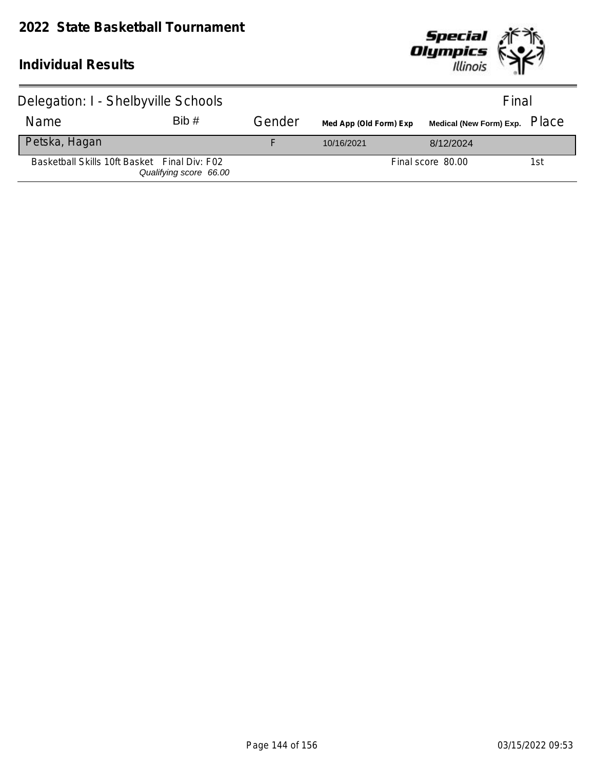# 2022 State Basketball Tournament

## Individual Results

Delegation: I - Shelbyville Schools — Final

| Name | Bib # | Gender | Med App (Old Form) Exp | Medical (New Form) Exp. | Place |
|---|---|---|---|---|---|
| Petska, Hagan | | F | 10/16/2021 | 8/12/2024 | |
| Basketball Skills 10ft Basket Final Div: F02 *Qualifying score 66.00* | | | | Final score 80.00 | 1st |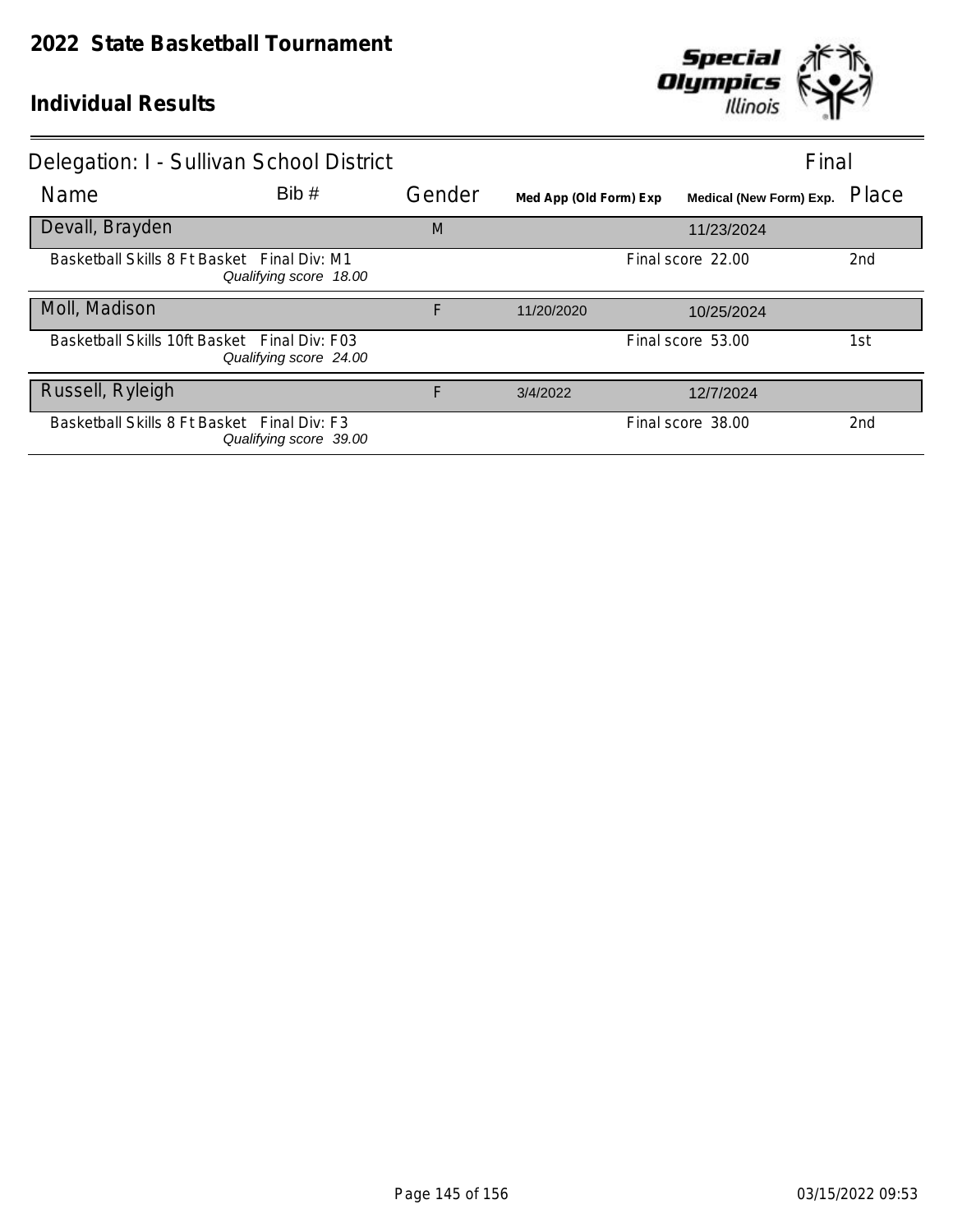# 2022 State Basketball Tournament

## Individual Results

Delegation: I - Sullivan School District — Final

| Name | Bib # | Gender | Med App (Old Form) Exp | Medical (New Form) Exp. | Place |
|---|---|---|---|---|---|
| Devall, Brayden | | M | | 11/23/2024 | |
| Basketball Skills 8 Ft Basket Final Div: M1 *Qualifying score 18.00* | | | | Final score 22.00 | 2nd |
| Moll, Madison | | F | 11/20/2020 | 10/25/2024 | |
| Basketball Skills 10ft Basket Final Div: F03 *Qualifying score 24.00* | | | | Final score 53.00 | 1st |
| Russell, Ryleigh | | F | 3/4/2022 | 12/7/2024 | |
| Basketball Skills 8 Ft Basket Final Div: F3 *Qualifying score 39.00* | | | | Final score 38.00 | 2nd |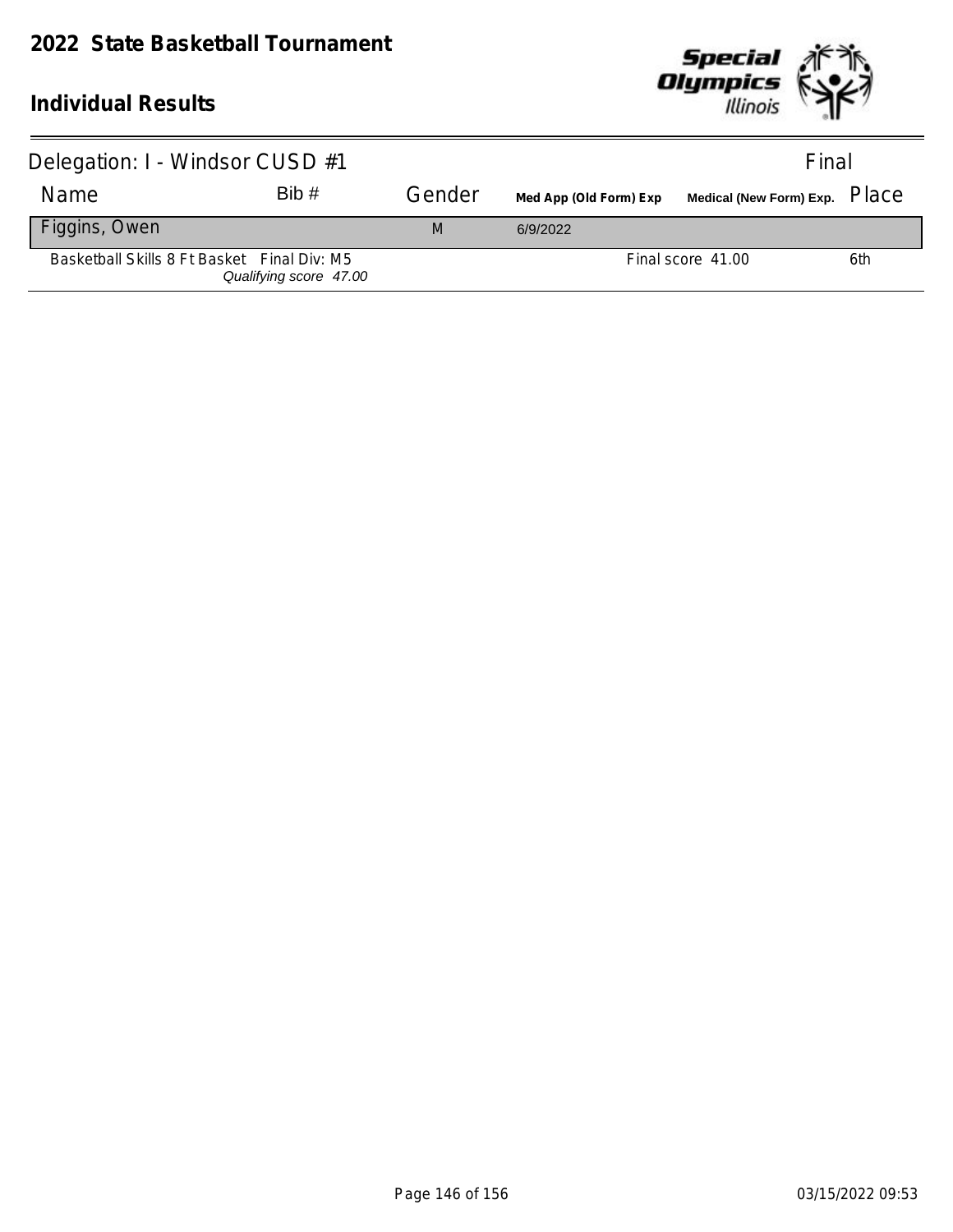# 2022 State Basketball Tournament

## Individual Results

Delegation: I - Windsor CUSD #1 — Final

| Name | Bib # | Gender | Med App (Old Form) Exp | Medical (New Form) Exp. | Place |
|---|---|---|---|---|---|
| Figgins, Owen | | M | 6/9/2022 | | |
| Basketball Skills 8 Ft Basket Final Div: M5 *Qualifying score 47.00* | | | | Final score 41.00 | 6th |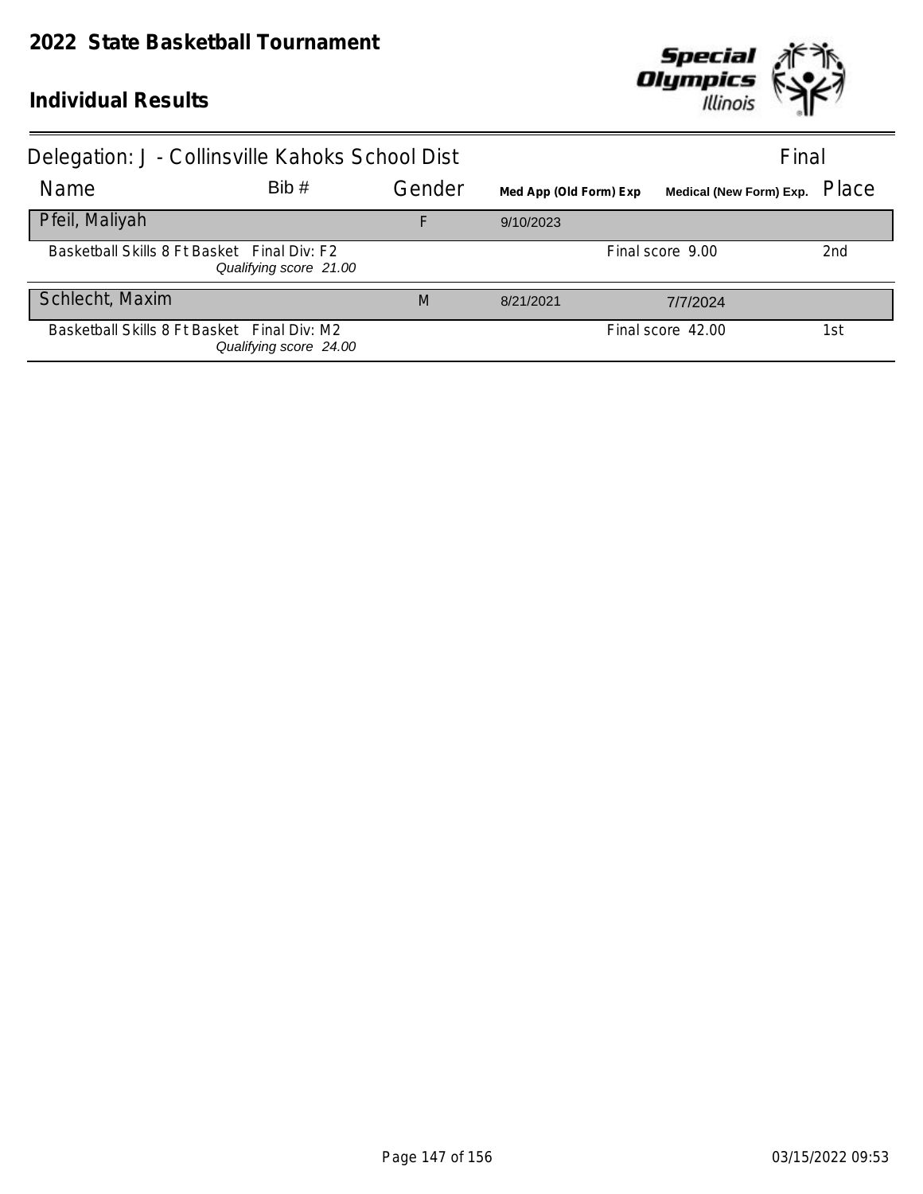# 2022 State Basketball Tournament

## Individual Results

Delegation: J - Collinsville Kahoks School Dist — Final

| Name | Bib # | Gender | Med App (Old Form) Exp | Medical (New Form) Exp. | Place |
|---|---|---|---|---|---|
| Pfeil, Maliyah | | F | 9/10/2023 | | |
| Basketball Skills 8 Ft Basket Final Div: F2 *Qualifying score 21.00* | | | | Final score 9.00 | 2nd |
| Schlecht, Maxim | | M | 8/21/2021 | 7/7/2024 | |
| Basketball Skills 8 Ft Basket Final Div: M2 *Qualifying score 24.00* | | | | Final score 42.00 | 1st |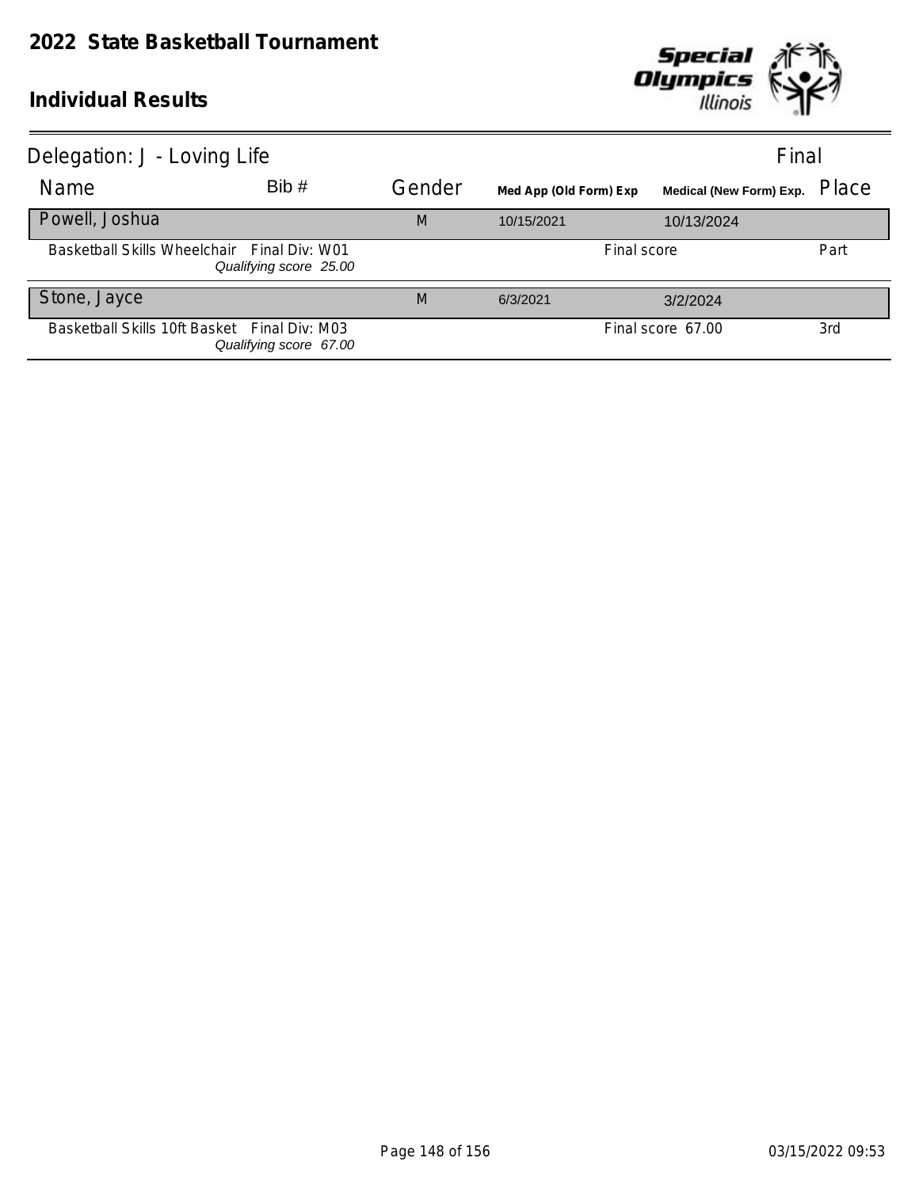# 2022 State Basketball Tournament

## Individual Results

**Delegation: J - Loving Life** — Final

| Name | Bib # | Gender | Med App (Old Form) Exp | Medical (New Form) Exp. | Place |
|---|---|---|---|---|---|
| Powell, Joshua | | M | 10/15/2021 | 10/13/2024 | |
| Basketball Skills Wheelchair — Final Div: W01 — *Qualifying score 25.00* | | | Final score | | Part |
| Stone, Jayce | | M | 6/3/2021 | 3/2/2024 | |
| Basketball Skills 10ft Basket — Final Div: M03 — *Qualifying score 67.00* | | | Final score 67.00 | | 3rd |

03/15/2022 09:53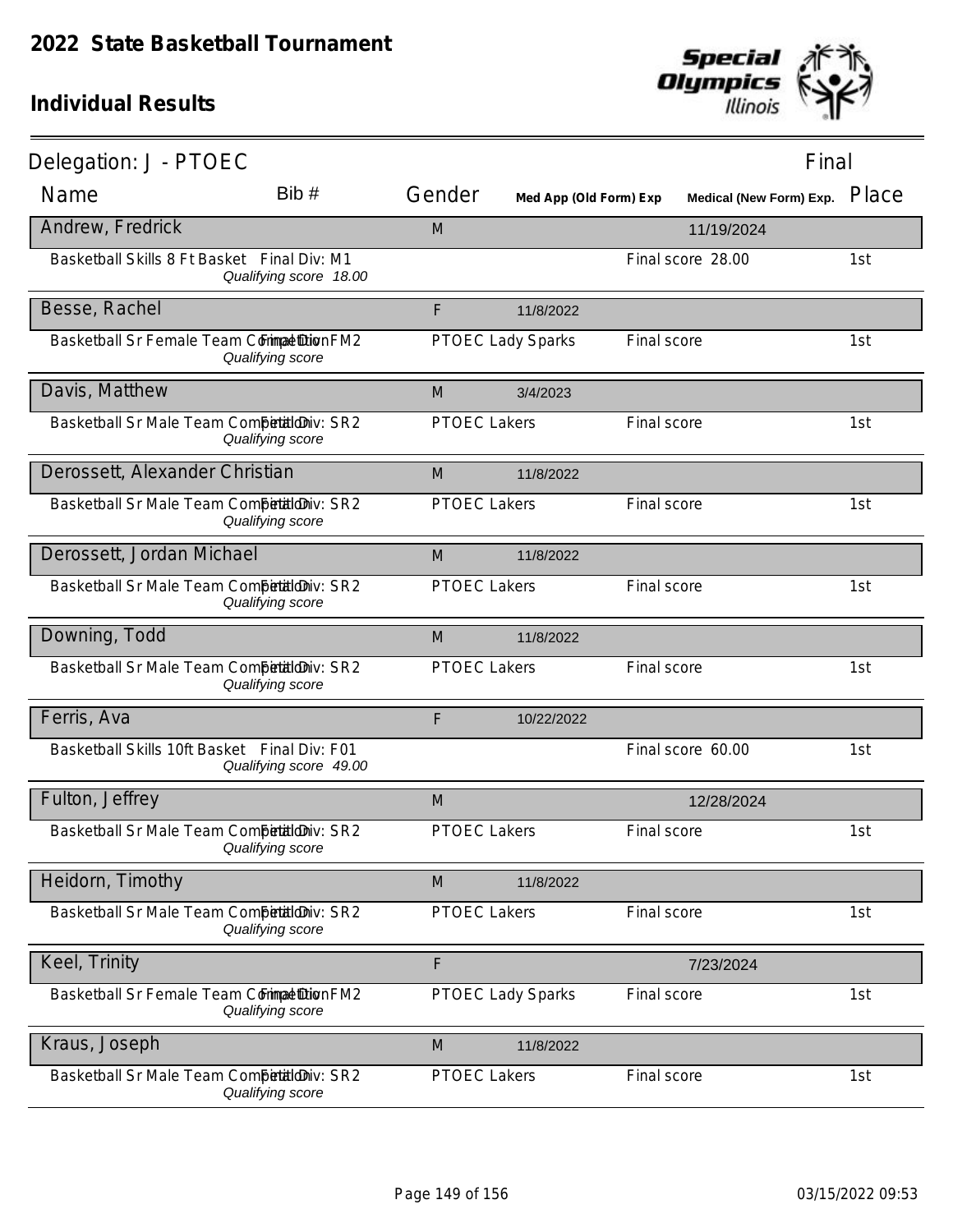# 2022 State Basketball Tournament

## Individual Results

**Delegation: J - PTOEC** — Final

| Name | Bib # | Gender | Med App (Old Form) Exp | Medical (New Form) Exp. | Place |
|---|---|---|---|---|---|
| **Andrew, Fredrick** | | M | | 11/19/2024 | |
| Basketball Skills 8 Ft Basket — Final Div: M1 — *Qualifying score 18.00* | | | | Final score 28.00 | 1st |
| **Besse, Rachel** | | F | 11/8/2022 | | |
| Basketball Sr Female Team Competition — Final Div: FM2 — *Qualifying score* | | PTOEC Lady Sparks | | Final score | 1st |
| **Davis, Matthew** | | M | 3/4/2023 | | |
| Basketball Sr Male Team Competition — Final Div: SR2 — *Qualifying score* | | PTOEC Lakers | | Final score | 1st |
| **Derossett, Alexander Christian** | | M | 11/8/2022 | | |
| Basketball Sr Male Team Competition — Final Div: SR2 — *Qualifying score* | | PTOEC Lakers | | Final score | 1st |
| **Derossett, Jordan Michael** | | M | 11/8/2022 | | |
| Basketball Sr Male Team Competition — Final Div: SR2 — *Qualifying score* | | PTOEC Lakers | | Final score | 1st |
| **Downing, Todd** | | M | 11/8/2022 | | |
| Basketball Sr Male Team Competition — Final Div: SR2 — *Qualifying score* | | PTOEC Lakers | | Final score | 1st |
| **Ferris, Ava** | | F | 10/22/2022 | | |
| Basketball Skills 10ft Basket — Final Div: F01 — *Qualifying score 49.00* | | | | Final score 60.00 | 1st |
| **Fulton, Jeffrey** | | M | | 12/28/2024 | |
| Basketball Sr Male Team Competition — Final Div: SR2 — *Qualifying score* | | PTOEC Lakers | | Final score | 1st |
| **Heidorn, Timothy** | | M | 11/8/2022 | | |
| Basketball Sr Male Team Competition — Final Div: SR2 — *Qualifying score* | | PTOEC Lakers | | Final score | 1st |
| **Keel, Trinity** | | F | | 7/23/2024 | |
| Basketball Sr Female Team Competition — Final Div: FM2 — *Qualifying score* | | PTOEC Lady Sparks | | Final score | 1st |
| **Kraus, Joseph** | | M | 11/8/2022 | | |
| Basketball Sr Male Team Competition — Final Div: SR2 — *Qualifying score* | | PTOEC Lakers | | Final score | 1st |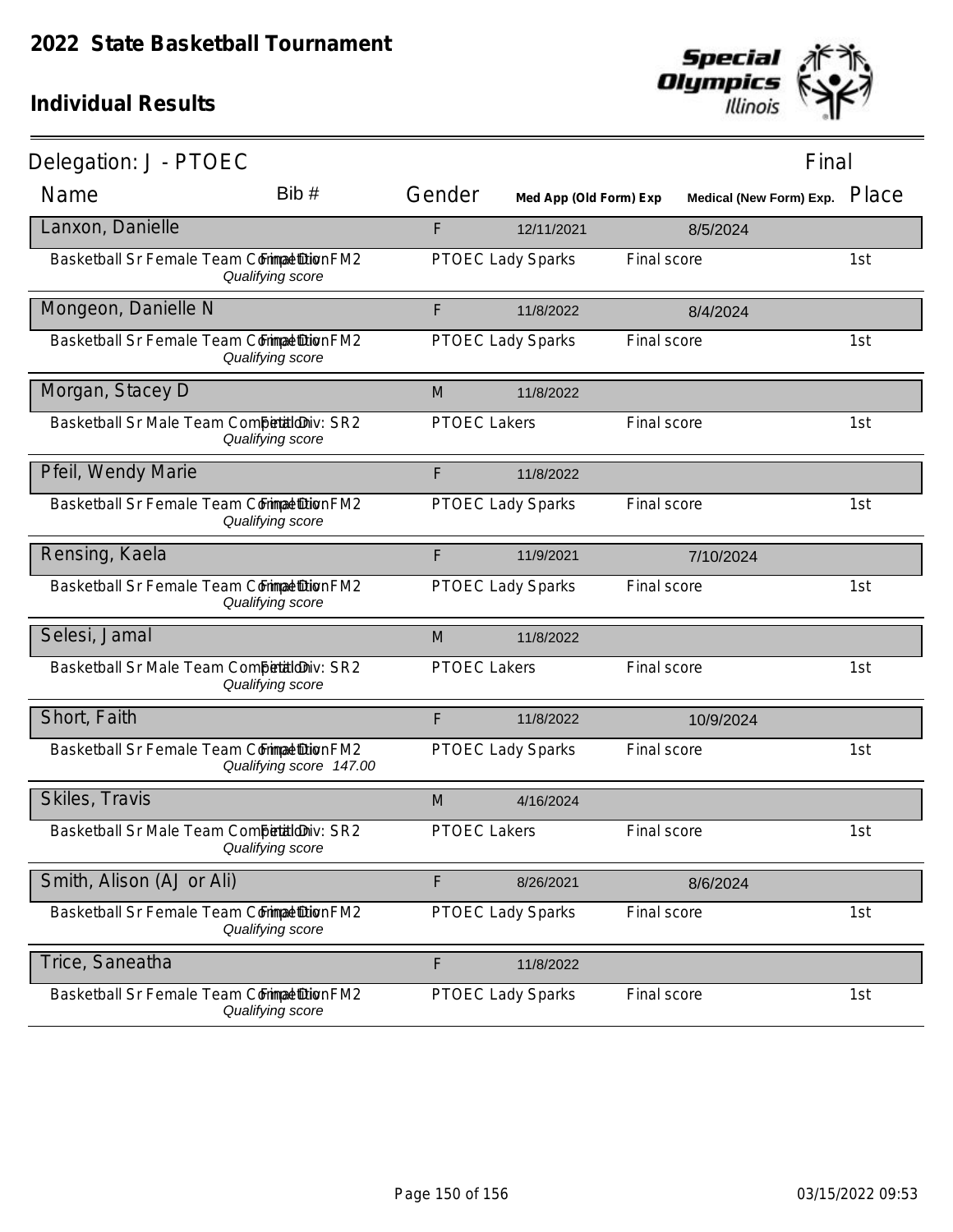# 2022 State Basketball Tournament

## Individual Results

Delegation: J - PTOEC — Final

| Name | Bib # | Gender | Med App (Old Form) Exp | Medical (New Form) Exp. | Place |
|---|---|---|---|---|---|
| **Lanxon, Danielle** | | F | 12/11/2021 | 8/5/2024 | |
| Basketball Sr Female Team Competition Final Div: FM2 *Qualifying score* | | PTOEC Lady Sparks | Final score | | 1st |
| **Mongeon, Danielle N** | | F | 11/8/2022 | 8/4/2024 | |
| Basketball Sr Female Team Competition Final Div: FM2 *Qualifying score* | | PTOEC Lady Sparks | Final score | | 1st |
| **Morgan, Stacey D** | | M | 11/8/2022 | | |
| Basketball Sr Male Team Competition Final Div: SR2 *Qualifying score* | | PTOEC Lakers | Final score | | 1st |
| **Pfeil, Wendy Marie** | | F | 11/8/2022 | | |
| Basketball Sr Female Team Competition Final Div: FM2 *Qualifying score* | | PTOEC Lady Sparks | Final score | | 1st |
| **Rensing, Kaela** | | F | 11/9/2021 | 7/10/2024 | |
| Basketball Sr Female Team Competition Final Div: FM2 *Qualifying score* | | PTOEC Lady Sparks | Final score | | 1st |
| **Selesi, Jamal** | | M | 11/8/2022 | | |
| Basketball Sr Male Team Competition Final Div: SR2 *Qualifying score* | | PTOEC Lakers | Final score | | 1st |
| **Short, Faith** | | F | 11/8/2022 | 10/9/2024 | |
| Basketball Sr Female Team Competition Final Div: FM2 *Qualifying score 147.00* | | PTOEC Lady Sparks | Final score | | 1st |
| **Skiles, Travis** | | M | 4/16/2024 | | |
| Basketball Sr Male Team Competition Final Div: SR2 *Qualifying score* | | PTOEC Lakers | Final score | | 1st |
| **Smith, Alison (AJ or Ali)** | | F | 8/26/2021 | 8/6/2024 | |
| Basketball Sr Female Team Competition Final Div: FM2 *Qualifying score* | | PTOEC Lady Sparks | Final score | | 1st |
| **Trice, Saneatha** | | F | 11/8/2022 | | |
| Basketball Sr Female Team Competition Final Div: FM2 *Qualifying score* | | PTOEC Lady Sparks | Final score | | 1st |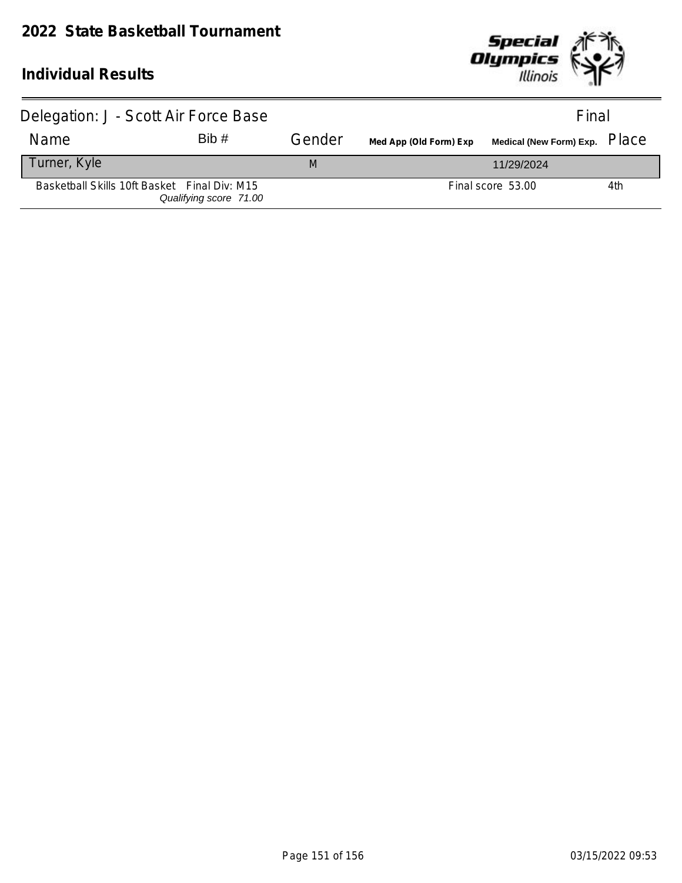# 2022 State Basketball Tournament

## Individual Results

Delegation: J - Scott Air Force Base | Final

| Name | Bib # | Gender | Med App (Old Form) Exp | Medical (New Form) Exp. | Place |
|---|---|---|---|---|---|
| Turner, Kyle | | M | | 11/29/2024 | |
| Basketball Skills 10ft Basket Final Div: M15 *Qualifying score 71.00* | | | | Final score 53.00 | 4th |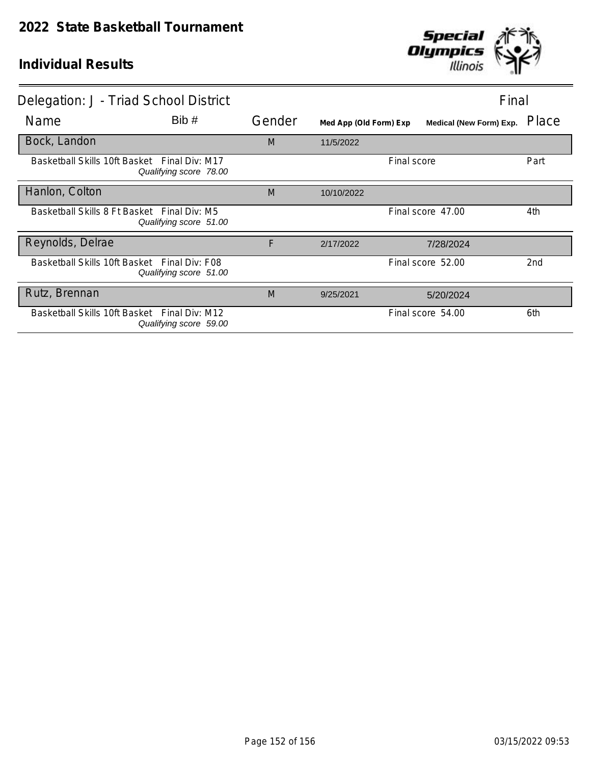# 2022 State Basketball Tournament

## Individual Results

Delegation: J - Triad School District — Final

| Name | Bib # | Gender | Med App (Old Form) Exp | Medical (New Form) Exp. | Place |
|---|---|---|---|---|---|
| **Bock, Landon** | | M | 11/5/2022 | | |
| Basketball Skills 10ft Basket Final Div: M17 *Qualifying score 78.00* | | | Final score | | Part |
| **Hanlon, Colton** | | M | 10/10/2022 | | |
| Basketball Skills 8 Ft Basket Final Div: M5 *Qualifying score 51.00* | | | Final score 47.00 | | 4th |
| **Reynolds, Delrae** | | F | 2/17/2022 | 7/28/2024 | |
| Basketball Skills 10ft Basket Final Div: F08 *Qualifying score 51.00* | | | Final score 52.00 | | 2nd |
| **Rutz, Brennan** | | M | 9/25/2021 | 5/20/2024 | |
| Basketball Skills 10ft Basket Final Div: M12 *Qualifying score 59.00* | | | Final score 54.00 | | 6th |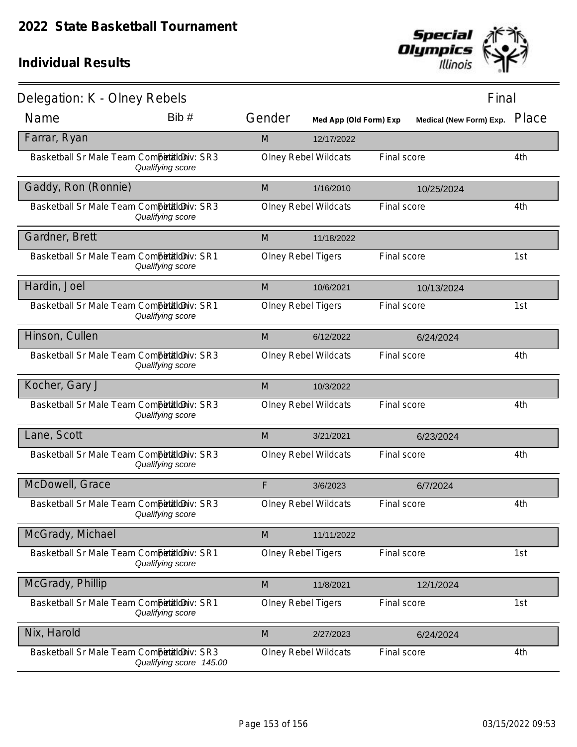# 2022 State Basketball Tournament

## Individual Results

**Delegation: K - Olney Rebels** — Final

| Name | Bib # | Gender | Med App (Old Form) Exp | Medical (New Form) Exp. | Place |
|---|---|---|---|---|---|
| **Farrar, Ryan** | | M | 12/17/2022 | | |
| Basketball Sr Male Team Competition — Final Div: SR3 — *Qualifying score* | | Olney Rebel Wildcats | Final score | | 4th |
| **Gaddy, Ron (Ronnie)** | | M | 1/16/2010 | 10/25/2024 | |
| Basketball Sr Male Team Competition — Final Div: SR3 — *Qualifying score* | | Olney Rebel Wildcats | Final score | | 4th |
| **Gardner, Brett** | | M | 11/18/2022 | | |
| Basketball Sr Male Team Competition — Final Div: SR1 — *Qualifying score* | | Olney Rebel Tigers | Final score | | 1st |
| **Hardin, Joel** | | M | 10/6/2021 | 10/13/2024 | |
| Basketball Sr Male Team Competition — Final Div: SR1 — *Qualifying score* | | Olney Rebel Tigers | Final score | | 1st |
| **Hinson, Cullen** | | M | 6/12/2022 | 6/24/2024 | |
| Basketball Sr Male Team Competition — Final Div: SR3 — *Qualifying score* | | Olney Rebel Wildcats | Final score | | 4th |
| **Kocher, Gary J** | | M | 10/3/2022 | | |
| Basketball Sr Male Team Competition — Final Div: SR3 — *Qualifying score* | | Olney Rebel Wildcats | Final score | | 4th |
| **Lane, Scott** | | M | 3/21/2021 | 6/23/2024 | |
| Basketball Sr Male Team Competition — Final Div: SR3 — *Qualifying score* | | Olney Rebel Wildcats | Final score | | 4th |
| **McDowell, Grace** | | F | 3/6/2023 | 6/7/2024 | |
| Basketball Sr Male Team Competition — Final Div: SR3 — *Qualifying score* | | Olney Rebel Wildcats | Final score | | 4th |
| **McGrady, Michael** | | M | 11/11/2022 | | |
| Basketball Sr Male Team Competition — Final Div: SR1 — *Qualifying score* | | Olney Rebel Tigers | Final score | | 1st |
| **McGrady, Phillip** | | M | 11/8/2021 | 12/1/2024 | |
| Basketball Sr Male Team Competition — Final Div: SR1 — *Qualifying score* | | Olney Rebel Tigers | Final score | | 1st |
| **Nix, Harold** | | M | 2/27/2023 | 6/24/2024 | |
| Basketball Sr Male Team Competition — Final Div: SR3 — *Qualifying score 145.00* | | Olney Rebel Wildcats | Final score | | 4th |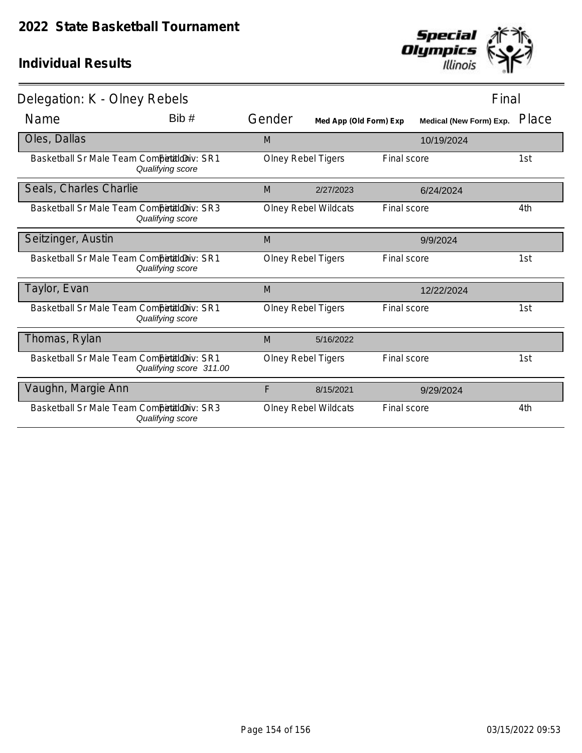# 2022 State Basketball Tournament

## Individual Results

Delegation: K - Olney Rebels — Final

| Name | Bib # | Gender | Med App (Old Form) Exp | Medical (New Form) Exp. | Place |
|---|---|---|---|---|---|
| **Oles, Dallas** | | M | | 10/19/2024 | |
| Basketball Sr Male Team Competition — Final Div: SR1 — *Qualifying score* | | Olney Rebel Tigers | Final score | | 1st |
| **Seals, Charles Charlie** | | M | 2/27/2023 | 6/24/2024 | |
| Basketball Sr Male Team Competition — Final Div: SR3 — *Qualifying score* | | Olney Rebel Wildcats | Final score | | 4th |
| **Seitzinger, Austin** | | M | | 9/9/2024 | |
| Basketball Sr Male Team Competition — Final Div: SR1 — *Qualifying score* | | Olney Rebel Tigers | Final score | | 1st |
| **Taylor, Evan** | | M | | 12/22/2024 | |
| Basketball Sr Male Team Competition — Final Div: SR1 — *Qualifying score* | | Olney Rebel Tigers | Final score | | 1st |
| **Thomas, Rylan** | | M | 5/16/2022 | | |
| Basketball Sr Male Team Competition — Final Div: SR1 — *Qualifying score 311.00* | | Olney Rebel Tigers | Final score | | 1st |
| **Vaughn, Margie Ann** | | F | 8/15/2021 | 9/29/2024 | |
| Basketball Sr Male Team Competition — Final Div: SR3 — *Qualifying score* | | Olney Rebel Wildcats | Final score | | 4th |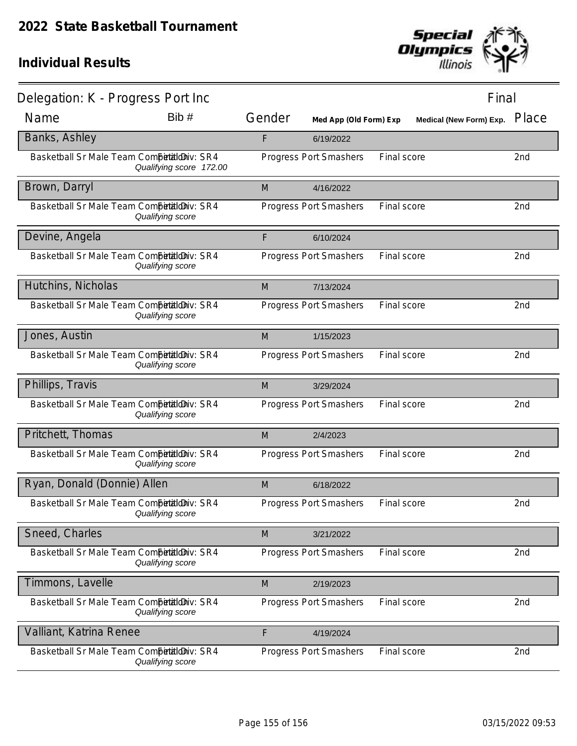# 2022 State Basketball Tournament

## Individual Results

Delegation: K - Progress Port Inc — Final

| Name | Bib # | Gender | Med App (Old Form) Exp | | Medical (New Form) Exp. | Place |
|---|---|---|---|---|---|---|
| **Banks, Ashley** | | F | 6/19/2022 | | | |
| Basketball Sr Male Team Competition Final Div: SR4 | *Qualifying score 172.00* | | Progress Port Smashers | Final score | | 2nd |
| **Brown, Darryl** | | M | 4/16/2022 | | | |
| Basketball Sr Male Team Competition Final Div: SR4 | *Qualifying score* | | Progress Port Smashers | Final score | | 2nd |
| **Devine, Angela** | | F | 6/10/2024 | | | |
| Basketball Sr Male Team Competition Final Div: SR4 | *Qualifying score* | | Progress Port Smashers | Final score | | 2nd |
| **Hutchins, Nicholas** | | M | 7/13/2024 | | | |
| Basketball Sr Male Team Competition Final Div: SR4 | *Qualifying score* | | Progress Port Smashers | Final score | | 2nd |
| **Jones, Austin** | | M | 1/15/2023 | | | |
| Basketball Sr Male Team Competition Final Div: SR4 | *Qualifying score* | | Progress Port Smashers | Final score | | 2nd |
| **Phillips, Travis** | | M | 3/29/2024 | | | |
| Basketball Sr Male Team Competition Final Div: SR4 | *Qualifying score* | | Progress Port Smashers | Final score | | 2nd |
| **Pritchett, Thomas** | | M | 2/4/2023 | | | |
| Basketball Sr Male Team Competition Final Div: SR4 | *Qualifying score* | | Progress Port Smashers | Final score | | 2nd |
| **Ryan, Donald (Donnie) Allen** | | M | 6/18/2022 | | | |
| Basketball Sr Male Team Competition Final Div: SR4 | *Qualifying score* | | Progress Port Smashers | Final score | | 2nd |
| **Sneed, Charles** | | M | 3/21/2022 | | | |
| Basketball Sr Male Team Competition Final Div: SR4 | *Qualifying score* | | Progress Port Smashers | Final score | | 2nd |
| **Timmons, Lavelle** | | M | 2/19/2023 | | | |
| Basketball Sr Male Team Competition Final Div: SR4 | *Qualifying score* | | Progress Port Smashers | Final score | | 2nd |
| **Valliant, Katrina Renee** | | F | 4/19/2024 | | | |
| Basketball Sr Male Team Competition Final Div: SR4 | *Qualifying score* | | Progress Port Smashers | Final score | | 2nd |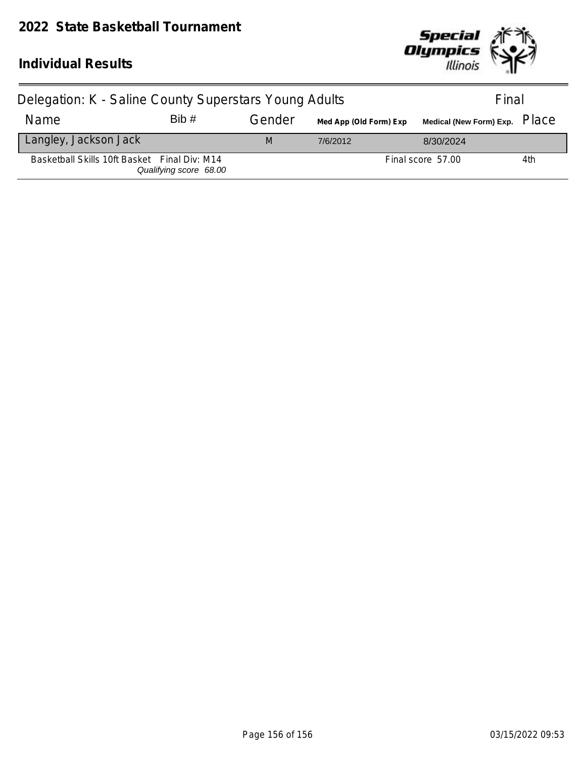# 2022 State Basketball Tournament

## Individual Results

Delegation: K - Saline County Superstars Young Adults — Final

| Name | Bib # | Gender | Med App (Old Form) Exp | Medical (New Form) Exp. | Place |
|---|---|---|---|---|---|
| Langley, Jackson Jack | | M | 7/6/2012 | 8/30/2024 | |
| Basketball Skills 10ft Basket Final Div: M14 *Qualifying score 68.00* | | | | Final score 57.00 | 4th |